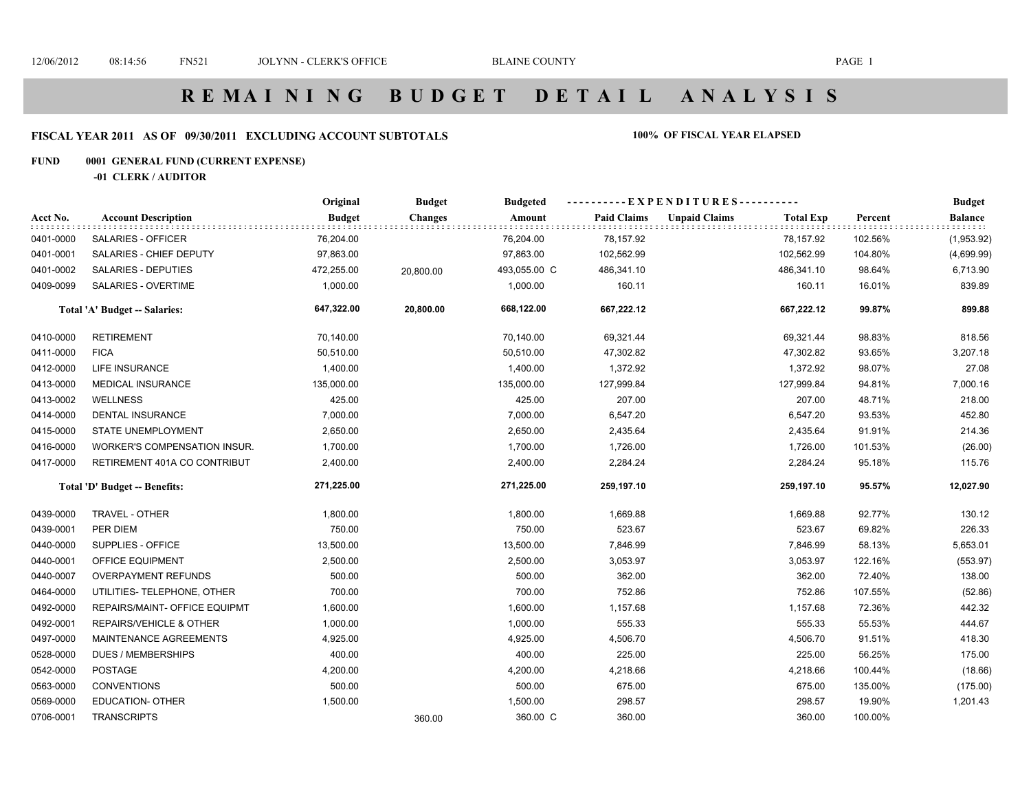# R E M A I N I N G   B U D G E T   D E T A I L   A N A L Y S I S

**FISCAL YEAR 2011 AS OF 09/30/2011 EXCLUDING ACCOUNT SUBTOTALS** **100% OF FISCAL YEAR ELAPSED**

**FUND 0001 GENERAL FUND (CURRENT EXPENSE)**

**-01 CLERK / AUDITOR**

| Acct No. | Account Description | Original Budget | Budget Changes | Budgeted Amount | Paid Claims | Unpaid Claims | Total Exp | Percent | Budget Balance |
|---|---|---|---|---|---|---|---|---|---|
| 0401-0000 | SALARIES - OFFICER | 76,204.00 | | 76,204.00 | 78,157.92 | | 78,157.92 | 102.56% | (1,953.92) |
| 0401-0001 | SALARIES - CHIEF DEPUTY | 97,863.00 | | 97,863.00 | 102,562.99 | | 102,562.99 | 104.80% | (4,699.99) |
| 0401-0002 | SALARIES - DEPUTIES | 472,255.00 | 20,800.00 | 493,055.00 C | 486,341.10 | | 486,341.10 | 98.64% | 6,713.90 |
| 0409-0099 | SALARIES - OVERTIME | 1,000.00 | | 1,000.00 | 160.11 | | 160.11 | 16.01% | 839.89 |
| | **Total 'A' Budget -- Salaries:** | **647,322.00** | **20,800.00** | **668,122.00** | **667,222.12** | | **667,222.12** | **99.87%** | **899.88** |
| 0410-0000 | RETIREMENT | 70,140.00 | | 70,140.00 | 69,321.44 | | 69,321.44 | 98.83% | 818.56 |
| 0411-0000 | FICA | 50,510.00 | | 50,510.00 | 47,302.82 | | 47,302.82 | 93.65% | 3,207.18 |
| 0412-0000 | LIFE INSURANCE | 1,400.00 | | 1,400.00 | 1,372.92 | | 1,372.92 | 98.07% | 27.08 |
| 0413-0000 | MEDICAL INSURANCE | 135,000.00 | | 135,000.00 | 127,999.84 | | 127,999.84 | 94.81% | 7,000.16 |
| 0413-0002 | WELLNESS | 425.00 | | 425.00 | 207.00 | | 207.00 | 48.71% | 218.00 |
| 0414-0000 | DENTAL INSURANCE | 7,000.00 | | 7,000.00 | 6,547.20 | | 6,547.20 | 93.53% | 452.80 |
| 0415-0000 | STATE UNEMPLOYMENT | 2,650.00 | | 2,650.00 | 2,435.64 | | 2,435.64 | 91.91% | 214.36 |
| 0416-0000 | WORKER'S COMPENSATION INSUR. | 1,700.00 | | 1,700.00 | 1,726.00 | | 1,726.00 | 101.53% | (26.00) |
| 0417-0000 | RETIREMENT 401A CO CONTRIBUT | 2,400.00 | | 2,400.00 | 2,284.24 | | 2,284.24 | 95.18% | 115.76 |
| | **Total 'D' Budget -- Benefits:** | **271,225.00** | | **271,225.00** | **259,197.10** | | **259,197.10** | **95.57%** | **12,027.90** |
| 0439-0000 | TRAVEL - OTHER | 1,800.00 | | 1,800.00 | 1,669.88 | | 1,669.88 | 92.77% | 130.12 |
| 0439-0001 | PER DIEM | 750.00 | | 750.00 | 523.67 | | 523.67 | 69.82% | 226.33 |
| 0440-0000 | SUPPLIES - OFFICE | 13,500.00 | | 13,500.00 | 7,846.99 | | 7,846.99 | 58.13% | 5,653.01 |
| 0440-0001 | OFFICE EQUIPMENT | 2,500.00 | | 2,500.00 | 3,053.97 | | 3,053.97 | 122.16% | (553.97) |
| 0440-0007 | OVERPAYMENT REFUNDS | 500.00 | | 500.00 | 362.00 | | 362.00 | 72.40% | 138.00 |
| 0464-0000 | UTILITIES- TELEPHONE, OTHER | 700.00 | | 700.00 | 752.86 | | 752.86 | 107.55% | (52.86) |
| 0492-0000 | REPAIRS/MAINT- OFFICE EQUIPMT | 1,600.00 | | 1,600.00 | 1,157.68 | | 1,157.68 | 72.36% | 442.32 |
| 0492-0001 | REPAIRS/VEHICLE & OTHER | 1,000.00 | | 1,000.00 | 555.33 | | 555.33 | 55.53% | 444.67 |
| 0497-0000 | MAINTENANCE AGREEMENTS | 4,925.00 | | 4,925.00 | 4,506.70 | | 4,506.70 | 91.51% | 418.30 |
| 0528-0000 | DUES / MEMBERSHIPS | 400.00 | | 400.00 | 225.00 | | 225.00 | 56.25% | 175.00 |
| 0542-0000 | POSTAGE | 4,200.00 | | 4,200.00 | 4,218.66 | | 4,218.66 | 100.44% | (18.66) |
| 0563-0000 | CONVENTIONS | 500.00 | | 500.00 | 675.00 | | 675.00 | 135.00% | (175.00) |
| 0569-0000 | EDUCATION- OTHER | 1,500.00 | | 1,500.00 | 298.57 | | 298.57 | 19.90% | 1,201.43 |
| 0706-0001 | TRANSCRIPTS | | 360.00 | 360.00 C | 360.00 | | 360.00 | 100.00% | |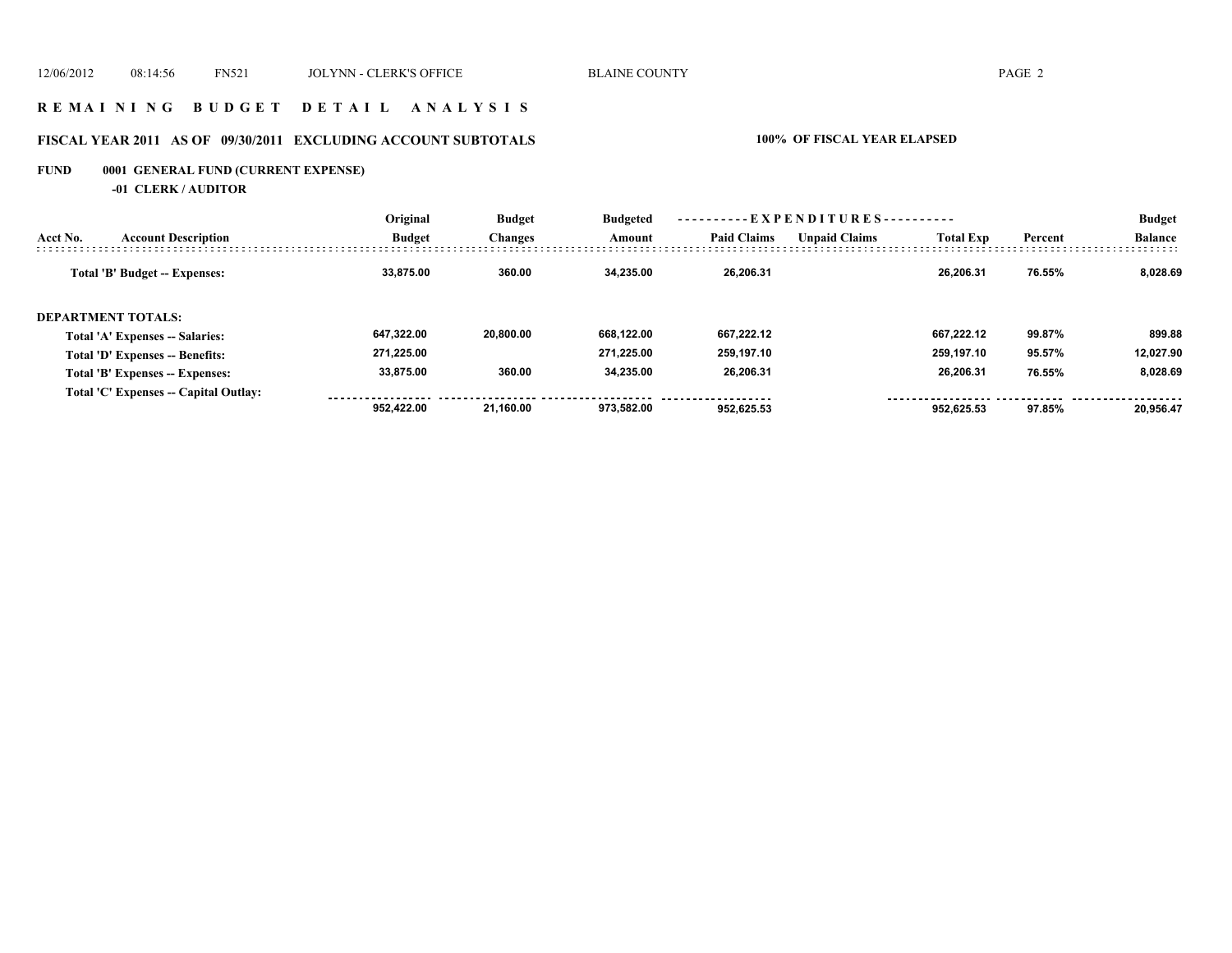# R E M A I N I N G   B U D G E T   D E T A I L   A N A L Y S I S

## FISCAL YEAR 2011 AS OF 09/30/2011 EXCLUDING ACCOUNT SUBTOTALS

**100% OF FISCAL YEAR ELAPSED**

**FUND 0001 GENERAL FUND (CURRENT EXPENSE)**

**-01 CLERK / AUDITOR**

| Acct No. | Account Description | Original Budget | Budget Changes | Budgeted Amount | EXPENDITURES Paid Claims | Unpaid Claims | Total Exp | Percent | Budget Balance |
|---|---|---|---|---|---|---|---|---|---|
| | **Total 'B' Budget -- Expenses:** | 33,875.00 | 360.00 | 34,235.00 | 26,206.31 | | 26,206.31 | 76.55% | 8,028.69 |
| | **DEPARTMENT TOTALS:** | | | | | | | | |
| | **Total 'A' Expenses -- Salaries:** | 647,322.00 | 20,800.00 | 668,122.00 | 667,222.12 | | 667,222.12 | 99.87% | 899.88 |
| | **Total 'D' Expenses -- Benefits:** | 271,225.00 | | 271,225.00 | 259,197.10 | | 259,197.10 | 95.57% | 12,027.90 |
| | **Total 'B' Expenses -- Expenses:** | 33,875.00 | 360.00 | 34,235.00 | 26,206.31 | | 26,206.31 | 76.55% | 8,028.69 |
| | **Total 'C' Expenses -- Capital Outlay:** | | | | | | | | |
| | | 952,422.00 | 21,160.00 | 973,582.00 | 952,625.53 | | 952,625.53 | 97.85% | 20,956.47 |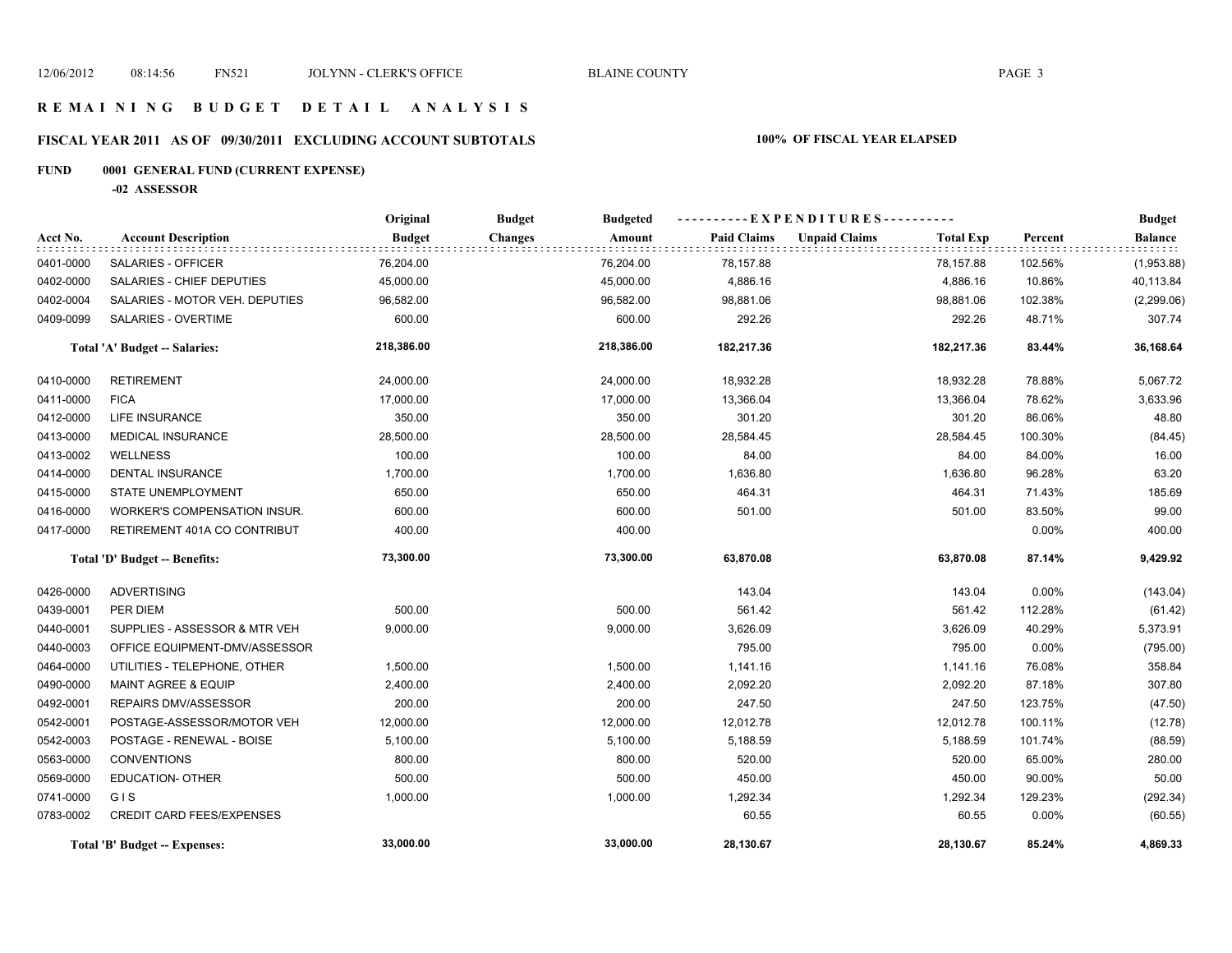# R E M A I N I N G   B U D G E T   D E T A I L   A N A L Y S I S

## FISCAL YEAR 2011 AS OF 09/30/2011 EXCLUDING ACCOUNT SUBTOTALS

**100% OF FISCAL YEAR ELAPSED**

### FUND 0001 GENERAL FUND (CURRENT EXPENSE)

**-02 ASSESSOR**

| Acct No. | Account Description | Original Budget | Budget Changes | Budgeted Amount | Paid Claims | Unpaid Claims | Total Exp | Percent | Budget Balance |
|---|---|---|---|---|---|---|---|---|---|
| 0401-0000 | SALARIES - OFFICER | 76,204.00 | | 76,204.00 | 78,157.88 | | 78,157.88 | 102.56% | (1,953.88) |
| 0402-0000 | SALARIES - CHIEF DEPUTIES | 45,000.00 | | 45,000.00 | 4,886.16 | | 4,886.16 | 10.86% | 40,113.84 |
| 0402-0004 | SALARIES - MOTOR VEH. DEPUTIES | 96,582.00 | | 96,582.00 | 98,881.06 | | 98,881.06 | 102.38% | (2,299.06) |
| 0409-0099 | SALARIES - OVERTIME | 600.00 | | 600.00 | 292.26 | | 292.26 | 48.71% | 307.74 |
| | **Total 'A' Budget -- Salaries:** | **218,386.00** | | **218,386.00** | **182,217.36** | | **182,217.36** | **83.44%** | **36,168.64** |
| 0410-0000 | RETIREMENT | 24,000.00 | | 24,000.00 | 18,932.28 | | 18,932.28 | 78.88% | 5,067.72 |
| 0411-0000 | FICA | 17,000.00 | | 17,000.00 | 13,366.04 | | 13,366.04 | 78.62% | 3,633.96 |
| 0412-0000 | LIFE INSURANCE | 350.00 | | 350.00 | 301.20 | | 301.20 | 86.06% | 48.80 |
| 0413-0000 | MEDICAL INSURANCE | 28,500.00 | | 28,500.00 | 28,584.45 | | 28,584.45 | 100.30% | (84.45) |
| 0413-0002 | WELLNESS | 100.00 | | 100.00 | 84.00 | | 84.00 | 84.00% | 16.00 |
| 0414-0000 | DENTAL INSURANCE | 1,700.00 | | 1,700.00 | 1,636.80 | | 1,636.80 | 96.28% | 63.20 |
| 0415-0000 | STATE UNEMPLOYMENT | 650.00 | | 650.00 | 464.31 | | 464.31 | 71.43% | 185.69 |
| 0416-0000 | WORKER'S COMPENSATION INSUR. | 600.00 | | 600.00 | 501.00 | | 501.00 | 83.50% | 99.00 |
| 0417-0000 | RETIREMENT 401A CO CONTRIBUT | 400.00 | | 400.00 | | | | 0.00% | 400.00 |
| | **Total 'D' Budget -- Benefits:** | **73,300.00** | | **73,300.00** | **63,870.08** | | **63,870.08** | **87.14%** | **9,429.92** |
| 0426-0000 | ADVERTISING | | | | 143.04 | | 143.04 | 0.00% | (143.04) |
| 0439-0001 | PER DIEM | 500.00 | | 500.00 | 561.42 | | 561.42 | 112.28% | (61.42) |
| 0440-0001 | SUPPLIES - ASSESSOR & MTR VEH | 9,000.00 | | 9,000.00 | 3,626.09 | | 3,626.09 | 40.29% | 5,373.91 |
| 0440-0003 | OFFICE EQUIPMENT-DMV/ASSESSOR | | | | 795.00 | | 795.00 | 0.00% | (795.00) |
| 0464-0000 | UTILITIES - TELEPHONE, OTHER | 1,500.00 | | 1,500.00 | 1,141.16 | | 1,141.16 | 76.08% | 358.84 |
| 0490-0000 | MAINT AGREE & EQUIP | 2,400.00 | | 2,400.00 | 2,092.20 | | 2,092.20 | 87.18% | 307.80 |
| 0492-0001 | REPAIRS DMV/ASSESSOR | 200.00 | | 200.00 | 247.50 | | 247.50 | 123.75% | (47.50) |
| 0542-0001 | POSTAGE-ASSESSOR/MOTOR VEH | 12,000.00 | | 12,000.00 | 12,012.78 | | 12,012.78 | 100.11% | (12.78) |
| 0542-0003 | POSTAGE - RENEWAL - BOISE | 5,100.00 | | 5,100.00 | 5,188.59 | | 5,188.59 | 101.74% | (88.59) |
| 0563-0000 | CONVENTIONS | 800.00 | | 800.00 | 520.00 | | 520.00 | 65.00% | 280.00 |
| 0569-0000 | EDUCATION- OTHER | 500.00 | | 500.00 | 450.00 | | 450.00 | 90.00% | 50.00 |
| 0741-0000 | G I S | 1,000.00 | | 1,000.00 | 1,292.34 | | 1,292.34 | 129.23% | (292.34) |
| 0783-0002 | CREDIT CARD FEES/EXPENSES | | | | 60.55 | | 60.55 | 0.00% | (60.55) |
| | **Total 'B' Budget -- Expenses:** | **33,000.00** | | **33,000.00** | **28,130.67** | | **28,130.67** | **85.24%** | **4,869.33** |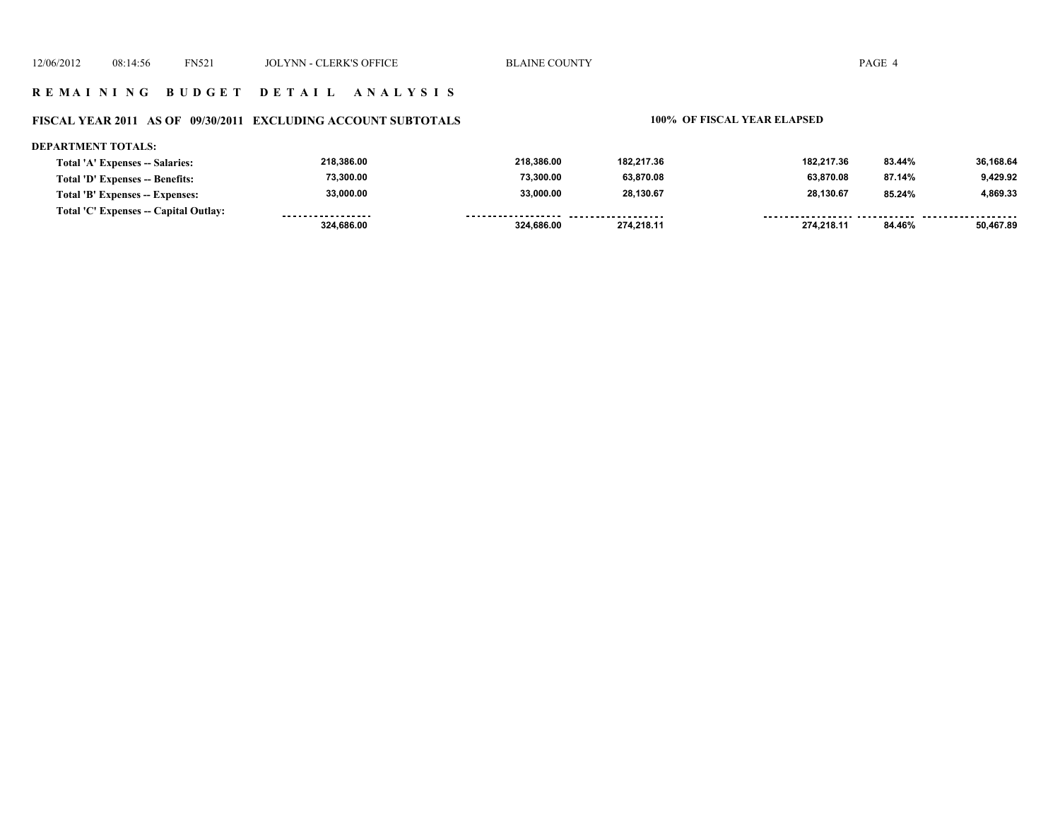## R E M A I N I N G   B U D G E T   D E T A I L   A N A L Y S I S

### FISCAL YEAR 2011 AS OF 09/30/2011 EXCLUDING ACCOUNT SUBTOTALS — 100% OF FISCAL YEAR ELAPSED

**DEPARTMENT TOTALS:**

| | | | | | | |
|---|---|---|---|---|---|---|
| Total 'A' Expenses -- Salaries: | 218,386.00 | 218,386.00 | 182,217.36 | 182,217.36 | 83.44% | 36,168.64 |
| Total 'D' Expenses -- Benefits: | 73,300.00 | 73,300.00 | 63,870.08 | 63,870.08 | 87.14% | 9,429.92 |
| Total 'B' Expenses -- Expenses: | 33,000.00 | 33,000.00 | 28,130.67 | 28,130.67 | 85.24% | 4,869.33 |
| Total 'C' Expenses -- Capital Outlay: | | | | | | |
| | 324,686.00 | 324,686.00 | 274,218.11 | 274,218.11 | 84.46% | 50,467.89 |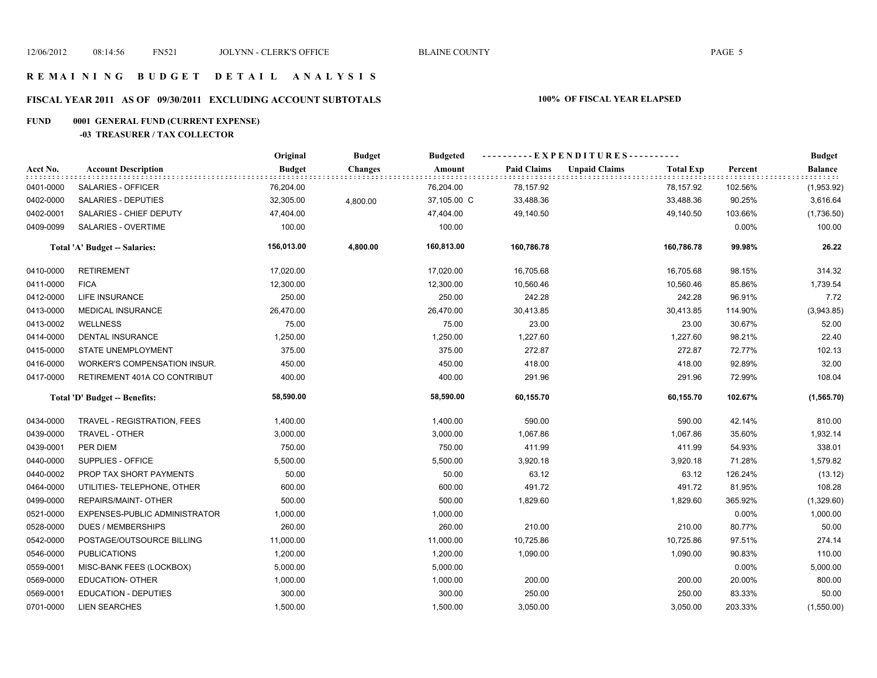## R E M A I N I N G   B U D G E T   D E T A I L   A N A L Y S I S

### FISCAL YEAR 2011 AS OF 09/30/2011 EXCLUDING ACCOUNT SUBTOTALS — 100% OF FISCAL YEAR ELAPSED

**FUND 0001 GENERAL FUND (CURRENT EXPENSE)**

**-03 TREASURER / TAX COLLECTOR**

| Acct No. | Account Description | Original Budget | Budget Changes | Budgeted Amount | Paid Claims | Unpaid Claims | Total Exp | Percent | Budget Balance |
|---|---|---|---|---|---|---|---|---|---|
| 0401-0000 | SALARIES - OFFICER | 76,204.00 | | 76,204.00 | 78,157.92 | | 78,157.92 | 102.56% | (1,953.92) |
| 0402-0000 | SALARIES - DEPUTIES | 32,305.00 | 4,800.00 | 37,105.00 C | 33,488.36 | | 33,488.36 | 90.25% | 3,616.64 |
| 0402-0001 | SALARIES - CHIEF DEPUTY | 47,404.00 | | 47,404.00 | 49,140.50 | | 49,140.50 | 103.66% | (1,736.50) |
| 0409-0099 | SALARIES - OVERTIME | 100.00 | | 100.00 | | | | 0.00% | 100.00 |
| | **Total 'A' Budget -- Salaries:** | **156,013.00** | **4,800.00** | **160,813.00** | **160,786.78** | | **160,786.78** | **99.98%** | **26.22** |
| 0410-0000 | RETIREMENT | 17,020.00 | | 17,020.00 | 16,705.68 | | 16,705.68 | 98.15% | 314.32 |
| 0411-0000 | FICA | 12,300.00 | | 12,300.00 | 10,560.46 | | 10,560.46 | 85.86% | 1,739.54 |
| 0412-0000 | LIFE INSURANCE | 250.00 | | 250.00 | 242.28 | | 242.28 | 96.91% | 7.72 |
| 0413-0000 | MEDICAL INSURANCE | 26,470.00 | | 26,470.00 | 30,413.85 | | 30,413.85 | 114.90% | (3,943.85) |
| 0413-0002 | WELLNESS | 75.00 | | 75.00 | 23.00 | | 23.00 | 30.67% | 52.00 |
| 0414-0000 | DENTAL INSURANCE | 1,250.00 | | 1,250.00 | 1,227.60 | | 1,227.60 | 98.21% | 22.40 |
| 0415-0000 | STATE UNEMPLOYMENT | 375.00 | | 375.00 | 272.87 | | 272.87 | 72.77% | 102.13 |
| 0416-0000 | WORKER'S COMPENSATION INSUR. | 450.00 | | 450.00 | 418.00 | | 418.00 | 92.89% | 32.00 |
| 0417-0000 | RETIREMENT 401A CO CONTRIBUT | 400.00 | | 400.00 | 291.96 | | 291.96 | 72.99% | 108.04 |
| | **Total 'D' Budget -- Benefits:** | **58,590.00** | | **58,590.00** | **60,155.70** | | **60,155.70** | **102.67%** | **(1,565.70)** |
| 0434-0000 | TRAVEL - REGISTRATION, FEES | 1,400.00 | | 1,400.00 | 590.00 | | 590.00 | 42.14% | 810.00 |
| 0439-0000 | TRAVEL - OTHER | 3,000.00 | | 3,000.00 | 1,067.86 | | 1,067.86 | 35.60% | 1,932.14 |
| 0439-0001 | PER DIEM | 750.00 | | 750.00 | 411.99 | | 411.99 | 54.93% | 338.01 |
| 0440-0000 | SUPPLIES - OFFICE | 5,500.00 | | 5,500.00 | 3,920.18 | | 3,920.18 | 71.28% | 1,579.82 |
| 0440-0002 | PROP TAX SHORT PAYMENTS | 50.00 | | 50.00 | 63.12 | | 63.12 | 126.24% | (13.12) |
| 0464-0000 | UTILITIES- TELEPHONE, OTHER | 600.00 | | 600.00 | 491.72 | | 491.72 | 81.95% | 108.28 |
| 0499-0000 | REPAIRS/MAINT- OTHER | 500.00 | | 500.00 | 1,829.60 | | 1,829.60 | 365.92% | (1,329.60) |
| 0521-0000 | EXPENSES-PUBLIC ADMINISTRATOR | 1,000.00 | | 1,000.00 | | | | 0.00% | 1,000.00 |
| 0528-0000 | DUES / MEMBERSHIPS | 260.00 | | 260.00 | 210.00 | | 210.00 | 80.77% | 50.00 |
| 0542-0000 | POSTAGE/OUTSOURCE BILLING | 11,000.00 | | 11,000.00 | 10,725.86 | | 10,725.86 | 97.51% | 274.14 |
| 0546-0000 | PUBLICATIONS | 1,200.00 | | 1,200.00 | 1,090.00 | | 1,090.00 | 90.83% | 110.00 |
| 0559-0001 | MISC-BANK FEES (LOCKBOX) | 5,000.00 | | 5,000.00 | | | | 0.00% | 5,000.00 |
| 0569-0000 | EDUCATION- OTHER | 1,000.00 | | 1,000.00 | 200.00 | | 200.00 | 20.00% | 800.00 |
| 0569-0001 | EDUCATION - DEPUTIES | 300.00 | | 300.00 | 250.00 | | 250.00 | 83.33% | 50.00 |
| 0701-0000 | LIEN SEARCHES | 1,500.00 | | 1,500.00 | 3,050.00 | | 3,050.00 | 203.33% | (1,550.00) |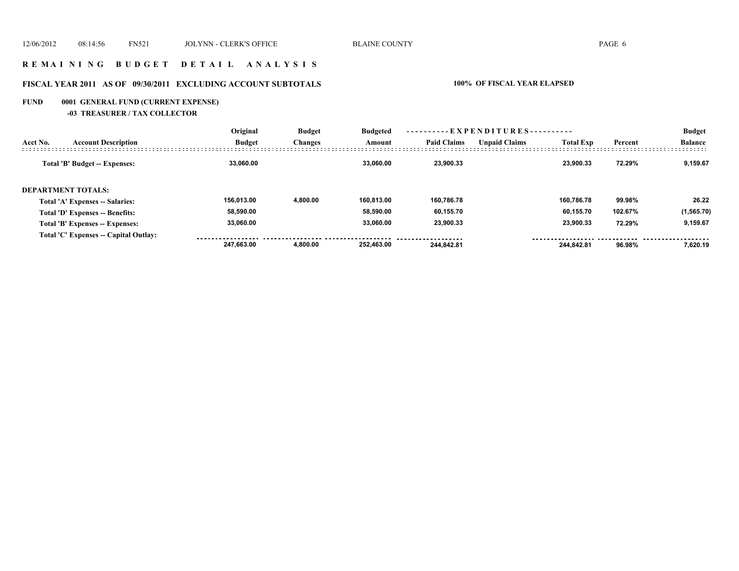# REMAINING BUDGET DETAIL ANALYSIS

## FISCAL YEAR 2011 AS OF 09/30/2011 EXCLUDING ACCOUNT SUBTOTALS

**100% OF FISCAL YEAR ELAPSED**

**FUND 0001 GENERAL FUND (CURRENT EXPENSE)**

**-03 TREASURER / TAX COLLECTOR**

| Acct No. | Account Description | Original Budget | Budget Changes | Budgeted Amount | EXPENDITURES Paid Claims | Unpaid Claims | Total Exp | Percent | Budget Balance |
|---|---|---|---|---|---|---|---|---|---|
| | **Total 'B' Budget -- Expenses:** | 33,060.00 | | 33,060.00 | 23,900.33 | | 23,900.33 | 72.29% | 9,159.67 |
| | **DEPARTMENT TOTALS:** | | | | | | | | |
| | **Total 'A' Expenses -- Salaries:** | 156,013.00 | 4,800.00 | 160,813.00 | 160,786.78 | | 160,786.78 | 99.98% | 26.22 |
| | **Total 'D' Expenses -- Benefits:** | 58,590.00 | | 58,590.00 | 60,155.70 | | 60,155.70 | 102.67% | (1,565.70) |
| | **Total 'B' Expenses -- Expenses:** | 33,060.00 | | 33,060.00 | 23,900.33 | | 23,900.33 | 72.29% | 9,159.67 |
| | **Total 'C' Expenses -- Capital Outlay:** | | | | | | | | |
| | | 247,663.00 | 4,800.00 | 252,463.00 | 244,842.81 | | 244,842.81 | 96.98% | 7,620.19 |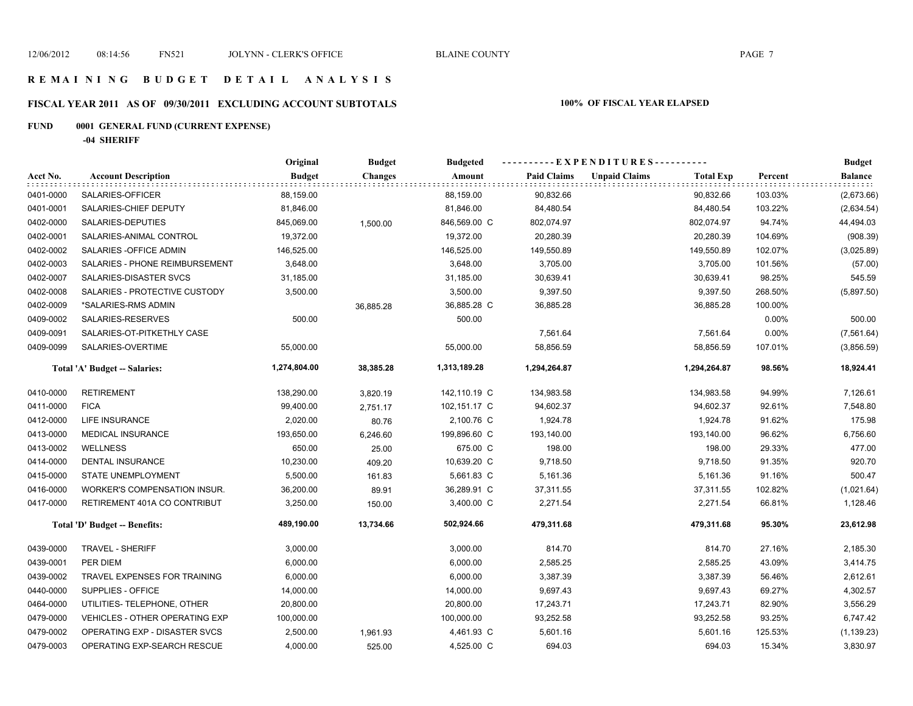# REMAINING BUDGET DETAIL ANALYSIS

## FISCAL YEAR 2011 AS OF 09/30/2011 EXCLUDING ACCOUNT SUBTOTALS

**100% OF FISCAL YEAR ELAPSED**

**FUND 0001 GENERAL FUND (CURRENT EXPENSE)**

**-04 SHERIFF**

| Acct No. | Account Description | Original Budget | Budget Changes | Budgeted Amount | Paid Claims | Unpaid Claims | Total Exp | Percent | Budget Balance |
|---|---|---|---|---|---|---|---|---|---|
| 0401-0000 | SALARIES-OFFICER | 88,159.00 | | 88,159.00 | 90,832.66 | | 90,832.66 | 103.03% | (2,673.66) |
| 0401-0001 | SALARIES-CHIEF DEPUTY | 81,846.00 | | 81,846.00 | 84,480.54 | | 84,480.54 | 103.22% | (2,634.54) |
| 0402-0000 | SALARIES-DEPUTIES | 845,069.00 | 1,500.00 | 846,569.00 C | 802,074.97 | | 802,074.97 | 94.74% | 44,494.03 |
| 0402-0001 | SALARIES-ANIMAL CONTROL | 19,372.00 | | 19,372.00 | 20,280.39 | | 20,280.39 | 104.69% | (908.39) |
| 0402-0002 | SALARIES -OFFICE ADMIN | 146,525.00 | | 146,525.00 | 149,550.89 | | 149,550.89 | 102.07% | (3,025.89) |
| 0402-0003 | SALARIES - PHONE REIMBURSEMENT | 3,648.00 | | 3,648.00 | 3,705.00 | | 3,705.00 | 101.56% | (57.00) |
| 0402-0007 | SALARIES-DISASTER SVCS | 31,185.00 | | 31,185.00 | 30,639.41 | | 30,639.41 | 98.25% | 545.59 |
| 0402-0008 | SALARIES - PROTECTIVE CUSTODY | 3,500.00 | | 3,500.00 | 9,397.50 | | 9,397.50 | 268.50% | (5,897.50) |
| 0402-0009 | *SALARIES-RMS ADMIN | | 36,885.28 | 36,885.28 C | 36,885.28 | | 36,885.28 | 100.00% | |
| 0409-0002 | SALARIES-RESERVES | 500.00 | | 500.00 | | | | 0.00% | 500.00 |
| 0409-0091 | SALARIES-OT-PITKETHLY CASE | | | | 7,561.64 | | 7,561.64 | 0.00% | (7,561.64) |
| 0409-0099 | SALARIES-OVERTIME | 55,000.00 | | 55,000.00 | 58,856.59 | | 58,856.59 | 107.01% | (3,856.59) |
| | **Total 'A' Budget -- Salaries:** | **1,274,804.00** | **38,385.28** | **1,313,189.28** | **1,294,264.87** | | **1,294,264.87** | **98.56%** | **18,924.41** |
| 0410-0000 | RETIREMENT | 138,290.00 | 3,820.19 | 142,110.19 C | 134,983.58 | | 134,983.58 | 94.99% | 7,126.61 |
| 0411-0000 | FICA | 99,400.00 | 2,751.17 | 102,151.17 C | 94,602.37 | | 94,602.37 | 92.61% | 7,548.80 |
| 0412-0000 | LIFE INSURANCE | 2,020.00 | 80.76 | 2,100.76 C | 1,924.78 | | 1,924.78 | 91.62% | 175.98 |
| 0413-0000 | MEDICAL INSURANCE | 193,650.00 | 6,246.60 | 199,896.60 C | 193,140.00 | | 193,140.00 | 96.62% | 6,756.60 |
| 0413-0002 | WELLNESS | 650.00 | 25.00 | 675.00 C | 198.00 | | 198.00 | 29.33% | 477.00 |
| 0414-0000 | DENTAL INSURANCE | 10,230.00 | 409.20 | 10,639.20 C | 9,718.50 | | 9,718.50 | 91.35% | 920.70 |
| 0415-0000 | STATE UNEMPLOYMENT | 5,500.00 | 161.83 | 5,661.83 C | 5,161.36 | | 5,161.36 | 91.16% | 500.47 |
| 0416-0000 | WORKER'S COMPENSATION INSUR. | 36,200.00 | 89.91 | 36,289.91 C | 37,311.55 | | 37,311.55 | 102.82% | (1,021.64) |
| 0417-0000 | RETIREMENT 401A CO CONTRIBUT | 3,250.00 | 150.00 | 3,400.00 C | 2,271.54 | | 2,271.54 | 66.81% | 1,128.46 |
| | **Total 'D' Budget -- Benefits:** | **489,190.00** | **13,734.66** | **502,924.66** | **479,311.68** | | **479,311.68** | **95.30%** | **23,612.98** |
| 0439-0000 | TRAVEL - SHERIFF | 3,000.00 | | 3,000.00 | 814.70 | | 814.70 | 27.16% | 2,185.30 |
| 0439-0001 | PER DIEM | 6,000.00 | | 6,000.00 | 2,585.25 | | 2,585.25 | 43.09% | 3,414.75 |
| 0439-0002 | TRAVEL EXPENSES FOR TRAINING | 6,000.00 | | 6,000.00 | 3,387.39 | | 3,387.39 | 56.46% | 2,612.61 |
| 0440-0000 | SUPPLIES - OFFICE | 14,000.00 | | 14,000.00 | 9,697.43 | | 9,697.43 | 69.27% | 4,302.57 |
| 0464-0000 | UTILITIES- TELEPHONE, OTHER | 20,800.00 | | 20,800.00 | 17,243.71 | | 17,243.71 | 82.90% | 3,556.29 |
| 0479-0000 | VEHICLES - OTHER OPERATING EXP | 100,000.00 | | 100,000.00 | 93,252.58 | | 93,252.58 | 93.25% | 6,747.42 |
| 0479-0002 | OPERATING EXP - DISASTER SVCS | 2,500.00 | 1,961.93 | 4,461.93 C | 5,601.16 | | 5,601.16 | 125.53% | (1,139.23) |
| 0479-0003 | OPERATING EXP-SEARCH RESCUE | 4,000.00 | 525.00 | 4,525.00 C | 694.03 | | 694.03 | 15.34% | 3,830.97 |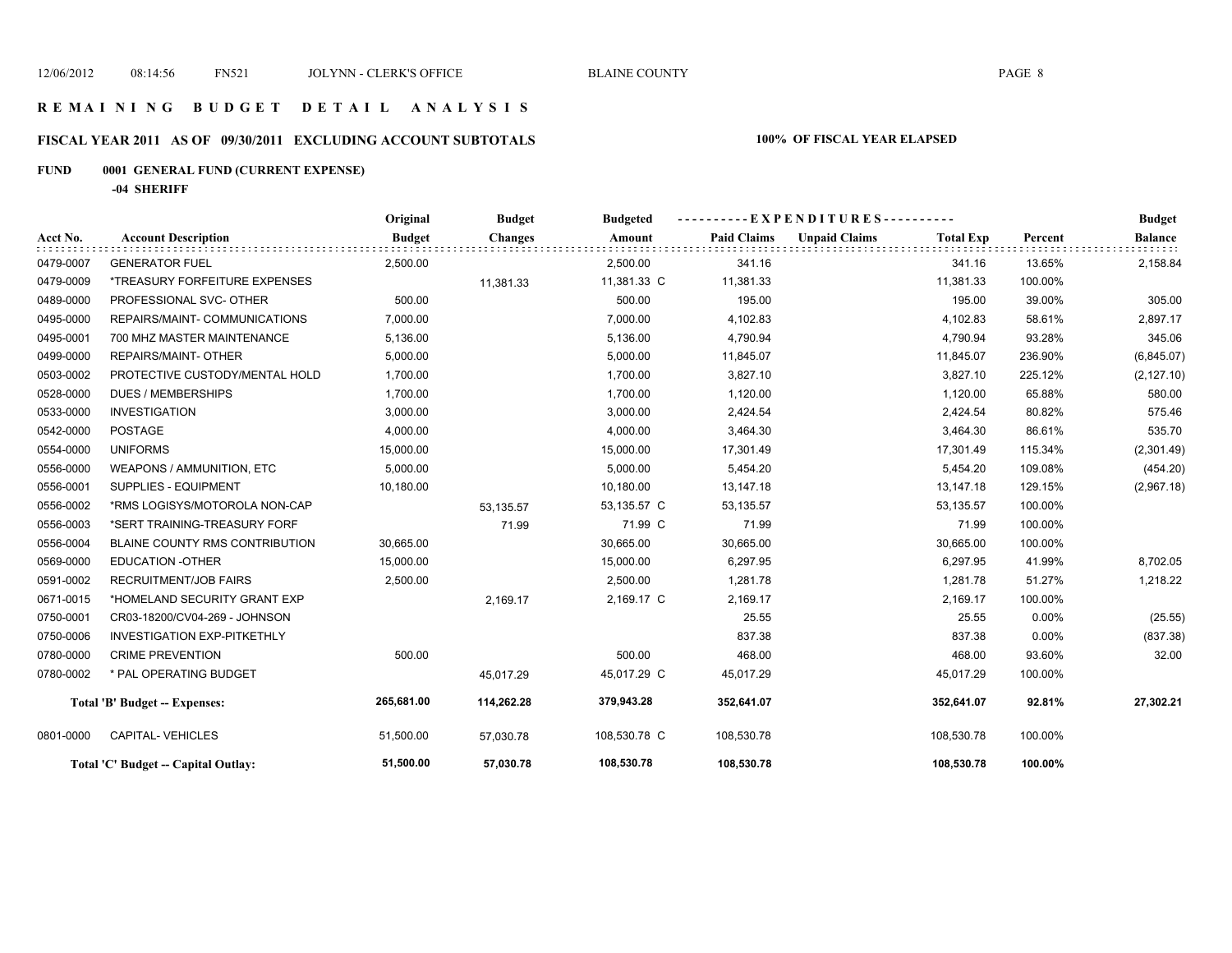# R E M A I N I N G   B U D G E T   D E T A I L   A N A L Y S I S

## FISCAL YEAR 2011 AS OF 09/30/2011 EXCLUDING ACCOUNT SUBTOTALS

**100% OF FISCAL YEAR ELAPSED**

**FUND 0001 GENERAL FUND (CURRENT EXPENSE)**

**-04 SHERIFF**

| Acct No. | Account Description | Original Budget | Budget Changes | Budgeted Amount | Paid Claims | Unpaid Claims | Total Exp | Percent | Budget Balance |
|---|---|---|---|---|---|---|---|---|---|
| 0479-0007 | GENERATOR FUEL | 2,500.00 | | 2,500.00 | 341.16 | | 341.16 | 13.65% | 2,158.84 |
| 0479-0009 | *TREASURY FORFEITURE EXPENSES | | 11,381.33 | 11,381.33 C | 11,381.33 | | 11,381.33 | 100.00% | |
| 0489-0000 | PROFESSIONAL SVC- OTHER | 500.00 | | 500.00 | 195.00 | | 195.00 | 39.00% | 305.00 |
| 0495-0000 | REPAIRS/MAINT- COMMUNICATIONS | 7,000.00 | | 7,000.00 | 4,102.83 | | 4,102.83 | 58.61% | 2,897.17 |
| 0495-0001 | 700 MHZ MASTER MAINTENANCE | 5,136.00 | | 5,136.00 | 4,790.94 | | 4,790.94 | 93.28% | 345.06 |
| 0499-0000 | REPAIRS/MAINT- OTHER | 5,000.00 | | 5,000.00 | 11,845.07 | | 11,845.07 | 236.90% | (6,845.07) |
| 0503-0002 | PROTECTIVE CUSTODY/MENTAL HOLD | 1,700.00 | | 1,700.00 | 3,827.10 | | 3,827.10 | 225.12% | (2,127.10) |
| 0528-0000 | DUES / MEMBERSHIPS | 1,700.00 | | 1,700.00 | 1,120.00 | | 1,120.00 | 65.88% | 580.00 |
| 0533-0000 | INVESTIGATION | 3,000.00 | | 3,000.00 | 2,424.54 | | 2,424.54 | 80.82% | 575.46 |
| 0542-0000 | POSTAGE | 4,000.00 | | 4,000.00 | 3,464.30 | | 3,464.30 | 86.61% | 535.70 |
| 0554-0000 | UNIFORMS | 15,000.00 | | 15,000.00 | 17,301.49 | | 17,301.49 | 115.34% | (2,301.49) |
| 0556-0000 | WEAPONS / AMMUNITION, ETC | 5,000.00 | | 5,000.00 | 5,454.20 | | 5,454.20 | 109.08% | (454.20) |
| 0556-0001 | SUPPLIES - EQUIPMENT | 10,180.00 | | 10,180.00 | 13,147.18 | | 13,147.18 | 129.15% | (2,967.18) |
| 0556-0002 | *RMS LOGISYS/MOTOROLA NON-CAP | | 53,135.57 | 53,135.57 C | 53,135.57 | | 53,135.57 | 100.00% | |
| 0556-0003 | *SERT TRAINING-TREASURY FORF | | 71.99 | 71.99 C | 71.99 | | 71.99 | 100.00% | |
| 0556-0004 | BLAINE COUNTY RMS CONTRIBUTION | 30,665.00 | | 30,665.00 | 30,665.00 | | 30,665.00 | 100.00% | |
| 0569-0000 | EDUCATION -OTHER | 15,000.00 | | 15,000.00 | 6,297.95 | | 6,297.95 | 41.99% | 8,702.05 |
| 0591-0002 | RECRUITMENT/JOB FAIRS | 2,500.00 | | 2,500.00 | 1,281.78 | | 1,281.78 | 51.27% | 1,218.22 |
| 0671-0015 | *HOMELAND SECURITY GRANT EXP | | 2,169.17 | 2,169.17 C | 2,169.17 | | 2,169.17 | 100.00% | |
| 0750-0001 | CR03-18200/CV04-269 - JOHNSON | | | | 25.55 | | 25.55 | 0.00% | (25.55) |
| 0750-0006 | INVESTIGATION EXP-PITKETHLY | | | | 837.38 | | 837.38 | 0.00% | (837.38) |
| 0780-0000 | CRIME PREVENTION | 500.00 | | 500.00 | 468.00 | | 468.00 | 93.60% | 32.00 |
| 0780-0002 | * PAL OPERATING BUDGET | | 45,017.29 | 45,017.29 C | 45,017.29 | | 45,017.29 | 100.00% | |
| | **Total 'B' Budget -- Expenses:** | **265,681.00** | **114,262.28** | **379,943.28** | **352,641.07** | | **352,641.07** | **92.81%** | **27,302.21** |
| 0801-0000 | CAPITAL- VEHICLES | 51,500.00 | 57,030.78 | 108,530.78 C | 108,530.78 | | 108,530.78 | 100.00% | |
| | **Total 'C' Budget -- Capital Outlay:** | **51,500.00** | **57,030.78** | **108,530.78** | **108,530.78** | | **108,530.78** | **100.00%** | |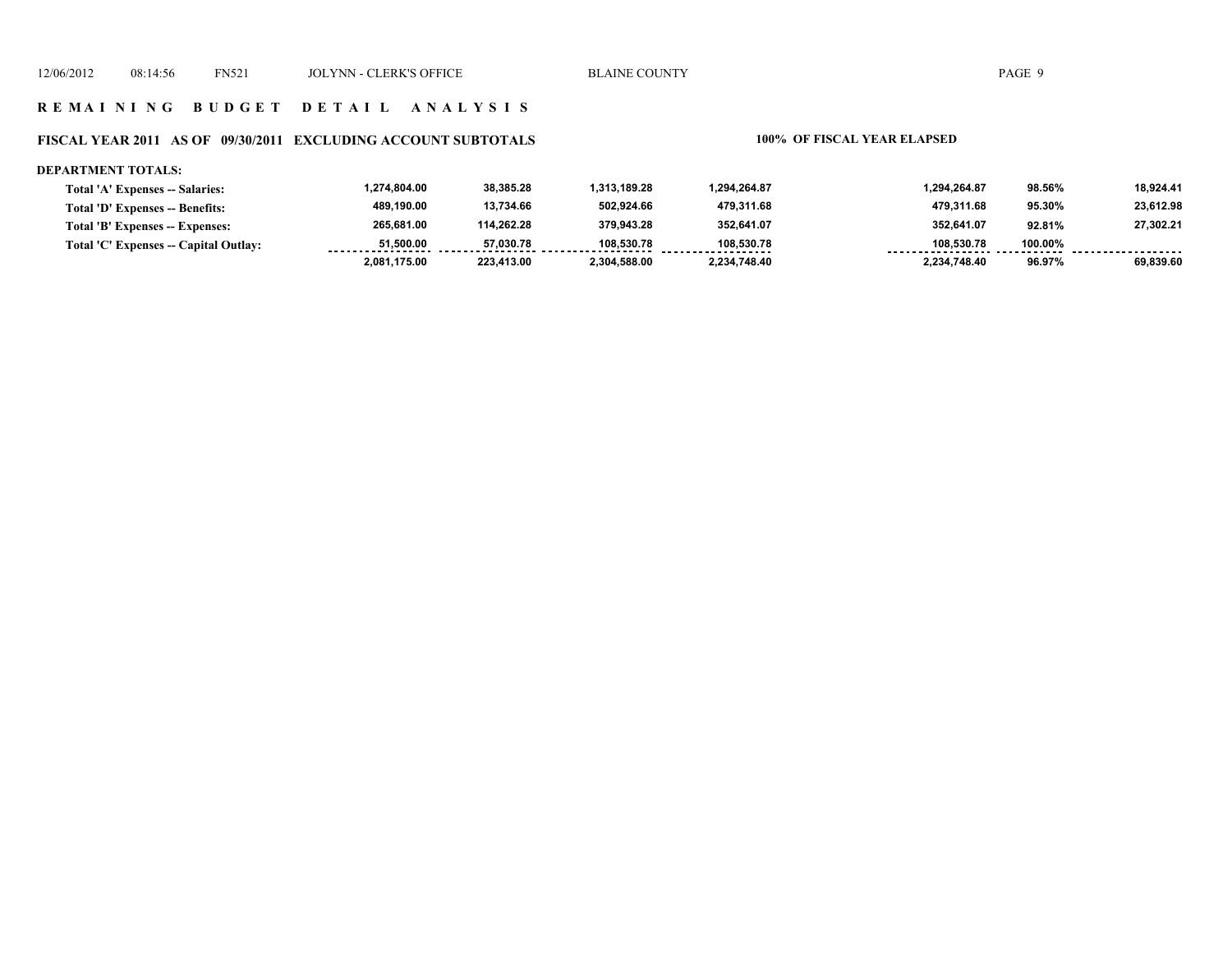## R E M A I N I N G   B U D G E T   D E T A I L   A N A L Y S I S

### FISCAL YEAR 2011 AS OF 09/30/2011 EXCLUDING ACCOUNT SUBTOTALS

**100% OF FISCAL YEAR ELAPSED**

**DEPARTMENT TOTALS:**

| | | | | | | | |
|---|---|---|---|---|---|---|---|
| **Total 'A' Expenses -- Salaries:** | 1,274,804.00 | 38,385.28 | 1,313,189.28 | 1,294,264.87 | 1,294,264.87 | 98.56% | 18,924.41 |
| **Total 'D' Expenses -- Benefits:** | 489,190.00 | 13,734.66 | 502,924.66 | 479,311.68 | 479,311.68 | 95.30% | 23,612.98 |
| **Total 'B' Expenses -- Expenses:** | 265,681.00 | 114,262.28 | 379,943.28 | 352,641.07 | 352,641.07 | 92.81% | 27,302.21 |
| **Total 'C' Expenses -- Capital Outlay:** | 51,500.00 | 57,030.78 | 108,530.78 | 108,530.78 | 108,530.78 | 100.00% | |
| | 2,081,175.00 | 223,413.00 | 2,304,588.00 | 2,234,748.40 | 2,234,748.40 | 96.97% | 69,839.60 |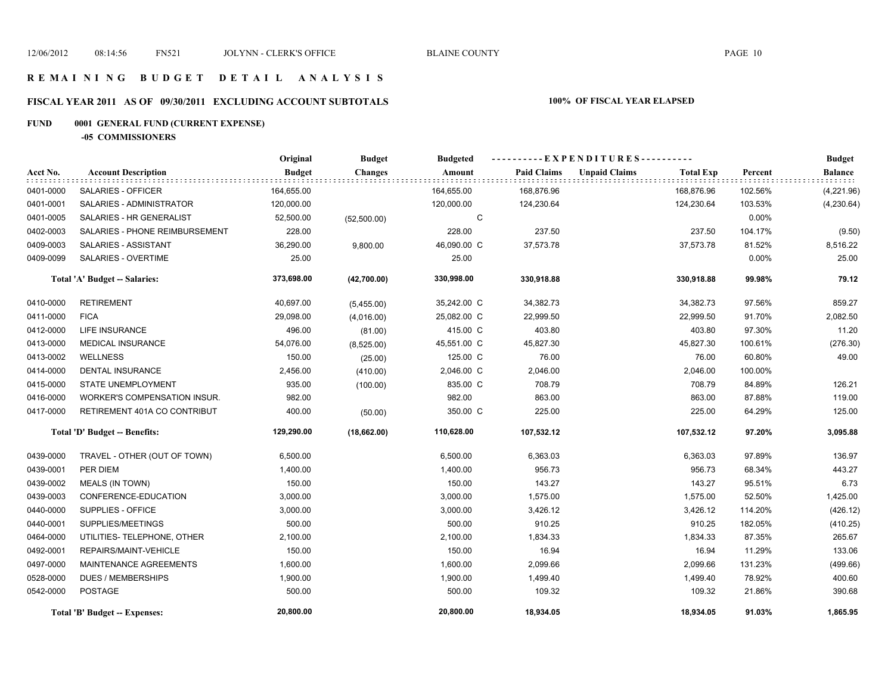# R E M A I N I N G   B U D G E T   D E T A I L   A N A L Y S I S

## FISCAL YEAR 2011 AS OF 09/30/2011 EXCLUDING ACCOUNT SUBTOTALS

**100% OF FISCAL YEAR ELAPSED**

### FUND 0001 GENERAL FUND (CURRENT EXPENSE)

**-05 COMMISSIONERS**

| Acct No. | Account Description | Original Budget | Budget Changes | Budgeted Amount | Paid Claims | Unpaid Claims | Total Exp | Percent | Budget Balance |
|---|---|---|---|---|---|---|---|---|---|
| 0401-0000 | SALARIES - OFFICER | 164,655.00 | | 164,655.00 | 168,876.96 | | 168,876.96 | 102.56% | (4,221.96) |
| 0401-0001 | SALARIES - ADMINISTRATOR | 120,000.00 | | 120,000.00 | 124,230.64 | | 124,230.64 | 103.53% | (4,230.64) |
| 0401-0005 | SALARIES - HR GENERALIST | 52,500.00 | (52,500.00) | C | | | | 0.00% | |
| 0402-0003 | SALARIES - PHONE REIMBURSEMENT | 228.00 | | 228.00 | 237.50 | | 237.50 | 104.17% | (9.50) |
| 0409-0003 | SALARIES - ASSISTANT | 36,290.00 | 9,800.00 | 46,090.00 C | 37,573.78 | | 37,573.78 | 81.52% | 8,516.22 |
| 0409-0099 | SALARIES - OVERTIME | 25.00 | | 25.00 | | | | 0.00% | 25.00 |
| | **Total 'A' Budget -- Salaries:** | **373,698.00** | **(42,700.00)** | **330,998.00** | **330,918.88** | | **330,918.88** | **99.98%** | **79.12** |
| 0410-0000 | RETIREMENT | 40,697.00 | (5,455.00) | 35,242.00 C | 34,382.73 | | 34,382.73 | 97.56% | 859.27 |
| 0411-0000 | FICA | 29,098.00 | (4,016.00) | 25,082.00 C | 22,999.50 | | 22,999.50 | 91.70% | 2,082.50 |
| 0412-0000 | LIFE INSURANCE | 496.00 | (81.00) | 415.00 C | 403.80 | | 403.80 | 97.30% | 11.20 |
| 0413-0000 | MEDICAL INSURANCE | 54,076.00 | (8,525.00) | 45,551.00 C | 45,827.30 | | 45,827.30 | 100.61% | (276.30) |
| 0413-0002 | WELLNESS | 150.00 | (25.00) | 125.00 C | 76.00 | | 76.00 | 60.80% | 49.00 |
| 0414-0000 | DENTAL INSURANCE | 2,456.00 | (410.00) | 2,046.00 C | 2,046.00 | | 2,046.00 | 100.00% | |
| 0415-0000 | STATE UNEMPLOYMENT | 935.00 | (100.00) | 835.00 C | 708.79 | | 708.79 | 84.89% | 126.21 |
| 0416-0000 | WORKER'S COMPENSATION INSUR. | 982.00 | | 982.00 | 863.00 | | 863.00 | 87.88% | 119.00 |
| 0417-0000 | RETIREMENT 401A CO CONTRIBUT | 400.00 | (50.00) | 350.00 C | 225.00 | | 225.00 | 64.29% | 125.00 |
| | **Total 'D' Budget -- Benefits:** | **129,290.00** | **(18,662.00)** | **110,628.00** | **107,532.12** | | **107,532.12** | **97.20%** | **3,095.88** |
| 0439-0000 | TRAVEL - OTHER (OUT OF TOWN) | 6,500.00 | | 6,500.00 | 6,363.03 | | 6,363.03 | 97.89% | 136.97 |
| 0439-0001 | PER DIEM | 1,400.00 | | 1,400.00 | 956.73 | | 956.73 | 68.34% | 443.27 |
| 0439-0002 | MEALS (IN TOWN) | 150.00 | | 150.00 | 143.27 | | 143.27 | 95.51% | 6.73 |
| 0439-0003 | CONFERENCE-EDUCATION | 3,000.00 | | 3,000.00 | 1,575.00 | | 1,575.00 | 52.50% | 1,425.00 |
| 0440-0000 | SUPPLIES - OFFICE | 3,000.00 | | 3,000.00 | 3,426.12 | | 3,426.12 | 114.20% | (426.12) |
| 0440-0001 | SUPPLIES/MEETINGS | 500.00 | | 500.00 | 910.25 | | 910.25 | 182.05% | (410.25) |
| 0464-0000 | UTILITIES- TELEPHONE, OTHER | 2,100.00 | | 2,100.00 | 1,834.33 | | 1,834.33 | 87.35% | 265.67 |
| 0492-0001 | REPAIRS/MAINT-VEHICLE | 150.00 | | 150.00 | 16.94 | | 16.94 | 11.29% | 133.06 |
| 0497-0000 | MAINTENANCE AGREEMENTS | 1,600.00 | | 1,600.00 | 2,099.66 | | 2,099.66 | 131.23% | (499.66) |
| 0528-0000 | DUES / MEMBERSHIPS | 1,900.00 | | 1,900.00 | 1,499.40 | | 1,499.40 | 78.92% | 400.60 |
| 0542-0000 | POSTAGE | 500.00 | | 500.00 | 109.32 | | 109.32 | 21.86% | 390.68 |
| | **Total 'B' Budget -- Expenses:** | **20,800.00** | | **20,800.00** | **18,934.05** | | **18,934.05** | **91.03%** | **1,865.95** |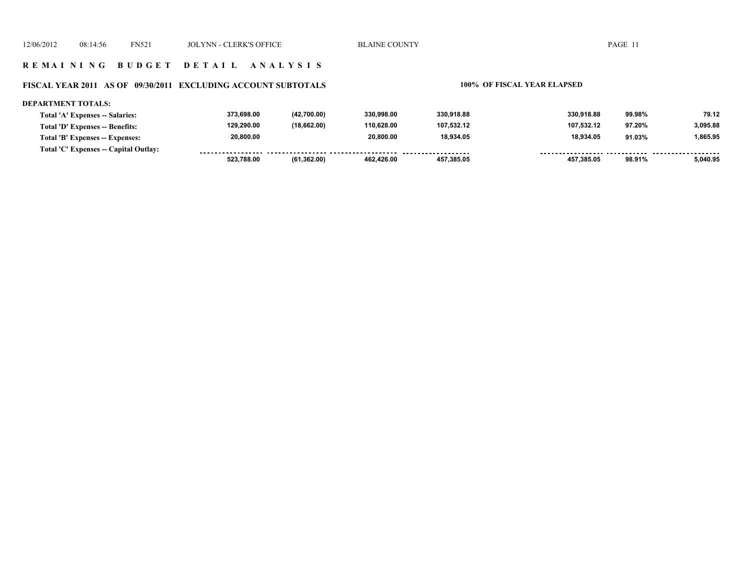**R E M A I N I N G   B U D G E T   D E T A I L   A N A L Y S I S**

**FISCAL YEAR 2011 AS OF 09/30/2011 EXCLUDING ACCOUNT SUBTOTALS**

**100% OF FISCAL YEAR ELAPSED**

**DEPARTMENT TOTALS:**

| | | | | | | | |
|---|---|---|---|---|---|---|---|
| **Total 'A' Expenses -- Salaries:** | 373,698.00 | (42,700.00) | 330,998.00 | 330,918.88 | 330,918.88 | 99.98% | 79.12 |
| **Total 'D' Expenses -- Benefits:** | 129,290.00 | (18,662.00) | 110,628.00 | 107,532.12 | 107,532.12 | 97.20% | 3,095.88 |
| **Total 'B' Expenses -- Expenses:** | 20,800.00 | | 20,800.00 | 18,934.05 | 18,934.05 | 91.03% | 1,865.95 |
| **Total 'C' Expenses -- Capital Outlay:** | | | | | | | |
| | 523,788.00 | (61,362.00) | 462,426.00 | 457,385.05 | 457,385.05 | 98.91% | 5,040.95 |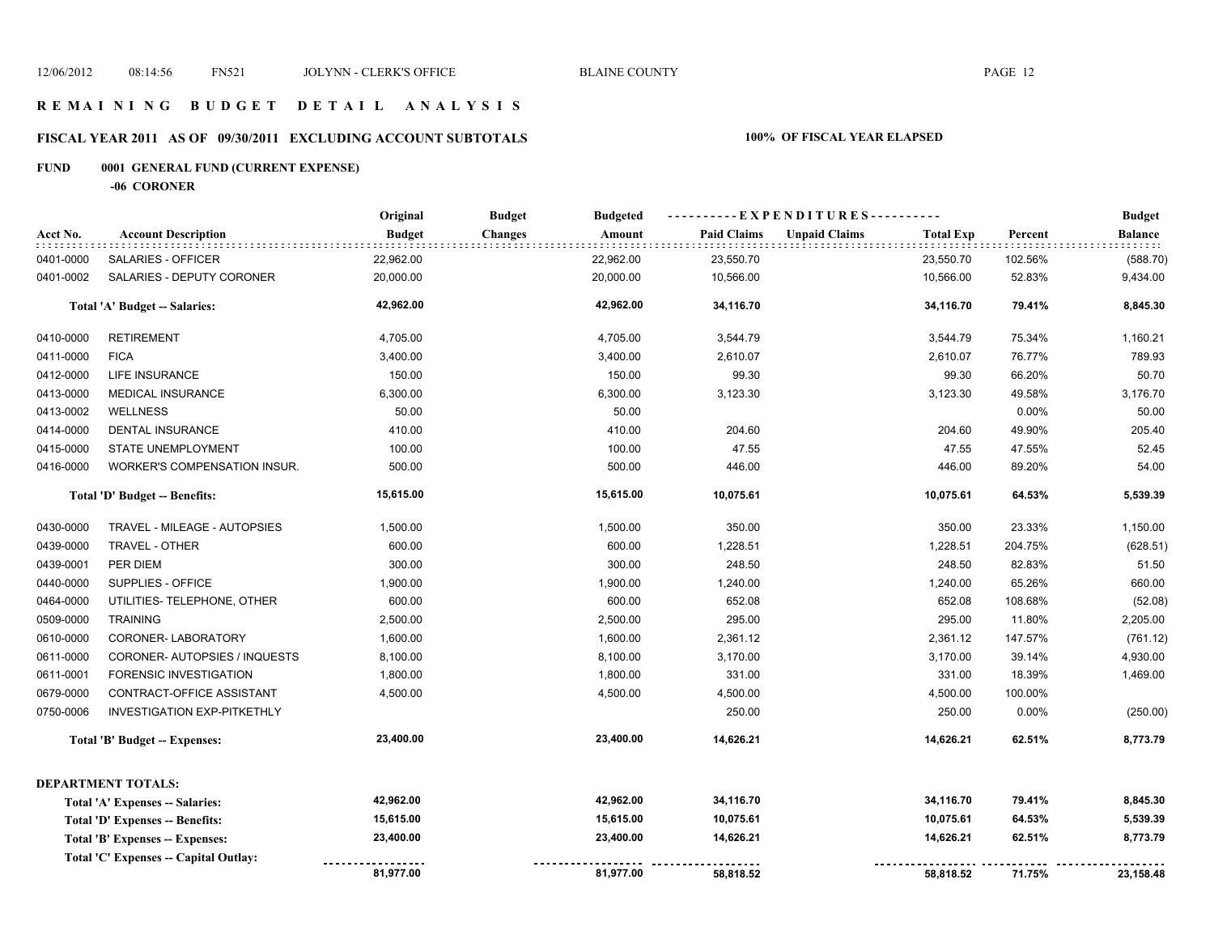# R E M A I N I N G   B U D G E T   D E T A I L   A N A L Y S I S

## FISCAL YEAR 2011 AS OF 09/30/2011 EXCLUDING ACCOUNT SUBTOTALS

**100% OF FISCAL YEAR ELAPSED**

### FUND 0001 GENERAL FUND (CURRENT EXPENSE)

**-06 CORONER**

| Acct No. | Account Description | Original Budget | Budget Changes | Budgeted Amount | Paid Claims | Unpaid Claims | Total Exp | Percent | Budget Balance |
|---|---|---|---|---|---|---|---|---|---|
| 0401-0000 | SALARIES - OFFICER | 22,962.00 | | 22,962.00 | 23,550.70 | | 23,550.70 | 102.56% | (588.70) |
| 0401-0002 | SALARIES - DEPUTY CORONER | 20,000.00 | | 20,000.00 | 10,566.00 | | 10,566.00 | 52.83% | 9,434.00 |
| | **Total 'A' Budget -- Salaries:** | **42,962.00** | | **42,962.00** | **34,116.70** | | **34,116.70** | **79.41%** | **8,845.30** |
| 0410-0000 | RETIREMENT | 4,705.00 | | 4,705.00 | 3,544.79 | | 3,544.79 | 75.34% | 1,160.21 |
| 0411-0000 | FICA | 3,400.00 | | 3,400.00 | 2,610.07 | | 2,610.07 | 76.77% | 789.93 |
| 0412-0000 | LIFE INSURANCE | 150.00 | | 150.00 | 99.30 | | 99.30 | 66.20% | 50.70 |
| 0413-0000 | MEDICAL INSURANCE | 6,300.00 | | 6,300.00 | 3,123.30 | | 3,123.30 | 49.58% | 3,176.70 |
| 0413-0002 | WELLNESS | 50.00 | | 50.00 | | | | 0.00% | 50.00 |
| 0414-0000 | DENTAL INSURANCE | 410.00 | | 410.00 | 204.60 | | 204.60 | 49.90% | 205.40 |
| 0415-0000 | STATE UNEMPLOYMENT | 100.00 | | 100.00 | 47.55 | | 47.55 | 47.55% | 52.45 |
| 0416-0000 | WORKER'S COMPENSATION INSUR. | 500.00 | | 500.00 | 446.00 | | 446.00 | 89.20% | 54.00 |
| | **Total 'D' Budget -- Benefits:** | **15,615.00** | | **15,615.00** | **10,075.61** | | **10,075.61** | **64.53%** | **5,539.39** |
| 0430-0000 | TRAVEL - MILEAGE - AUTOPSIES | 1,500.00 | | 1,500.00 | 350.00 | | 350.00 | 23.33% | 1,150.00 |
| 0439-0000 | TRAVEL - OTHER | 600.00 | | 600.00 | 1,228.51 | | 1,228.51 | 204.75% | (628.51) |
| 0439-0001 | PER DIEM | 300.00 | | 300.00 | 248.50 | | 248.50 | 82.83% | 51.50 |
| 0440-0000 | SUPPLIES - OFFICE | 1,900.00 | | 1,900.00 | 1,240.00 | | 1,240.00 | 65.26% | 660.00 |
| 0464-0000 | UTILITIES- TELEPHONE, OTHER | 600.00 | | 600.00 | 652.08 | | 652.08 | 108.68% | (52.08) |
| 0509-0000 | TRAINING | 2,500.00 | | 2,500.00 | 295.00 | | 295.00 | 11.80% | 2,205.00 |
| 0610-0000 | CORONER- LABORATORY | 1,600.00 | | 1,600.00 | 2,361.12 | | 2,361.12 | 147.57% | (761.12) |
| 0611-0000 | CORONER- AUTOPSIES / INQUESTS | 8,100.00 | | 8,100.00 | 3,170.00 | | 3,170.00 | 39.14% | 4,930.00 |
| 0611-0001 | FORENSIC INVESTIGATION | 1,800.00 | | 1,800.00 | 331.00 | | 331.00 | 18.39% | 1,469.00 |
| 0679-0000 | CONTRACT-OFFICE ASSISTANT | 4,500.00 | | 4,500.00 | 4,500.00 | | 4,500.00 | 100.00% | |
| 0750-0006 | INVESTIGATION EXP-PITKETHLY | | | | 250.00 | | 250.00 | 0.00% | (250.00) |
| | **Total 'B' Budget -- Expenses:** | **23,400.00** | | **23,400.00** | **14,626.21** | | **14,626.21** | **62.51%** | **8,773.79** |
| | **DEPARTMENT TOTALS:** | | | | | | | | |
| | **Total 'A' Expenses -- Salaries:** | **42,962.00** | | **42,962.00** | **34,116.70** | | **34,116.70** | **79.41%** | **8,845.30** |
| | **Total 'D' Expenses -- Benefits:** | **15,615.00** | | **15,615.00** | **10,075.61** | | **10,075.61** | **64.53%** | **5,539.39** |
| | **Total 'B' Expenses -- Expenses:** | **23,400.00** | | **23,400.00** | **14,626.21** | | **14,626.21** | **62.51%** | **8,773.79** |
| | **Total 'C' Expenses -- Capital Outlay:** | | | | | | | | |
| | | **81,977.00** | | **81,977.00** | **58,818.52** | | **58,818.52** | **71.75%** | **23,158.48** |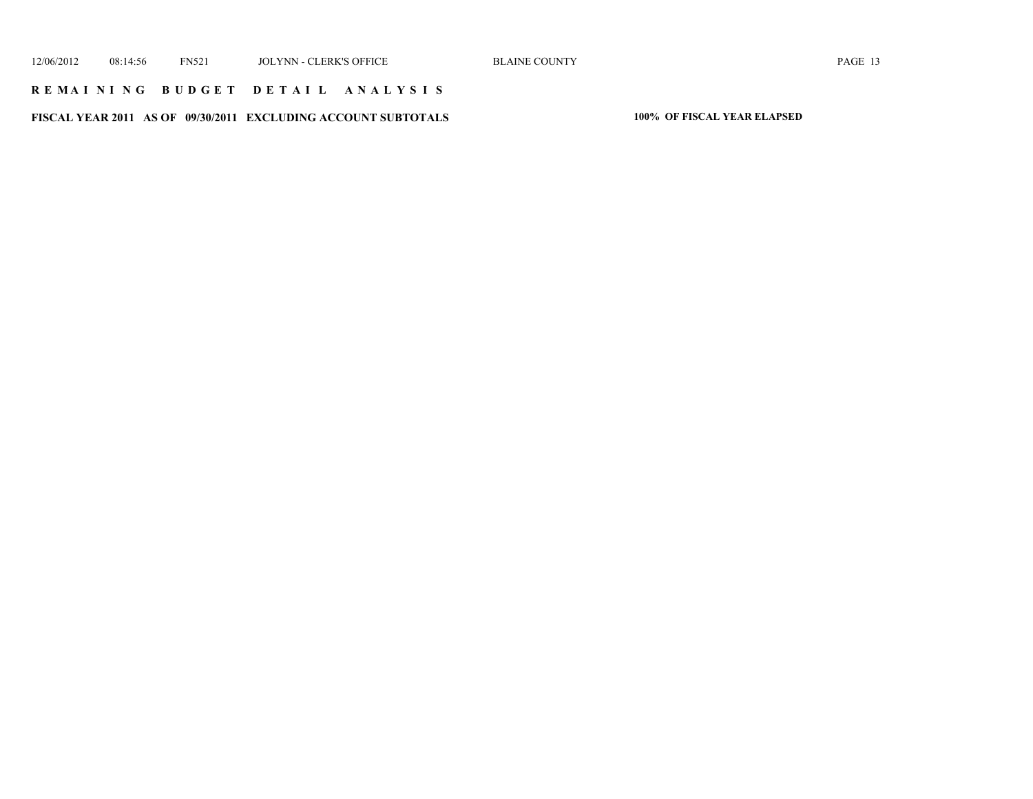**R E M A I N I N G   B U D G E T   D E T A I L   A N A L Y S I S**

**FISCAL YEAR 2011   AS OF   09/30/2011   EXCLUDING ACCOUNT SUBTOTALS**

**100%  OF FISCAL YEAR ELAPSED**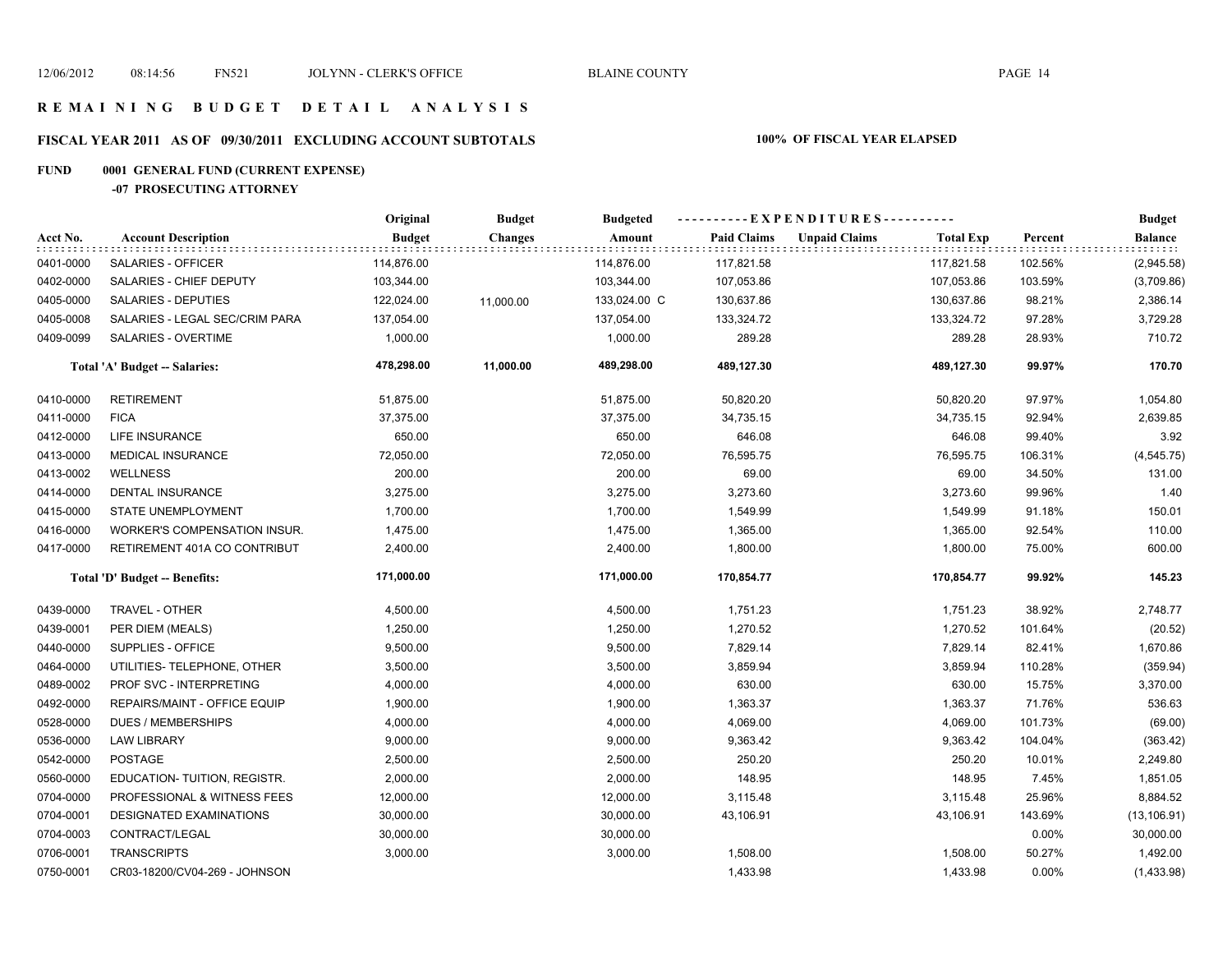# REMAINING BUDGET DETAIL ANALYSIS

## FISCAL YEAR 2011 AS OF 09/30/2011 EXCLUDING ACCOUNT SUBTOTALS

**100% OF FISCAL YEAR ELAPSED**

### FUND 0001 GENERAL FUND (CURRENT EXPENSE)

#### -07 PROSECUTING ATTORNEY

| Acct No. | Account Description | Original Budget | Budget Changes | Budgeted Amount | Paid Claims | Unpaid Claims | Total Exp | Percent | Budget Balance |
|---|---|---|---|---|---|---|---|---|---|
| 0401-0000 | SALARIES - OFFICER | 114,876.00 | | 114,876.00 | 117,821.58 | | 117,821.58 | 102.56% | (2,945.58) |
| 0402-0000 | SALARIES - CHIEF DEPUTY | 103,344.00 | | 103,344.00 | 107,053.86 | | 107,053.86 | 103.59% | (3,709.86) |
| 0405-0000 | SALARIES - DEPUTIES | 122,024.00 | 11,000.00 | 133,024.00 C | 130,637.86 | | 130,637.86 | 98.21% | 2,386.14 |
| 0405-0008 | SALARIES - LEGAL SEC/CRIM PARA | 137,054.00 | | 137,054.00 | 133,324.72 | | 133,324.72 | 97.28% | 3,729.28 |
| 0409-0099 | SALARIES - OVERTIME | 1,000.00 | | 1,000.00 | 289.28 | | 289.28 | 28.93% | 710.72 |
| | **Total 'A' Budget -- Salaries:** | **478,298.00** | **11,000.00** | **489,298.00** | **489,127.30** | | **489,127.30** | **99.97%** | **170.70** |
| 0410-0000 | RETIREMENT | 51,875.00 | | 51,875.00 | 50,820.20 | | 50,820.20 | 97.97% | 1,054.80 |
| 0411-0000 | FICA | 37,375.00 | | 37,375.00 | 34,735.15 | | 34,735.15 | 92.94% | 2,639.85 |
| 0412-0000 | LIFE INSURANCE | 650.00 | | 650.00 | 646.08 | | 646.08 | 99.40% | 3.92 |
| 0413-0000 | MEDICAL INSURANCE | 72,050.00 | | 72,050.00 | 76,595.75 | | 76,595.75 | 106.31% | (4,545.75) |
| 0413-0002 | WELLNESS | 200.00 | | 200.00 | 69.00 | | 69.00 | 34.50% | 131.00 |
| 0414-0000 | DENTAL INSURANCE | 3,275.00 | | 3,275.00 | 3,273.60 | | 3,273.60 | 99.96% | 1.40 |
| 0415-0000 | STATE UNEMPLOYMENT | 1,700.00 | | 1,700.00 | 1,549.99 | | 1,549.99 | 91.18% | 150.01 |
| 0416-0000 | WORKER'S COMPENSATION INSUR. | 1,475.00 | | 1,475.00 | 1,365.00 | | 1,365.00 | 92.54% | 110.00 |
| 0417-0000 | RETIREMENT 401A CO CONTRIBUT | 2,400.00 | | 2,400.00 | 1,800.00 | | 1,800.00 | 75.00% | 600.00 |
| | **Total 'D' Budget -- Benefits:** | **171,000.00** | | **171,000.00** | **170,854.77** | | **170,854.77** | **99.92%** | **145.23** |
| 0439-0000 | TRAVEL - OTHER | 4,500.00 | | 4,500.00 | 1,751.23 | | 1,751.23 | 38.92% | 2,748.77 |
| 0439-0001 | PER DIEM (MEALS) | 1,250.00 | | 1,250.00 | 1,270.52 | | 1,270.52 | 101.64% | (20.52) |
| 0440-0000 | SUPPLIES - OFFICE | 9,500.00 | | 9,500.00 | 7,829.14 | | 7,829.14 | 82.41% | 1,670.86 |
| 0464-0000 | UTILITIES- TELEPHONE, OTHER | 3,500.00 | | 3,500.00 | 3,859.94 | | 3,859.94 | 110.28% | (359.94) |
| 0489-0002 | PROF SVC - INTERPRETING | 4,000.00 | | 4,000.00 | 630.00 | | 630.00 | 15.75% | 3,370.00 |
| 0492-0000 | REPAIRS/MAINT - OFFICE EQUIP | 1,900.00 | | 1,900.00 | 1,363.37 | | 1,363.37 | 71.76% | 536.63 |
| 0528-0000 | DUES / MEMBERSHIPS | 4,000.00 | | 4,000.00 | 4,069.00 | | 4,069.00 | 101.73% | (69.00) |
| 0536-0000 | LAW LIBRARY | 9,000.00 | | 9,000.00 | 9,363.42 | | 9,363.42 | 104.04% | (363.42) |
| 0542-0000 | POSTAGE | 2,500.00 | | 2,500.00 | 250.20 | | 250.20 | 10.01% | 2,249.80 |
| 0560-0000 | EDUCATION- TUITION, REGISTR. | 2,000.00 | | 2,000.00 | 148.95 | | 148.95 | 7.45% | 1,851.05 |
| 0704-0000 | PROFESSIONAL & WITNESS FEES | 12,000.00 | | 12,000.00 | 3,115.48 | | 3,115.48 | 25.96% | 8,884.52 |
| 0704-0001 | DESIGNATED EXAMINATIONS | 30,000.00 | | 30,000.00 | 43,106.91 | | 43,106.91 | 143.69% | (13,106.91) |
| 0704-0003 | CONTRACT/LEGAL | 30,000.00 | | 30,000.00 | | | | 0.00% | 30,000.00 |
| 0706-0001 | TRANSCRIPTS | 3,000.00 | | 3,000.00 | 1,508.00 | | 1,508.00 | 50.27% | 1,492.00 |
| 0750-0001 | CR03-18200/CV04-269 - JOHNSON | | | | 1,433.98 | | 1,433.98 | 0.00% | (1,433.98) |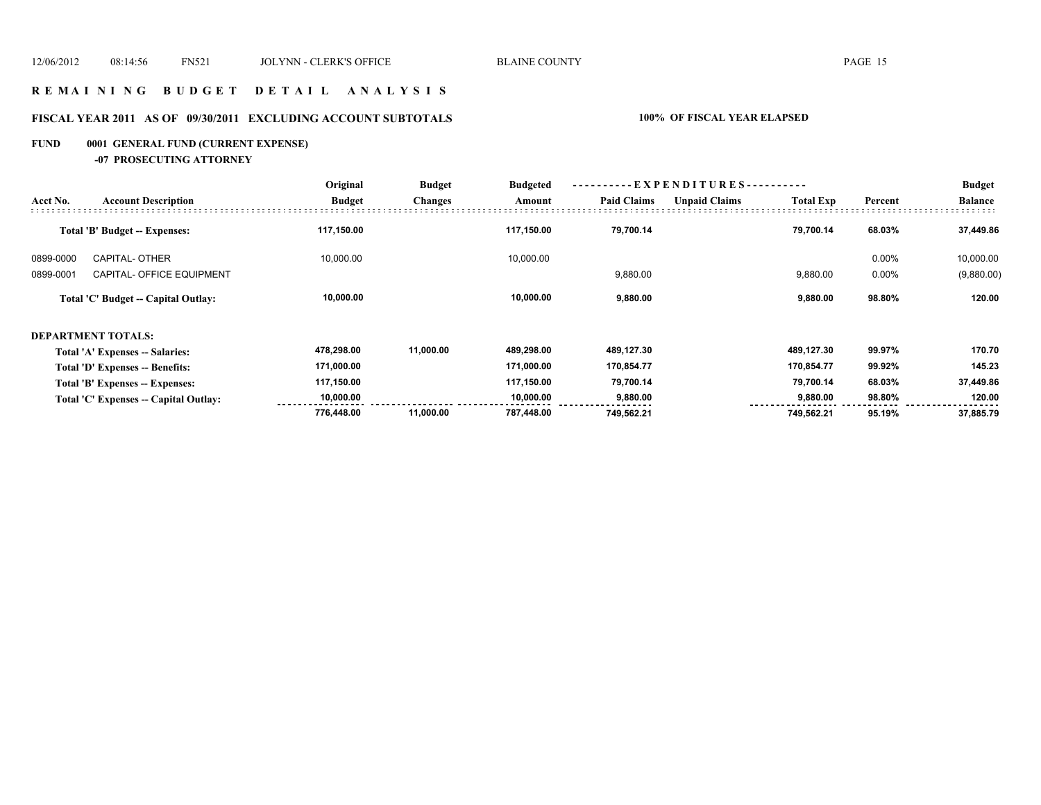# R E M A I N I N G   B U D G E T   D E T A I L   A N A L Y S I S

## FISCAL YEAR 2011 AS OF 09/30/2011 EXCLUDING ACCOUNT SUBTOTALS

**100% OF FISCAL YEAR ELAPSED**

### FUND 0001 GENERAL FUND (CURRENT EXPENSE)

#### -07 PROSECUTING ATTORNEY

| Acct No. | Account Description | Original Budget | Budget Changes | Budgeted Amount | Paid Claims | Unpaid Claims | Total Exp | Percent | Budget Balance |
|---|---|---|---|---|---|---|---|---|---|
| | **Total 'B' Budget -- Expenses:** | **117,150.00** | | **117,150.00** | **79,700.14** | | **79,700.14** | **68.03%** | **37,449.86** |
| 0899-0000 | CAPITAL- OTHER | 10,000.00 | | 10,000.00 | | | | 0.00% | 10,000.00 |
| 0899-0001 | CAPITAL- OFFICE EQUIPMENT | | | | 9,880.00 | | 9,880.00 | 0.00% | (9,880.00) |
| | **Total 'C' Budget -- Capital Outlay:** | **10,000.00** | | **10,000.00** | **9,880.00** | | **9,880.00** | **98.80%** | **120.00** |
| **DEPARTMENT TOTALS:** | | | | | | | | | |
| | **Total 'A' Expenses -- Salaries:** | **478,298.00** | **11,000.00** | **489,298.00** | **489,127.30** | | **489,127.30** | **99.97%** | **170.70** |
| | **Total 'D' Expenses -- Benefits:** | **171,000.00** | | **171,000.00** | **170,854.77** | | **170,854.77** | **99.92%** | **145.23** |
| | **Total 'B' Expenses -- Expenses:** | **117,150.00** | | **117,150.00** | **79,700.14** | | **79,700.14** | **68.03%** | **37,449.86** |
| | **Total 'C' Expenses -- Capital Outlay:** | **10,000.00** | | **10,000.00** | **9,880.00** | | **9,880.00** | **98.80%** | **120.00** |
| | | **776,448.00** | **11,000.00** | **787,448.00** | **749,562.21** | | **749,562.21** | **95.19%** | **37,885.79** |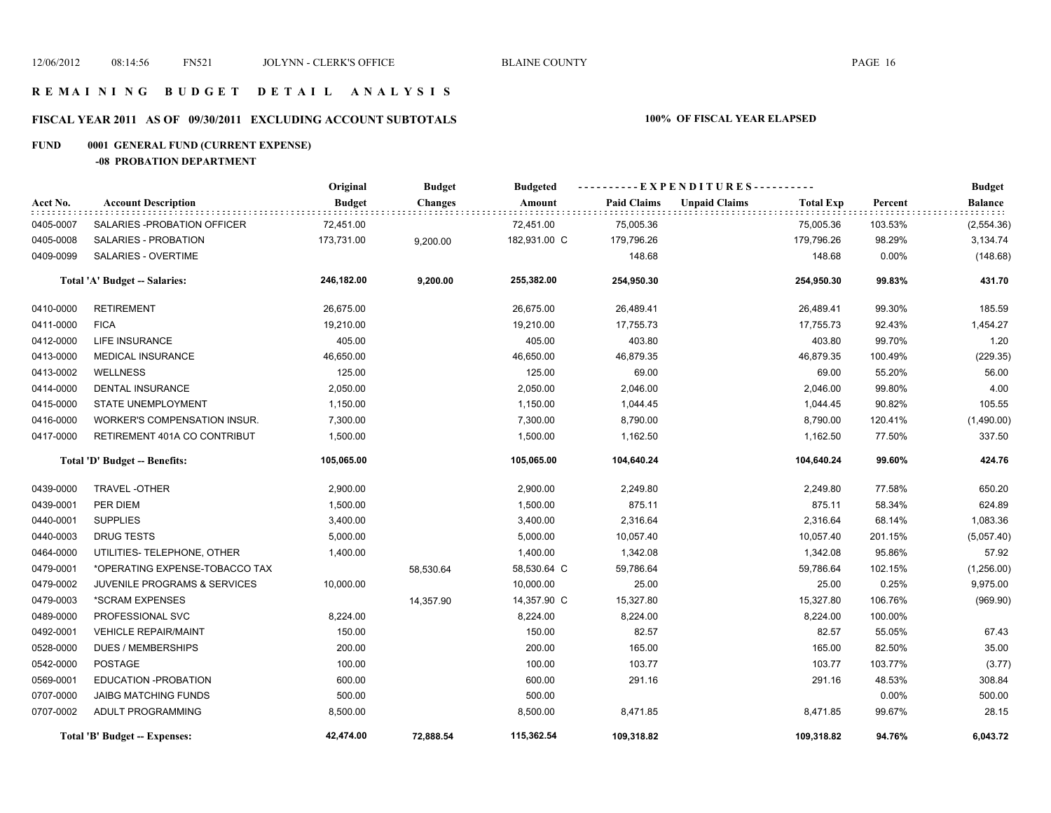# R E M A I N I N G B U D G E T D E T A I L A N A L Y S I S

## FISCAL YEAR 2011 AS OF 09/30/2011 EXCLUDING ACCOUNT SUBTOTALS

**100% OF FISCAL YEAR ELAPSED**

### FUND 0001 GENERAL FUND (CURRENT EXPENSE)

#### -08 PROBATION DEPARTMENT

| Acct No. | Account Description | Original Budget | Budget Changes | Budgeted Amount | Paid Claims | Unpaid Claims | Total Exp | Percent | Budget Balance |
|---|---|---|---|---|---|---|---|---|---|
| 0405-0007 | SALARIES -PROBATION OFFICER | 72,451.00 | | 72,451.00 | 75,005.36 | | 75,005.36 | 103.53% | (2,554.36) |
| 0405-0008 | SALARIES - PROBATION | 173,731.00 | 9,200.00 | 182,931.00 C | 179,796.26 | | 179,796.26 | 98.29% | 3,134.74 |
| 0409-0099 | SALARIES - OVERTIME | | | | 148.68 | | 148.68 | 0.00% | (148.68) |
| | **Total 'A' Budget -- Salaries:** | **246,182.00** | **9,200.00** | **255,382.00** | **254,950.30** | | **254,950.30** | **99.83%** | **431.70** |
| 0410-0000 | RETIREMENT | 26,675.00 | | 26,675.00 | 26,489.41 | | 26,489.41 | 99.30% | 185.59 |
| 0411-0000 | FICA | 19,210.00 | | 19,210.00 | 17,755.73 | | 17,755.73 | 92.43% | 1,454.27 |
| 0412-0000 | LIFE INSURANCE | 405.00 | | 405.00 | 403.80 | | 403.80 | 99.70% | 1.20 |
| 0413-0000 | MEDICAL INSURANCE | 46,650.00 | | 46,650.00 | 46,879.35 | | 46,879.35 | 100.49% | (229.35) |
| 0413-0002 | WELLNESS | 125.00 | | 125.00 | 69.00 | | 69.00 | 55.20% | 56.00 |
| 0414-0000 | DENTAL INSURANCE | 2,050.00 | | 2,050.00 | 2,046.00 | | 2,046.00 | 99.80% | 4.00 |
| 0415-0000 | STATE UNEMPLOYMENT | 1,150.00 | | 1,150.00 | 1,044.45 | | 1,044.45 | 90.82% | 105.55 |
| 0416-0000 | WORKER'S COMPENSATION INSUR. | 7,300.00 | | 7,300.00 | 8,790.00 | | 8,790.00 | 120.41% | (1,490.00) |
| 0417-0000 | RETIREMENT 401A CO CONTRIBUT | 1,500.00 | | 1,500.00 | 1,162.50 | | 1,162.50 | 77.50% | 337.50 |
| | **Total 'D' Budget -- Benefits:** | **105,065.00** | | **105,065.00** | **104,640.24** | | **104,640.24** | **99.60%** | **424.76** |
| 0439-0000 | TRAVEL -OTHER | 2,900.00 | | 2,900.00 | 2,249.80 | | 2,249.80 | 77.58% | 650.20 |
| 0439-0001 | PER DIEM | 1,500.00 | | 1,500.00 | 875.11 | | 875.11 | 58.34% | 624.89 |
| 0440-0001 | SUPPLIES | 3,400.00 | | 3,400.00 | 2,316.64 | | 2,316.64 | 68.14% | 1,083.36 |
| 0440-0003 | DRUG TESTS | 5,000.00 | | 5,000.00 | 10,057.40 | | 10,057.40 | 201.15% | (5,057.40) |
| 0464-0000 | UTILITIES- TELEPHONE, OTHER | 1,400.00 | | 1,400.00 | 1,342.08 | | 1,342.08 | 95.86% | 57.92 |
| 0479-0001 | *OPERATING EXPENSE-TOBACCO TAX | | 58,530.64 | 58,530.64 C | 59,786.64 | | 59,786.64 | 102.15% | (1,256.00) |
| 0479-0002 | JUVENILE PROGRAMS & SERVICES | 10,000.00 | | 10,000.00 | 25.00 | | 25.00 | 0.25% | 9,975.00 |
| 0479-0003 | *SCRAM EXPENSES | | 14,357.90 | 14,357.90 C | 15,327.80 | | 15,327.80 | 106.76% | (969.90) |
| 0489-0000 | PROFESSIONAL SVC | 8,224.00 | | 8,224.00 | 8,224.00 | | 8,224.00 | 100.00% | |
| 0492-0001 | VEHICLE REPAIR/MAINT | 150.00 | | 150.00 | 82.57 | | 82.57 | 55.05% | 67.43 |
| 0528-0000 | DUES / MEMBERSHIPS | 200.00 | | 200.00 | 165.00 | | 165.00 | 82.50% | 35.00 |
| 0542-0000 | POSTAGE | 100.00 | | 100.00 | 103.77 | | 103.77 | 103.77% | (3.77) |
| 0569-0001 | EDUCATION -PROBATION | 600.00 | | 600.00 | 291.16 | | 291.16 | 48.53% | 308.84 |
| 0707-0000 | JAIBG MATCHING FUNDS | 500.00 | | 500.00 | | | | 0.00% | 500.00 |
| 0707-0002 | ADULT PROGRAMMING | 8,500.00 | | 8,500.00 | 8,471.85 | | 8,471.85 | 99.67% | 28.15 |
| | **Total 'B' Budget -- Expenses:** | **42,474.00** | **72,888.54** | **115,362.54** | **109,318.82** | | **109,318.82** | **94.76%** | **6,043.72** |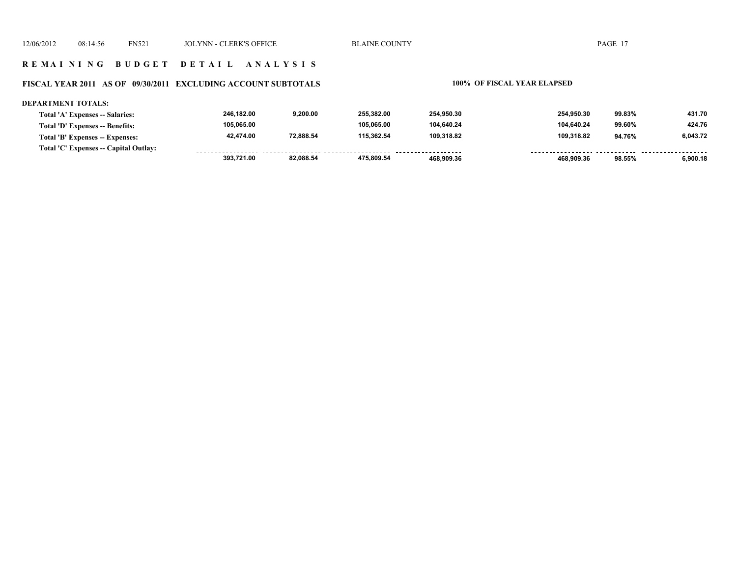## REMAINING BUDGET DETAIL ANALYSIS

### FISCAL YEAR 2011 AS OF 09/30/2011 EXCLUDING ACCOUNT SUBTOTALS

**100% OF FISCAL YEAR ELAPSED**

**DEPARTMENT TOTALS:**

| | | | | | | | |
|---|---|---|---|---|---|---|---|
| Total 'A' Expenses -- Salaries: | 246,182.00 | 9,200.00 | 255,382.00 | 254,950.30 | 254,950.30 | 99.83% | 431.70 |
| Total 'D' Expenses -- Benefits: | 105,065.00 | | 105,065.00 | 104,640.24 | 104,640.24 | 99.60% | 424.76 |
| Total 'B' Expenses -- Expenses: | 42,474.00 | 72,888.54 | 115,362.54 | 109,318.82 | 109,318.82 | 94.76% | 6,043.72 |
| Total 'C' Expenses -- Capital Outlay: | | | | | | | |
| | 393,721.00 | 82,088.54 | 475,809.54 | 468,909.36 | 468,909.36 | 98.55% | 6,900.18 |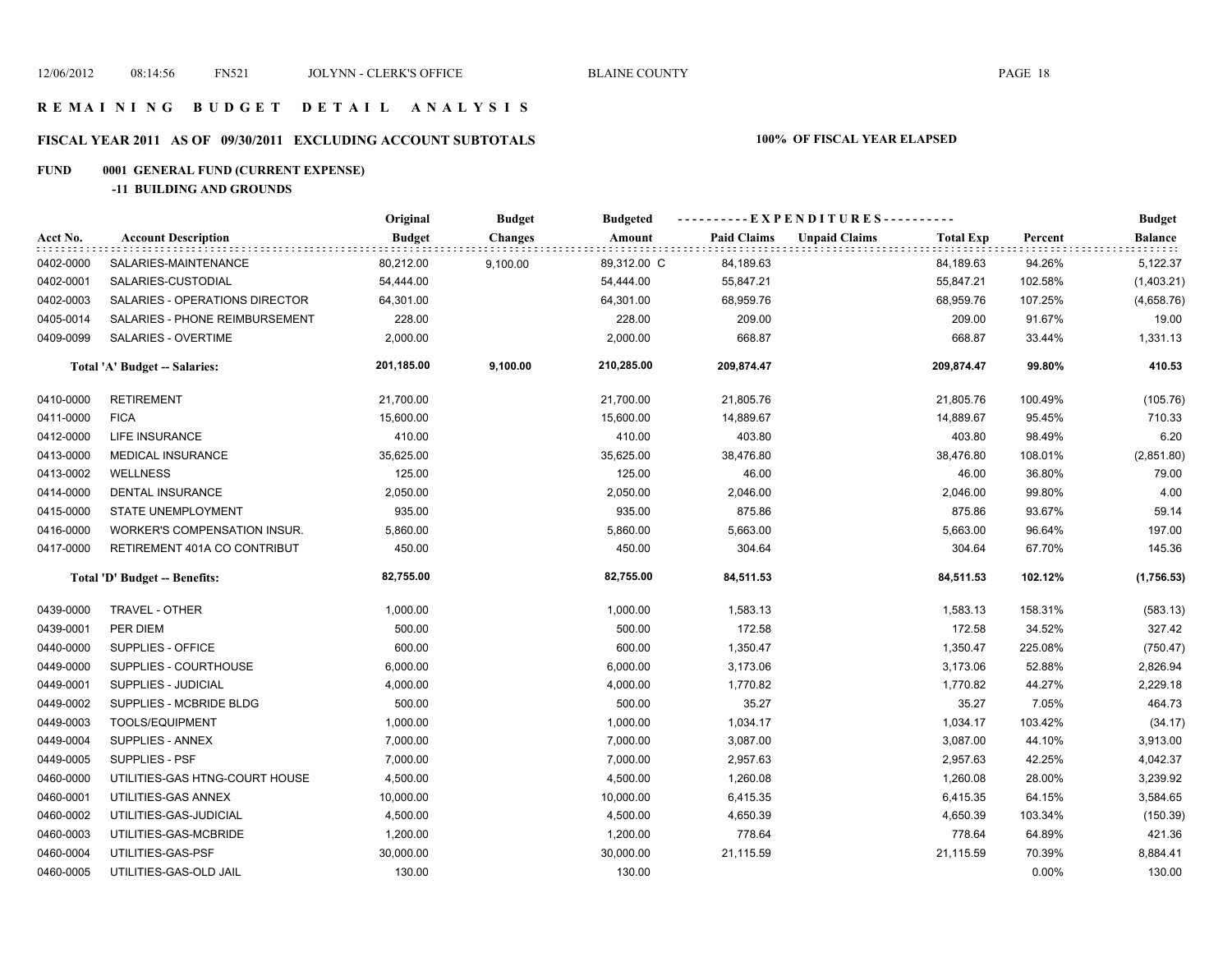# REMAINING BUDGET DETAIL ANALYSIS

## FISCAL YEAR 2011 AS OF 09/30/2011 EXCLUDING ACCOUNT SUBTOTALS

**100% OF FISCAL YEAR ELAPSED**

**FUND 0001 GENERAL FUND (CURRENT EXPENSE)**

**-11 BUILDING AND GROUNDS**

| Acct No. | Account Description | Original Budget | Budget Changes | Budgeted Amount | Paid Claims | Unpaid Claims | Total Exp | Percent | Budget Balance |
|---|---|---|---|---|---|---|---|---|---|
| 0402-0000 | SALARIES-MAINTENANCE | 80,212.00 | 9,100.00 | 89,312.00 C | 84,189.63 | | 84,189.63 | 94.26% | 5,122.37 |
| 0402-0001 | SALARIES-CUSTODIAL | 54,444.00 | | 54,444.00 | 55,847.21 | | 55,847.21 | 102.58% | (1,403.21) |
| 0402-0003 | SALARIES - OPERATIONS DIRECTOR | 64,301.00 | | 64,301.00 | 68,959.76 | | 68,959.76 | 107.25% | (4,658.76) |
| 0405-0014 | SALARIES - PHONE REIMBURSEMENT | 228.00 | | 228.00 | 209.00 | | 209.00 | 91.67% | 19.00 |
| 0409-0099 | SALARIES - OVERTIME | 2,000.00 | | 2,000.00 | 668.87 | | 668.87 | 33.44% | 1,331.13 |
| | **Total 'A' Budget -- Salaries:** | **201,185.00** | **9,100.00** | **210,285.00** | **209,874.47** | | **209,874.47** | **99.80%** | **410.53** |
| 0410-0000 | RETIREMENT | 21,700.00 | | 21,700.00 | 21,805.76 | | 21,805.76 | 100.49% | (105.76) |
| 0411-0000 | FICA | 15,600.00 | | 15,600.00 | 14,889.67 | | 14,889.67 | 95.45% | 710.33 |
| 0412-0000 | LIFE INSURANCE | 410.00 | | 410.00 | 403.80 | | 403.80 | 98.49% | 6.20 |
| 0413-0000 | MEDICAL INSURANCE | 35,625.00 | | 35,625.00 | 38,476.80 | | 38,476.80 | 108.01% | (2,851.80) |
| 0413-0002 | WELLNESS | 125.00 | | 125.00 | 46.00 | | 46.00 | 36.80% | 79.00 |
| 0414-0000 | DENTAL INSURANCE | 2,050.00 | | 2,050.00 | 2,046.00 | | 2,046.00 | 99.80% | 4.00 |
| 0415-0000 | STATE UNEMPLOYMENT | 935.00 | | 935.00 | 875.86 | | 875.86 | 93.67% | 59.14 |
| 0416-0000 | WORKER'S COMPENSATION INSUR. | 5,860.00 | | 5,860.00 | 5,663.00 | | 5,663.00 | 96.64% | 197.00 |
| 0417-0000 | RETIREMENT 401A CO CONTRIBUT | 450.00 | | 450.00 | 304.64 | | 304.64 | 67.70% | 145.36 |
| | **Total 'D' Budget -- Benefits:** | **82,755.00** | | **82,755.00** | **84,511.53** | | **84,511.53** | **102.12%** | **(1,756.53)** |
| 0439-0000 | TRAVEL - OTHER | 1,000.00 | | 1,000.00 | 1,583.13 | | 1,583.13 | 158.31% | (583.13) |
| 0439-0001 | PER DIEM | 500.00 | | 500.00 | 172.58 | | 172.58 | 34.52% | 327.42 |
| 0440-0000 | SUPPLIES - OFFICE | 600.00 | | 600.00 | 1,350.47 | | 1,350.47 | 225.08% | (750.47) |
| 0449-0000 | SUPPLIES - COURTHOUSE | 6,000.00 | | 6,000.00 | 3,173.06 | | 3,173.06 | 52.88% | 2,826.94 |
| 0449-0001 | SUPPLIES - JUDICIAL | 4,000.00 | | 4,000.00 | 1,770.82 | | 1,770.82 | 44.27% | 2,229.18 |
| 0449-0002 | SUPPLIES - MCBRIDE BLDG | 500.00 | | 500.00 | 35.27 | | 35.27 | 7.05% | 464.73 |
| 0449-0003 | TOOLS/EQUIPMENT | 1,000.00 | | 1,000.00 | 1,034.17 | | 1,034.17 | 103.42% | (34.17) |
| 0449-0004 | SUPPLIES - ANNEX | 7,000.00 | | 7,000.00 | 3,087.00 | | 3,087.00 | 44.10% | 3,913.00 |
| 0449-0005 | SUPPLIES - PSF | 7,000.00 | | 7,000.00 | 2,957.63 | | 2,957.63 | 42.25% | 4,042.37 |
| 0460-0000 | UTILITIES-GAS HTNG-COURT HOUSE | 4,500.00 | | 4,500.00 | 1,260.08 | | 1,260.08 | 28.00% | 3,239.92 |
| 0460-0001 | UTILITIES-GAS ANNEX | 10,000.00 | | 10,000.00 | 6,415.35 | | 6,415.35 | 64.15% | 3,584.65 |
| 0460-0002 | UTILITIES-GAS-JUDICIAL | 4,500.00 | | 4,500.00 | 4,650.39 | | 4,650.39 | 103.34% | (150.39) |
| 0460-0003 | UTILITIES-GAS-MCBRIDE | 1,200.00 | | 1,200.00 | 778.64 | | 778.64 | 64.89% | 421.36 |
| 0460-0004 | UTILITIES-GAS-PSF | 30,000.00 | | 30,000.00 | 21,115.59 | | 21,115.59 | 70.39% | 8,884.41 |
| 0460-0005 | UTILITIES-GAS-OLD JAIL | 130.00 | | 130.00 | | | | 0.00% | 130.00 |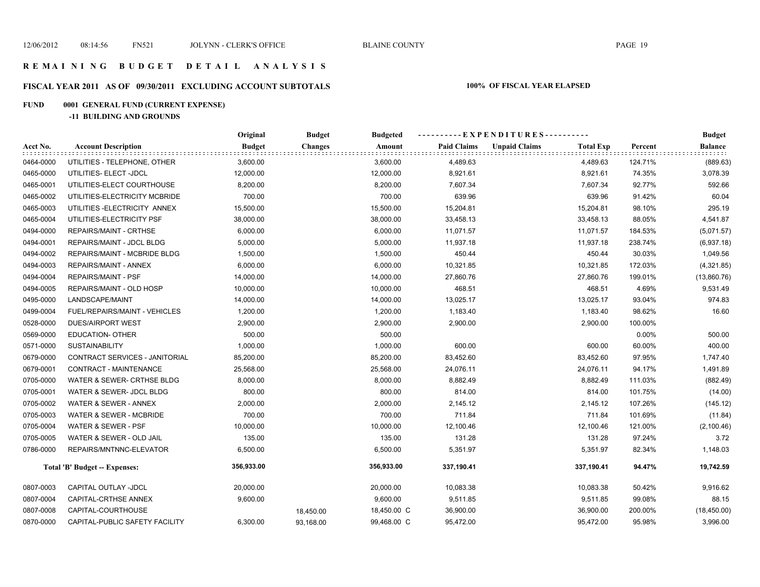# REMAINING BUDGET DETAIL ANALYSIS

## FISCAL YEAR 2011 AS OF 09/30/2011 EXCLUDING ACCOUNT SUBTOTALS

**100% OF FISCAL YEAR ELAPSED**

**FUND 0001 GENERAL FUND (CURRENT EXPENSE)**

**-11 BUILDING AND GROUNDS**

| Acct No. | Account Description | Original Budget | Budget Changes | Budgeted Amount | Paid Claims | Unpaid Claims | Total Exp | Percent | Budget Balance |
|---|---|---|---|---|---|---|---|---|---|
| 0464-0000 | UTILITIES - TELEPHONE, OTHER | 3,600.00 | | 3,600.00 | 4,489.63 | | 4,489.63 | 124.71% | (889.63) |
| 0465-0000 | UTILITIES- ELECT -JDCL | 12,000.00 | | 12,000.00 | 8,921.61 | | 8,921.61 | 74.35% | 3,078.39 |
| 0465-0001 | UTILITIES-ELECT COURTHOUSE | 8,200.00 | | 8,200.00 | 7,607.34 | | 7,607.34 | 92.77% | 592.66 |
| 0465-0002 | UTILITIES-ELECTRICITY MCBRIDE | 700.00 | | 700.00 | 639.96 | | 639.96 | 91.42% | 60.04 |
| 0465-0003 | UTILITIES -ELECTRICITY ANNEX | 15,500.00 | | 15,500.00 | 15,204.81 | | 15,204.81 | 98.10% | 295.19 |
| 0465-0004 | UTILITIES-ELECTRICITY PSF | 38,000.00 | | 38,000.00 | 33,458.13 | | 33,458.13 | 88.05% | 4,541.87 |
| 0494-0000 | REPAIRS/MAINT - CRTHSE | 6,000.00 | | 6,000.00 | 11,071.57 | | 11,071.57 | 184.53% | (5,071.57) |
| 0494-0001 | REPAIRS/MAINT - JDCL BLDG | 5,000.00 | | 5,000.00 | 11,937.18 | | 11,937.18 | 238.74% | (6,937.18) |
| 0494-0002 | REPAIRS/MAINT - MCBRIDE BLDG | 1,500.00 | | 1,500.00 | 450.44 | | 450.44 | 30.03% | 1,049.56 |
| 0494-0003 | REPAIRS/MAINT - ANNEX | 6,000.00 | | 6,000.00 | 10,321.85 | | 10,321.85 | 172.03% | (4,321.85) |
| 0494-0004 | REPAIRS/MAINT - PSF | 14,000.00 | | 14,000.00 | 27,860.76 | | 27,860.76 | 199.01% | (13,860.76) |
| 0494-0005 | REPAIRS/MAINT - OLD HOSP | 10,000.00 | | 10,000.00 | 468.51 | | 468.51 | 4.69% | 9,531.49 |
| 0495-0000 | LANDSCAPE/MAINT | 14,000.00 | | 14,000.00 | 13,025.17 | | 13,025.17 | 93.04% | 974.83 |
| 0499-0004 | FUEL/REPAIRS/MAINT - VEHICLES | 1,200.00 | | 1,200.00 | 1,183.40 | | 1,183.40 | 98.62% | 16.60 |
| 0528-0000 | DUES/AIRPORT WEST | 2,900.00 | | 2,900.00 | 2,900.00 | | 2,900.00 | 100.00% | |
| 0569-0000 | EDUCATION- OTHER | 500.00 | | 500.00 | | | | 0.00% | 500.00 |
| 0571-0000 | SUSTAINABILITY | 1,000.00 | | 1,000.00 | 600.00 | | 600.00 | 60.00% | 400.00 |
| 0679-0000 | CONTRACT SERVICES - JANITORIAL | 85,200.00 | | 85,200.00 | 83,452.60 | | 83,452.60 | 97.95% | 1,747.40 |
| 0679-0001 | CONTRACT - MAINTENANCE | 25,568.00 | | 25,568.00 | 24,076.11 | | 24,076.11 | 94.17% | 1,491.89 |
| 0705-0000 | WATER & SEWER- CRTHSE BLDG | 8,000.00 | | 8,000.00 | 8,882.49 | | 8,882.49 | 111.03% | (882.49) |
| 0705-0001 | WATER & SEWER- JDCL BLDG | 800.00 | | 800.00 | 814.00 | | 814.00 | 101.75% | (14.00) |
| 0705-0002 | WATER & SEWER - ANNEX | 2,000.00 | | 2,000.00 | 2,145.12 | | 2,145.12 | 107.26% | (145.12) |
| 0705-0003 | WATER & SEWER - MCBRIDE | 700.00 | | 700.00 | 711.84 | | 711.84 | 101.69% | (11.84) |
| 0705-0004 | WATER & SEWER - PSF | 10,000.00 | | 10,000.00 | 12,100.46 | | 12,100.46 | 121.00% | (2,100.46) |
| 0705-0005 | WATER & SEWER - OLD JAIL | 135.00 | | 135.00 | 131.28 | | 131.28 | 97.24% | 3.72 |
| 0786-0000 | REPAIRS/MNTNNC-ELEVATOR | 6,500.00 | | 6,500.00 | 5,351.97 | | 5,351.97 | 82.34% | 1,148.03 |
| | **Total 'B' Budget -- Expenses:** | **356,933.00** | | **356,933.00** | **337,190.41** | | **337,190.41** | **94.47%** | **19,742.59** |
| 0807-0003 | CAPITAL OUTLAY -JDCL | 20,000.00 | | 20,000.00 | 10,083.38 | | 10,083.38 | 50.42% | 9,916.62 |
| 0807-0004 | CAPITAL-CRTHSE ANNEX | 9,600.00 | | 9,600.00 | 9,511.85 | | 9,511.85 | 99.08% | 88.15 |
| 0807-0008 | CAPITAL-COURTHOUSE | | 18,450.00 | 18,450.00 C | 36,900.00 | | 36,900.00 | 200.00% | (18,450.00) |
| 0870-0000 | CAPITAL-PUBLIC SAFETY FACILITY | 6,300.00 | 93,168.00 | 99,468.00 C | 95,472.00 | | 95,472.00 | 95.98% | 3,996.00 |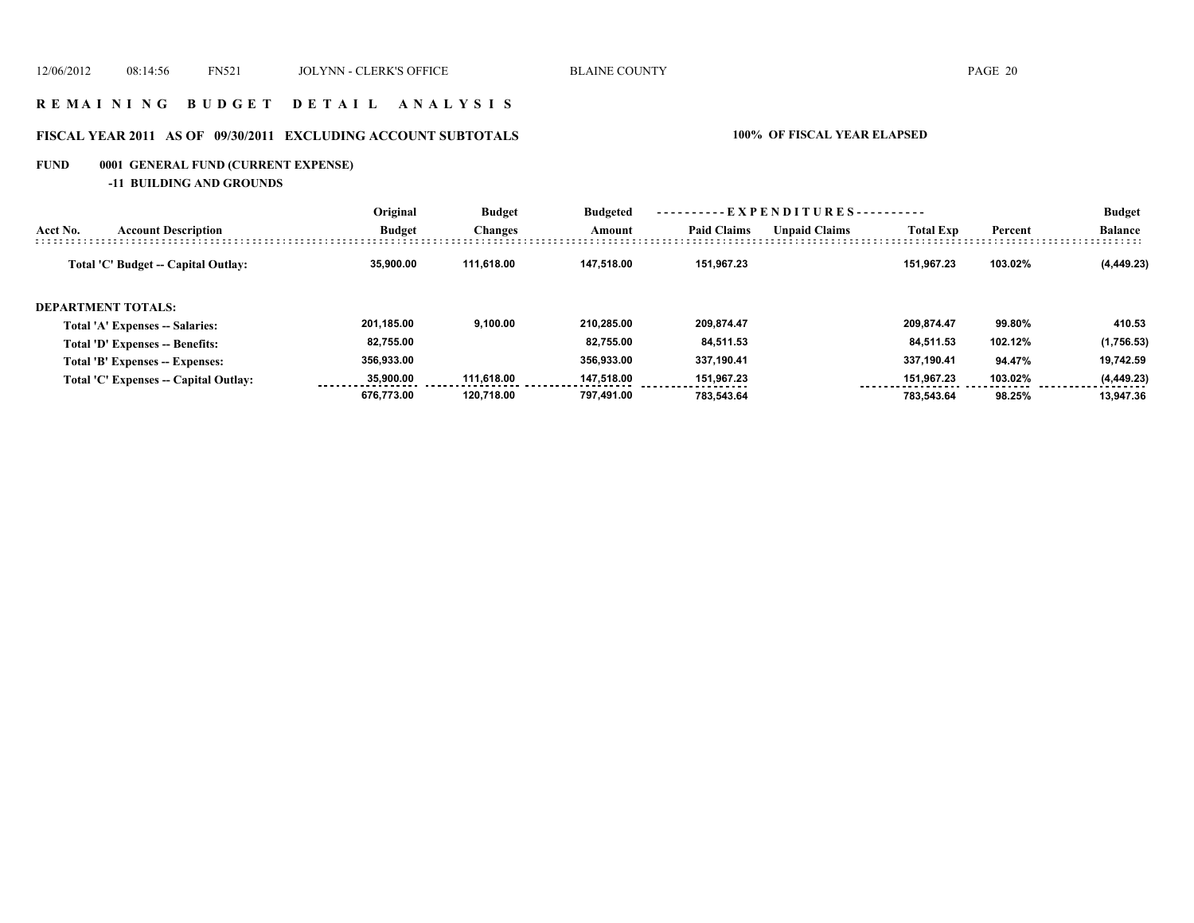# R E M A I N I N G   B U D G E T   D E T A I L   A N A L Y S I S

## FISCAL YEAR 2011 AS OF 09/30/2011 EXCLUDING ACCOUNT SUBTOTALS

**100% OF FISCAL YEAR ELAPSED**

**FUND 0001 GENERAL FUND (CURRENT EXPENSE)**

**-11 BUILDING AND GROUNDS**

| Acct No. | Account Description | Original Budget | Budget Changes | Budgeted Amount | Paid Claims | Unpaid Claims | Total Exp | Percent | Budget Balance |
|---|---|---|---|---|---|---|---|---|---|
| | Total 'C' Budget -- Capital Outlay: | 35,900.00 | 111,618.00 | 147,518.00 | 151,967.23 | | 151,967.23 | 103.02% | (4,449.23) |
| | **DEPARTMENT TOTALS:** | | | | | | | | |
| | Total 'A' Expenses -- Salaries: | 201,185.00 | 9,100.00 | 210,285.00 | 209,874.47 | | 209,874.47 | 99.80% | 410.53 |
| | Total 'D' Expenses -- Benefits: | 82,755.00 | | 82,755.00 | 84,511.53 | | 84,511.53 | 102.12% | (1,756.53) |
| | Total 'B' Expenses -- Expenses: | 356,933.00 | | 356,933.00 | 337,190.41 | | 337,190.41 | 94.47% | 19,742.59 |
| | Total 'C' Expenses -- Capital Outlay: | 35,900.00 | 111,618.00 | 147,518.00 | 151,967.23 | | 151,967.23 | 103.02% | (4,449.23) |
| | | 676,773.00 | 120,718.00 | 797,491.00 | 783,543.64 | | 783,543.64 | 98.25% | 13,947.36 |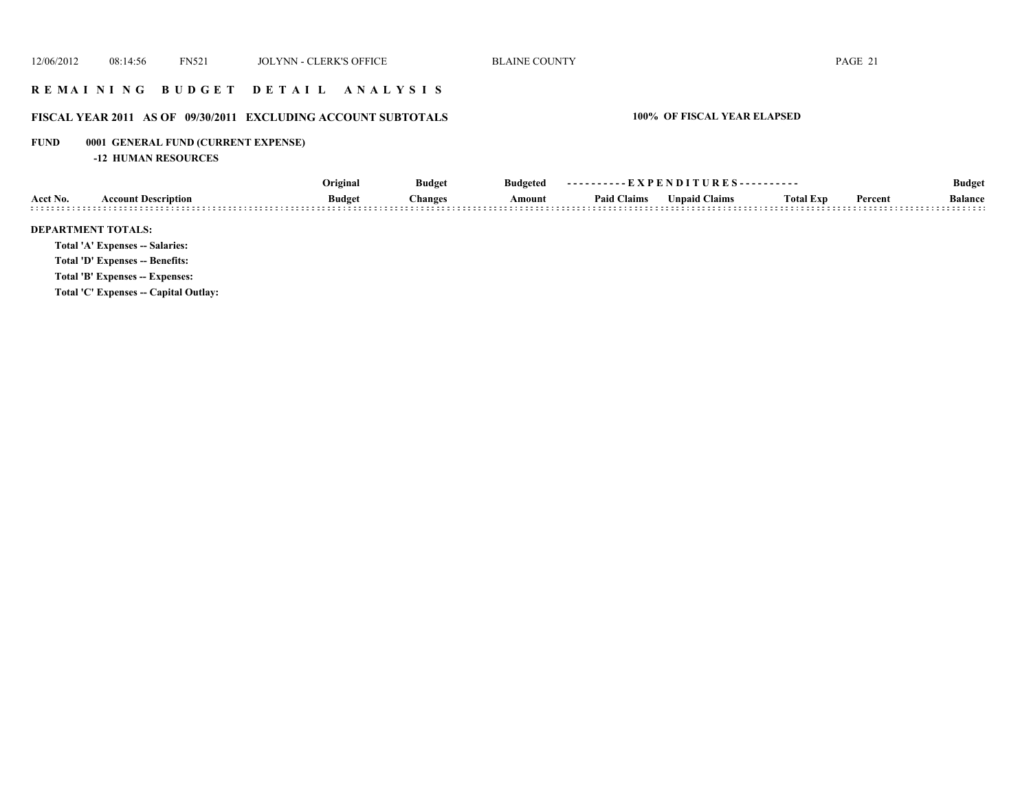# REMAINING BUDGET DETAIL ANALYSIS

## FISCAL YEAR 2011 AS OF 09/30/2011 EXCLUDING ACCOUNT SUBTOTALS

**100% OF FISCAL YEAR ELAPSED**

**FUND 0001 GENERAL FUND (CURRENT EXPENSE)**

**-12 HUMAN RESOURCES**

| Acct No. | Account Description | Original Budget | Budget Changes | Budgeted Amount | Paid Claims | Unpaid Claims | Total Exp | Percent | Budget Balance |
|---|---|---|---|---|---|---|---|---|---|

**DEPARTMENT TOTALS:**

**Total 'A' Expenses -- Salaries:**

**Total 'D' Expenses -- Benefits:**

**Total 'B' Expenses -- Expenses:**

**Total 'C' Expenses -- Capital Outlay:**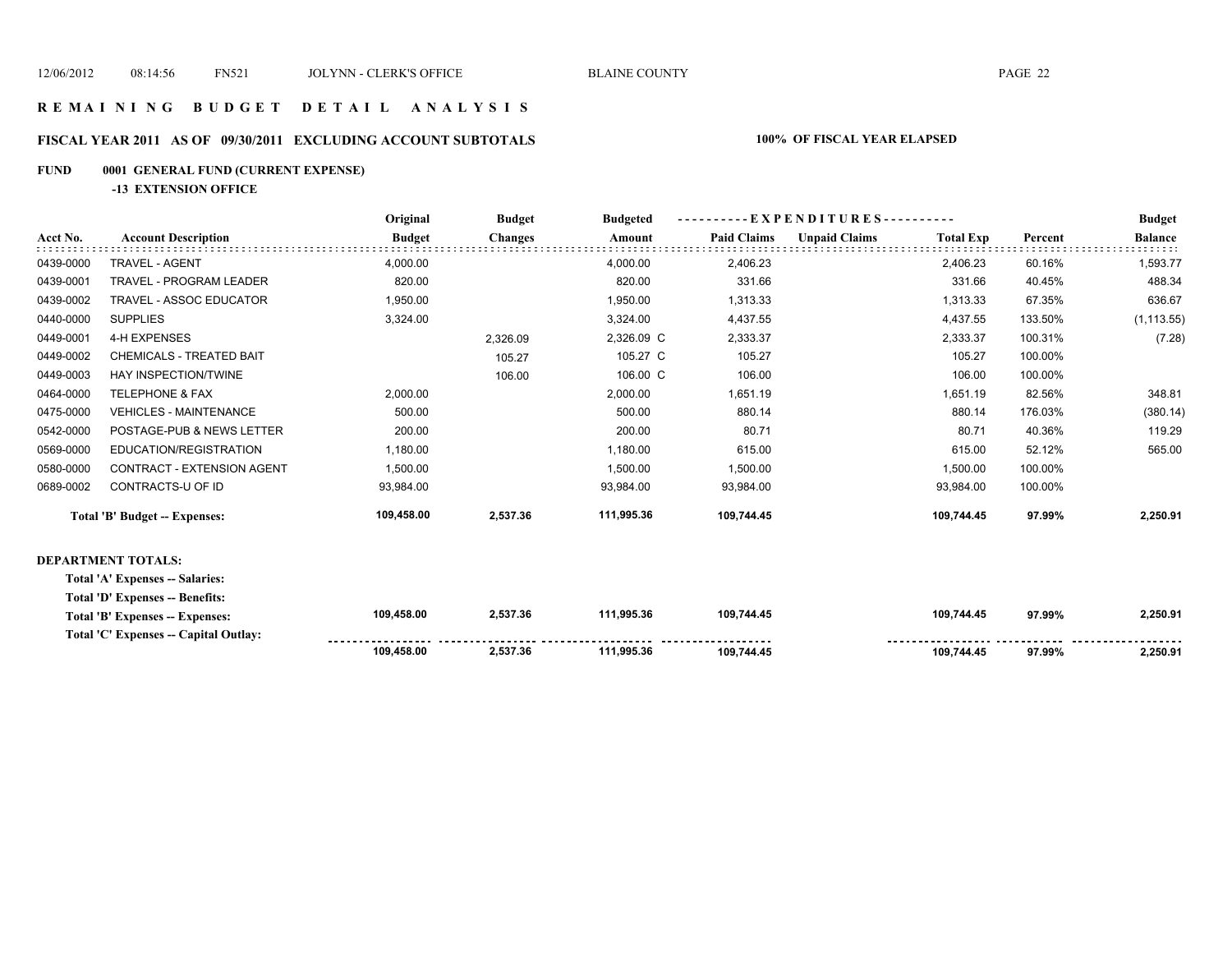# R E M A I N I N G   B U D G E T   D E T A I L   A N A L Y S I S

## FISCAL YEAR 2011 AS OF 09/30/2011 EXCLUDING ACCOUNT SUBTOTALS — 100% OF FISCAL YEAR ELAPSED

### FUND 0001 GENERAL FUND (CURRENT EXPENSE)

#### -13 EXTENSION OFFICE

| Acct No. | Account Description | Original Budget | Budget Changes | Budgeted Amount | EXPENDITURES Paid Claims | Unpaid Claims | Total Exp | Percent | Budget Balance |
|---|---|---|---|---|---|---|---|---|---|
| 0439-0000 | TRAVEL - AGENT | 4,000.00 | | 4,000.00 | 2,406.23 | | 2,406.23 | 60.16% | 1,593.77 |
| 0439-0001 | TRAVEL - PROGRAM LEADER | 820.00 | | 820.00 | 331.66 | | 331.66 | 40.45% | 488.34 |
| 0439-0002 | TRAVEL - ASSOC EDUCATOR | 1,950.00 | | 1,950.00 | 1,313.33 | | 1,313.33 | 67.35% | 636.67 |
| 0440-0000 | SUPPLIES | 3,324.00 | | 3,324.00 | 4,437.55 | | 4,437.55 | 133.50% | (1,113.55) |
| 0449-0001 | 4-H EXPENSES | | 2,326.09 | 2,326.09 C | 2,333.37 | | 2,333.37 | 100.31% | (7.28) |
| 0449-0002 | CHEMICALS - TREATED BAIT | | 105.27 | 105.27 C | 105.27 | | 105.27 | 100.00% | |
| 0449-0003 | HAY INSPECTION/TWINE | | 106.00 | 106.00 C | 106.00 | | 106.00 | 100.00% | |
| 0464-0000 | TELEPHONE & FAX | 2,000.00 | | 2,000.00 | 1,651.19 | | 1,651.19 | 82.56% | 348.81 |
| 0475-0000 | VEHICLES - MAINTENANCE | 500.00 | | 500.00 | 880.14 | | 880.14 | 176.03% | (380.14) |
| 0542-0000 | POSTAGE-PUB & NEWS LETTER | 200.00 | | 200.00 | 80.71 | | 80.71 | 40.36% | 119.29 |
| 0569-0000 | EDUCATION/REGISTRATION | 1,180.00 | | 1,180.00 | 615.00 | | 615.00 | 52.12% | 565.00 |
| 0580-0000 | CONTRACT - EXTENSION AGENT | 1,500.00 | | 1,500.00 | 1,500.00 | | 1,500.00 | 100.00% | |
| 0689-0002 | CONTRACTS-U OF ID | 93,984.00 | | 93,984.00 | 93,984.00 | | 93,984.00 | 100.00% | |
| | **Total 'B' Budget -- Expenses:** | **109,458.00** | **2,537.36** | **111,995.36** | **109,744.45** | | **109,744.45** | **97.99%** | **2,250.91** |

**DEPARTMENT TOTALS:**

| | Original Budget | Budget Changes | Budgeted Amount | Paid Claims | Unpaid Claims | Total Exp | Percent | Budget Balance |
|---|---|---|---|---|---|---|---|---|
| Total 'A' Expenses -- Salaries: | | | | | | | | |
| Total 'D' Expenses -- Benefits: | | | | | | | | |
| Total 'B' Expenses -- Expenses: | 109,458.00 | 2,537.36 | 111,995.36 | 109,744.45 | | 109,744.45 | 97.99% | 2,250.91 |
| Total 'C' Expenses -- Capital Outlay: | | | | | | | | |
| | **109,458.00** | **2,537.36** | **111,995.36** | **109,744.45** | | **109,744.45** | **97.99%** | **2,250.91** |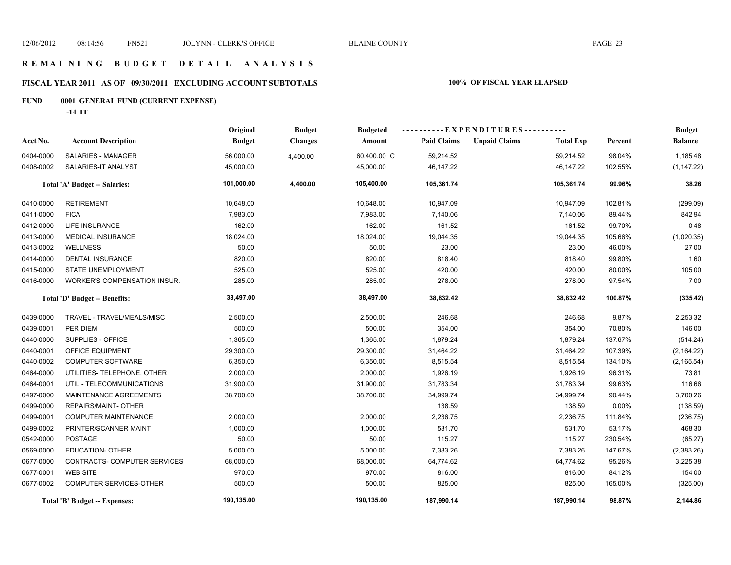# REMAINING BUDGET DETAIL ANALYSIS

## FISCAL YEAR 2011 AS OF 09/30/2011 EXCLUDING ACCOUNT SUBTOTALS

**100% OF FISCAL YEAR ELAPSED**

**FUND 0001 GENERAL FUND (CURRENT EXPENSE)**

**-14 IT**

| Acct No. | Account Description | Original Budget | Budget Changes | Budgeted Amount | Paid Claims | Unpaid Claims | Total Exp | Percent | Budget Balance |
|---|---|---|---|---|---|---|---|---|---|
| 0404-0000 | SALARIES - MANAGER | 56,000.00 | 4,400.00 | 60,400.00 C | 59,214.52 | | 59,214.52 | 98.04% | 1,185.48 |
| 0408-0002 | SALARIES-IT ANALYST | 45,000.00 | | 45,000.00 | 46,147.22 | | 46,147.22 | 102.55% | (1,147.22) |
| | **Total 'A' Budget -- Salaries:** | **101,000.00** | **4,400.00** | **105,400.00** | **105,361.74** | | **105,361.74** | **99.96%** | **38.26** |
| 0410-0000 | RETIREMENT | 10,648.00 | | 10,648.00 | 10,947.09 | | 10,947.09 | 102.81% | (299.09) |
| 0411-0000 | FICA | 7,983.00 | | 7,983.00 | 7,140.06 | | 7,140.06 | 89.44% | 842.94 |
| 0412-0000 | LIFE INSURANCE | 162.00 | | 162.00 | 161.52 | | 161.52 | 99.70% | 0.48 |
| 0413-0000 | MEDICAL INSURANCE | 18,024.00 | | 18,024.00 | 19,044.35 | | 19,044.35 | 105.66% | (1,020.35) |
| 0413-0002 | WELLNESS | 50.00 | | 50.00 | 23.00 | | 23.00 | 46.00% | 27.00 |
| 0414-0000 | DENTAL INSURANCE | 820.00 | | 820.00 | 818.40 | | 818.40 | 99.80% | 1.60 |
| 0415-0000 | STATE UNEMPLOYMENT | 525.00 | | 525.00 | 420.00 | | 420.00 | 80.00% | 105.00 |
| 0416-0000 | WORKER'S COMPENSATION INSUR. | 285.00 | | 285.00 | 278.00 | | 278.00 | 97.54% | 7.00 |
| | **Total 'D' Budget -- Benefits:** | **38,497.00** | | **38,497.00** | **38,832.42** | | **38,832.42** | **100.87%** | **(335.42)** |
| 0439-0000 | TRAVEL - TRAVEL/MEALS/MISC | 2,500.00 | | 2,500.00 | 246.68 | | 246.68 | 9.87% | 2,253.32 |
| 0439-0001 | PER DIEM | 500.00 | | 500.00 | 354.00 | | 354.00 | 70.80% | 146.00 |
| 0440-0000 | SUPPLIES - OFFICE | 1,365.00 | | 1,365.00 | 1,879.24 | | 1,879.24 | 137.67% | (514.24) |
| 0440-0001 | OFFICE EQUIPMENT | 29,300.00 | | 29,300.00 | 31,464.22 | | 31,464.22 | 107.39% | (2,164.22) |
| 0440-0002 | COMPUTER SOFTWARE | 6,350.00 | | 6,350.00 | 8,515.54 | | 8,515.54 | 134.10% | (2,165.54) |
| 0464-0000 | UTILITIES- TELEPHONE, OTHER | 2,000.00 | | 2,000.00 | 1,926.19 | | 1,926.19 | 96.31% | 73.81 |
| 0464-0001 | UTIL - TELECOMMUNICATIONS | 31,900.00 | | 31,900.00 | 31,783.34 | | 31,783.34 | 99.63% | 116.66 |
| 0497-0000 | MAINTENANCE AGREEMENTS | 38,700.00 | | 38,700.00 | 34,999.74 | | 34,999.74 | 90.44% | 3,700.26 |
| 0499-0000 | REPAIRS/MAINT- OTHER | | | | 138.59 | | 138.59 | 0.00% | (138.59) |
| 0499-0001 | COMPUTER MAINTENANCE | 2,000.00 | | 2,000.00 | 2,236.75 | | 2,236.75 | 111.84% | (236.75) |
| 0499-0002 | PRINTER/SCANNER MAINT | 1,000.00 | | 1,000.00 | 531.70 | | 531.70 | 53.17% | 468.30 |
| 0542-0000 | POSTAGE | 50.00 | | 50.00 | 115.27 | | 115.27 | 230.54% | (65.27) |
| 0569-0000 | EDUCATION- OTHER | 5,000.00 | | 5,000.00 | 7,383.26 | | 7,383.26 | 147.67% | (2,383.26) |
| 0677-0000 | CONTRACTS- COMPUTER SERVICES | 68,000.00 | | 68,000.00 | 64,774.62 | | 64,774.62 | 95.26% | 3,225.38 |
| 0677-0001 | WEB SITE | 970.00 | | 970.00 | 816.00 | | 816.00 | 84.12% | 154.00 |
| 0677-0002 | COMPUTER SERVICES-OTHER | 500.00 | | 500.00 | 825.00 | | 825.00 | 165.00% | (325.00) |
| | **Total 'B' Budget -- Expenses:** | **190,135.00** | | **190,135.00** | **187,990.14** | | **187,990.14** | **98.87%** | **2,144.86** |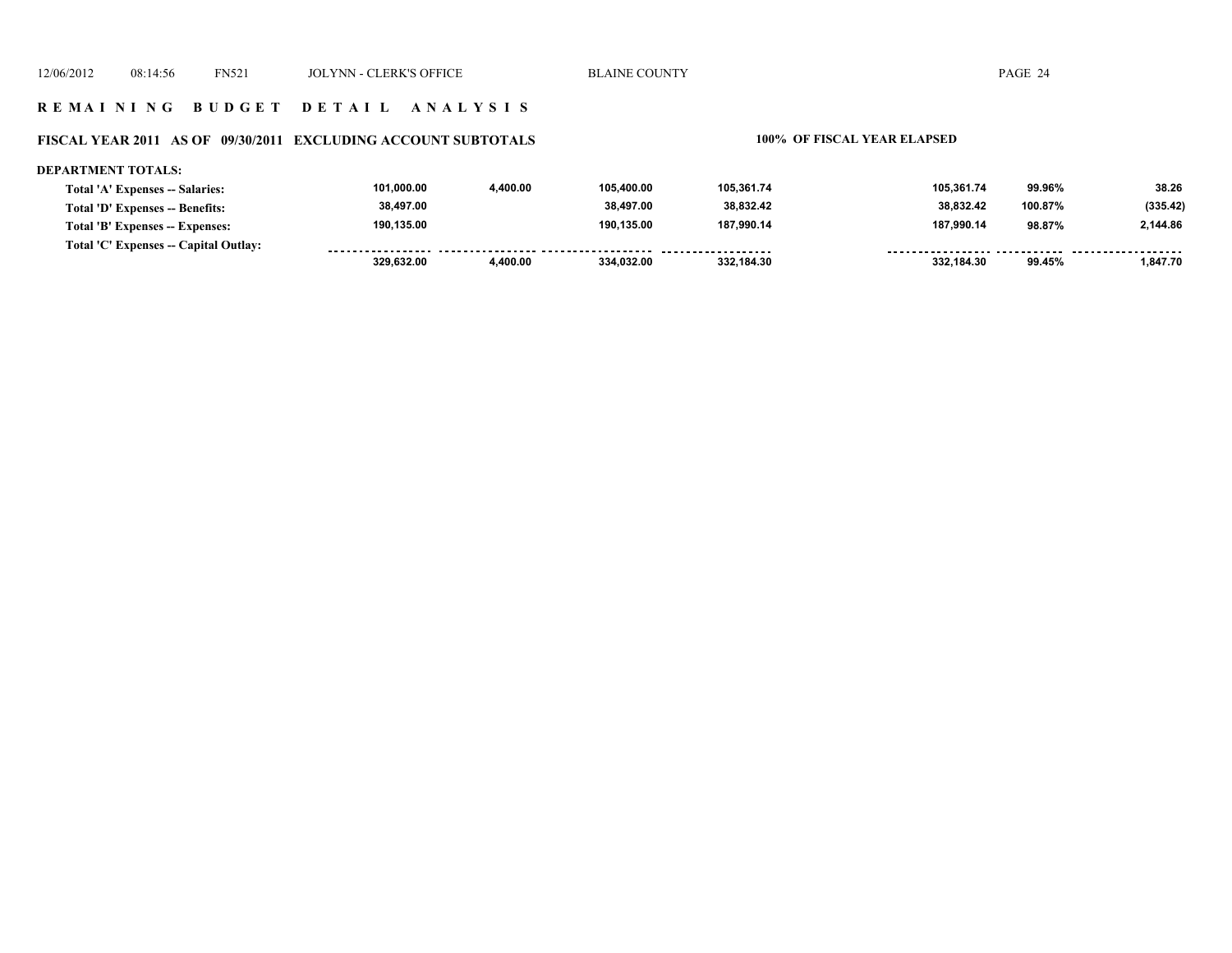## R E M A I N I N G  B U D G E T  D E T A I L  A N A L Y S I S

### FISCAL YEAR 2011  AS OF 09/30/2011  EXCLUDING ACCOUNT SUBTOTALS

**100% OF FISCAL YEAR ELAPSED**

**DEPARTMENT TOTALS:**

| | | | | | | | |
|---|---|---|---|---|---|---|---|
| **Total 'A' Expenses -- Salaries:** | **101,000.00** | **4,400.00** | **105,400.00** | **105,361.74** | **105,361.74** | **99.96%** | **38.26** |
| **Total 'D' Expenses -- Benefits:** | **38,497.00** | | **38,497.00** | **38,832.42** | **38,832.42** | **100.87%** | **(335.42)** |
| **Total 'B' Expenses -- Expenses:** | **190,135.00** | | **190,135.00** | **187,990.14** | **187,990.14** | **98.87%** | **2,144.86** |
| **Total 'C' Expenses -- Capital Outlay:** | | | | | | | |
| | **329,632.00** | **4,400.00** | **334,032.00** | **332,184.30** | **332,184.30** | **99.45%** | **1,847.70** |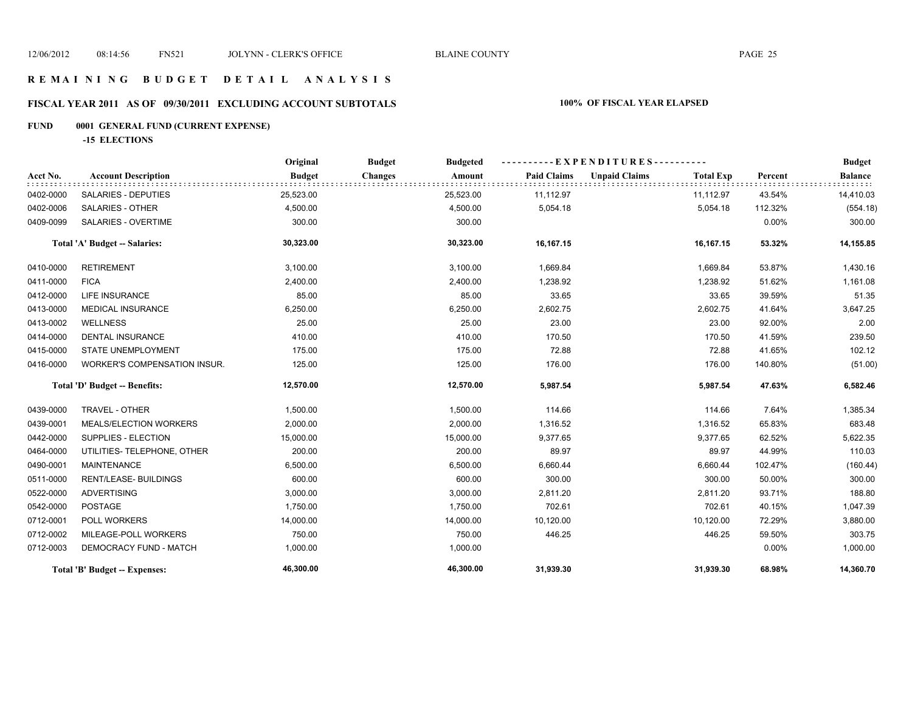# R E M A I N I N G   B U D G E T   D E T A I L   A N A L Y S I S

## FISCAL YEAR 2011 AS OF 09/30/2011 EXCLUDING ACCOUNT SUBTOTALS

**100% OF FISCAL YEAR ELAPSED**

**FUND 0001 GENERAL FUND (CURRENT EXPENSE)**

**-15 ELECTIONS**

| Acct No. | Account Description | Original Budget | Budget Changes | Budgeted Amount | Paid Claims | Unpaid Claims | Total Exp | Percent | Budget Balance |
|---|---|---|---|---|---|---|---|---|---|
| 0402-0000 | SALARIES - DEPUTIES | 25,523.00 | | 25,523.00 | 11,112.97 | | 11,112.97 | 43.54% | 14,410.03 |
| 0402-0006 | SALARIES - OTHER | 4,500.00 | | 4,500.00 | 5,054.18 | | 5,054.18 | 112.32% | (554.18) |
| 0409-0099 | SALARIES - OVERTIME | 300.00 | | 300.00 | | | | 0.00% | 300.00 |
| | **Total 'A' Budget -- Salaries:** | **30,323.00** | | **30,323.00** | **16,167.15** | | **16,167.15** | **53.32%** | **14,155.85** |
| 0410-0000 | RETIREMENT | 3,100.00 | | 3,100.00 | 1,669.84 | | 1,669.84 | 53.87% | 1,430.16 |
| 0411-0000 | FICA | 2,400.00 | | 2,400.00 | 1,238.92 | | 1,238.92 | 51.62% | 1,161.08 |
| 0412-0000 | LIFE INSURANCE | 85.00 | | 85.00 | 33.65 | | 33.65 | 39.59% | 51.35 |
| 0413-0000 | MEDICAL INSURANCE | 6,250.00 | | 6,250.00 | 2,602.75 | | 2,602.75 | 41.64% | 3,647.25 |
| 0413-0002 | WELLNESS | 25.00 | | 25.00 | 23.00 | | 23.00 | 92.00% | 2.00 |
| 0414-0000 | DENTAL INSURANCE | 410.00 | | 410.00 | 170.50 | | 170.50 | 41.59% | 239.50 |
| 0415-0000 | STATE UNEMPLOYMENT | 175.00 | | 175.00 | 72.88 | | 72.88 | 41.65% | 102.12 |
| 0416-0000 | WORKER'S COMPENSATION INSUR. | 125.00 | | 125.00 | 176.00 | | 176.00 | 140.80% | (51.00) |
| | **Total 'D' Budget -- Benefits:** | **12,570.00** | | **12,570.00** | **5,987.54** | | **5,987.54** | **47.63%** | **6,582.46** |
| 0439-0000 | TRAVEL - OTHER | 1,500.00 | | 1,500.00 | 114.66 | | 114.66 | 7.64% | 1,385.34 |
| 0439-0001 | MEALS/ELECTION WORKERS | 2,000.00 | | 2,000.00 | 1,316.52 | | 1,316.52 | 65.83% | 683.48 |
| 0442-0000 | SUPPLIES - ELECTION | 15,000.00 | | 15,000.00 | 9,377.65 | | 9,377.65 | 62.52% | 5,622.35 |
| 0464-0000 | UTILITIES- TELEPHONE, OTHER | 200.00 | | 200.00 | 89.97 | | 89.97 | 44.99% | 110.03 |
| 0490-0001 | MAINTENANCE | 6,500.00 | | 6,500.00 | 6,660.44 | | 6,660.44 | 102.47% | (160.44) |
| 0511-0000 | RENT/LEASE- BUILDINGS | 600.00 | | 600.00 | 300.00 | | 300.00 | 50.00% | 300.00 |
| 0522-0000 | ADVERTISING | 3,000.00 | | 3,000.00 | 2,811.20 | | 2,811.20 | 93.71% | 188.80 |
| 0542-0000 | POSTAGE | 1,750.00 | | 1,750.00 | 702.61 | | 702.61 | 40.15% | 1,047.39 |
| 0712-0001 | POLL WORKERS | 14,000.00 | | 14,000.00 | 10,120.00 | | 10,120.00 | 72.29% | 3,880.00 |
| 0712-0002 | MILEAGE-POLL WORKERS | 750.00 | | 750.00 | 446.25 | | 446.25 | 59.50% | 303.75 |
| 0712-0003 | DEMOCRACY FUND - MATCH | 1,000.00 | | 1,000.00 | | | | 0.00% | 1,000.00 |
| | **Total 'B' Budget -- Expenses:** | **46,300.00** | | **46,300.00** | **31,939.30** | | **31,939.30** | **68.98%** | **14,360.70** |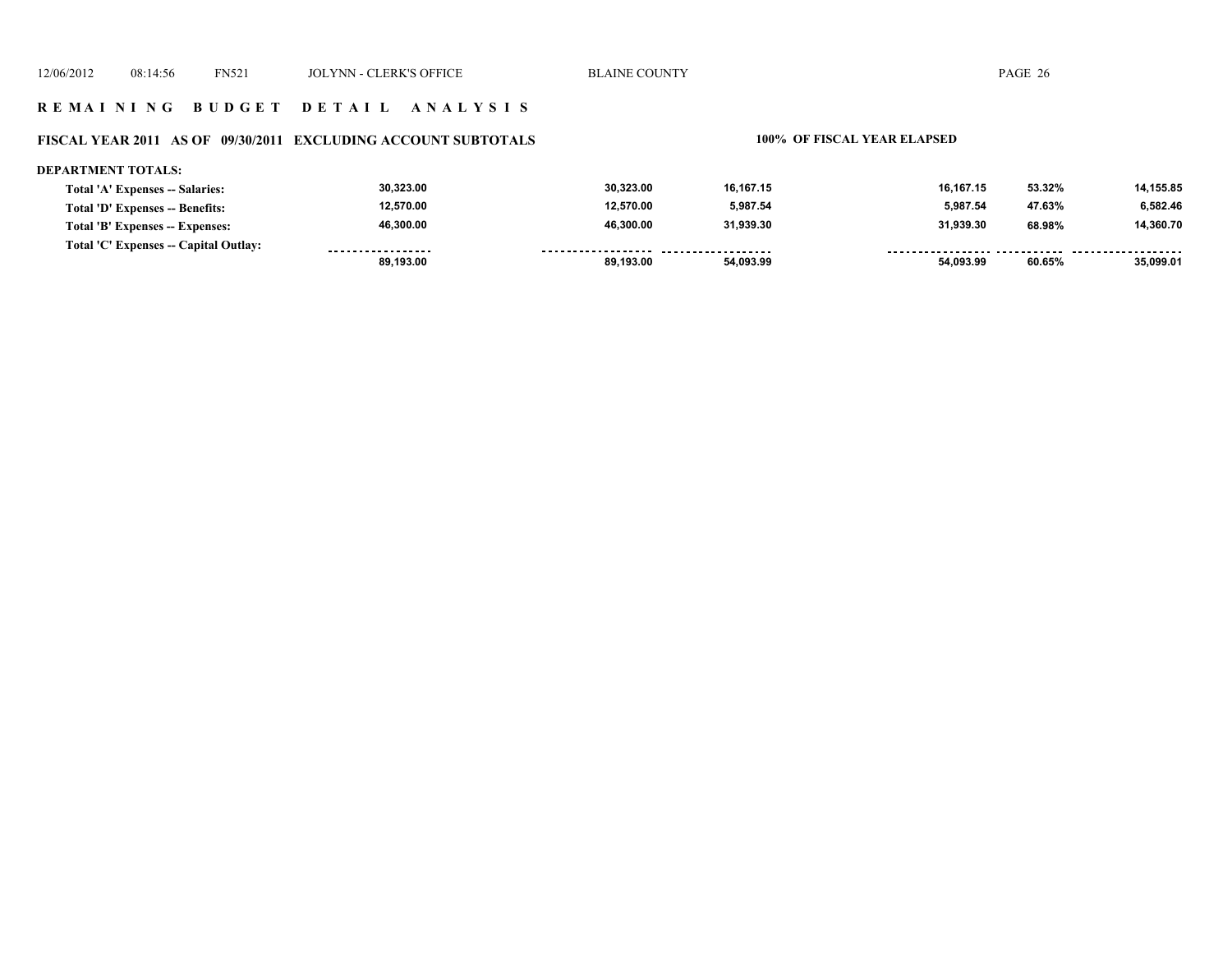# REMAINING BUDGET DETAIL ANALYSIS

## FISCAL YEAR 2011 AS OF 09/30/2011 EXCLUDING ACCOUNT SUBTOTALS

**100% OF FISCAL YEAR ELAPSED**

**DEPARTMENT TOTALS:**

| | | | | | | |
|---|---|---|---|---|---|---|
| Total 'A' Expenses -- Salaries: | 30,323.00 | 30,323.00 | 16,167.15 | 16,167.15 | 53.32% | 14,155.85 |
| Total 'D' Expenses -- Benefits: | 12,570.00 | 12,570.00 | 5,987.54 | 5,987.54 | 47.63% | 6,582.46 |
| Total 'B' Expenses -- Expenses: | 46,300.00 | 46,300.00 | 31,939.30 | 31,939.30 | 68.98% | 14,360.70 |
| Total 'C' Expenses -- Capital Outlay: | | | | | | |
| | 89,193.00 | 89,193.00 | 54,093.99 | 54,093.99 | 60.65% | 35,099.01 |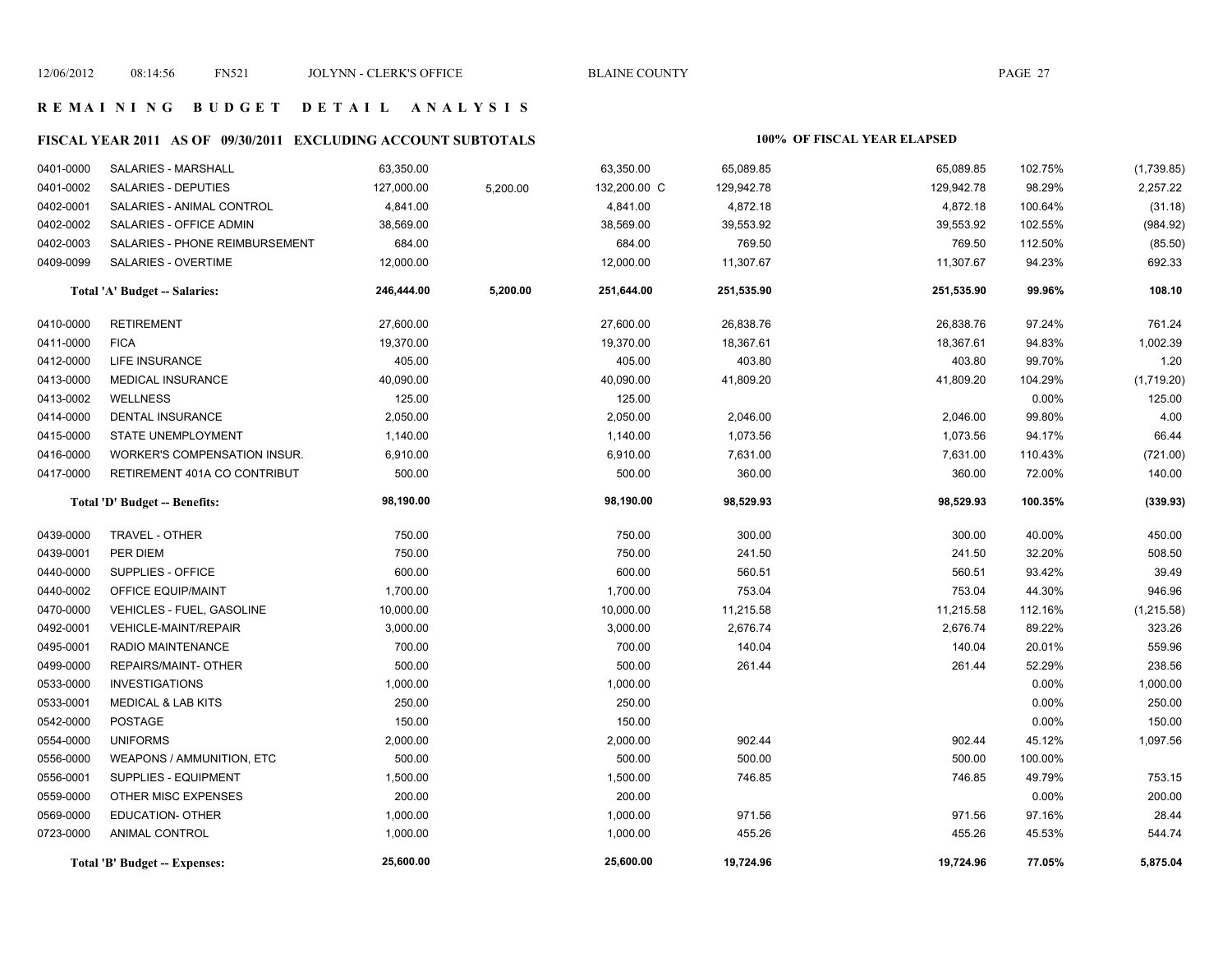## R E M A I N I N G   B U D G E T   D E T A I L   A N A L Y S I S

### FISCAL YEAR 2011 AS OF 09/30/2011 EXCLUDING ACCOUNT SUBTOTALS — 100% OF FISCAL YEAR ELAPSED

| Account | Description | Budget | Amendment | Amended Budget | YTD Actual | | Total | % Used | Remaining |
|---|---|---|---|---|---|---|---|---|---|
| 0401-0000 | SALARIES - MARSHALL | 63,350.00 | | 63,350.00 | 65,089.85 | | 65,089.85 | 102.75% | (1,739.85) |
| 0401-0002 | SALARIES - DEPUTIES | 127,000.00 | 5,200.00 | 132,200.00 C | 129,942.78 | | 129,942.78 | 98.29% | 2,257.22 |
| 0402-0001 | SALARIES - ANIMAL CONTROL | 4,841.00 | | 4,841.00 | 4,872.18 | | 4,872.18 | 100.64% | (31.18) |
| 0402-0002 | SALARIES - OFFICE ADMIN | 38,569.00 | | 38,569.00 | 39,553.92 | | 39,553.92 | 102.55% | (984.92) |
| 0402-0003 | SALARIES - PHONE REIMBURSEMENT | 684.00 | | 684.00 | 769.50 | | 769.50 | 112.50% | (85.50) |
| 0409-0099 | SALARIES - OVERTIME | 12,000.00 | | 12,000.00 | 11,307.67 | | 11,307.67 | 94.23% | 692.33 |
| | **Total 'A' Budget -- Salaries:** | **246,444.00** | **5,200.00** | **251,644.00** | **251,535.90** | | **251,535.90** | **99.96%** | **108.10** |
| 0410-0000 | RETIREMENT | 27,600.00 | | 27,600.00 | 26,838.76 | | 26,838.76 | 97.24% | 761.24 |
| 0411-0000 | FICA | 19,370.00 | | 19,370.00 | 18,367.61 | | 18,367.61 | 94.83% | 1,002.39 |
| 0412-0000 | LIFE INSURANCE | 405.00 | | 405.00 | 403.80 | | 403.80 | 99.70% | 1.20 |
| 0413-0000 | MEDICAL INSURANCE | 40,090.00 | | 40,090.00 | 41,809.20 | | 41,809.20 | 104.29% | (1,719.20) |
| 0413-0002 | WELLNESS | 125.00 | | 125.00 | | | | 0.00% | 125.00 |
| 0414-0000 | DENTAL INSURANCE | 2,050.00 | | 2,050.00 | 2,046.00 | | 2,046.00 | 99.80% | 4.00 |
| 0415-0000 | STATE UNEMPLOYMENT | 1,140.00 | | 1,140.00 | 1,073.56 | | 1,073.56 | 94.17% | 66.44 |
| 0416-0000 | WORKER'S COMPENSATION INSUR. | 6,910.00 | | 6,910.00 | 7,631.00 | | 7,631.00 | 110.43% | (721.00) |
| 0417-0000 | RETIREMENT 401A CO CONTRIBUT | 500.00 | | 500.00 | 360.00 | | 360.00 | 72.00% | 140.00 |
| | **Total 'D' Budget -- Benefits:** | **98,190.00** | | **98,190.00** | **98,529.93** | | **98,529.93** | **100.35%** | **(339.93)** |
| 0439-0000 | TRAVEL - OTHER | 750.00 | | 750.00 | 300.00 | | 300.00 | 40.00% | 450.00 |
| 0439-0001 | PER DIEM | 750.00 | | 750.00 | 241.50 | | 241.50 | 32.20% | 508.50 |
| 0440-0000 | SUPPLIES - OFFICE | 600.00 | | 600.00 | 560.51 | | 560.51 | 93.42% | 39.49 |
| 0440-0002 | OFFICE EQUIP/MAINT | 1,700.00 | | 1,700.00 | 753.04 | | 753.04 | 44.30% | 946.96 |
| 0470-0000 | VEHICLES - FUEL, GASOLINE | 10,000.00 | | 10,000.00 | 11,215.58 | | 11,215.58 | 112.16% | (1,215.58) |
| 0492-0001 | VEHICLE-MAINT/REPAIR | 3,000.00 | | 3,000.00 | 2,676.74 | | 2,676.74 | 89.22% | 323.26 |
| 0495-0001 | RADIO MAINTENANCE | 700.00 | | 700.00 | 140.04 | | 140.04 | 20.01% | 559.96 |
| 0499-0000 | REPAIRS/MAINT- OTHER | 500.00 | | 500.00 | 261.44 | | 261.44 | 52.29% | 238.56 |
| 0533-0000 | INVESTIGATIONS | 1,000.00 | | 1,000.00 | | | | 0.00% | 1,000.00 |
| 0533-0001 | MEDICAL & LAB KITS | 250.00 | | 250.00 | | | | 0.00% | 250.00 |
| 0542-0000 | POSTAGE | 150.00 | | 150.00 | | | | 0.00% | 150.00 |
| 0554-0000 | UNIFORMS | 2,000.00 | | 2,000.00 | 902.44 | | 902.44 | 45.12% | 1,097.56 |
| 0556-0000 | WEAPONS / AMMUNITION, ETC | 500.00 | | 500.00 | 500.00 | | 500.00 | 100.00% | |
| 0556-0001 | SUPPLIES - EQUIPMENT | 1,500.00 | | 1,500.00 | 746.85 | | 746.85 | 49.79% | 753.15 |
| 0559-0000 | OTHER MISC EXPENSES | 200.00 | | 200.00 | | | | 0.00% | 200.00 |
| 0569-0000 | EDUCATION- OTHER | 1,000.00 | | 1,000.00 | 971.56 | | 971.56 | 97.16% | 28.44 |
| 0723-0000 | ANIMAL CONTROL | 1,000.00 | | 1,000.00 | 455.26 | | 455.26 | 45.53% | 544.74 |
| | **Total 'B' Budget -- Expenses:** | **25,600.00** | | **25,600.00** | **19,724.96** | | **19,724.96** | **77.05%** | **5,875.04** |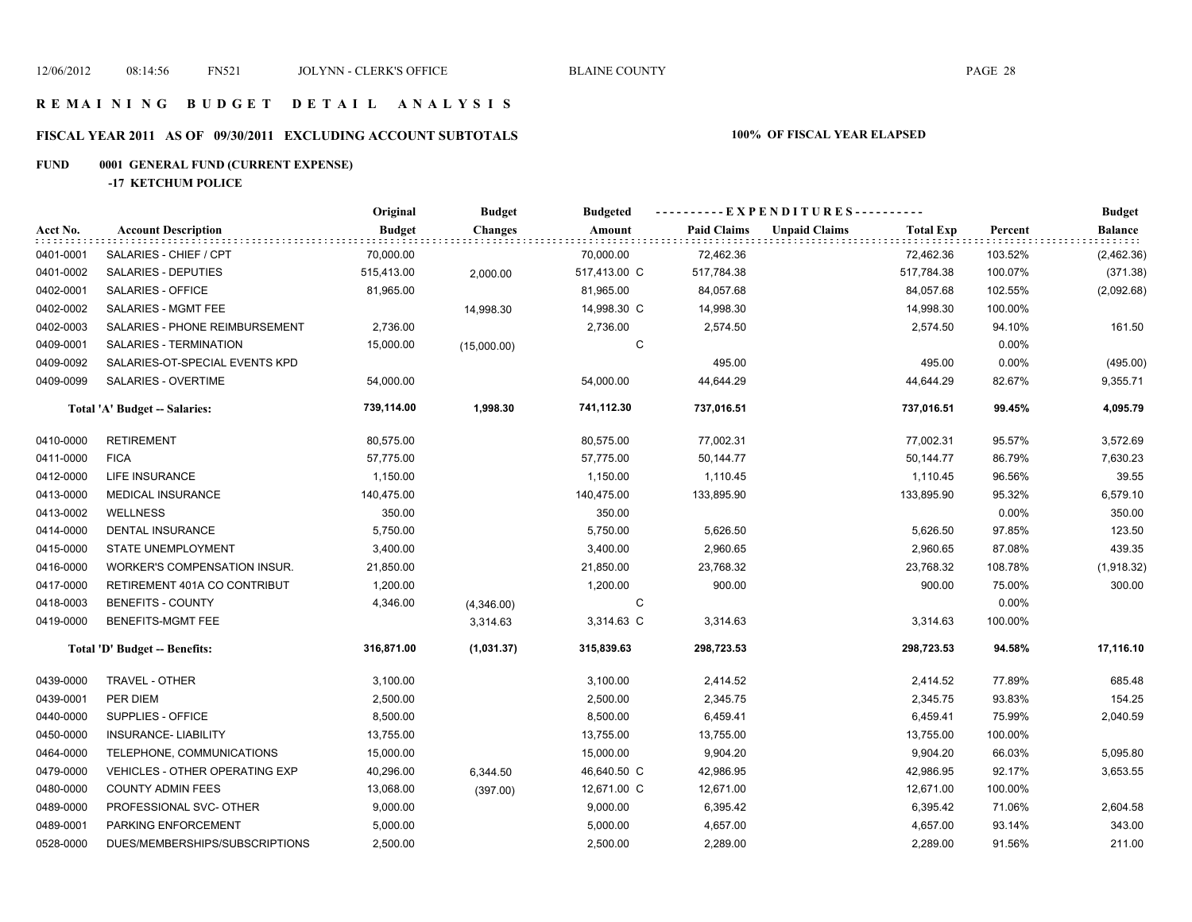# REMAINING BUDGET DETAIL ANALYSIS

## FISCAL YEAR 2011 AS OF 09/30/2011 EXCLUDING ACCOUNT SUBTOTALS

**100% OF FISCAL YEAR ELAPSED**

**FUND 0001 GENERAL FUND (CURRENT EXPENSE)**

**-17 KETCHUM POLICE**

| Acct No. | Account Description | Original Budget | Budget Changes | Budgeted Amount | Paid Claims | Unpaid Claims | Total Exp | Percent | Budget Balance |
|---|---|---|---|---|---|---|---|---|---|
| 0401-0001 | SALARIES - CHIEF / CPT | 70,000.00 | | 70,000.00 | 72,462.36 | | 72,462.36 | 103.52% | (2,462.36) |
| 0401-0002 | SALARIES - DEPUTIES | 515,413.00 | 2,000.00 | 517,413.00 C | 517,784.38 | | 517,784.38 | 100.07% | (371.38) |
| 0402-0001 | SALARIES - OFFICE | 81,965.00 | | 81,965.00 | 84,057.68 | | 84,057.68 | 102.55% | (2,092.68) |
| 0402-0002 | SALARIES - MGMT FEE | | 14,998.30 | 14,998.30 C | 14,998.30 | | 14,998.30 | 100.00% | |
| 0402-0003 | SALARIES - PHONE REIMBURSEMENT | 2,736.00 | | 2,736.00 | 2,574.50 | | 2,574.50 | 94.10% | 161.50 |
| 0409-0001 | SALARIES - TERMINATION | 15,000.00 | (15,000.00) | C | | | | 0.00% | |
| 0409-0092 | SALARIES-OT-SPECIAL EVENTS KPD | | | | 495.00 | | 495.00 | 0.00% | (495.00) |
| 0409-0099 | SALARIES - OVERTIME | 54,000.00 | | 54,000.00 | 44,644.29 | | 44,644.29 | 82.67% | 9,355.71 |
| | **Total 'A' Budget -- Salaries:** | **739,114.00** | **1,998.30** | **741,112.30** | **737,016.51** | | **737,016.51** | **99.45%** | **4,095.79** |
| 0410-0000 | RETIREMENT | 80,575.00 | | 80,575.00 | 77,002.31 | | 77,002.31 | 95.57% | 3,572.69 |
| 0411-0000 | FICA | 57,775.00 | | 57,775.00 | 50,144.77 | | 50,144.77 | 86.79% | 7,630.23 |
| 0412-0000 | LIFE INSURANCE | 1,150.00 | | 1,150.00 | 1,110.45 | | 1,110.45 | 96.56% | 39.55 |
| 0413-0000 | MEDICAL INSURANCE | 140,475.00 | | 140,475.00 | 133,895.90 | | 133,895.90 | 95.32% | 6,579.10 |
| 0413-0002 | WELLNESS | 350.00 | | 350.00 | | | | 0.00% | 350.00 |
| 0414-0000 | DENTAL INSURANCE | 5,750.00 | | 5,750.00 | 5,626.50 | | 5,626.50 | 97.85% | 123.50 |
| 0415-0000 | STATE UNEMPLOYMENT | 3,400.00 | | 3,400.00 | 2,960.65 | | 2,960.65 | 87.08% | 439.35 |
| 0416-0000 | WORKER'S COMPENSATION INSUR. | 21,850.00 | | 21,850.00 | 23,768.32 | | 23,768.32 | 108.78% | (1,918.32) |
| 0417-0000 | RETIREMENT 401A CO CONTRIBUT | 1,200.00 | | 1,200.00 | 900.00 | | 900.00 | 75.00% | 300.00 |
| 0418-0003 | BENEFITS - COUNTY | 4,346.00 | (4,346.00) | C | | | | 0.00% | |
| 0419-0000 | BENEFITS-MGMT FEE | | 3,314.63 | 3,314.63 C | 3,314.63 | | 3,314.63 | 100.00% | |
| | **Total 'D' Budget -- Benefits:** | **316,871.00** | **(1,031.37)** | **315,839.63** | **298,723.53** | | **298,723.53** | **94.58%** | **17,116.10** |
| 0439-0000 | TRAVEL - OTHER | 3,100.00 | | 3,100.00 | 2,414.52 | | 2,414.52 | 77.89% | 685.48 |
| 0439-0001 | PER DIEM | 2,500.00 | | 2,500.00 | 2,345.75 | | 2,345.75 | 93.83% | 154.25 |
| 0440-0000 | SUPPLIES - OFFICE | 8,500.00 | | 8,500.00 | 6,459.41 | | 6,459.41 | 75.99% | 2,040.59 |
| 0450-0000 | INSURANCE- LIABILITY | 13,755.00 | | 13,755.00 | 13,755.00 | | 13,755.00 | 100.00% | |
| 0464-0000 | TELEPHONE, COMMUNICATIONS | 15,000.00 | | 15,000.00 | 9,904.20 | | 9,904.20 | 66.03% | 5,095.80 |
| 0479-0000 | VEHICLES - OTHER OPERATING EXP | 40,296.00 | 6,344.50 | 46,640.50 C | 42,986.95 | | 42,986.95 | 92.17% | 3,653.55 |
| 0480-0000 | COUNTY ADMIN FEES | 13,068.00 | (397.00) | 12,671.00 C | 12,671.00 | | 12,671.00 | 100.00% | |
| 0489-0000 | PROFESSIONAL SVC- OTHER | 9,000.00 | | 9,000.00 | 6,395.42 | | 6,395.42 | 71.06% | 2,604.58 |
| 0489-0001 | PARKING ENFORCEMENT | 5,000.00 | | 5,000.00 | 4,657.00 | | 4,657.00 | 93.14% | 343.00 |
| 0528-0000 | DUES/MEMBERSHIPS/SUBSCRIPTIONS | 2,500.00 | | 2,500.00 | 2,289.00 | | 2,289.00 | 91.56% | 211.00 |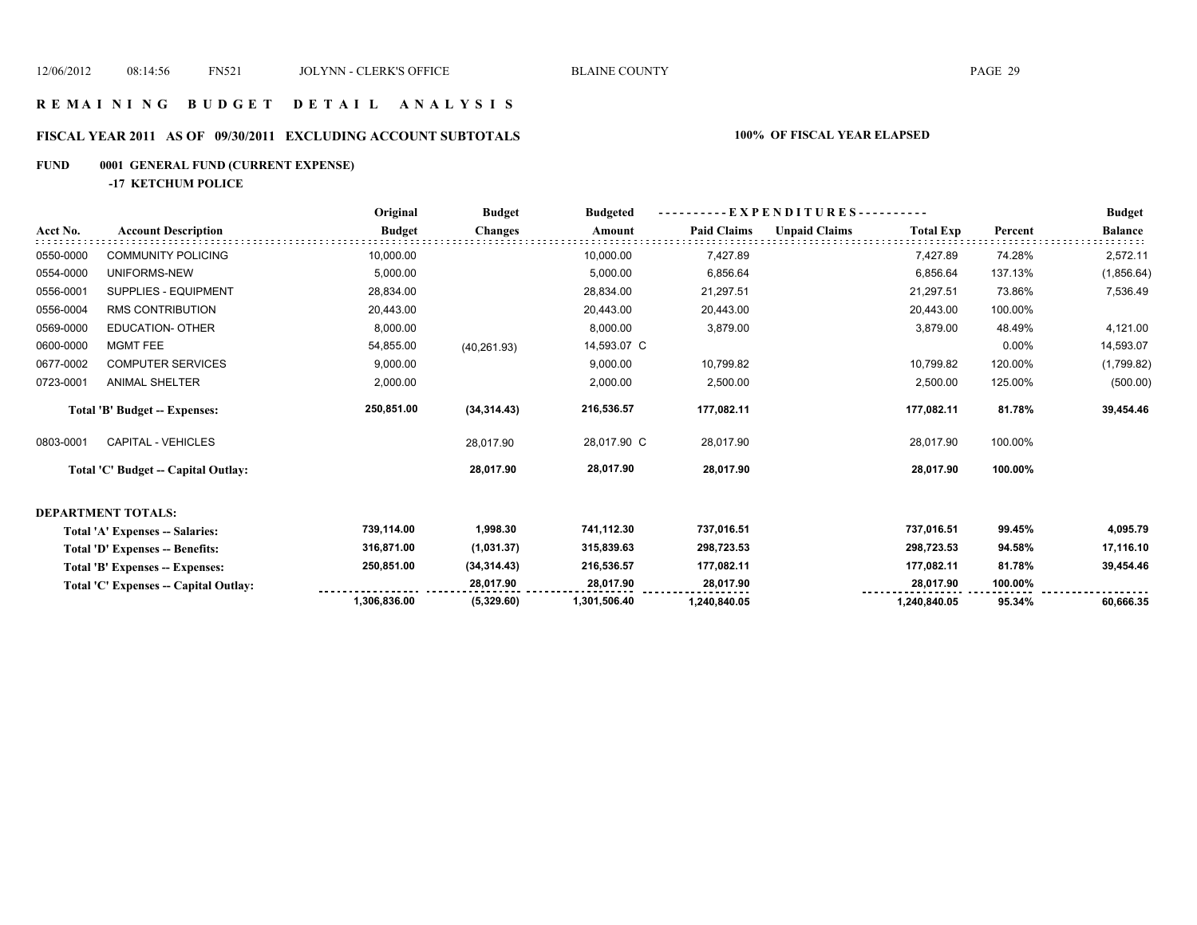# REMAINING BUDGET DETAIL ANALYSIS

## FISCAL YEAR 2011 AS OF 09/30/2011 EXCLUDING ACCOUNT SUBTOTALS

**100% OF FISCAL YEAR ELAPSED**

**FUND 0001 GENERAL FUND (CURRENT EXPENSE)**

**-17 KETCHUM POLICE**

| Acct No. | Account Description | Original Budget | Budget Changes | Budgeted Amount | Paid Claims | Unpaid Claims | Total Exp | Percent | Budget Balance |
|---|---|---|---|---|---|---|---|---|---|
| 0550-0000 | COMMUNITY POLICING | 10,000.00 | | 10,000.00 | 7,427.89 | | 7,427.89 | 74.28% | 2,572.11 |
| 0554-0000 | UNIFORMS-NEW | 5,000.00 | | 5,000.00 | 6,856.64 | | 6,856.64 | 137.13% | (1,856.64) |
| 0556-0001 | SUPPLIES - EQUIPMENT | 28,834.00 | | 28,834.00 | 21,297.51 | | 21,297.51 | 73.86% | 7,536.49 |
| 0556-0004 | RMS CONTRIBUTION | 20,443.00 | | 20,443.00 | 20,443.00 | | 20,443.00 | 100.00% | |
| 0569-0000 | EDUCATION- OTHER | 8,000.00 | | 8,000.00 | 3,879.00 | | 3,879.00 | 48.49% | 4,121.00 |
| 0600-0000 | MGMT FEE | 54,855.00 | (40,261.93) | 14,593.07 C | | | | 0.00% | 14,593.07 |
| 0677-0002 | COMPUTER SERVICES | 9,000.00 | | 9,000.00 | 10,799.82 | | 10,799.82 | 120.00% | (1,799.82) |
| 0723-0001 | ANIMAL SHELTER | 2,000.00 | | 2,000.00 | 2,500.00 | | 2,500.00 | 125.00% | (500.00) |
| | **Total 'B' Budget -- Expenses:** | **250,851.00** | **(34,314.43)** | **216,536.57** | **177,082.11** | | **177,082.11** | **81.78%** | **39,454.46** |
| 0803-0001 | CAPITAL - VEHICLES | | 28,017.90 | 28,017.90 C | 28,017.90 | | 28,017.90 | 100.00% | |
| | **Total 'C' Budget -- Capital Outlay:** | | **28,017.90** | **28,017.90** | **28,017.90** | | **28,017.90** | **100.00%** | |
| **DEPARTMENT TOTALS:** | | | | | | | | | |
| | **Total 'A' Expenses -- Salaries:** | **739,114.00** | **1,998.30** | **741,112.30** | **737,016.51** | | **737,016.51** | **99.45%** | **4,095.79** |
| | **Total 'D' Expenses -- Benefits:** | **316,871.00** | **(1,031.37)** | **315,839.63** | **298,723.53** | | **298,723.53** | **94.58%** | **17,116.10** |
| | **Total 'B' Expenses -- Expenses:** | **250,851.00** | **(34,314.43)** | **216,536.57** | **177,082.11** | | **177,082.11** | **81.78%** | **39,454.46** |
| | **Total 'C' Expenses -- Capital Outlay:** | | **28,017.90** | **28,017.90** | **28,017.90** | | **28,017.90** | **100.00%** | |
| | | **1,306,836.00** | **(5,329.60)** | **1,301,506.40** | **1,240,840.05** | | **1,240,840.05** | **95.34%** | **60,666.35** |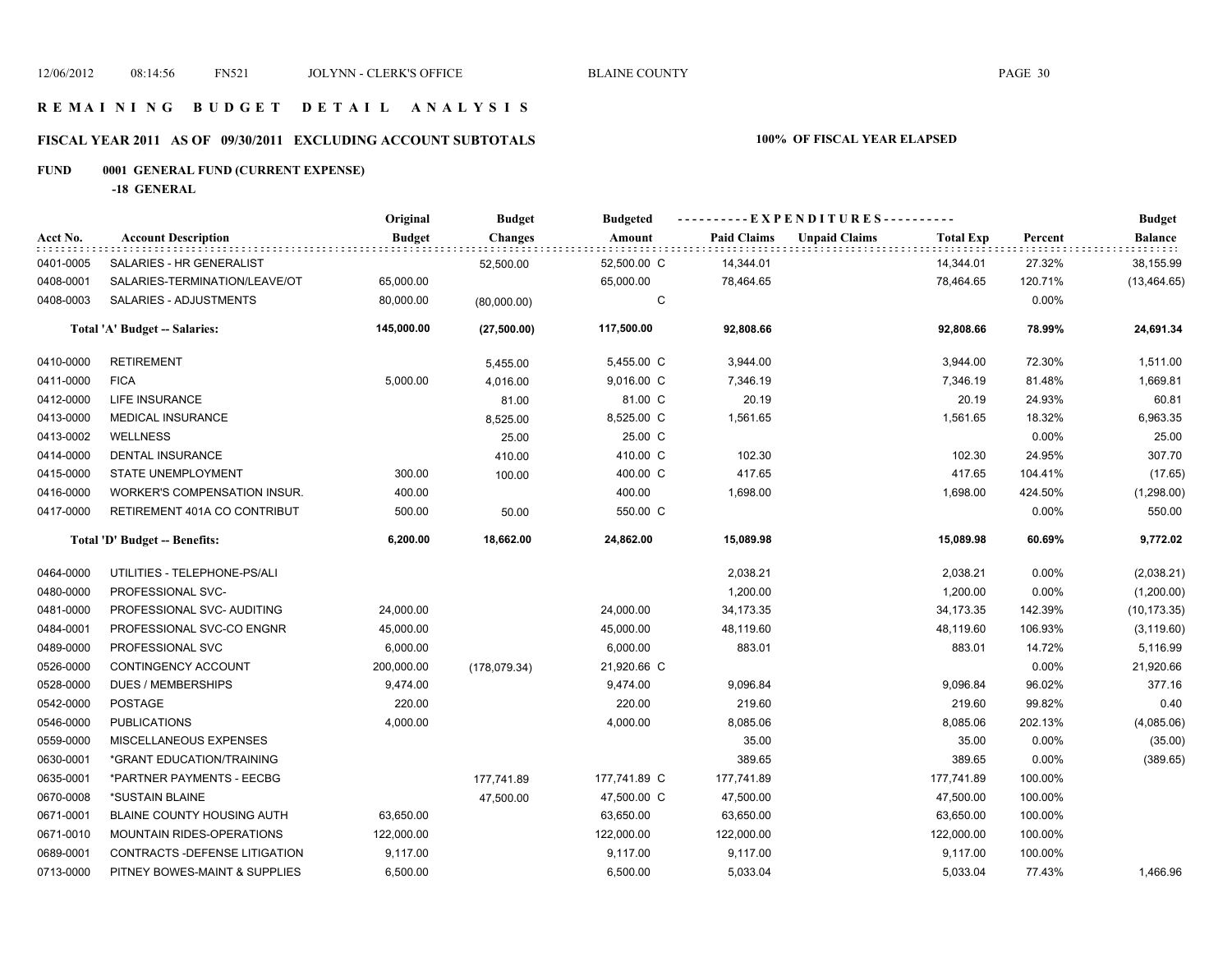# REMAINING BUDGET DETAIL ANALYSIS

## FISCAL YEAR 2011 AS OF 09/30/2011 EXCLUDING ACCOUNT SUBTOTALS

**100% OF FISCAL YEAR ELAPSED**

**FUND 0001 GENERAL FUND (CURRENT EXPENSE)**

**-18 GENERAL**

| Acct No. | Account Description | Original Budget | Budget Changes | Budgeted Amount | Paid Claims | Unpaid Claims | Total Exp | Percent | Budget Balance |
|---|---|---|---|---|---|---|---|---|---|
| 0401-0005 | SALARIES - HR GENERALIST | | 52,500.00 | 52,500.00 C | 14,344.01 | | 14,344.01 | 27.32% | 38,155.99 |
| 0408-0001 | SALARIES-TERMINATION/LEAVE/OT | 65,000.00 | | 65,000.00 | 78,464.65 | | 78,464.65 | 120.71% | (13,464.65) |
| 0408-0003 | SALARIES - ADJUSTMENTS | 80,000.00 | (80,000.00) | C | | | | 0.00% | |
| | **Total 'A' Budget -- Salaries:** | **145,000.00** | **(27,500.00)** | **117,500.00** | **92,808.66** | | **92,808.66** | **78.99%** | **24,691.34** |
| 0410-0000 | RETIREMENT | | 5,455.00 | 5,455.00 C | 3,944.00 | | 3,944.00 | 72.30% | 1,511.00 |
| 0411-0000 | FICA | 5,000.00 | 4,016.00 | 9,016.00 C | 7,346.19 | | 7,346.19 | 81.48% | 1,669.81 |
| 0412-0000 | LIFE INSURANCE | | 81.00 | 81.00 C | 20.19 | | 20.19 | 24.93% | 60.81 |
| 0413-0000 | MEDICAL INSURANCE | | 8,525.00 | 8,525.00 C | 1,561.65 | | 1,561.65 | 18.32% | 6,963.35 |
| 0413-0002 | WELLNESS | | 25.00 | 25.00 C | | | | 0.00% | 25.00 |
| 0414-0000 | DENTAL INSURANCE | | 410.00 | 410.00 C | 102.30 | | 102.30 | 24.95% | 307.70 |
| 0415-0000 | STATE UNEMPLOYMENT | 300.00 | 100.00 | 400.00 C | 417.65 | | 417.65 | 104.41% | (17.65) |
| 0416-0000 | WORKER'S COMPENSATION INSUR. | 400.00 | | 400.00 | 1,698.00 | | 1,698.00 | 424.50% | (1,298.00) |
| 0417-0000 | RETIREMENT 401A CO CONTRIBUT | 500.00 | 50.00 | 550.00 C | | | | 0.00% | 550.00 |
| | **Total 'D' Budget -- Benefits:** | **6,200.00** | **18,662.00** | **24,862.00** | **15,089.98** | | **15,089.98** | **60.69%** | **9,772.02** |
| 0464-0000 | UTILITIES - TELEPHONE-PS/ALI | | | | 2,038.21 | | 2,038.21 | 0.00% | (2,038.21) |
| 0480-0000 | PROFESSIONAL SVC- | | | | 1,200.00 | | 1,200.00 | 0.00% | (1,200.00) |
| 0481-0000 | PROFESSIONAL SVC- AUDITING | 24,000.00 | | 24,000.00 | 34,173.35 | | 34,173.35 | 142.39% | (10,173.35) |
| 0484-0001 | PROFESSIONAL SVC-CO ENGNR | 45,000.00 | | 45,000.00 | 48,119.60 | | 48,119.60 | 106.93% | (3,119.60) |
| 0489-0000 | PROFESSIONAL SVC | 6,000.00 | | 6,000.00 | 883.01 | | 883.01 | 14.72% | 5,116.99 |
| 0526-0000 | CONTINGENCY ACCOUNT | 200,000.00 | (178,079.34) | 21,920.66 C | | | | 0.00% | 21,920.66 |
| 0528-0000 | DUES / MEMBERSHIPS | 9,474.00 | | 9,474.00 | 9,096.84 | | 9,096.84 | 96.02% | 377.16 |
| 0542-0000 | POSTAGE | 220.00 | | 220.00 | 219.60 | | 219.60 | 99.82% | 0.40 |
| 0546-0000 | PUBLICATIONS | 4,000.00 | | 4,000.00 | 8,085.06 | | 8,085.06 | 202.13% | (4,085.06) |
| 0559-0000 | MISCELLANEOUS EXPENSES | | | | 35.00 | | 35.00 | 0.00% | (35.00) |
| 0630-0001 | *GRANT EDUCATION/TRAINING | | | | 389.65 | | 389.65 | 0.00% | (389.65) |
| 0635-0001 | *PARTNER PAYMENTS - EECBG | | 177,741.89 | 177,741.89 C | 177,741.89 | | 177,741.89 | 100.00% | |
| 0670-0008 | *SUSTAIN BLAINE | | 47,500.00 | 47,500.00 C | 47,500.00 | | 47,500.00 | 100.00% | |
| 0671-0001 | BLAINE COUNTY HOUSING AUTH | 63,650.00 | | 63,650.00 | 63,650.00 | | 63,650.00 | 100.00% | |
| 0671-0010 | MOUNTAIN RIDES-OPERATIONS | 122,000.00 | | 122,000.00 | 122,000.00 | | 122,000.00 | 100.00% | |
| 0689-0001 | CONTRACTS -DEFENSE LITIGATION | 9,117.00 | | 9,117.00 | 9,117.00 | | 9,117.00 | 100.00% | |
| 0713-0000 | PITNEY BOWES-MAINT & SUPPLIES | 6,500.00 | | 6,500.00 | 5,033.04 | | 5,033.04 | 77.43% | 1,466.96 |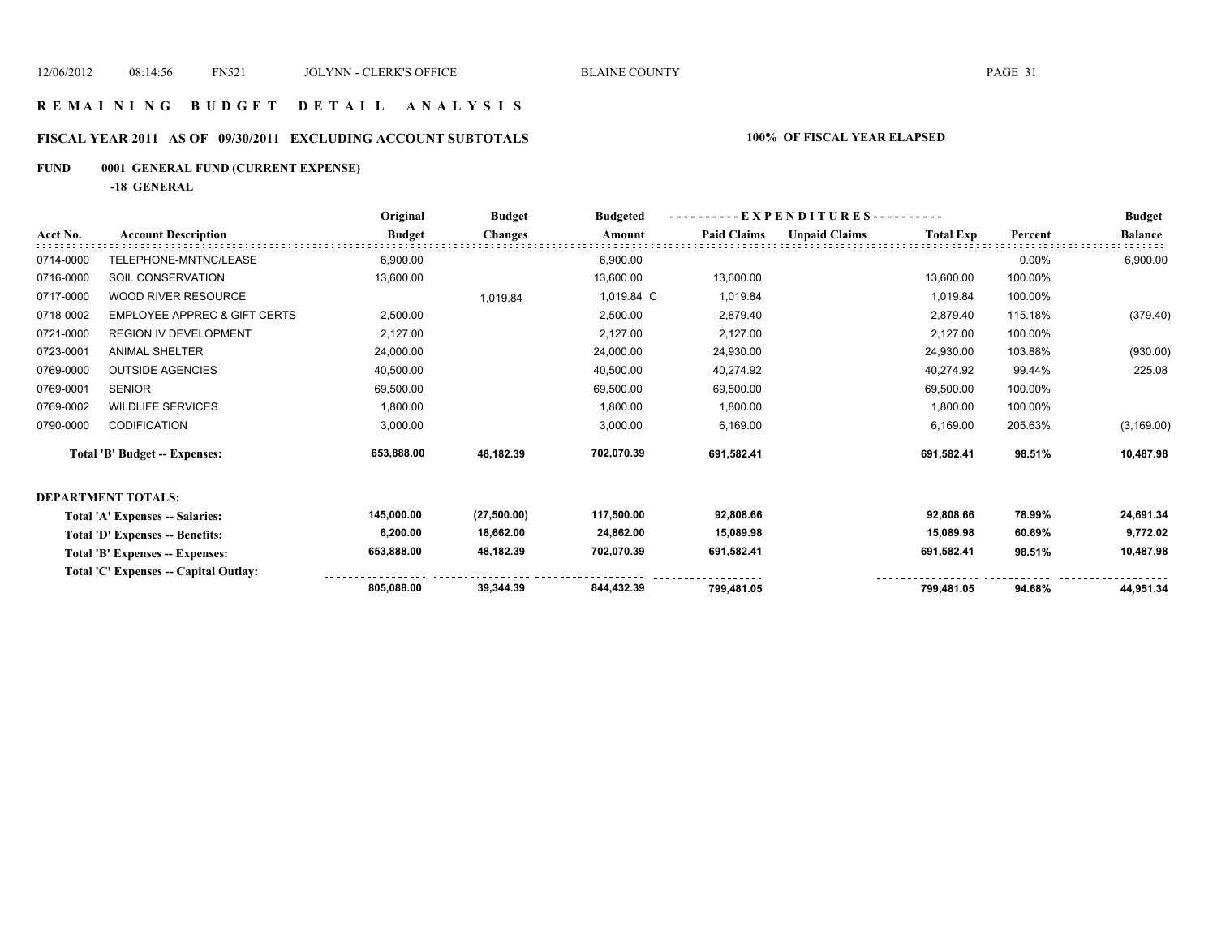# REMAINING BUDGET DETAIL ANALYSIS

## FISCAL YEAR 2011 AS OF 09/30/2011 EXCLUDING ACCOUNT SUBTOTALS

**100% OF FISCAL YEAR ELAPSED**

### FUND 0001 GENERAL FUND (CURRENT EXPENSE)

**-18 GENERAL**

| Acct No. | Account Description | Original Budget | Budget Changes | Budgeted Amount | Paid Claims | Unpaid Claims | Total Exp | Percent | Budget Balance |
|---|---|---|---|---|---|---|---|---|---|
| 0714-0000 | TELEPHONE-MNTNC/LEASE | 6,900.00 | | 6,900.00 | | | | 0.00% | 6,900.00 |
| 0716-0000 | SOIL CONSERVATION | 13,600.00 | | 13,600.00 | 13,600.00 | | 13,600.00 | 100.00% | |
| 0717-0000 | WOOD RIVER RESOURCE | | 1,019.84 | 1,019.84 C | 1,019.84 | | 1,019.84 | 100.00% | |
| 0718-0002 | EMPLOYEE APPREC & GIFT CERTS | 2,500.00 | | 2,500.00 | 2,879.40 | | 2,879.40 | 115.18% | (379.40) |
| 0721-0000 | REGION IV DEVELOPMENT | 2,127.00 | | 2,127.00 | 2,127.00 | | 2,127.00 | 100.00% | |
| 0723-0001 | ANIMAL SHELTER | 24,000.00 | | 24,000.00 | 24,930.00 | | 24,930.00 | 103.88% | (930.00) |
| 0769-0000 | OUTSIDE AGENCIES | 40,500.00 | | 40,500.00 | 40,274.92 | | 40,274.92 | 99.44% | 225.08 |
| 0769-0001 | SENIOR | 69,500.00 | | 69,500.00 | 69,500.00 | | 69,500.00 | 100.00% | |
| 0769-0002 | WILDLIFE SERVICES | 1,800.00 | | 1,800.00 | 1,800.00 | | 1,800.00 | 100.00% | |
| 0790-0000 | CODIFICATION | 3,000.00 | | 3,000.00 | 6,169.00 | | 6,169.00 | 205.63% | (3,169.00) |
| | **Total 'B' Budget -- Expenses:** | **653,888.00** | **48,182.39** | **702,070.39** | **691,582.41** | | **691,582.41** | **98.51%** | **10,487.98** |

**DEPARTMENT TOTALS:**

| | Original Budget | Budget Changes | Budgeted Amount | Paid Claims | Unpaid Claims | Total Exp | Percent | Budget Balance |
|---|---|---|---|---|---|---|---|---|
| **Total 'A' Expenses -- Salaries:** | **145,000.00** | **(27,500.00)** | **117,500.00** | **92,808.66** | | **92,808.66** | **78.99%** | **24,691.34** |
| **Total 'D' Expenses -- Benefits:** | **6,200.00** | **18,662.00** | **24,862.00** | **15,089.98** | | **15,089.98** | **60.69%** | **9,772.02** |
| **Total 'B' Expenses -- Expenses:** | **653,888.00** | **48,182.39** | **702,070.39** | **691,582.41** | | **691,582.41** | **98.51%** | **10,487.98** |
| **Total 'C' Expenses -- Capital Outlay:** | | | | | | | | |
| | **805,088.00** | **39,344.39** | **844,432.39** | **799,481.05** | | **799,481.05** | **94.68%** | **44,951.34** |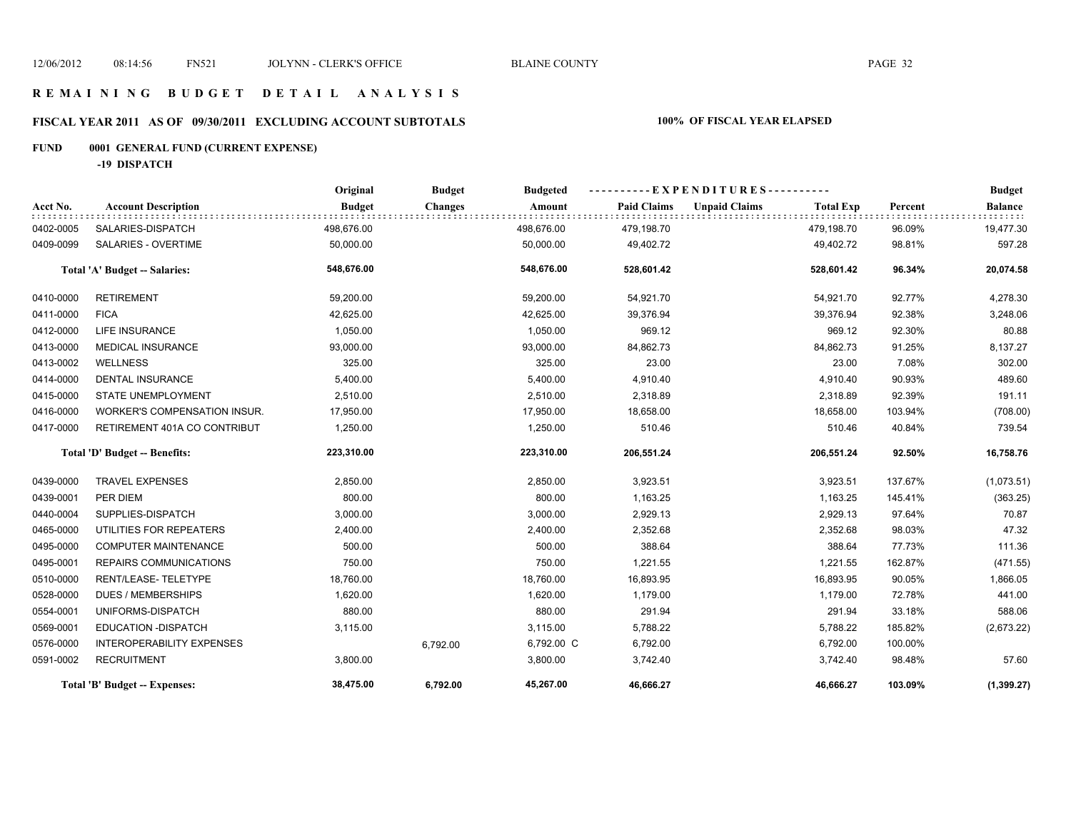# R E M A I N I N G B U D G E T D E T A I L A N A L Y S I S

## FISCAL YEAR 2011 AS OF 09/30/2011 EXCLUDING ACCOUNT SUBTOTALS

**100% OF FISCAL YEAR ELAPSED**

### FUND 0001 GENERAL FUND (CURRENT EXPENSE)

**-19 DISPATCH**

| Acct No. | Account Description | Original Budget | Budget Changes | Budgeted Amount | Paid Claims | Unpaid Claims | Total Exp | Percent | Budget Balance |
|---|---|---|---|---|---|---|---|---|---|
| 0402-0005 | SALARIES-DISPATCH | 498,676.00 | | 498,676.00 | 479,198.70 | | 479,198.70 | 96.09% | 19,477.30 |
| 0409-0099 | SALARIES - OVERTIME | 50,000.00 | | 50,000.00 | 49,402.72 | | 49,402.72 | 98.81% | 597.28 |
| | **Total 'A' Budget -- Salaries:** | **548,676.00** | | **548,676.00** | **528,601.42** | | **528,601.42** | **96.34%** | **20,074.58** |
| 0410-0000 | RETIREMENT | 59,200.00 | | 59,200.00 | 54,921.70 | | 54,921.70 | 92.77% | 4,278.30 |
| 0411-0000 | FICA | 42,625.00 | | 42,625.00 | 39,376.94 | | 39,376.94 | 92.38% | 3,248.06 |
| 0412-0000 | LIFE INSURANCE | 1,050.00 | | 1,050.00 | 969.12 | | 969.12 | 92.30% | 80.88 |
| 0413-0000 | MEDICAL INSURANCE | 93,000.00 | | 93,000.00 | 84,862.73 | | 84,862.73 | 91.25% | 8,137.27 |
| 0413-0002 | WELLNESS | 325.00 | | 325.00 | 23.00 | | 23.00 | 7.08% | 302.00 |
| 0414-0000 | DENTAL INSURANCE | 5,400.00 | | 5,400.00 | 4,910.40 | | 4,910.40 | 90.93% | 489.60 |
| 0415-0000 | STATE UNEMPLOYMENT | 2,510.00 | | 2,510.00 | 2,318.89 | | 2,318.89 | 92.39% | 191.11 |
| 0416-0000 | WORKER'S COMPENSATION INSUR. | 17,950.00 | | 17,950.00 | 18,658.00 | | 18,658.00 | 103.94% | (708.00) |
| 0417-0000 | RETIREMENT 401A CO CONTRIBUT | 1,250.00 | | 1,250.00 | 510.46 | | 510.46 | 40.84% | 739.54 |
| | **Total 'D' Budget -- Benefits:** | **223,310.00** | | **223,310.00** | **206,551.24** | | **206,551.24** | **92.50%** | **16,758.76** |
| 0439-0000 | TRAVEL EXPENSES | 2,850.00 | | 2,850.00 | 3,923.51 | | 3,923.51 | 137.67% | (1,073.51) |
| 0439-0001 | PER DIEM | 800.00 | | 800.00 | 1,163.25 | | 1,163.25 | 145.41% | (363.25) |
| 0440-0004 | SUPPLIES-DISPATCH | 3,000.00 | | 3,000.00 | 2,929.13 | | 2,929.13 | 97.64% | 70.87 |
| 0465-0000 | UTILITIES FOR REPEATERS | 2,400.00 | | 2,400.00 | 2,352.68 | | 2,352.68 | 98.03% | 47.32 |
| 0495-0000 | COMPUTER MAINTENANCE | 500.00 | | 500.00 | 388.64 | | 388.64 | 77.73% | 111.36 |
| 0495-0001 | REPAIRS COMMUNICATIONS | 750.00 | | 750.00 | 1,221.55 | | 1,221.55 | 162.87% | (471.55) |
| 0510-0000 | RENT/LEASE- TELETYPE | 18,760.00 | | 18,760.00 | 16,893.95 | | 16,893.95 | 90.05% | 1,866.05 |
| 0528-0000 | DUES / MEMBERSHIPS | 1,620.00 | | 1,620.00 | 1,179.00 | | 1,179.00 | 72.78% | 441.00 |
| 0554-0001 | UNIFORMS-DISPATCH | 880.00 | | 880.00 | 291.94 | | 291.94 | 33.18% | 588.06 |
| 0569-0001 | EDUCATION -DISPATCH | 3,115.00 | | 3,115.00 | 5,788.22 | | 5,788.22 | 185.82% | (2,673.22) |
| 0576-0000 | INTEROPERABILITY EXPENSES | | 6,792.00 | 6,792.00 C | 6,792.00 | | 6,792.00 | 100.00% | |
| 0591-0002 | RECRUITMENT | 3,800.00 | | 3,800.00 | 3,742.40 | | 3,742.40 | 98.48% | 57.60 |
| | **Total 'B' Budget -- Expenses:** | **38,475.00** | **6,792.00** | **45,267.00** | **46,666.27** | | **46,666.27** | **103.09%** | **(1,399.27)** |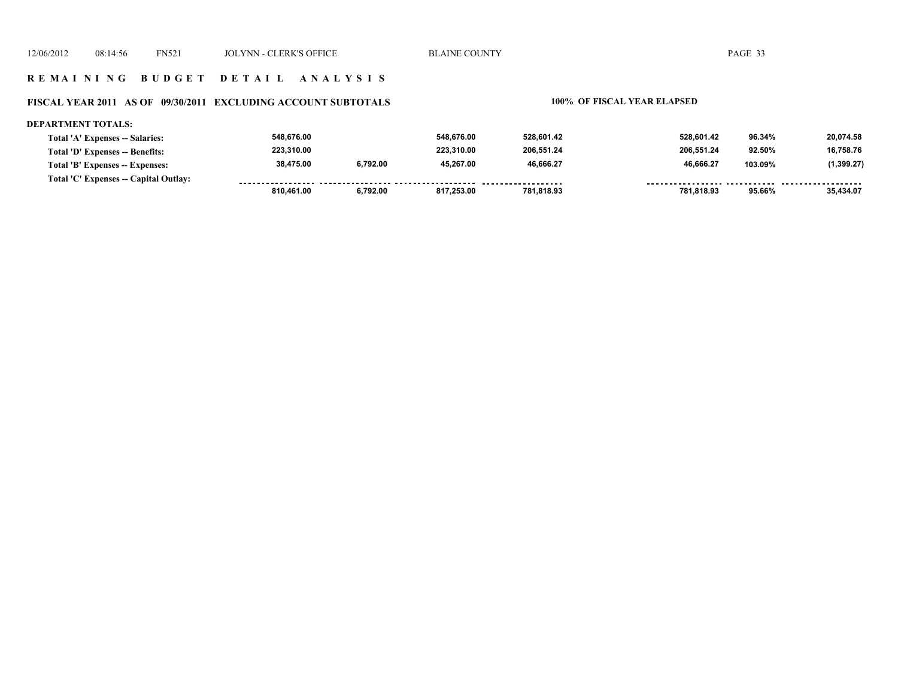**R E M A I N I N G   B U D G E T   D E T A I L   A N A L Y S I S**

**FISCAL YEAR 2011 AS OF 09/30/2011 EXCLUDING ACCOUNT SUBTOTALS** **100% OF FISCAL YEAR ELAPSED**

**DEPARTMENT TOTALS:**

| | | | | | | | |
|---|---|---|---|---|---|---|---|
| Total 'A' Expenses -- Salaries: | 548,676.00 | | 548,676.00 | 528,601.42 | 528,601.42 | 96.34% | 20,074.58 |
| Total 'D' Expenses -- Benefits: | 223,310.00 | | 223,310.00 | 206,551.24 | 206,551.24 | 92.50% | 16,758.76 |
| Total 'B' Expenses -- Expenses: | 38,475.00 | 6,792.00 | 45,267.00 | 46,666.27 | 46,666.27 | 103.09% | (1,399.27) |
| Total 'C' Expenses -- Capital Outlay: | | | | | | | |
| | 810,461.00 | 6,792.00 | 817,253.00 | 781,818.93 | 781,818.93 | 95.66% | 35,434.07 |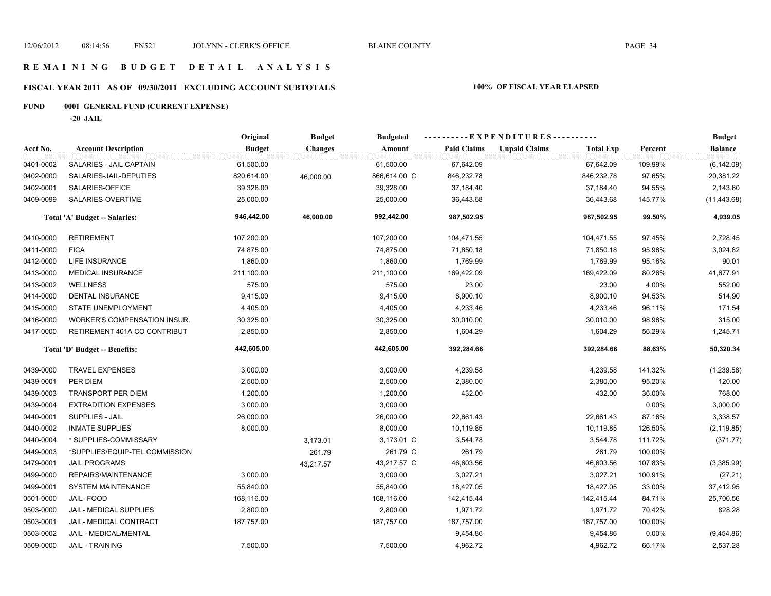# REMAINING BUDGET DETAIL ANALYSIS

## FISCAL YEAR 2011 AS OF 09/30/2011 EXCLUDING ACCOUNT SUBTOTALS

**100% OF FISCAL YEAR ELAPSED**

### FUND 0001 GENERAL FUND (CURRENT EXPENSE)

**-20 JAIL**

| Acct No. | Account Description | Original Budget | Budget Changes | Budgeted Amount | Paid Claims | Unpaid Claims | Total Exp | Percent | Budget Balance |
|---|---|---|---|---|---|---|---|---|---|
| 0401-0002 | SALARIES - JAIL CAPTAIN | 61,500.00 | | 61,500.00 | 67,642.09 | | 67,642.09 | 109.99% | (6,142.09) |
| 0402-0000 | SALARIES-JAIL-DEPUTIES | 820,614.00 | 46,000.00 | 866,614.00 C | 846,232.78 | | 846,232.78 | 97.65% | 20,381.22 |
| 0402-0001 | SALARIES-OFFICE | 39,328.00 | | 39,328.00 | 37,184.40 | | 37,184.40 | 94.55% | 2,143.60 |
| 0409-0099 | SALARIES-OVERTIME | 25,000.00 | | 25,000.00 | 36,443.68 | | 36,443.68 | 145.77% | (11,443.68) |
| | **Total 'A' Budget -- Salaries:** | **946,442.00** | **46,000.00** | **992,442.00** | **987,502.95** | | **987,502.95** | **99.50%** | **4,939.05** |
| 0410-0000 | RETIREMENT | 107,200.00 | | 107,200.00 | 104,471.55 | | 104,471.55 | 97.45% | 2,728.45 |
| 0411-0000 | FICA | 74,875.00 | | 74,875.00 | 71,850.18 | | 71,850.18 | 95.96% | 3,024.82 |
| 0412-0000 | LIFE INSURANCE | 1,860.00 | | 1,860.00 | 1,769.99 | | 1,769.99 | 95.16% | 90.01 |
| 0413-0000 | MEDICAL INSURANCE | 211,100.00 | | 211,100.00 | 169,422.09 | | 169,422.09 | 80.26% | 41,677.91 |
| 0413-0002 | WELLNESS | 575.00 | | 575.00 | 23.00 | | 23.00 | 4.00% | 552.00 |
| 0414-0000 | DENTAL INSURANCE | 9,415.00 | | 9,415.00 | 8,900.10 | | 8,900.10 | 94.53% | 514.90 |
| 0415-0000 | STATE UNEMPLOYMENT | 4,405.00 | | 4,405.00 | 4,233.46 | | 4,233.46 | 96.11% | 171.54 |
| 0416-0000 | WORKER'S COMPENSATION INSUR. | 30,325.00 | | 30,325.00 | 30,010.00 | | 30,010.00 | 98.96% | 315.00 |
| 0417-0000 | RETIREMENT 401A CO CONTRIBUT | 2,850.00 | | 2,850.00 | 1,604.29 | | 1,604.29 | 56.29% | 1,245.71 |
| | **Total 'D' Budget -- Benefits:** | **442,605.00** | | **442,605.00** | **392,284.66** | | **392,284.66** | **88.63%** | **50,320.34** |
| 0439-0000 | TRAVEL EXPENSES | 3,000.00 | | 3,000.00 | 4,239.58 | | 4,239.58 | 141.32% | (1,239.58) |
| 0439-0001 | PER DIEM | 2,500.00 | | 2,500.00 | 2,380.00 | | 2,380.00 | 95.20% | 120.00 |
| 0439-0003 | TRANSPORT PER DIEM | 1,200.00 | | 1,200.00 | 432.00 | | 432.00 | 36.00% | 768.00 |
| 0439-0004 | EXTRADITION EXPENSES | 3,000.00 | | 3,000.00 | | | | 0.00% | 3,000.00 |
| 0440-0001 | SUPPLIES - JAIL | 26,000.00 | | 26,000.00 | 22,661.43 | | 22,661.43 | 87.16% | 3,338.57 |
| 0440-0002 | INMATE SUPPLIES | 8,000.00 | | 8,000.00 | 10,119.85 | | 10,119.85 | 126.50% | (2,119.85) |
| 0440-0004 | * SUPPLIES-COMMISSARY | | 3,173.01 | 3,173.01 C | 3,544.78 | | 3,544.78 | 111.72% | (371.77) |
| 0449-0003 | *SUPPLIES/EQUIP-TEL COMMISSION | | 261.79 | 261.79 C | 261.79 | | 261.79 | 100.00% | |
| 0479-0001 | JAIL PROGRAMS | | 43,217.57 | 43,217.57 C | 46,603.56 | | 46,603.56 | 107.83% | (3,385.99) |
| 0499-0000 | REPAIRS/MAINTENANCE | 3,000.00 | | 3,000.00 | 3,027.21 | | 3,027.21 | 100.91% | (27.21) |
| 0499-0001 | SYSTEM MAINTENANCE | 55,840.00 | | 55,840.00 | 18,427.05 | | 18,427.05 | 33.00% | 37,412.95 |
| 0501-0000 | JAIL- FOOD | 168,116.00 | | 168,116.00 | 142,415.44 | | 142,415.44 | 84.71% | 25,700.56 |
| 0503-0000 | JAIL- MEDICAL SUPPLIES | 2,800.00 | | 2,800.00 | 1,971.72 | | 1,971.72 | 70.42% | 828.28 |
| 0503-0001 | JAIL- MEDICAL CONTRACT | 187,757.00 | | 187,757.00 | 187,757.00 | | 187,757.00 | 100.00% | |
| 0503-0002 | JAIL - MEDICAL/MENTAL | | | | 9,454.86 | | 9,454.86 | 0.00% | (9,454.86) |
| 0509-0000 | JAIL - TRAINING | 7,500.00 | | 7,500.00 | 4,962.72 | | 4,962.72 | 66.17% | 2,537.28 |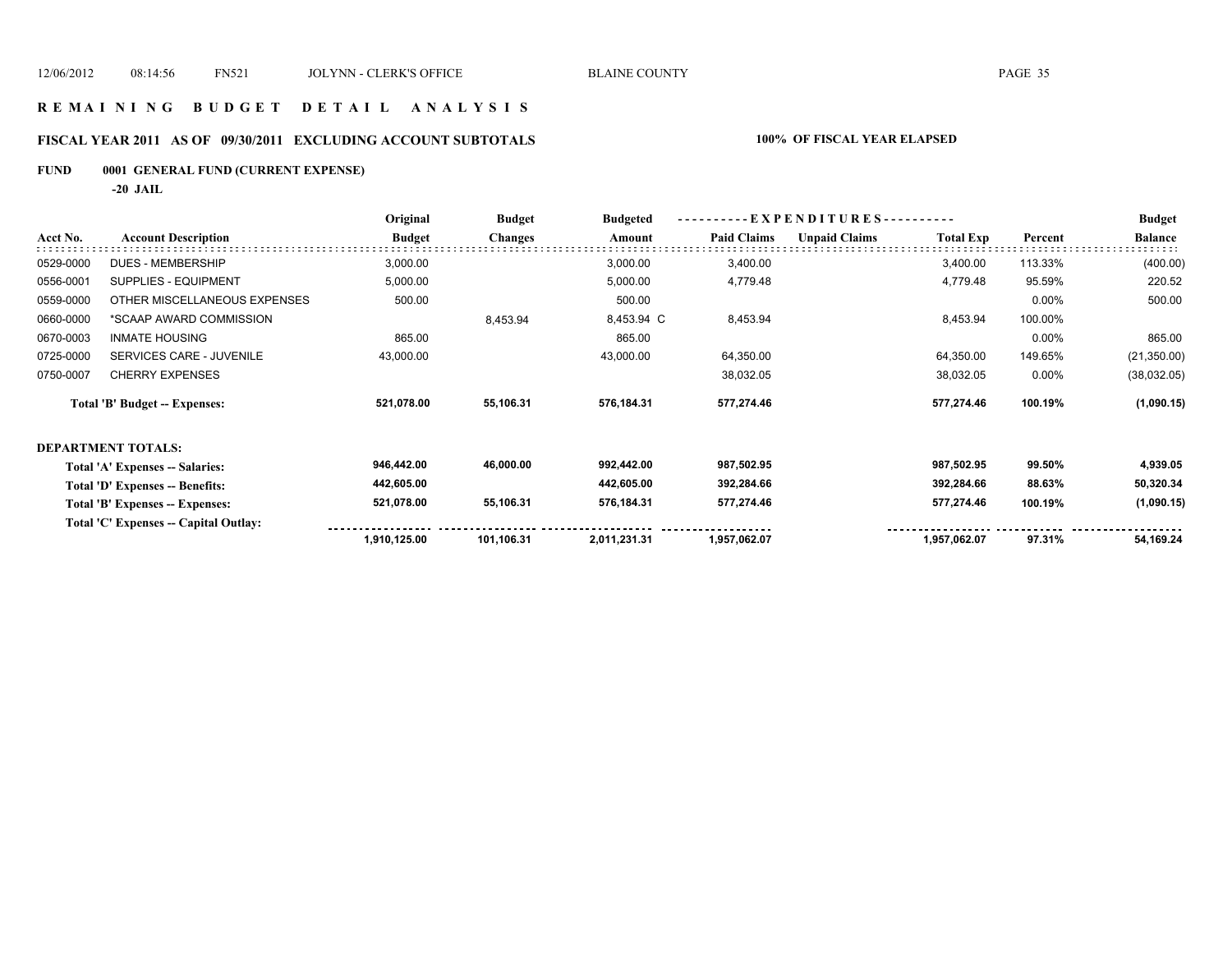# R E M A I N I N G   B U D G E T   D E T A I L   A N A L Y S I S

## FISCAL YEAR 2011 AS OF 09/30/2011 EXCLUDING ACCOUNT SUBTOTALS

**100% OF FISCAL YEAR ELAPSED**

### FUND 0001 GENERAL FUND (CURRENT EXPENSE)

**-20 JAIL**

| Acct No. | Account Description | Original Budget | Budget Changes | Budgeted Amount | EXPENDITURES Paid Claims | Unpaid Claims | Total Exp | Percent | Budget Balance |
|---|---|---|---|---|---|---|---|---|---|
| 0529-0000 | DUES - MEMBERSHIP | 3,000.00 | | 3,000.00 | 3,400.00 | | 3,400.00 | 113.33% | (400.00) |
| 0556-0001 | SUPPLIES - EQUIPMENT | 5,000.00 | | 5,000.00 | 4,779.48 | | 4,779.48 | 95.59% | 220.52 |
| 0559-0000 | OTHER MISCELLANEOUS EXPENSES | 500.00 | | 500.00 | | | | 0.00% | 500.00 |
| 0660-0000 | *SCAAP AWARD COMMISSION | | 8,453.94 | 8,453.94 C | 8,453.94 | | 8,453.94 | 100.00% | |
| 0670-0003 | INMATE HOUSING | 865.00 | | 865.00 | | | | 0.00% | 865.00 |
| 0725-0000 | SERVICES CARE - JUVENILE | 43,000.00 | | 43,000.00 | 64,350.00 | | 64,350.00 | 149.65% | (21,350.00) |
| 0750-0007 | CHERRY EXPENSES | | | | 38,032.05 | | 38,032.05 | 0.00% | (38,032.05) |
| | **Total 'B' Budget -- Expenses:** | **521,078.00** | **55,106.31** | **576,184.31** | **577,274.46** | | **577,274.46** | **100.19%** | **(1,090.15)** |

**DEPARTMENT TOTALS:**

| | Original Budget | Budget Changes | Budgeted Amount | Paid Claims | Unpaid Claims | Total Exp | Percent | Budget Balance |
|---|---|---|---|---|---|---|---|---|
| **Total 'A' Expenses -- Salaries:** | **946,442.00** | **46,000.00** | **992,442.00** | **987,502.95** | | **987,502.95** | **99.50%** | **4,939.05** |
| **Total 'D' Expenses -- Benefits:** | **442,605.00** | | **442,605.00** | **392,284.66** | | **392,284.66** | **88.63%** | **50,320.34** |
| **Total 'B' Expenses -- Expenses:** | **521,078.00** | **55,106.31** | **576,184.31** | **577,274.46** | | **577,274.46** | **100.19%** | **(1,090.15)** |
| **Total 'C' Expenses -- Capital Outlay:** | | | | | | | | |
| | **1,910,125.00** | **101,106.31** | **2,011,231.31** | **1,957,062.07** | | **1,957,062.07** | **97.31%** | **54,169.24** |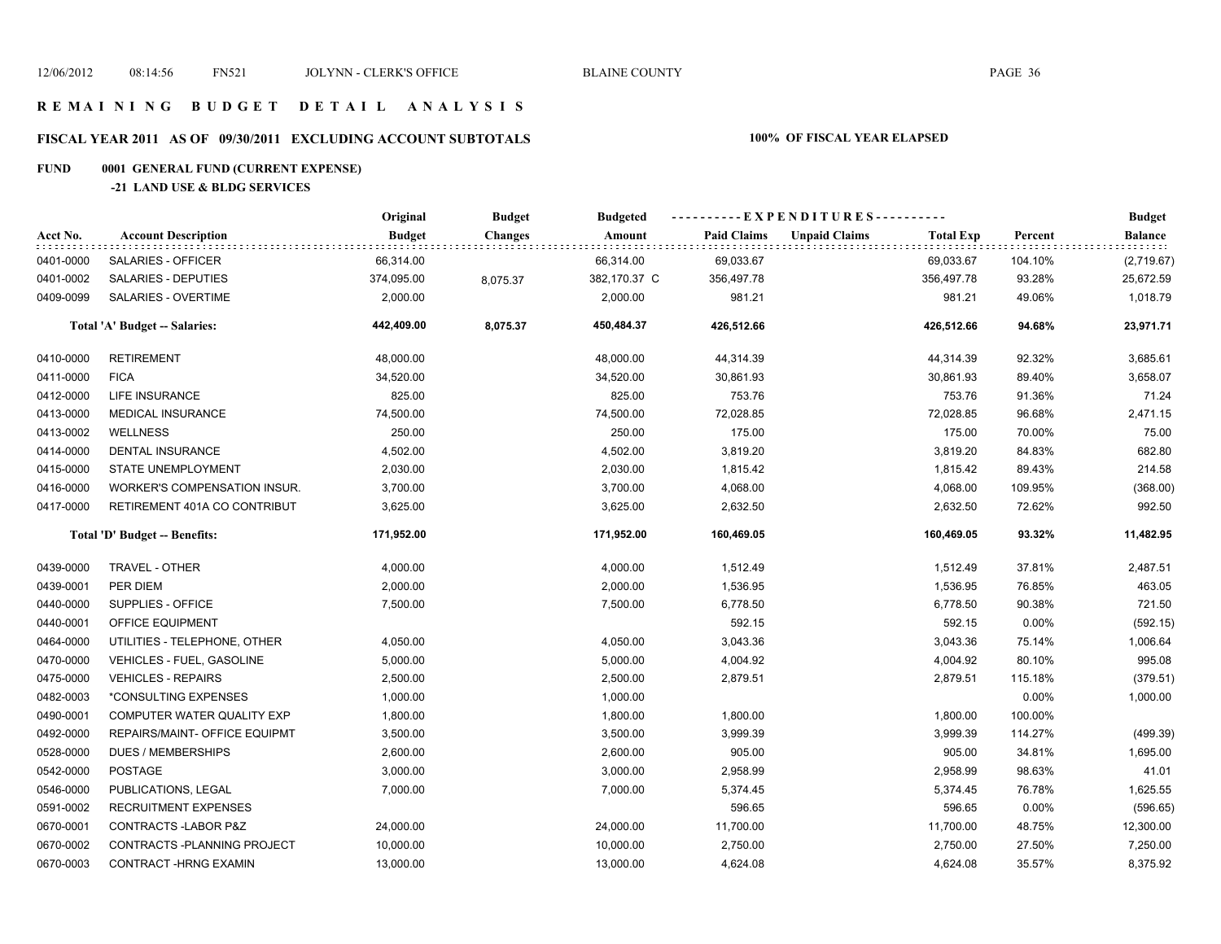# REMAINING BUDGET DETAIL ANALYSIS

## FISCAL YEAR 2011 AS OF 09/30/2011 EXCLUDING ACCOUNT SUBTOTALS

**100% OF FISCAL YEAR ELAPSED**

**FUND 0001 GENERAL FUND (CURRENT EXPENSE)**

**-21 LAND USE & BLDG SERVICES**

| Acct No. | Account Description | Original Budget | Budget Changes | Budgeted Amount | Paid Claims | Unpaid Claims | Total Exp | Percent | Budget Balance |
|---|---|---|---|---|---|---|---|---|---|
| 0401-0000 | SALARIES - OFFICER | 66,314.00 | | 66,314.00 | 69,033.67 | | 69,033.67 | 104.10% | (2,719.67) |
| 0401-0002 | SALARIES - DEPUTIES | 374,095.00 | 8,075.37 | 382,170.37 C | 356,497.78 | | 356,497.78 | 93.28% | 25,672.59 |
| 0409-0099 | SALARIES - OVERTIME | 2,000.00 | | 2,000.00 | 981.21 | | 981.21 | 49.06% | 1,018.79 |
| | **Total 'A' Budget -- Salaries:** | **442,409.00** | **8,075.37** | **450,484.37** | **426,512.66** | | **426,512.66** | **94.68%** | **23,971.71** |
| 0410-0000 | RETIREMENT | 48,000.00 | | 48,000.00 | 44,314.39 | | 44,314.39 | 92.32% | 3,685.61 |
| 0411-0000 | FICA | 34,520.00 | | 34,520.00 | 30,861.93 | | 30,861.93 | 89.40% | 3,658.07 |
| 0412-0000 | LIFE INSURANCE | 825.00 | | 825.00 | 753.76 | | 753.76 | 91.36% | 71.24 |
| 0413-0000 | MEDICAL INSURANCE | 74,500.00 | | 74,500.00 | 72,028.85 | | 72,028.85 | 96.68% | 2,471.15 |
| 0413-0002 | WELLNESS | 250.00 | | 250.00 | 175.00 | | 175.00 | 70.00% | 75.00 |
| 0414-0000 | DENTAL INSURANCE | 4,502.00 | | 4,502.00 | 3,819.20 | | 3,819.20 | 84.83% | 682.80 |
| 0415-0000 | STATE UNEMPLOYMENT | 2,030.00 | | 2,030.00 | 1,815.42 | | 1,815.42 | 89.43% | 214.58 |
| 0416-0000 | WORKER'S COMPENSATION INSUR. | 3,700.00 | | 3,700.00 | 4,068.00 | | 4,068.00 | 109.95% | (368.00) |
| 0417-0000 | RETIREMENT 401A CO CONTRIBUT | 3,625.00 | | 3,625.00 | 2,632.50 | | 2,632.50 | 72.62% | 992.50 |
| | **Total 'D' Budget -- Benefits:** | **171,952.00** | | **171,952.00** | **160,469.05** | | **160,469.05** | **93.32%** | **11,482.95** |
| 0439-0000 | TRAVEL - OTHER | 4,000.00 | | 4,000.00 | 1,512.49 | | 1,512.49 | 37.81% | 2,487.51 |
| 0439-0001 | PER DIEM | 2,000.00 | | 2,000.00 | 1,536.95 | | 1,536.95 | 76.85% | 463.05 |
| 0440-0000 | SUPPLIES - OFFICE | 7,500.00 | | 7,500.00 | 6,778.50 | | 6,778.50 | 90.38% | 721.50 |
| 0440-0001 | OFFICE EQUIPMENT | | | | 592.15 | | 592.15 | 0.00% | (592.15) |
| 0464-0000 | UTILITIES - TELEPHONE, OTHER | 4,050.00 | | 4,050.00 | 3,043.36 | | 3,043.36 | 75.14% | 1,006.64 |
| 0470-0000 | VEHICLES - FUEL, GASOLINE | 5,000.00 | | 5,000.00 | 4,004.92 | | 4,004.92 | 80.10% | 995.08 |
| 0475-0000 | VEHICLES - REPAIRS | 2,500.00 | | 2,500.00 | 2,879.51 | | 2,879.51 | 115.18% | (379.51) |
| 0482-0003 | *CONSULTING EXPENSES | 1,000.00 | | 1,000.00 | | | | 0.00% | 1,000.00 |
| 0490-0001 | COMPUTER WATER QUALITY EXP | 1,800.00 | | 1,800.00 | 1,800.00 | | 1,800.00 | 100.00% | |
| 0492-0000 | REPAIRS/MAINT- OFFICE EQUIPMT | 3,500.00 | | 3,500.00 | 3,999.39 | | 3,999.39 | 114.27% | (499.39) |
| 0528-0000 | DUES / MEMBERSHIPS | 2,600.00 | | 2,600.00 | 905.00 | | 905.00 | 34.81% | 1,695.00 |
| 0542-0000 | POSTAGE | 3,000.00 | | 3,000.00 | 2,958.99 | | 2,958.99 | 98.63% | 41.01 |
| 0546-0000 | PUBLICATIONS, LEGAL | 7,000.00 | | 7,000.00 | 5,374.45 | | 5,374.45 | 76.78% | 1,625.55 |
| 0591-0002 | RECRUITMENT EXPENSES | | | | 596.65 | | 596.65 | 0.00% | (596.65) |
| 0670-0001 | CONTRACTS -LABOR P&Z | 24,000.00 | | 24,000.00 | 11,700.00 | | 11,700.00 | 48.75% | 12,300.00 |
| 0670-0002 | CONTRACTS -PLANNING PROJECT | 10,000.00 | | 10,000.00 | 2,750.00 | | 2,750.00 | 27.50% | 7,250.00 |
| 0670-0003 | CONTRACT -HRNG EXAMIN | 13,000.00 | | 13,000.00 | 4,624.08 | | 4,624.08 | 35.57% | 8,375.92 |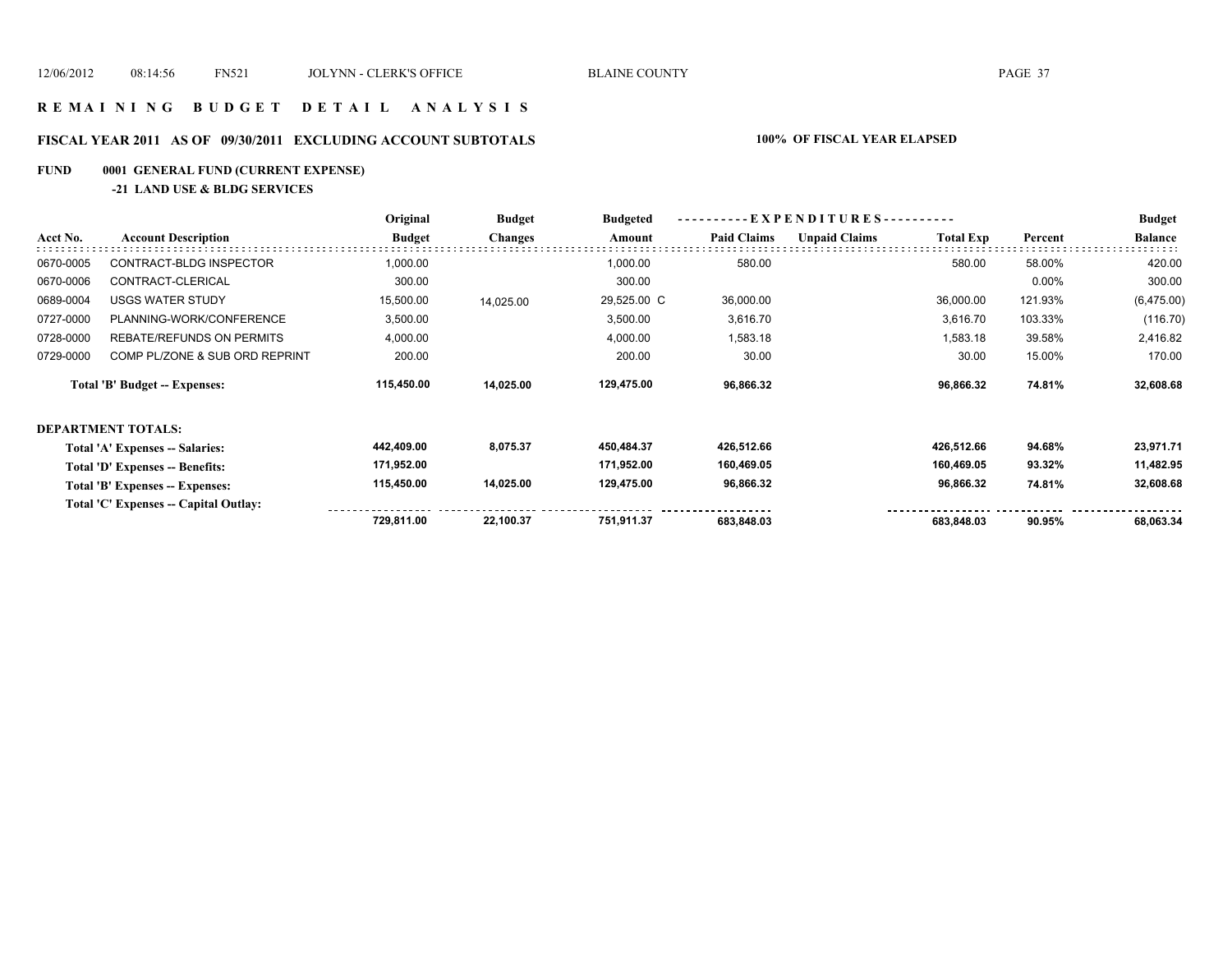# R E M A I N I N G   B U D G E T   D E T A I L   A N A L Y S I S

## FISCAL YEAR 2011 AS OF 09/30/2011 EXCLUDING ACCOUNT SUBTOTALS — 100% OF FISCAL YEAR ELAPSED

**FUND 0001 GENERAL FUND (CURRENT EXPENSE)**

**-21 LAND USE & BLDG SERVICES**

| Acct No. | Account Description | Original Budget | Budget Changes | Budgeted Amount | EXPENDITURES Paid Claims | Unpaid Claims | Total Exp | Percent | Budget Balance |
|---|---|---|---|---|---|---|---|---|---|
| 0670-0005 | CONTRACT-BLDG INSPECTOR | 1,000.00 | | 1,000.00 | 580.00 | | 580.00 | 58.00% | 420.00 |
| 0670-0006 | CONTRACT-CLERICAL | 300.00 | | 300.00 | | | | 0.00% | 300.00 |
| 0689-0004 | USGS WATER STUDY | 15,500.00 | 14,025.00 | 29,525.00 C | 36,000.00 | | 36,000.00 | 121.93% | (6,475.00) |
| 0727-0000 | PLANNING-WORK/CONFERENCE | 3,500.00 | | 3,500.00 | 3,616.70 | | 3,616.70 | 103.33% | (116.70) |
| 0728-0000 | REBATE/REFUNDS ON PERMITS | 4,000.00 | | 4,000.00 | 1,583.18 | | 1,583.18 | 39.58% | 2,416.82 |
| 0729-0000 | COMP PL/ZONE & SUB ORD REPRINT | 200.00 | | 200.00 | 30.00 | | 30.00 | 15.00% | 170.00 |
| | **Total 'B' Budget -- Expenses:** | **115,450.00** | **14,025.00** | **129,475.00** | **96,866.32** | | **96,866.32** | **74.81%** | **32,608.68** |
| | **DEPARTMENT TOTALS:** | | | | | | | | |
| | **Total 'A' Expenses -- Salaries:** | **442,409.00** | **8,075.37** | **450,484.37** | **426,512.66** | | **426,512.66** | **94.68%** | **23,971.71** |
| | **Total 'D' Expenses -- Benefits:** | **171,952.00** | | **171,952.00** | **160,469.05** | | **160,469.05** | **93.32%** | **11,482.95** |
| | **Total 'B' Expenses -- Expenses:** | **115,450.00** | **14,025.00** | **129,475.00** | **96,866.32** | | **96,866.32** | **74.81%** | **32,608.68** |
| | **Total 'C' Expenses -- Capital Outlay:** | | | | | | | | |
| | | **729,811.00** | **22,100.37** | **751,911.37** | **683,848.03** | | **683,848.03** | **90.95%** | **68,063.34** |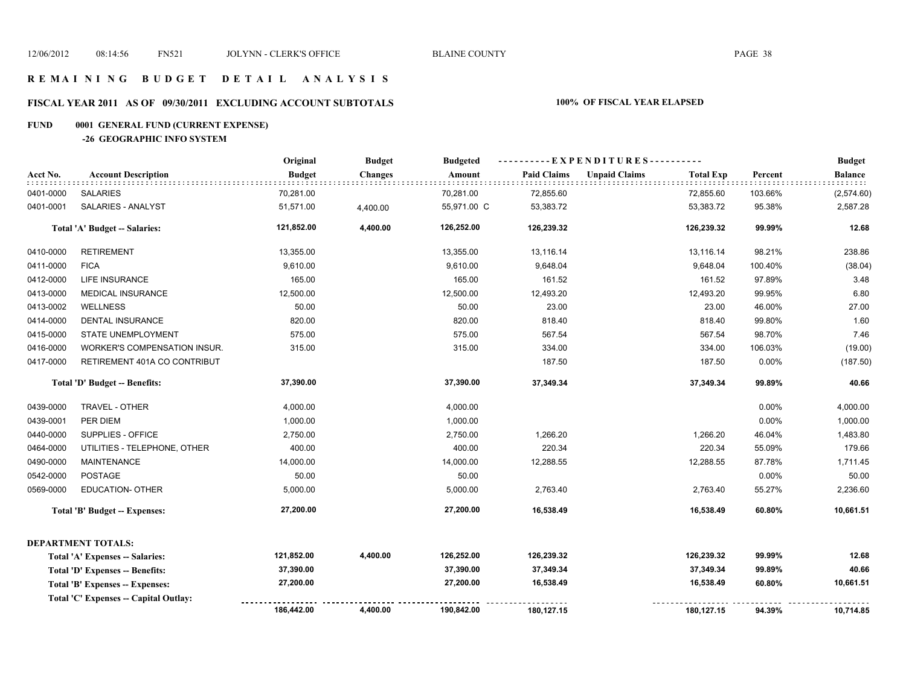# REMAINING BUDGET DETAIL ANALYSIS

## FISCAL YEAR 2011 AS OF 09/30/2011 EXCLUDING ACCOUNT SUBTOTALS

**100% OF FISCAL YEAR ELAPSED**

**FUND 0001 GENERAL FUND (CURRENT EXPENSE)**

**-26 GEOGRAPHIC INFO SYSTEM**

| Acct No. | Account Description | Original Budget | Budget Changes | Budgeted Amount | Paid Claims | Unpaid Claims | Total Exp | Percent | Budget Balance |
|---|---|---|---|---|---|---|---|---|---|
| 0401-0000 | SALARIES | 70,281.00 | | 70,281.00 | 72,855.60 | | 72,855.60 | 103.66% | (2,574.60) |
| 0401-0001 | SALARIES - ANALYST | 51,571.00 | 4,400.00 | 55,971.00 C | 53,383.72 | | 53,383.72 | 95.38% | 2,587.28 |
| | **Total 'A' Budget -- Salaries:** | **121,852.00** | **4,400.00** | **126,252.00** | **126,239.32** | | **126,239.32** | **99.99%** | **12.68** |
| 0410-0000 | RETIREMENT | 13,355.00 | | 13,355.00 | 13,116.14 | | 13,116.14 | 98.21% | 238.86 |
| 0411-0000 | FICA | 9,610.00 | | 9,610.00 | 9,648.04 | | 9,648.04 | 100.40% | (38.04) |
| 0412-0000 | LIFE INSURANCE | 165.00 | | 165.00 | 161.52 | | 161.52 | 97.89% | 3.48 |
| 0413-0000 | MEDICAL INSURANCE | 12,500.00 | | 12,500.00 | 12,493.20 | | 12,493.20 | 99.95% | 6.80 |
| 0413-0002 | WELLNESS | 50.00 | | 50.00 | 23.00 | | 23.00 | 46.00% | 27.00 |
| 0414-0000 | DENTAL INSURANCE | 820.00 | | 820.00 | 818.40 | | 818.40 | 99.80% | 1.60 |
| 0415-0000 | STATE UNEMPLOYMENT | 575.00 | | 575.00 | 567.54 | | 567.54 | 98.70% | 7.46 |
| 0416-0000 | WORKER'S COMPENSATION INSUR. | 315.00 | | 315.00 | 334.00 | | 334.00 | 106.03% | (19.00) |
| 0417-0000 | RETIREMENT 401A CO CONTRIBUT | | | | 187.50 | | 187.50 | 0.00% | (187.50) |
| | **Total 'D' Budget -- Benefits:** | **37,390.00** | | **37,390.00** | **37,349.34** | | **37,349.34** | **99.89%** | **40.66** |
| 0439-0000 | TRAVEL - OTHER | 4,000.00 | | 4,000.00 | | | | 0.00% | 4,000.00 |
| 0439-0001 | PER DIEM | 1,000.00 | | 1,000.00 | | | | 0.00% | 1,000.00 |
| 0440-0000 | SUPPLIES - OFFICE | 2,750.00 | | 2,750.00 | 1,266.20 | | 1,266.20 | 46.04% | 1,483.80 |
| 0464-0000 | UTILITIES - TELEPHONE, OTHER | 400.00 | | 400.00 | 220.34 | | 220.34 | 55.09% | 179.66 |
| 0490-0000 | MAINTENANCE | 14,000.00 | | 14,000.00 | 12,288.55 | | 12,288.55 | 87.78% | 1,711.45 |
| 0542-0000 | POSTAGE | 50.00 | | 50.00 | | | | 0.00% | 50.00 |
| 0569-0000 | EDUCATION- OTHER | 5,000.00 | | 5,000.00 | 2,763.40 | | 2,763.40 | 55.27% | 2,236.60 |
| | **Total 'B' Budget -- Expenses:** | **27,200.00** | | **27,200.00** | **16,538.49** | | **16,538.49** | **60.80%** | **10,661.51** |
| | **DEPARTMENT TOTALS:** | | | | | | | | |
| | **Total 'A' Expenses -- Salaries:** | **121,852.00** | **4,400.00** | **126,252.00** | **126,239.32** | | **126,239.32** | **99.99%** | **12.68** |
| | **Total 'D' Expenses -- Benefits:** | **37,390.00** | | **37,390.00** | **37,349.34** | | **37,349.34** | **99.89%** | **40.66** |
| | **Total 'B' Expenses -- Expenses:** | **27,200.00** | | **27,200.00** | **16,538.49** | | **16,538.49** | **60.80%** | **10,661.51** |
| | **Total 'C' Expenses -- Capital Outlay:** | | | | | | | | |
| | | **186,442.00** | **4,400.00** | **190,842.00** | **180,127.15** | | **180,127.15** | **94.39%** | **10,714.85** |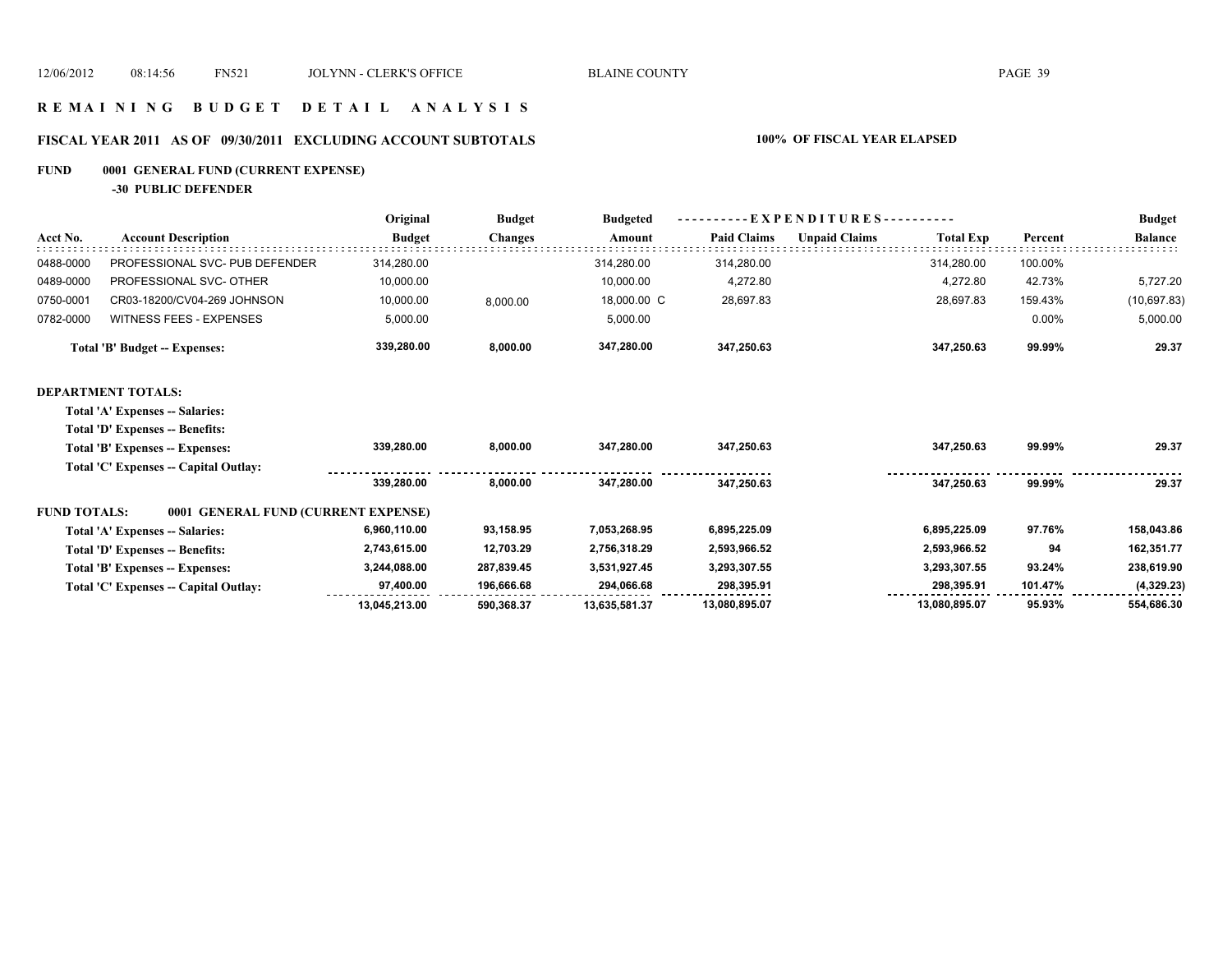# R E M A I N I N G   B U D G E T   D E T A I L   A N A L Y S I S

## FISCAL YEAR 2011 AS OF 09/30/2011 EXCLUDING ACCOUNT SUBTOTALS — 100% OF FISCAL YEAR ELAPSED

### FUND 0001 GENERAL FUND (CURRENT EXPENSE)

**-30 PUBLIC DEFENDER**

| Acct No. | Account Description | Original Budget | Budget Changes | Budgeted Amount | Paid Claims | Unpaid Claims | Total Exp | Percent | Budget Balance |
|---|---|---|---|---|---|---|---|---|---|
| 0488-0000 | PROFESSIONAL SVC- PUB DEFENDER | 314,280.00 | | 314,280.00 | 314,280.00 | | 314,280.00 | 100.00% | |
| 0489-0000 | PROFESSIONAL SVC- OTHER | 10,000.00 | | 10,000.00 | 4,272.80 | | 4,272.80 | 42.73% | 5,727.20 |
| 0750-0001 | CR03-18200/CV04-269 JOHNSON | 10,000.00 | 8,000.00 | 18,000.00 C | 28,697.83 | | 28,697.83 | 159.43% | (10,697.83) |
| 0782-0000 | WITNESS FEES - EXPENSES | 5,000.00 | | 5,000.00 | | | | 0.00% | 5,000.00 |
| | **Total 'B' Budget -- Expenses:** | **339,280.00** | **8,000.00** | **347,280.00** | **347,250.63** | | **347,250.63** | **99.99%** | **29.37** |

**DEPARTMENT TOTALS:**

| | Original Budget | Budget Changes | Budgeted Amount | Paid Claims | Unpaid Claims | Total Exp | Percent | Budget Balance |
|---|---|---|---|---|---|---|---|---|
| Total 'A' Expenses -- Salaries: | | | | | | | | |
| Total 'D' Expenses -- Benefits: | | | | | | | | |
| Total 'B' Expenses -- Expenses: | 339,280.00 | 8,000.00 | 347,280.00 | 347,250.63 | | 347,250.63 | 99.99% | 29.37 |
| Total 'C' Expenses -- Capital Outlay: | | | | | | | | |
| | 339,280.00 | 8,000.00 | 347,280.00 | 347,250.63 | | 347,250.63 | 99.99% | 29.37 |

**FUND TOTALS: 0001 GENERAL FUND (CURRENT EXPENSE)**

| | Original Budget | Budget Changes | Budgeted Amount | Paid Claims | Unpaid Claims | Total Exp | Percent | Budget Balance |
|---|---|---|---|---|---|---|---|---|
| Total 'A' Expenses -- Salaries: | 6,960,110.00 | 93,158.95 | 7,053,268.95 | 6,895,225.09 | | 6,895,225.09 | 97.76% | 158,043.86 |
| Total 'D' Expenses -- Benefits: | 2,743,615.00 | 12,703.29 | 2,756,318.29 | 2,593,966.52 | | 2,593,966.52 | 94 | 162,351.77 |
| Total 'B' Expenses -- Expenses: | 3,244,088.00 | 287,839.45 | 3,531,927.45 | 3,293,307.55 | | 3,293,307.55 | 93.24% | 238,619.90 |
| Total 'C' Expenses -- Capital Outlay: | 97,400.00 | 196,666.68 | 294,066.68 | 298,395.91 | | 298,395.91 | 101.47% | (4,329.23) |
| | 13,045,213.00 | 590,368.37 | 13,635,581.37 | 13,080,895.07 | | 13,080,895.07 | 95.93% | 554,686.30 |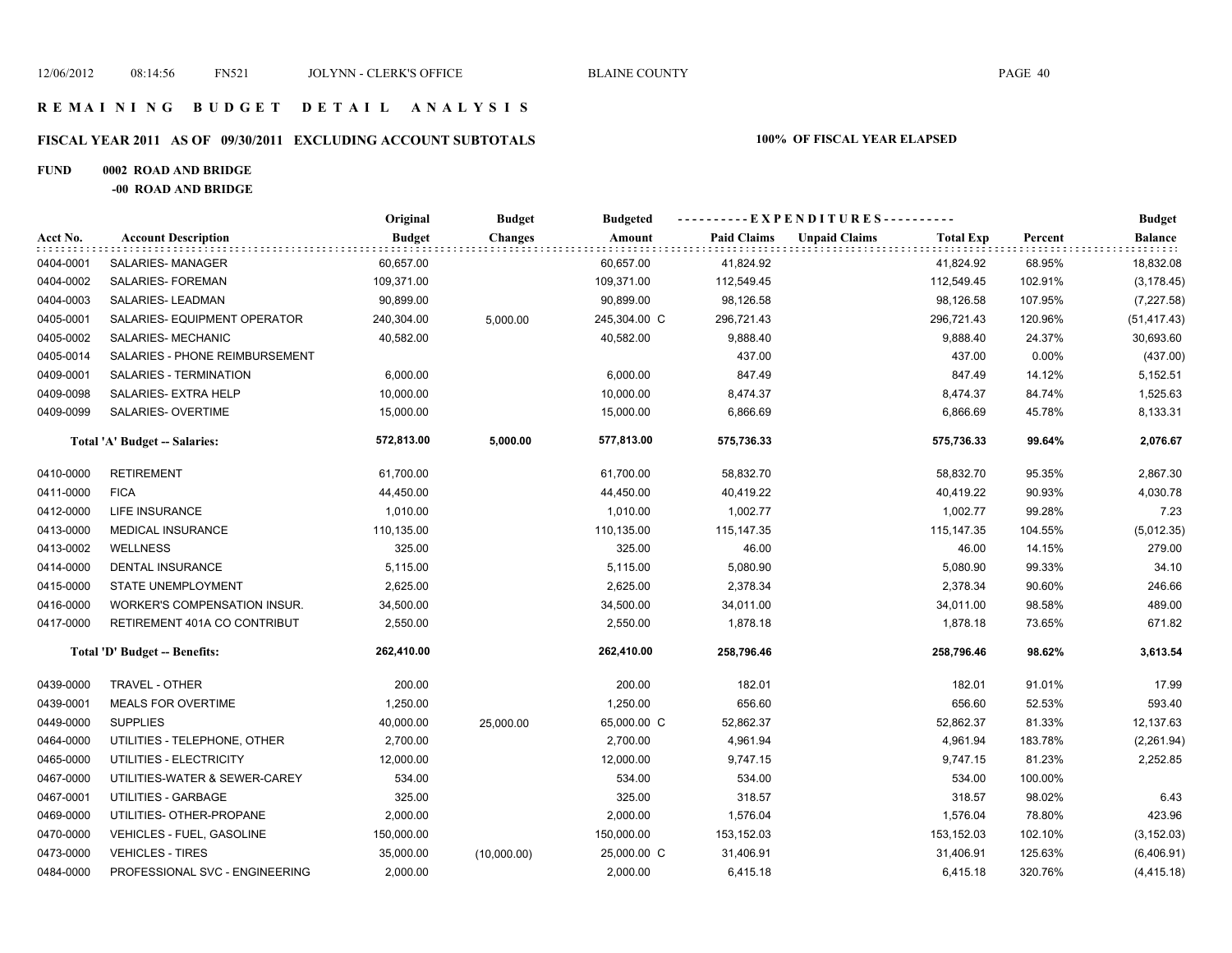# REMAINING BUDGET DETAIL ANALYSIS

## FISCAL YEAR 2011 AS OF 09/30/2011 EXCLUDING ACCOUNT SUBTOTALS

**100% OF FISCAL YEAR ELAPSED**

**FUND 0002 ROAD AND BRIDGE**

**-00 ROAD AND BRIDGE**

| Acct No. | Account Description | Original Budget | Budget Changes | Budgeted Amount | Paid Claims | Unpaid Claims | Total Exp | Percent | Budget Balance |
|---|---|---|---|---|---|---|---|---|---|
| 0404-0001 | SALARIES- MANAGER | 60,657.00 | | 60,657.00 | 41,824.92 | | 41,824.92 | 68.95% | 18,832.08 |
| 0404-0002 | SALARIES- FOREMAN | 109,371.00 | | 109,371.00 | 112,549.45 | | 112,549.45 | 102.91% | (3,178.45) |
| 0404-0003 | SALARIES- LEADMAN | 90,899.00 | | 90,899.00 | 98,126.58 | | 98,126.58 | 107.95% | (7,227.58) |
| 0405-0001 | SALARIES- EQUIPMENT OPERATOR | 240,304.00 | 5,000.00 | 245,304.00 C | 296,721.43 | | 296,721.43 | 120.96% | (51,417.43) |
| 0405-0002 | SALARIES- MECHANIC | 40,582.00 | | 40,582.00 | 9,888.40 | | 9,888.40 | 24.37% | 30,693.60 |
| 0405-0014 | SALARIES - PHONE REIMBURSEMENT | | | | 437.00 | | 437.00 | 0.00% | (437.00) |
| 0409-0001 | SALARIES - TERMINATION | 6,000.00 | | 6,000.00 | 847.49 | | 847.49 | 14.12% | 5,152.51 |
| 0409-0098 | SALARIES- EXTRA HELP | 10,000.00 | | 10,000.00 | 8,474.37 | | 8,474.37 | 84.74% | 1,525.63 |
| 0409-0099 | SALARIES- OVERTIME | 15,000.00 | | 15,000.00 | 6,866.69 | | 6,866.69 | 45.78% | 8,133.31 |
| | **Total 'A' Budget -- Salaries:** | **572,813.00** | **5,000.00** | **577,813.00** | **575,736.33** | | **575,736.33** | **99.64%** | **2,076.67** |
| 0410-0000 | RETIREMENT | 61,700.00 | | 61,700.00 | 58,832.70 | | 58,832.70 | 95.35% | 2,867.30 |
| 0411-0000 | FICA | 44,450.00 | | 44,450.00 | 40,419.22 | | 40,419.22 | 90.93% | 4,030.78 |
| 0412-0000 | LIFE INSURANCE | 1,010.00 | | 1,010.00 | 1,002.77 | | 1,002.77 | 99.28% | 7.23 |
| 0413-0000 | MEDICAL INSURANCE | 110,135.00 | | 110,135.00 | 115,147.35 | | 115,147.35 | 104.55% | (5,012.35) |
| 0413-0002 | WELLNESS | 325.00 | | 325.00 | 46.00 | | 46.00 | 14.15% | 279.00 |
| 0414-0000 | DENTAL INSURANCE | 5,115.00 | | 5,115.00 | 5,080.90 | | 5,080.90 | 99.33% | 34.10 |
| 0415-0000 | STATE UNEMPLOYMENT | 2,625.00 | | 2,625.00 | 2,378.34 | | 2,378.34 | 90.60% | 246.66 |
| 0416-0000 | WORKER'S COMPENSATION INSUR. | 34,500.00 | | 34,500.00 | 34,011.00 | | 34,011.00 | 98.58% | 489.00 |
| 0417-0000 | RETIREMENT 401A CO CONTRIBUT | 2,550.00 | | 2,550.00 | 1,878.18 | | 1,878.18 | 73.65% | 671.82 |
| | **Total 'D' Budget -- Benefits:** | **262,410.00** | | **262,410.00** | **258,796.46** | | **258,796.46** | **98.62%** | **3,613.54** |
| 0439-0000 | TRAVEL - OTHER | 200.00 | | 200.00 | 182.01 | | 182.01 | 91.01% | 17.99 |
| 0439-0001 | MEALS FOR OVERTIME | 1,250.00 | | 1,250.00 | 656.60 | | 656.60 | 52.53% | 593.40 |
| 0449-0000 | SUPPLIES | 40,000.00 | 25,000.00 | 65,000.00 C | 52,862.37 | | 52,862.37 | 81.33% | 12,137.63 |
| 0464-0000 | UTILITIES - TELEPHONE, OTHER | 2,700.00 | | 2,700.00 | 4,961.94 | | 4,961.94 | 183.78% | (2,261.94) |
| 0465-0000 | UTILITIES - ELECTRICITY | 12,000.00 | | 12,000.00 | 9,747.15 | | 9,747.15 | 81.23% | 2,252.85 |
| 0467-0000 | UTILITIES-WATER & SEWER-CAREY | 534.00 | | 534.00 | 534.00 | | 534.00 | 100.00% | |
| 0467-0001 | UTILITIES - GARBAGE | 325.00 | | 325.00 | 318.57 | | 318.57 | 98.02% | 6.43 |
| 0469-0000 | UTILITIES- OTHER-PROPANE | 2,000.00 | | 2,000.00 | 1,576.04 | | 1,576.04 | 78.80% | 423.96 |
| 0470-0000 | VEHICLES - FUEL, GASOLINE | 150,000.00 | | 150,000.00 | 153,152.03 | | 153,152.03 | 102.10% | (3,152.03) |
| 0473-0000 | VEHICLES - TIRES | 35,000.00 | (10,000.00) | 25,000.00 C | 31,406.91 | | 31,406.91 | 125.63% | (6,406.91) |
| 0484-0000 | PROFESSIONAL SVC - ENGINEERING | 2,000.00 | | 2,000.00 | 6,415.18 | | 6,415.18 | 320.76% | (4,415.18) |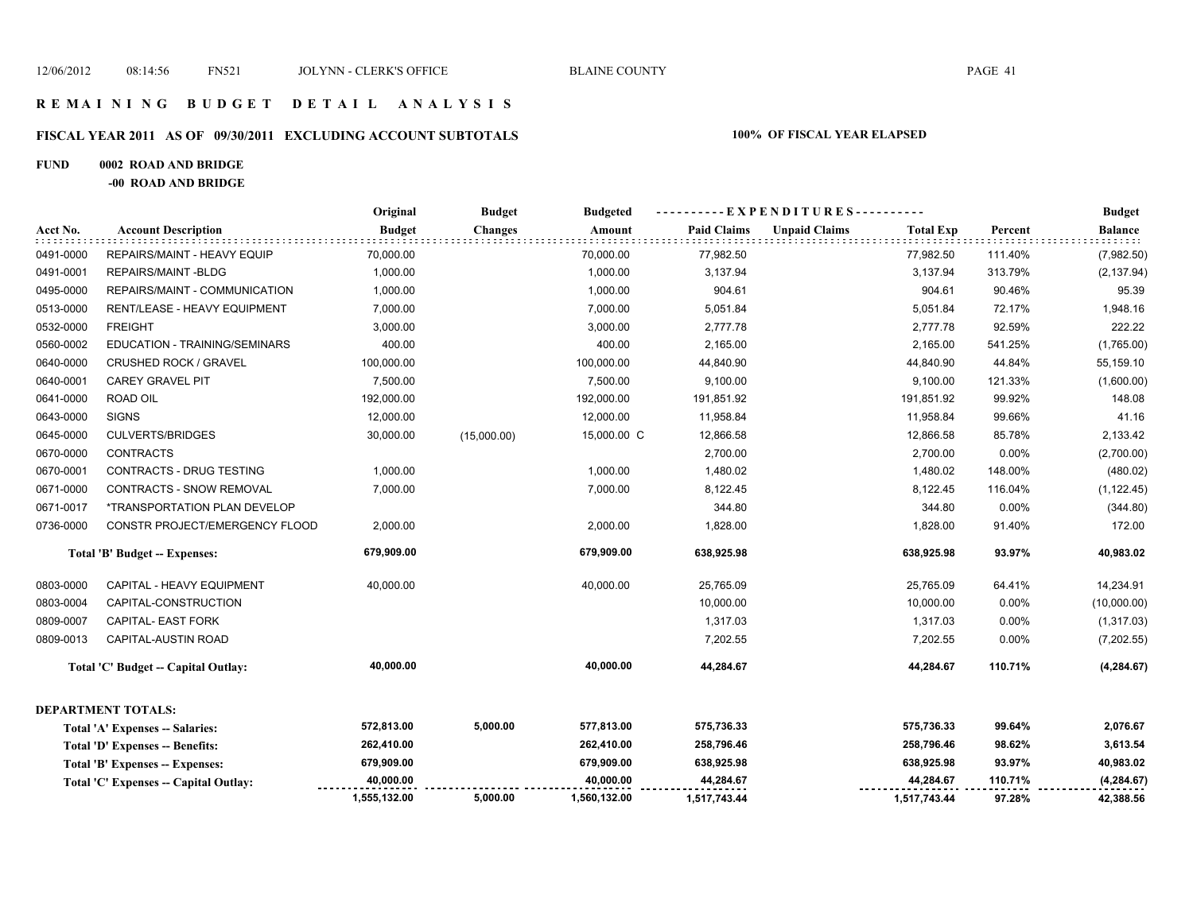# R E M A I N I N G   B U D G E T   D E T A I L   A N A L Y S I S

## FISCAL YEAR 2011 AS OF 09/30/2011 EXCLUDING ACCOUNT SUBTOTALS — 100% OF FISCAL YEAR ELAPSED

**FUND 0002 ROAD AND BRIDGE**

**-00 ROAD AND BRIDGE**

| Acct No. | Account Description | Original Budget | Budget Changes | Budgeted Amount | Paid Claims | Unpaid Claims | Total Exp | Percent | Budget Balance |
|---|---|---|---|---|---|---|---|---|---|
| 0491-0000 | REPAIRS/MAINT - HEAVY EQUIP | 70,000.00 | | 70,000.00 | 77,982.50 | | 77,982.50 | 111.40% | (7,982.50) |
| 0491-0001 | REPAIRS/MAINT -BLDG | 1,000.00 | | 1,000.00 | 3,137.94 | | 3,137.94 | 313.79% | (2,137.94) |
| 0495-0000 | REPAIRS/MAINT - COMMUNICATION | 1,000.00 | | 1,000.00 | 904.61 | | 904.61 | 90.46% | 95.39 |
| 0513-0000 | RENT/LEASE - HEAVY EQUIPMENT | 7,000.00 | | 7,000.00 | 5,051.84 | | 5,051.84 | 72.17% | 1,948.16 |
| 0532-0000 | FREIGHT | 3,000.00 | | 3,000.00 | 2,777.78 | | 2,777.78 | 92.59% | 222.22 |
| 0560-0002 | EDUCATION - TRAINING/SEMINARS | 400.00 | | 400.00 | 2,165.00 | | 2,165.00 | 541.25% | (1,765.00) |
| 0640-0000 | CRUSHED ROCK / GRAVEL | 100,000.00 | | 100,000.00 | 44,840.90 | | 44,840.90 | 44.84% | 55,159.10 |
| 0640-0001 | CAREY GRAVEL PIT | 7,500.00 | | 7,500.00 | 9,100.00 | | 9,100.00 | 121.33% | (1,600.00) |
| 0641-0000 | ROAD OIL | 192,000.00 | | 192,000.00 | 191,851.92 | | 191,851.92 | 99.92% | 148.08 |
| 0643-0000 | SIGNS | 12,000.00 | | 12,000.00 | 11,958.84 | | 11,958.84 | 99.66% | 41.16 |
| 0645-0000 | CULVERTS/BRIDGES | 30,000.00 | (15,000.00) | 15,000.00 C | 12,866.58 | | 12,866.58 | 85.78% | 2,133.42 |
| 0670-0000 | CONTRACTS | | | | 2,700.00 | | 2,700.00 | 0.00% | (2,700.00) |
| 0670-0001 | CONTRACTS - DRUG TESTING | 1,000.00 | | 1,000.00 | 1,480.02 | | 1,480.02 | 148.00% | (480.02) |
| 0671-0000 | CONTRACTS - SNOW REMOVAL | 7,000.00 | | 7,000.00 | 8,122.45 | | 8,122.45 | 116.04% | (1,122.45) |
| 0671-0017 | *TRANSPORTATION PLAN DEVELOP | | | | 344.80 | | 344.80 | 0.00% | (344.80) |
| 0736-0000 | CONSTR PROJECT/EMERGENCY FLOOD | 2,000.00 | | 2,000.00 | 1,828.00 | | 1,828.00 | 91.40% | 172.00 |
| | **Total 'B' Budget -- Expenses:** | **679,909.00** | | **679,909.00** | **638,925.98** | | **638,925.98** | **93.97%** | **40,983.02** |
| 0803-0000 | CAPITAL - HEAVY EQUIPMENT | 40,000.00 | | 40,000.00 | 25,765.09 | | 25,765.09 | 64.41% | 14,234.91 |
| 0803-0004 | CAPITAL-CONSTRUCTION | | | | 10,000.00 | | 10,000.00 | 0.00% | (10,000.00) |
| 0809-0007 | CAPITAL- EAST FORK | | | | 1,317.03 | | 1,317.03 | 0.00% | (1,317.03) |
| 0809-0013 | CAPITAL-AUSTIN ROAD | | | | 7,202.55 | | 7,202.55 | 0.00% | (7,202.55) |
| | **Total 'C' Budget -- Capital Outlay:** | **40,000.00** | | **40,000.00** | **44,284.67** | | **44,284.67** | **110.71%** | **(4,284.67)** |

**DEPARTMENT TOTALS:**

| | Original Budget | Budget Changes | Budgeted Amount | Paid Claims | Unpaid Claims | Total Exp | Percent | Budget Balance |
|---|---|---|---|---|---|---|---|---|
| **Total 'A' Expenses -- Salaries:** | **572,813.00** | **5,000.00** | **577,813.00** | **575,736.33** | | **575,736.33** | **99.64%** | **2,076.67** |
| **Total 'D' Expenses -- Benefits:** | **262,410.00** | | **262,410.00** | **258,796.46** | | **258,796.46** | **98.62%** | **3,613.54** |
| **Total 'B' Expenses -- Expenses:** | **679,909.00** | | **679,909.00** | **638,925.98** | | **638,925.98** | **93.97%** | **40,983.02** |
| **Total 'C' Expenses -- Capital Outlay:** | **40,000.00** | | **40,000.00** | **44,284.67** | | **44,284.67** | **110.71%** | **(4,284.67)** |
| | **1,555,132.00** | **5,000.00** | **1,560,132.00** | **1,517,743.44** | | **1,517,743.44** | **97.28%** | **42,388.56** |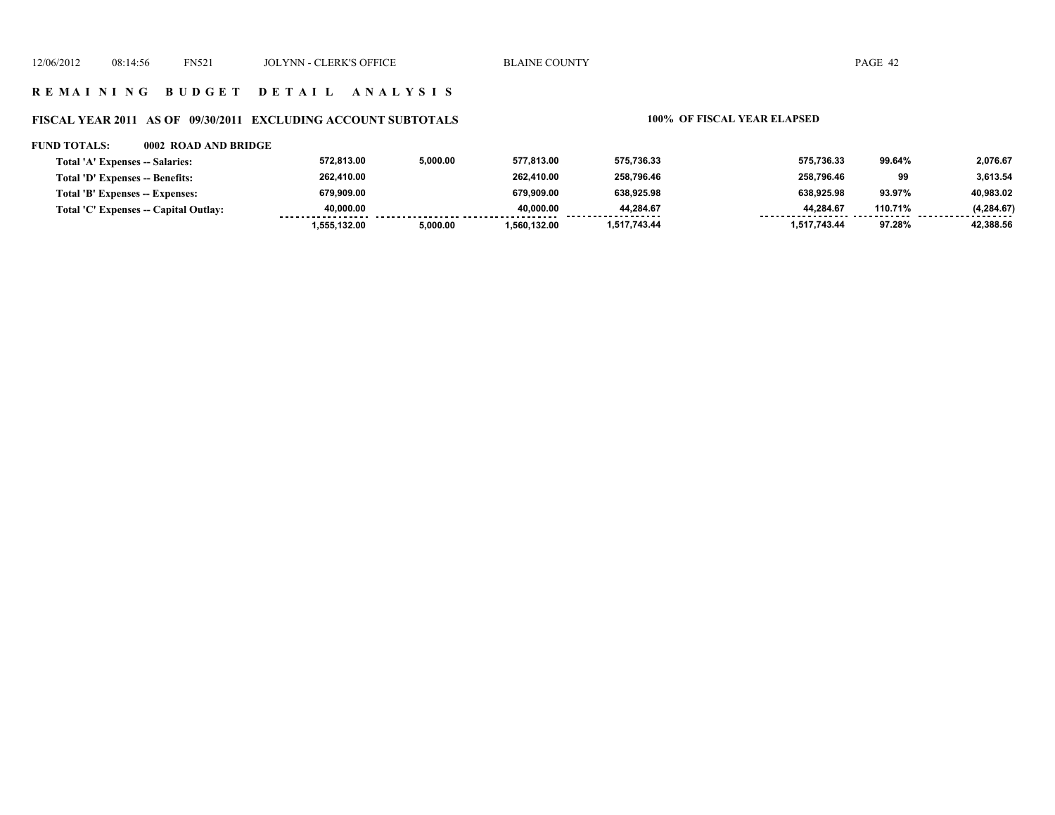## R E M A I N I N G B U D G E T D E T A I L A N A L Y S I S

### FISCAL YEAR 2011 AS OF 09/30/2011 EXCLUDING ACCOUNT SUBTOTALS

**100% OF FISCAL YEAR ELAPSED**

**FUND TOTALS: 0002 ROAD AND BRIDGE**

| | | | | | | | |
|---|---|---|---|---|---|---|---|
| Total 'A' Expenses -- Salaries: | 572,813.00 | 5,000.00 | 577,813.00 | 575,736.33 | 575,736.33 | 99.64% | 2,076.67 |
| Total 'D' Expenses -- Benefits: | 262,410.00 | | 262,410.00 | 258,796.46 | 258,796.46 | 99 | 3,613.54 |
| Total 'B' Expenses -- Expenses: | 679,909.00 | | 679,909.00 | 638,925.98 | 638,925.98 | 93.97% | 40,983.02 |
| Total 'C' Expenses -- Capital Outlay: | 40,000.00 | | 40,000.00 | 44,284.67 | 44,284.67 | 110.71% | (4,284.67) |
| | 1,555,132.00 | 5,000.00 | 1,560,132.00 | 1,517,743.44 | 1,517,743.44 | 97.28% | 42,388.56 |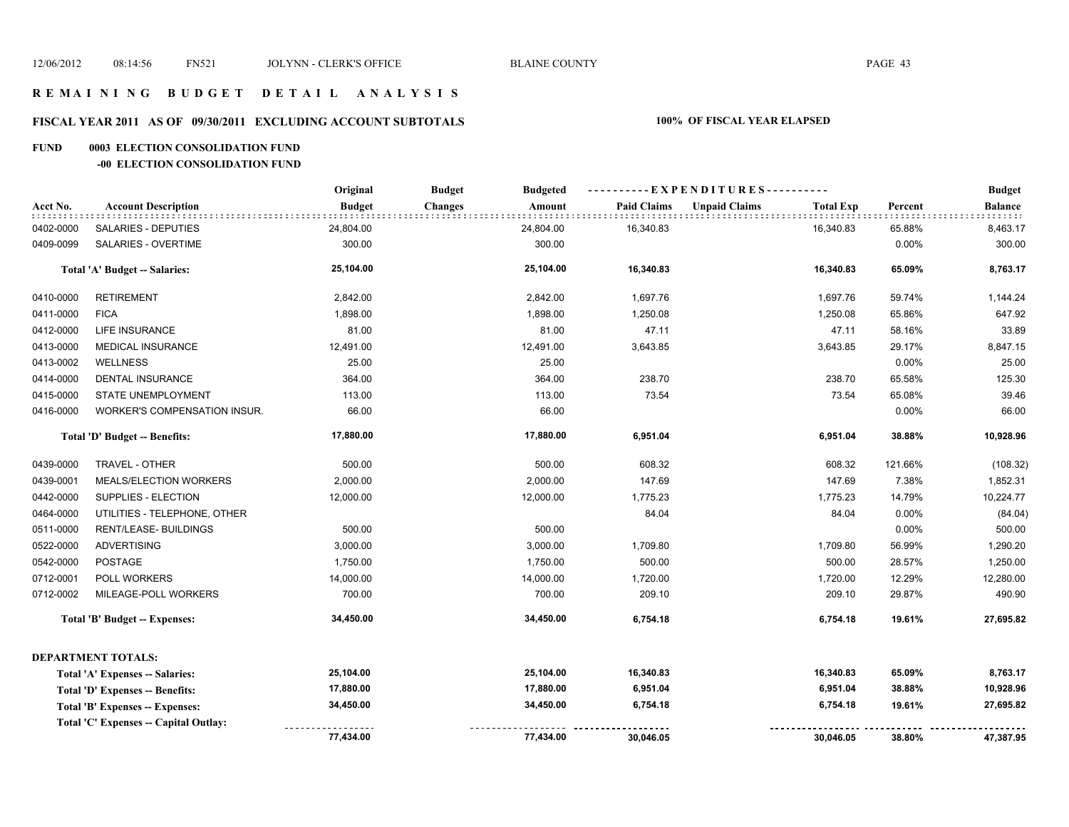# R E M A I N I N G   B U D G E T   D E T A I L   A N A L Y S I S

## FISCAL YEAR 2011 AS OF 09/30/2011 EXCLUDING ACCOUNT SUBTOTALS — 100% OF FISCAL YEAR ELAPSED

### FUND 0003 ELECTION CONSOLIDATION FUND
#### -00 ELECTION CONSOLIDATION FUND

| Acct No. | Account Description | Original Budget | Budget Changes | Budgeted Amount | Paid Claims | Unpaid Claims | Total Exp | Percent | Budget Balance |
|---|---|---|---|---|---|---|---|---|---|
| 0402-0000 | SALARIES - DEPUTIES | 24,804.00 | | 24,804.00 | 16,340.83 | | 16,340.83 | 65.88% | 8,463.17 |
| 0409-0099 | SALARIES - OVERTIME | 300.00 | | 300.00 | | | | 0.00% | 300.00 |
| | **Total 'A' Budget -- Salaries:** | **25,104.00** | | **25,104.00** | **16,340.83** | | **16,340.83** | **65.09%** | **8,763.17** |
| 0410-0000 | RETIREMENT | 2,842.00 | | 2,842.00 | 1,697.76 | | 1,697.76 | 59.74% | 1,144.24 |
| 0411-0000 | FICA | 1,898.00 | | 1,898.00 | 1,250.08 | | 1,250.08 | 65.86% | 647.92 |
| 0412-0000 | LIFE INSURANCE | 81.00 | | 81.00 | 47.11 | | 47.11 | 58.16% | 33.89 |
| 0413-0000 | MEDICAL INSURANCE | 12,491.00 | | 12,491.00 | 3,643.85 | | 3,643.85 | 29.17% | 8,847.15 |
| 0413-0002 | WELLNESS | 25.00 | | 25.00 | | | | 0.00% | 25.00 |
| 0414-0000 | DENTAL INSURANCE | 364.00 | | 364.00 | 238.70 | | 238.70 | 65.58% | 125.30 |
| 0415-0000 | STATE UNEMPLOYMENT | 113.00 | | 113.00 | 73.54 | | 73.54 | 65.08% | 39.46 |
| 0416-0000 | WORKER'S COMPENSATION INSUR. | 66.00 | | 66.00 | | | | 0.00% | 66.00 |
| | **Total 'D' Budget -- Benefits:** | **17,880.00** | | **17,880.00** | **6,951.04** | | **6,951.04** | **38.88%** | **10,928.96** |
| 0439-0000 | TRAVEL - OTHER | 500.00 | | 500.00 | 608.32 | | 608.32 | 121.66% | (108.32) |
| 0439-0001 | MEALS/ELECTION WORKERS | 2,000.00 | | 2,000.00 | 147.69 | | 147.69 | 7.38% | 1,852.31 |
| 0442-0000 | SUPPLIES - ELECTION | 12,000.00 | | 12,000.00 | 1,775.23 | | 1,775.23 | 14.79% | 10,224.77 |
| 0464-0000 | UTILITIES - TELEPHONE, OTHER | | | | 84.04 | | 84.04 | 0.00% | (84.04) |
| 0511-0000 | RENT/LEASE- BUILDINGS | 500.00 | | 500.00 | | | | 0.00% | 500.00 |
| 0522-0000 | ADVERTISING | 3,000.00 | | 3,000.00 | 1,709.80 | | 1,709.80 | 56.99% | 1,290.20 |
| 0542-0000 | POSTAGE | 1,750.00 | | 1,750.00 | 500.00 | | 500.00 | 28.57% | 1,250.00 |
| 0712-0001 | POLL WORKERS | 14,000.00 | | 14,000.00 | 1,720.00 | | 1,720.00 | 12.29% | 12,280.00 |
| 0712-0002 | MILEAGE-POLL WORKERS | 700.00 | | 700.00 | 209.10 | | 209.10 | 29.87% | 490.90 |
| | **Total 'B' Budget -- Expenses:** | **34,450.00** | | **34,450.00** | **6,754.18** | | **6,754.18** | **19.61%** | **27,695.82** |

**DEPARTMENT TOTALS:**

| | Original Budget | Budget Changes | Budgeted Amount | Paid Claims | Unpaid Claims | Total Exp | Percent | Budget Balance |
|---|---|---|---|---|---|---|---|---|
| **Total 'A' Expenses -- Salaries:** | **25,104.00** | | **25,104.00** | **16,340.83** | | **16,340.83** | **65.09%** | **8,763.17** |
| **Total 'D' Expenses -- Benefits:** | **17,880.00** | | **17,880.00** | **6,951.04** | | **6,951.04** | **38.88%** | **10,928.96** |
| **Total 'B' Expenses -- Expenses:** | **34,450.00** | | **34,450.00** | **6,754.18** | | **6,754.18** | **19.61%** | **27,695.82** |
| **Total 'C' Expenses -- Capital Outlay:** | | | | | | | | |
| | **77,434.00** | | **77,434.00** | **30,046.05** | | **30,046.05** | **38.80%** | **47,387.95** |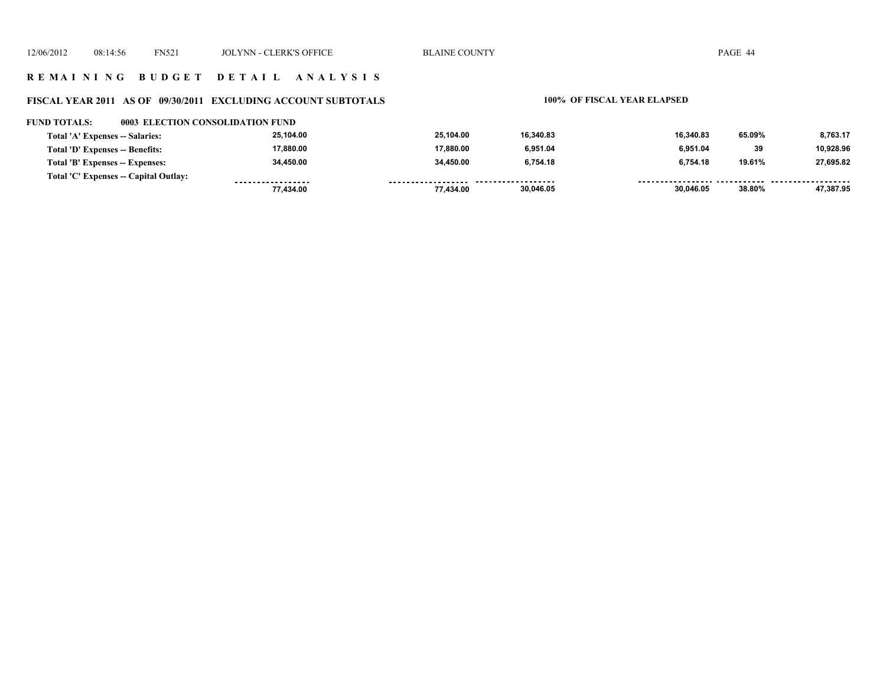## REMAINING BUDGET DETAIL ANALYSIS

### FISCAL YEAR 2011 AS OF 09/30/2011 EXCLUDING ACCOUNT SUBTOTALS

**100% OF FISCAL YEAR ELAPSED**

**FUND TOTALS: 0003 ELECTION CONSOLIDATION FUND**

| | | | | | | |
|---|---|---|---|---|---|---|
| Total 'A' Expenses -- Salaries: | 25,104.00 | 25,104.00 | 16,340.83 | 16,340.83 | 65.09% | 8,763.17 |
| Total 'D' Expenses -- Benefits: | 17,880.00 | 17,880.00 | 6,951.04 | 6,951.04 | 39 | 10,928.96 |
| Total 'B' Expenses -- Expenses: | 34,450.00 | 34,450.00 | 6,754.18 | 6,754.18 | 19.61% | 27,695.82 |
| Total 'C' Expenses -- Capital Outlay: | | | | | | |
| | 77,434.00 | 77,434.00 | 30,046.05 | 30,046.05 | 38.80% | 47,387.95 |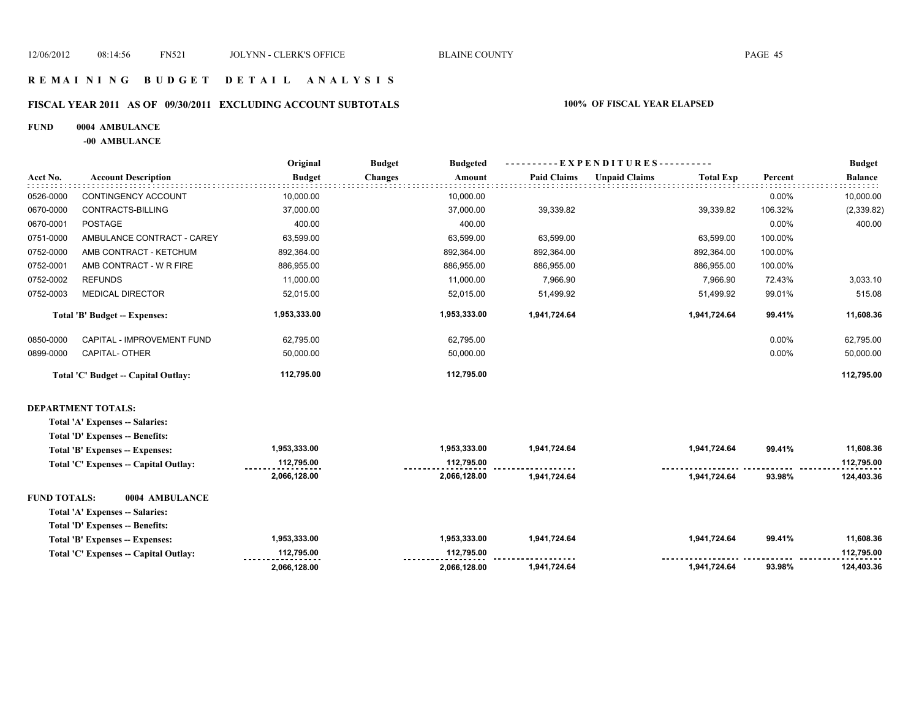# R E M A I N I N G B U D G E T D E T A I L A N A L Y S I S

## FISCAL YEAR 2011 AS OF 09/30/2011 EXCLUDING ACCOUNT SUBTOTALS

**100% OF FISCAL YEAR ELAPSED**

**FUND 0004 AMBULANCE**

**-00 AMBULANCE**

| Acct No. | Account Description | Original Budget | Budget Changes | Budgeted Amount | Paid Claims | Unpaid Claims | Total Exp | Percent | Budget Balance |
|---|---|---|---|---|---|---|---|---|---|
| 0526-0000 | CONTINGENCY ACCOUNT | 10,000.00 | | 10,000.00 | | | | 0.00% | 10,000.00 |
| 0670-0000 | CONTRACTS-BILLING | 37,000.00 | | 37,000.00 | 39,339.82 | | 39,339.82 | 106.32% | (2,339.82) |
| 0670-0001 | POSTAGE | 400.00 | | 400.00 | | | | 0.00% | 400.00 |
| 0751-0000 | AMBULANCE CONTRACT - CAREY | 63,599.00 | | 63,599.00 | 63,599.00 | | 63,599.00 | 100.00% | |
| 0752-0000 | AMB CONTRACT - KETCHUM | 892,364.00 | | 892,364.00 | 892,364.00 | | 892,364.00 | 100.00% | |
| 0752-0001 | AMB CONTRACT - W R FIRE | 886,955.00 | | 886,955.00 | 886,955.00 | | 886,955.00 | 100.00% | |
| 0752-0002 | REFUNDS | 11,000.00 | | 11,000.00 | 7,966.90 | | 7,966.90 | 72.43% | 3,033.10 |
| 0752-0003 | MEDICAL DIRECTOR | 52,015.00 | | 52,015.00 | 51,499.92 | | 51,499.92 | 99.01% | 515.08 |
| | **Total 'B' Budget -- Expenses:** | **1,953,333.00** | | **1,953,333.00** | **1,941,724.64** | | **1,941,724.64** | **99.41%** | **11,608.36** |
| 0850-0000 | CAPITAL - IMPROVEMENT FUND | 62,795.00 | | 62,795.00 | | | | 0.00% | 62,795.00 |
| 0899-0000 | CAPITAL- OTHER | 50,000.00 | | 50,000.00 | | | | 0.00% | 50,000.00 |
| | **Total 'C' Budget -- Capital Outlay:** | **112,795.00** | | **112,795.00** | | | | | **112,795.00** |

**DEPARTMENT TOTALS:**

| | Original Budget | Budget Changes | Budgeted Amount | Paid Claims | Unpaid Claims | Total Exp | Percent | Budget Balance |
|---|---|---|---|---|---|---|---|---|
| **Total 'A' Expenses -- Salaries:** | | | | | | | | |
| **Total 'D' Expenses -- Benefits:** | | | | | | | | |
| **Total 'B' Expenses -- Expenses:** | **1,953,333.00** | | **1,953,333.00** | **1,941,724.64** | | **1,941,724.64** | **99.41%** | **11,608.36** |
| **Total 'C' Expenses -- Capital Outlay:** | **112,795.00** | | **112,795.00** | | | | | **112,795.00** |
| | **2,066,128.00** | | **2,066,128.00** | **1,941,724.64** | | **1,941,724.64** | **93.98%** | **124,403.36** |

**FUND TOTALS: 0004 AMBULANCE**

| | Original Budget | Budget Changes | Budgeted Amount | Paid Claims | Unpaid Claims | Total Exp | Percent | Budget Balance |
|---|---|---|---|---|---|---|---|---|
| **Total 'A' Expenses -- Salaries:** | | | | | | | | |
| **Total 'D' Expenses -- Benefits:** | | | | | | | | |
| **Total 'B' Expenses -- Expenses:** | **1,953,333.00** | | **1,953,333.00** | **1,941,724.64** | | **1,941,724.64** | **99.41%** | **11,608.36** |
| **Total 'C' Expenses -- Capital Outlay:** | **112,795.00** | | **112,795.00** | | | | | **112,795.00** |
| | **2,066,128.00** | | **2,066,128.00** | **1,941,724.64** | | **1,941,724.64** | **93.98%** | **124,403.36** |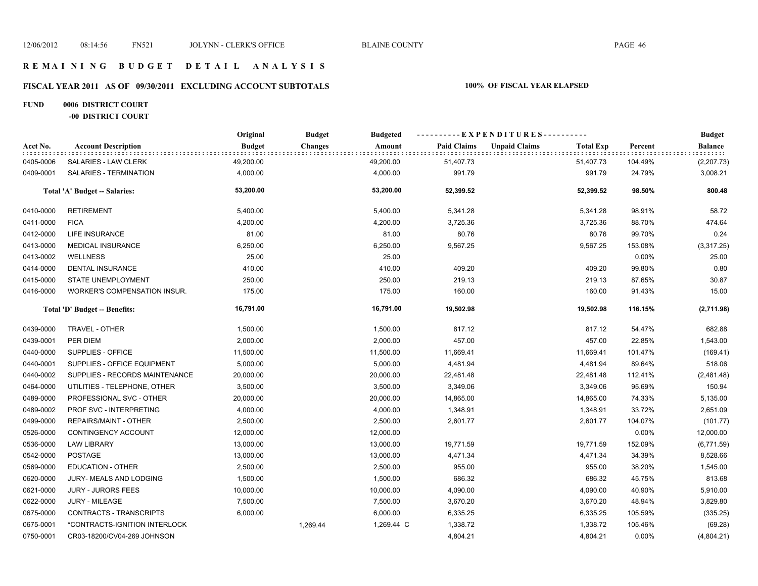# REMAINING BUDGET DETAIL ANALYSIS

## FISCAL YEAR 2011 AS OF 09/30/2011 EXCLUDING ACCOUNT SUBTOTALS

**100% OF FISCAL YEAR ELAPSED**

**FUND 0006 DISTRICT COURT**

**-00 DISTRICT COURT**

| Acct No. | Account Description | Original Budget | Budget Changes | Budgeted Amount | Paid Claims | Unpaid Claims | Total Exp | Percent | Budget Balance |
|---|---|---|---|---|---|---|---|---|---|
| 0405-0006 | SALARIES - LAW CLERK | 49,200.00 | | 49,200.00 | 51,407.73 | | 51,407.73 | 104.49% | (2,207.73) |
| 0409-0001 | SALARIES - TERMINATION | 4,000.00 | | 4,000.00 | 991.79 | | 991.79 | 24.79% | 3,008.21 |
| | **Total 'A' Budget -- Salaries:** | **53,200.00** | | **53,200.00** | **52,399.52** | | **52,399.52** | **98.50%** | **800.48** |
| 0410-0000 | RETIREMENT | 5,400.00 | | 5,400.00 | 5,341.28 | | 5,341.28 | 98.91% | 58.72 |
| 0411-0000 | FICA | 4,200.00 | | 4,200.00 | 3,725.36 | | 3,725.36 | 88.70% | 474.64 |
| 0412-0000 | LIFE INSURANCE | 81.00 | | 81.00 | 80.76 | | 80.76 | 99.70% | 0.24 |
| 0413-0000 | MEDICAL INSURANCE | 6,250.00 | | 6,250.00 | 9,567.25 | | 9,567.25 | 153.08% | (3,317.25) |
| 0413-0002 | WELLNESS | 25.00 | | 25.00 | | | | 0.00% | 25.00 |
| 0414-0000 | DENTAL INSURANCE | 410.00 | | 410.00 | 409.20 | | 409.20 | 99.80% | 0.80 |
| 0415-0000 | STATE UNEMPLOYMENT | 250.00 | | 250.00 | 219.13 | | 219.13 | 87.65% | 30.87 |
| 0416-0000 | WORKER'S COMPENSATION INSUR. | 175.00 | | 175.00 | 160.00 | | 160.00 | 91.43% | 15.00 |
| | **Total 'D' Budget -- Benefits:** | **16,791.00** | | **16,791.00** | **19,502.98** | | **19,502.98** | **116.15%** | **(2,711.98)** |
| 0439-0000 | TRAVEL - OTHER | 1,500.00 | | 1,500.00 | 817.12 | | 817.12 | 54.47% | 682.88 |
| 0439-0001 | PER DIEM | 2,000.00 | | 2,000.00 | 457.00 | | 457.00 | 22.85% | 1,543.00 |
| 0440-0000 | SUPPLIES - OFFICE | 11,500.00 | | 11,500.00 | 11,669.41 | | 11,669.41 | 101.47% | (169.41) |
| 0440-0001 | SUPPLIES - OFFICE EQUIPMENT | 5,000.00 | | 5,000.00 | 4,481.94 | | 4,481.94 | 89.64% | 518.06 |
| 0440-0002 | SUPPLIES - RECORDS MAINTENANCE | 20,000.00 | | 20,000.00 | 22,481.48 | | 22,481.48 | 112.41% | (2,481.48) |
| 0464-0000 | UTILITIES - TELEPHONE, OTHER | 3,500.00 | | 3,500.00 | 3,349.06 | | 3,349.06 | 95.69% | 150.94 |
| 0489-0000 | PROFESSIONAL SVC - OTHER | 20,000.00 | | 20,000.00 | 14,865.00 | | 14,865.00 | 74.33% | 5,135.00 |
| 0489-0002 | PROF SVC - INTERPRETING | 4,000.00 | | 4,000.00 | 1,348.91 | | 1,348.91 | 33.72% | 2,651.09 |
| 0499-0000 | REPAIRS/MAINT - OTHER | 2,500.00 | | 2,500.00 | 2,601.77 | | 2,601.77 | 104.07% | (101.77) |
| 0526-0000 | CONTINGENCY ACCOUNT | 12,000.00 | | 12,000.00 | | | | 0.00% | 12,000.00 |
| 0536-0000 | LAW LIBRARY | 13,000.00 | | 13,000.00 | 19,771.59 | | 19,771.59 | 152.09% | (6,771.59) |
| 0542-0000 | POSTAGE | 13,000.00 | | 13,000.00 | 4,471.34 | | 4,471.34 | 34.39% | 8,528.66 |
| 0569-0000 | EDUCATION - OTHER | 2,500.00 | | 2,500.00 | 955.00 | | 955.00 | 38.20% | 1,545.00 |
| 0620-0000 | JURY- MEALS AND LODGING | 1,500.00 | | 1,500.00 | 686.32 | | 686.32 | 45.75% | 813.68 |
| 0621-0000 | JURY - JURORS FEES | 10,000.00 | | 10,000.00 | 4,090.00 | | 4,090.00 | 40.90% | 5,910.00 |
| 0622-0000 | JURY - MILEAGE | 7,500.00 | | 7,500.00 | 3,670.20 | | 3,670.20 | 48.94% | 3,829.80 |
| 0675-0000 | CONTRACTS - TRANSCRIPTS | 6,000.00 | | 6,000.00 | 6,335.25 | | 6,335.25 | 105.59% | (335.25) |
| 0675-0001 | *CONTRACTS-IGNITION INTERLOCK | | 1,269.44 | 1,269.44 C | 1,338.72 | | 1,338.72 | 105.46% | (69.28) |
| 0750-0001 | CR03-18200/CV04-269 JOHNSON | | | | 4,804.21 | | 4,804.21 | 0.00% | (4,804.21) |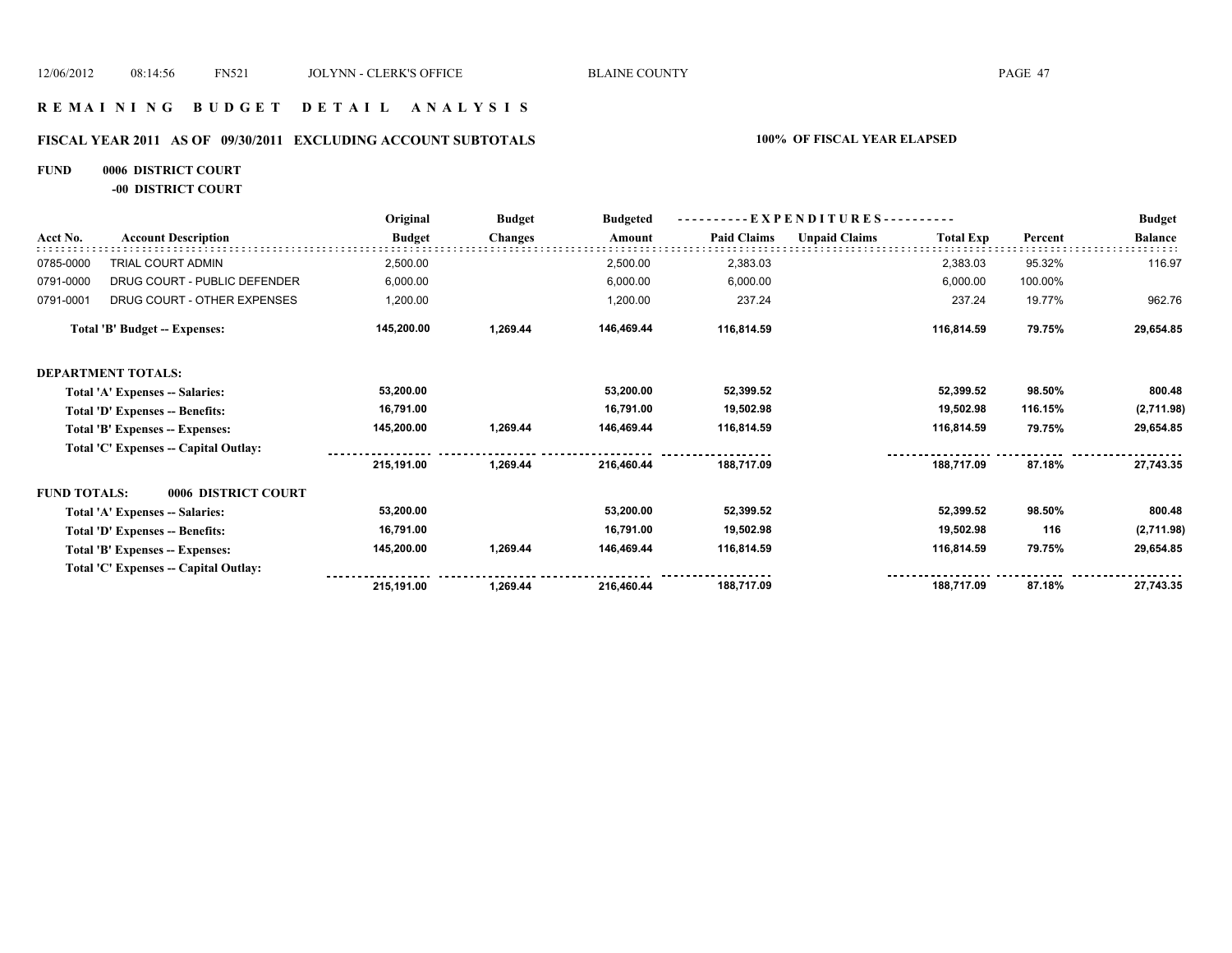# R E M A I N I N G   B U D G E T   D E T A I L   A N A L Y S I S

## FISCAL YEAR 2011 AS OF 09/30/2011 EXCLUDING ACCOUNT SUBTOTALS

**100% OF FISCAL YEAR ELAPSED**

**FUND 0006 DISTRICT COURT**

**-00 DISTRICT COURT**

| Acct No. | Account Description | Original Budget | Budget Changes | Budgeted Amount | Paid Claims | Unpaid Claims | Total Exp | Percent | Budget Balance |
|---|---|---|---|---|---|---|---|---|---|
| 0785-0000 | TRIAL COURT ADMIN | 2,500.00 | | 2,500.00 | 2,383.03 | | 2,383.03 | 95.32% | 116.97 |
| 0791-0000 | DRUG COURT - PUBLIC DEFENDER | 6,000.00 | | 6,000.00 | 6,000.00 | | 6,000.00 | 100.00% | |
| 0791-0001 | DRUG COURT - OTHER EXPENSES | 1,200.00 | | 1,200.00 | 237.24 | | 237.24 | 19.77% | 962.76 |
| | **Total 'B' Budget -- Expenses:** | **145,200.00** | **1,269.44** | **146,469.44** | **116,814.59** | | **116,814.59** | **79.75%** | **29,654.85** |
| **DEPARTMENT TOTALS:** | | | | | | | | | |
| | **Total 'A' Expenses -- Salaries:** | **53,200.00** | | **53,200.00** | **52,399.52** | | **52,399.52** | **98.50%** | **800.48** |
| | **Total 'D' Expenses -- Benefits:** | **16,791.00** | | **16,791.00** | **19,502.98** | | **19,502.98** | **116.15%** | **(2,711.98)** |
| | **Total 'B' Expenses -- Expenses:** | **145,200.00** | **1,269.44** | **146,469.44** | **116,814.59** | | **116,814.59** | **79.75%** | **29,654.85** |
| | **Total 'C' Expenses -- Capital Outlay:** | | | | | | | | |
| | | **215,191.00** | **1,269.44** | **216,460.44** | **188,717.09** | | **188,717.09** | **87.18%** | **27,743.35** |
| **FUND TOTALS:** | **0006 DISTRICT COURT** | | | | | | | | |
| | **Total 'A' Expenses -- Salaries:** | **53,200.00** | | **53,200.00** | **52,399.52** | | **52,399.52** | **98.50%** | **800.48** |
| | **Total 'D' Expenses -- Benefits:** | **16,791.00** | | **16,791.00** | **19,502.98** | | **19,502.98** | **116** | **(2,711.98)** |
| | **Total 'B' Expenses -- Expenses:** | **145,200.00** | **1,269.44** | **146,469.44** | **116,814.59** | | **116,814.59** | **79.75%** | **29,654.85** |
| | **Total 'C' Expenses -- Capital Outlay:** | | | | | | | | |
| | | **215,191.00** | **1,269.44** | **216,460.44** | **188,717.09** | | **188,717.09** | **87.18%** | **27,743.35** |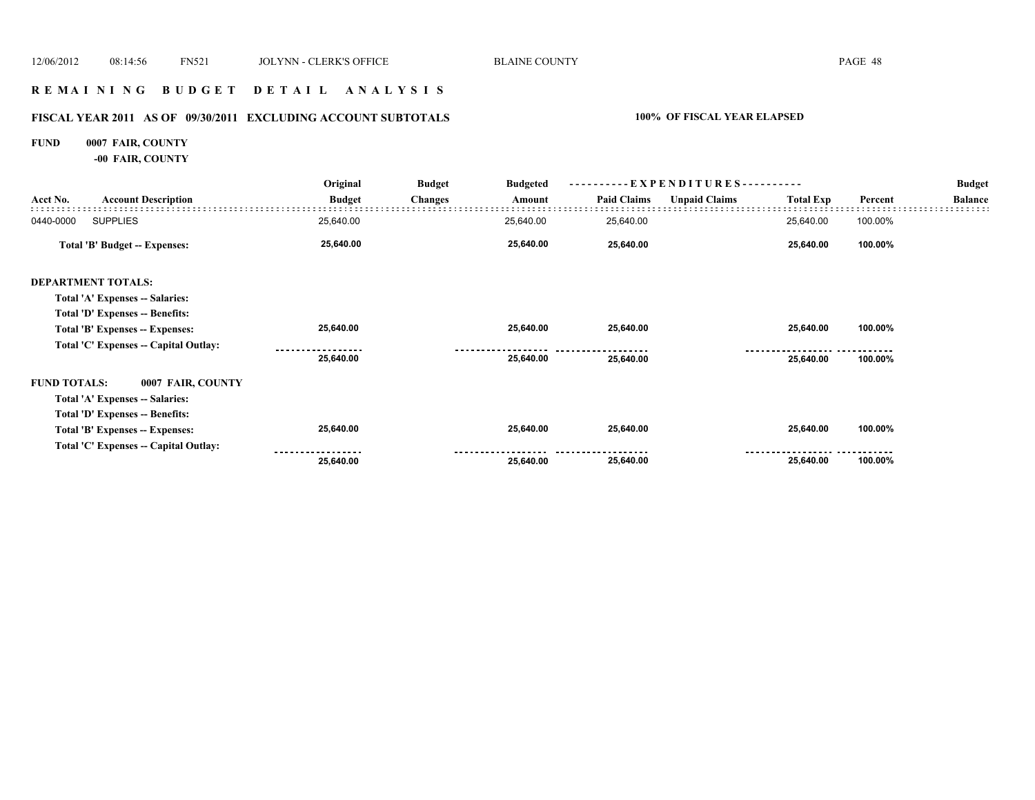# R E M A I N I N G   B U D G E T   D E T A I L   A N A L Y S I S

## FISCAL YEAR 2011 AS OF 09/30/2011 EXCLUDING ACCOUNT SUBTOTALS

**100% OF FISCAL YEAR ELAPSED**

**FUND 0007 FAIR, COUNTY**

**-00 FAIR, COUNTY**

| Acct No. | Account Description | Original Budget | Budget Changes | Budgeted Amount | Paid Claims | Unpaid Claims | Total Exp | Percent | Budget Balance |
|---|---|---|---|---|---|---|---|---|---|
| 0440-0000 | SUPPLIES | 25,640.00 | | 25,640.00 | 25,640.00 | | 25,640.00 | 100.00% | |
| | **Total 'B' Budget -- Expenses:** | **25,640.00** | | **25,640.00** | **25,640.00** | | **25,640.00** | **100.00%** | |
| | **DEPARTMENT TOTALS:** | | | | | | | | |
| | **Total 'A' Expenses -- Salaries:** | | | | | | | | |
| | **Total 'D' Expenses -- Benefits:** | | | | | | | | |
| | **Total 'B' Expenses -- Expenses:** | **25,640.00** | | **25,640.00** | **25,640.00** | | **25,640.00** | **100.00%** | |
| | **Total 'C' Expenses -- Capital Outlay:** | | | | | | | | |
| | | **25,640.00** | | **25,640.00** | **25,640.00** | | **25,640.00** | **100.00%** | |
| | **FUND TOTALS: 0007 FAIR, COUNTY** | | | | | | | | |
| | **Total 'A' Expenses -- Salaries:** | | | | | | | | |
| | **Total 'D' Expenses -- Benefits:** | | | | | | | | |
| | **Total 'B' Expenses -- Expenses:** | **25,640.00** | | **25,640.00** | **25,640.00** | | **25,640.00** | **100.00%** | |
| | **Total 'C' Expenses -- Capital Outlay:** | | | | | | | | |
| | | **25,640.00** | | **25,640.00** | **25,640.00** | | **25,640.00** | **100.00%** | |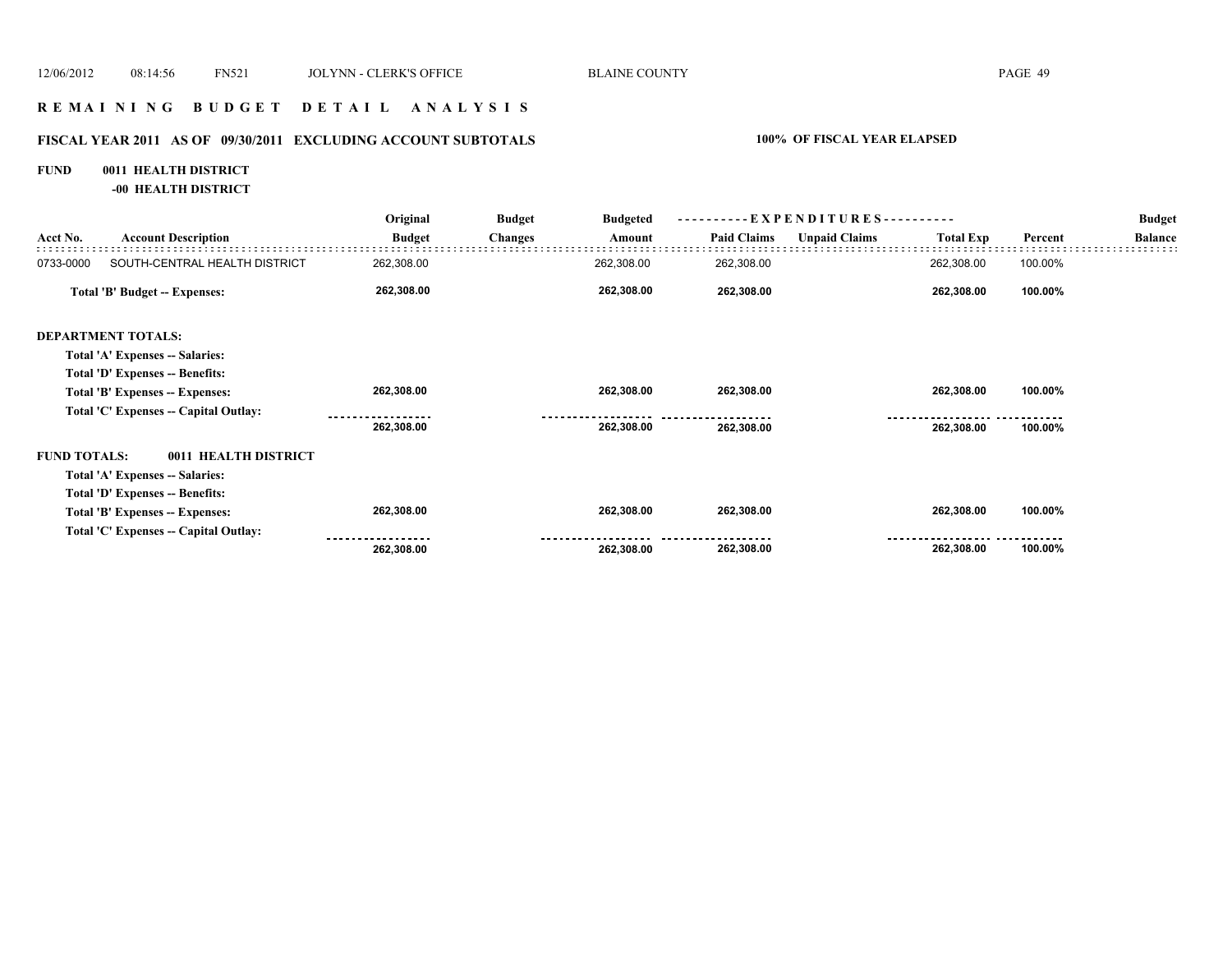# R E M A I N I N G   B U D G E T   D E T A I L   A N A L Y S I S

## FISCAL YEAR 2011 AS OF 09/30/2011 EXCLUDING ACCOUNT SUBTOTALS

**100% OF FISCAL YEAR ELAPSED**

**FUND 0011 HEALTH DISTRICT**

**-00 HEALTH DISTRICT**

| Acct No. | Account Description | Original Budget | Budget Changes | Budgeted Amount | Paid Claims | Unpaid Claims | Total Exp | Percent | Budget Balance |
|---|---|---|---|---|---|---|---|---|---|
| 0733-0000 | SOUTH-CENTRAL HEALTH DISTRICT | 262,308.00 | | 262,308.00 | 262,308.00 | | 262,308.00 | 100.00% | |
| | **Total 'B' Budget -- Expenses:** | **262,308.00** | | **262,308.00** | **262,308.00** | | **262,308.00** | **100.00%** | |
| **DEPARTMENT TOTALS:** | | | | | | | | | |
| | **Total 'A' Expenses -- Salaries:** | | | | | | | | |
| | **Total 'D' Expenses -- Benefits:** | | | | | | | | |
| | **Total 'B' Expenses -- Expenses:** | **262,308.00** | | **262,308.00** | **262,308.00** | | **262,308.00** | **100.00%** | |
| | **Total 'C' Expenses -- Capital Outlay:** | | | | | | | | |
| | | **262,308.00** | | **262,308.00** | **262,308.00** | | **262,308.00** | **100.00%** | |
| **FUND TOTALS:** | **0011 HEALTH DISTRICT** | | | | | | | | |
| | **Total 'A' Expenses -- Salaries:** | | | | | | | | |
| | **Total 'D' Expenses -- Benefits:** | | | | | | | | |
| | **Total 'B' Expenses -- Expenses:** | **262,308.00** | | **262,308.00** | **262,308.00** | | **262,308.00** | **100.00%** | |
| | **Total 'C' Expenses -- Capital Outlay:** | | | | | | | | |
| | | **262,308.00** | | **262,308.00** | **262,308.00** | | **262,308.00** | **100.00%** | |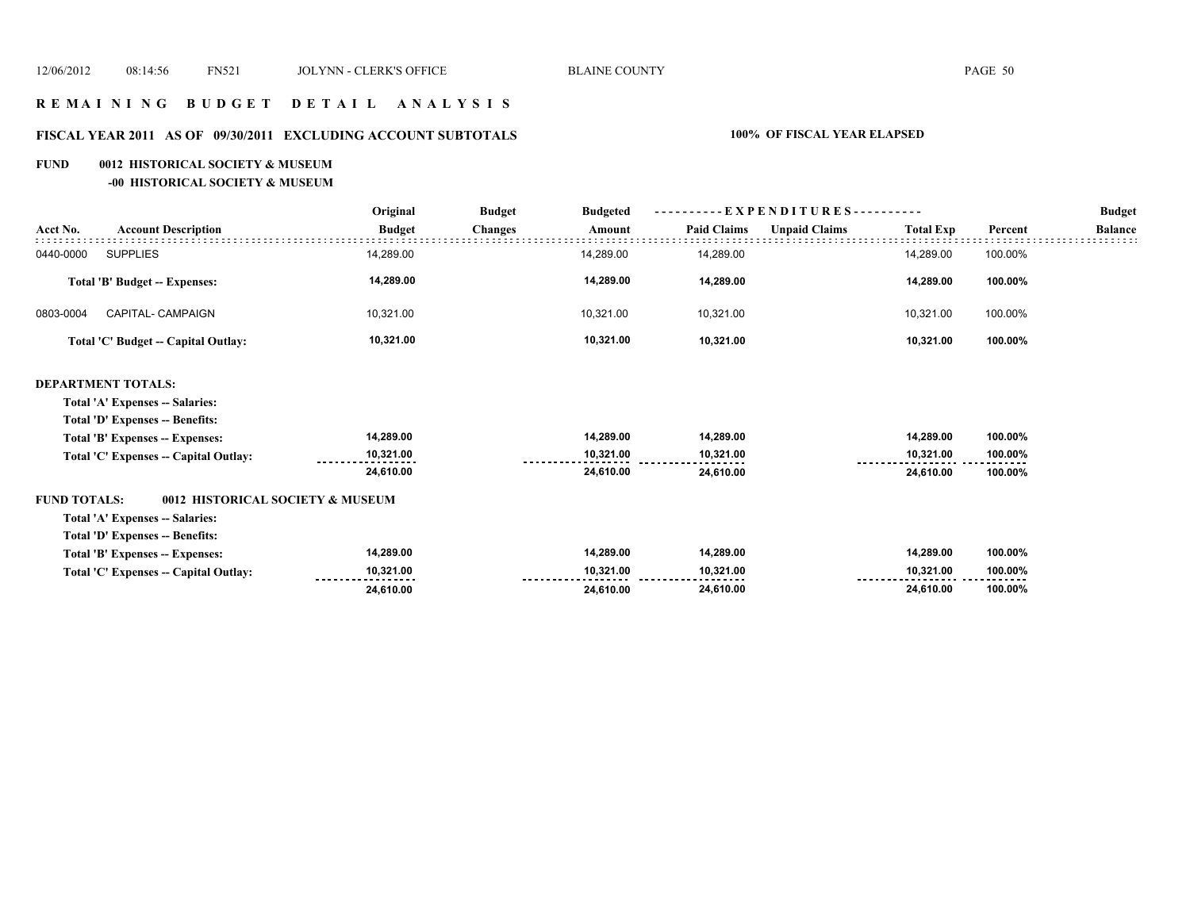# R E M A I N I N G   B U D G E T   D E T A I L   A N A L Y S I S

## FISCAL YEAR 2011 AS OF 09/30/2011 EXCLUDING ACCOUNT SUBTOTALS — 100% OF FISCAL YEAR ELAPSED

### FUND 0012 HISTORICAL SOCIETY & MUSEUM
#### -00 HISTORICAL SOCIETY & MUSEUM

| Acct No. | Account Description | Original Budget | Budget Changes | Budgeted Amount | Paid Claims | Unpaid Claims | Total Exp | Percent | Budget Balance |
|---|---|---|---|---|---|---|---|---|---|
| 0440-0000 | SUPPLIES | 14,289.00 | | 14,289.00 | 14,289.00 | | 14,289.00 | 100.00% | |
| | **Total 'B' Budget -- Expenses:** | **14,289.00** | | **14,289.00** | **14,289.00** | | **14,289.00** | **100.00%** | |
| 0803-0004 | CAPITAL- CAMPAIGN | 10,321.00 | | 10,321.00 | 10,321.00 | | 10,321.00 | 100.00% | |
| | **Total 'C' Budget -- Capital Outlay:** | **10,321.00** | | **10,321.00** | **10,321.00** | | **10,321.00** | **100.00%** | |
| **DEPARTMENT TOTALS:** | | | | | | | | | |
| | **Total 'A' Expenses -- Salaries:** | | | | | | | | |
| | **Total 'D' Expenses -- Benefits:** | | | | | | | | |
| | **Total 'B' Expenses -- Expenses:** | **14,289.00** | | **14,289.00** | **14,289.00** | | **14,289.00** | **100.00%** | |
| | **Total 'C' Expenses -- Capital Outlay:** | **10,321.00** | | **10,321.00** | **10,321.00** | | **10,321.00** | **100.00%** | |
| | | **24,610.00** | | **24,610.00** | **24,610.00** | | **24,610.00** | **100.00%** | |
| **FUND TOTALS:** | **0012 HISTORICAL SOCIETY & MUSEUM** | | | | | | | | |
| | **Total 'A' Expenses -- Salaries:** | | | | | | | | |
| | **Total 'D' Expenses -- Benefits:** | | | | | | | | |
| | **Total 'B' Expenses -- Expenses:** | **14,289.00** | | **14,289.00** | **14,289.00** | | **14,289.00** | **100.00%** | |
| | **Total 'C' Expenses -- Capital Outlay:** | **10,321.00** | | **10,321.00** | **10,321.00** | | **10,321.00** | **100.00%** | |
| | | **24,610.00** | | **24,610.00** | **24,610.00** | | **24,610.00** | **100.00%** | |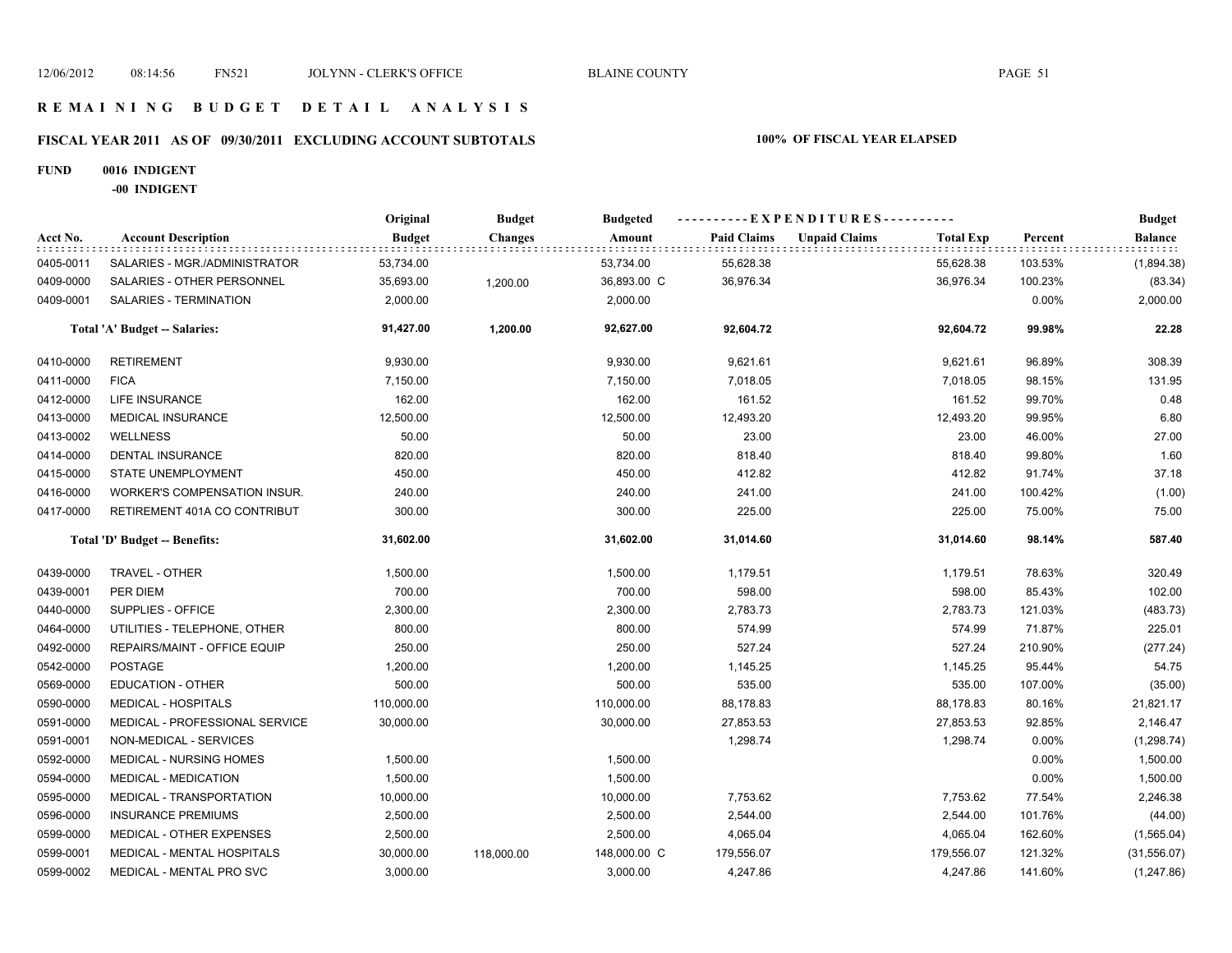# R E M A I N I N G  B U D G E T  D E T A I L  A N A L Y S I S

## FISCAL YEAR 2011 AS OF 09/30/2011 EXCLUDING ACCOUNT SUBTOTALS

**100% OF FISCAL YEAR ELAPSED**

**FUND 0016 INDIGENT**

**-00 INDIGENT**

| Acct No. | Account Description | Original Budget | Budget Changes | Budgeted Amount | Paid Claims | Unpaid Claims | Total Exp | Percent | Budget Balance |
|---|---|---|---|---|---|---|---|---|---|
| 0405-0011 | SALARIES - MGR./ADMINISTRATOR | 53,734.00 | | 53,734.00 | 55,628.38 | | 55,628.38 | 103.53% | (1,894.38) |
| 0409-0000 | SALARIES - OTHER PERSONNEL | 35,693.00 | 1,200.00 | 36,893.00 C | 36,976.34 | | 36,976.34 | 100.23% | (83.34) |
| 0409-0001 | SALARIES - TERMINATION | 2,000.00 | | 2,000.00 | | | | 0.00% | 2,000.00 |
| | **Total 'A' Budget -- Salaries:** | **91,427.00** | **1,200.00** | **92,627.00** | **92,604.72** | | **92,604.72** | **99.98%** | **22.28** |
| 0410-0000 | RETIREMENT | 9,930.00 | | 9,930.00 | 9,621.61 | | 9,621.61 | 96.89% | 308.39 |
| 0411-0000 | FICA | 7,150.00 | | 7,150.00 | 7,018.05 | | 7,018.05 | 98.15% | 131.95 |
| 0412-0000 | LIFE INSURANCE | 162.00 | | 162.00 | 161.52 | | 161.52 | 99.70% | 0.48 |
| 0413-0000 | MEDICAL INSURANCE | 12,500.00 | | 12,500.00 | 12,493.20 | | 12,493.20 | 99.95% | 6.80 |
| 0413-0002 | WELLNESS | 50.00 | | 50.00 | 23.00 | | 23.00 | 46.00% | 27.00 |
| 0414-0000 | DENTAL INSURANCE | 820.00 | | 820.00 | 818.40 | | 818.40 | 99.80% | 1.60 |
| 0415-0000 | STATE UNEMPLOYMENT | 450.00 | | 450.00 | 412.82 | | 412.82 | 91.74% | 37.18 |
| 0416-0000 | WORKER'S COMPENSATION INSUR. | 240.00 | | 240.00 | 241.00 | | 241.00 | 100.42% | (1.00) |
| 0417-0000 | RETIREMENT 401A CO CONTRIBUT | 300.00 | | 300.00 | 225.00 | | 225.00 | 75.00% | 75.00 |
| | **Total 'D' Budget -- Benefits:** | **31,602.00** | | **31,602.00** | **31,014.60** | | **31,014.60** | **98.14%** | **587.40** |
| 0439-0000 | TRAVEL - OTHER | 1,500.00 | | 1,500.00 | 1,179.51 | | 1,179.51 | 78.63% | 320.49 |
| 0439-0001 | PER DIEM | 700.00 | | 700.00 | 598.00 | | 598.00 | 85.43% | 102.00 |
| 0440-0000 | SUPPLIES - OFFICE | 2,300.00 | | 2,300.00 | 2,783.73 | | 2,783.73 | 121.03% | (483.73) |
| 0464-0000 | UTILITIES - TELEPHONE, OTHER | 800.00 | | 800.00 | 574.99 | | 574.99 | 71.87% | 225.01 |
| 0492-0000 | REPAIRS/MAINT - OFFICE EQUIP | 250.00 | | 250.00 | 527.24 | | 527.24 | 210.90% | (277.24) |
| 0542-0000 | POSTAGE | 1,200.00 | | 1,200.00 | 1,145.25 | | 1,145.25 | 95.44% | 54.75 |
| 0569-0000 | EDUCATION - OTHER | 500.00 | | 500.00 | 535.00 | | 535.00 | 107.00% | (35.00) |
| 0590-0000 | MEDICAL - HOSPITALS | 110,000.00 | | 110,000.00 | 88,178.83 | | 88,178.83 | 80.16% | 21,821.17 |
| 0591-0000 | MEDICAL - PROFESSIONAL SERVICE | 30,000.00 | | 30,000.00 | 27,853.53 | | 27,853.53 | 92.85% | 2,146.47 |
| 0591-0001 | NON-MEDICAL - SERVICES | | | | 1,298.74 | | 1,298.74 | 0.00% | (1,298.74) |
| 0592-0000 | MEDICAL - NURSING HOMES | 1,500.00 | | 1,500.00 | | | | 0.00% | 1,500.00 |
| 0594-0000 | MEDICAL - MEDICATION | 1,500.00 | | 1,500.00 | | | | 0.00% | 1,500.00 |
| 0595-0000 | MEDICAL - TRANSPORTATION | 10,000.00 | | 10,000.00 | 7,753.62 | | 7,753.62 | 77.54% | 2,246.38 |
| 0596-0000 | INSURANCE PREMIUMS | 2,500.00 | | 2,500.00 | 2,544.00 | | 2,544.00 | 101.76% | (44.00) |
| 0599-0000 | MEDICAL - OTHER EXPENSES | 2,500.00 | | 2,500.00 | 4,065.04 | | 4,065.04 | 162.60% | (1,565.04) |
| 0599-0001 | MEDICAL - MENTAL HOSPITALS | 30,000.00 | 118,000.00 | 148,000.00 C | 179,556.07 | | 179,556.07 | 121.32% | (31,556.07) |
| 0599-0002 | MEDICAL - MENTAL PRO SVC | 3,000.00 | | 3,000.00 | 4,247.86 | | 4,247.86 | 141.60% | (1,247.86) |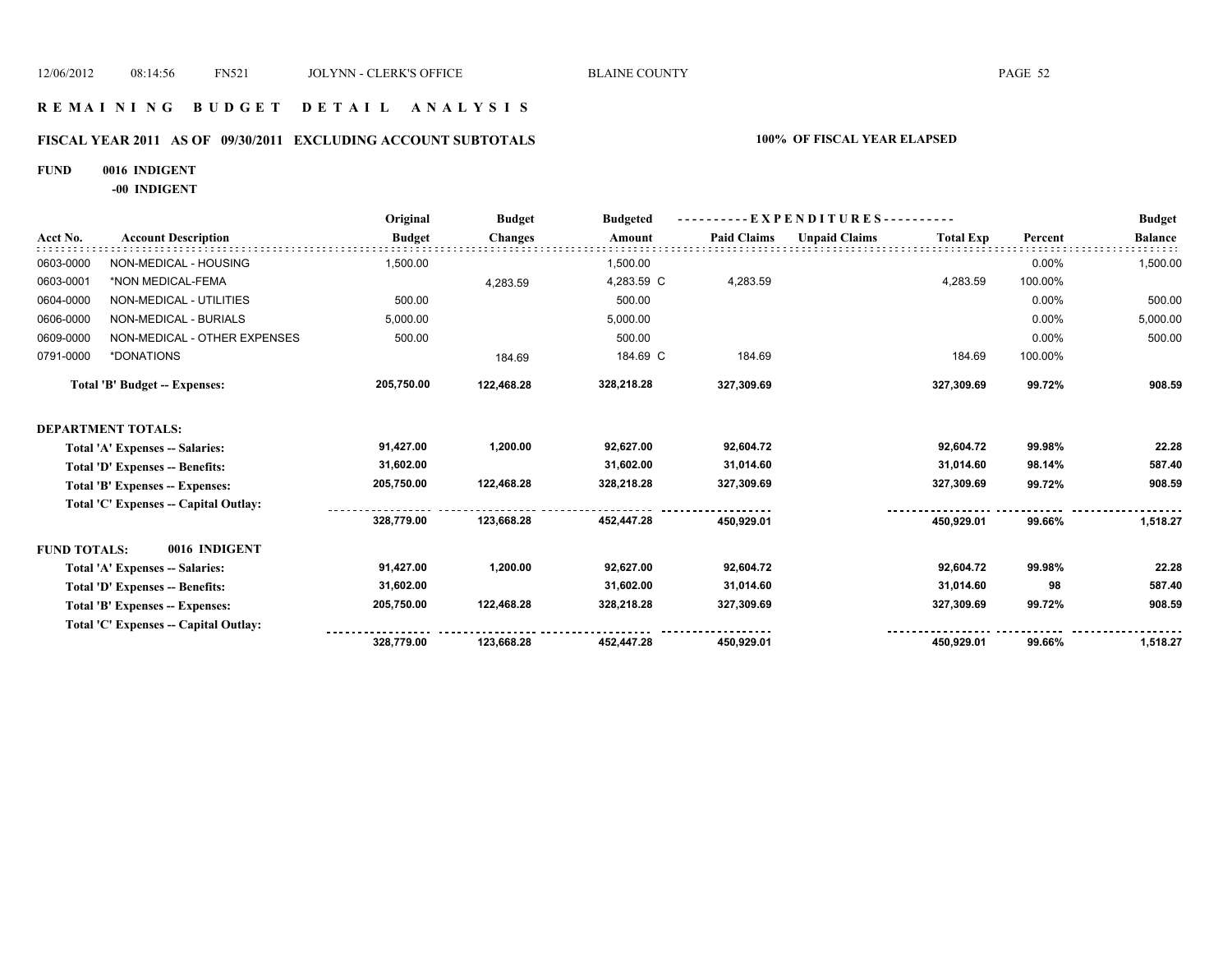# REMAINING BUDGET DETAIL ANALYSIS

## FISCAL YEAR 2011 AS OF 09/30/2011 EXCLUDING ACCOUNT SUBTOTALS

**100% OF FISCAL YEAR ELAPSED**

**FUND 0016 INDIGENT**

**-00 INDIGENT**

| Acct No. | Account Description | Original Budget | Budget Changes | Budgeted Amount | Paid Claims | Unpaid Claims | Total Exp | Percent | Budget Balance |
|---|---|---|---|---|---|---|---|---|---|
| 0603-0000 | NON-MEDICAL - HOUSING | 1,500.00 | | 1,500.00 | | | | 0.00% | 1,500.00 |
| 0603-0001 | *NON MEDICAL-FEMA | | 4,283.59 | 4,283.59 C | 4,283.59 | | 4,283.59 | 100.00% | |
| 0604-0000 | NON-MEDICAL - UTILITIES | 500.00 | | 500.00 | | | | 0.00% | 500.00 |
| 0606-0000 | NON-MEDICAL - BURIALS | 5,000.00 | | 5,000.00 | | | | 0.00% | 5,000.00 |
| 0609-0000 | NON-MEDICAL - OTHER EXPENSES | 500.00 | | 500.00 | | | | 0.00% | 500.00 |
| 0791-0000 | *DONATIONS | | 184.69 | 184.69 C | 184.69 | | 184.69 | 100.00% | |
| | **Total 'B' Budget -- Expenses:** | **205,750.00** | **122,468.28** | **328,218.28** | **327,309.69** | | **327,309.69** | **99.72%** | **908.59** |
| | **DEPARTMENT TOTALS:** | | | | | | | | |
| | **Total 'A' Expenses -- Salaries:** | **91,427.00** | **1,200.00** | **92,627.00** | **92,604.72** | | **92,604.72** | **99.98%** | **22.28** |
| | **Total 'D' Expenses -- Benefits:** | **31,602.00** | | **31,602.00** | **31,014.60** | | **31,014.60** | **98.14%** | **587.40** |
| | **Total 'B' Expenses -- Expenses:** | **205,750.00** | **122,468.28** | **328,218.28** | **327,309.69** | | **327,309.69** | **99.72%** | **908.59** |
| | **Total 'C' Expenses -- Capital Outlay:** | | | | | | | | |
| | | **328,779.00** | **123,668.28** | **452,447.28** | **450,929.01** | | **450,929.01** | **99.66%** | **1,518.27** |
| | **FUND TOTALS: 0016 INDIGENT** | | | | | | | | |
| | **Total 'A' Expenses -- Salaries:** | **91,427.00** | **1,200.00** | **92,627.00** | **92,604.72** | | **92,604.72** | **99.98%** | **22.28** |
| | **Total 'D' Expenses -- Benefits:** | **31,602.00** | | **31,602.00** | **31,014.60** | | **31,014.60** | **98** | **587.40** |
| | **Total 'B' Expenses -- Expenses:** | **205,750.00** | **122,468.28** | **328,218.28** | **327,309.69** | | **327,309.69** | **99.72%** | **908.59** |
| | **Total 'C' Expenses -- Capital Outlay:** | | | | | | | | |
| | | **328,779.00** | **123,668.28** | **452,447.28** | **450,929.01** | | **450,929.01** | **99.66%** | **1,518.27** |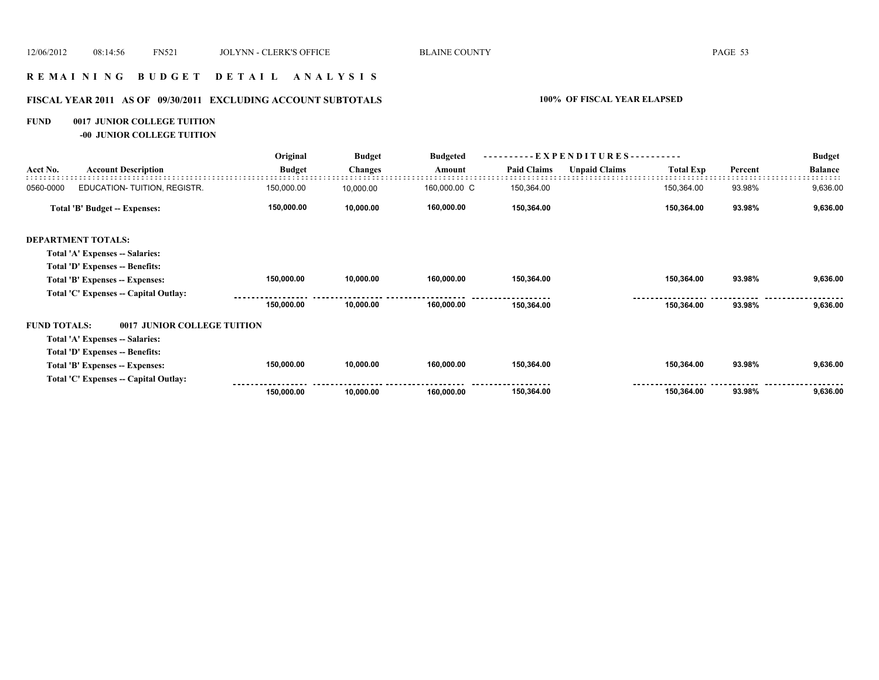# REMAINING BUDGET DETAIL ANALYSIS

## FISCAL YEAR 2011 AS OF 09/30/2011 EXCLUDING ACCOUNT SUBTOTALS

**100% OF FISCAL YEAR ELAPSED**

**FUND 0017 JUNIOR COLLEGE TUITION**

**-00 JUNIOR COLLEGE TUITION**

| Acct No. | Account Description | Original Budget | Budget Changes | Budgeted Amount | Paid Claims | Unpaid Claims | Total Exp | Percent | Budget Balance |
|---|---|---|---|---|---|---|---|---|---|
| 0560-0000 | EDUCATION- TUITION, REGISTR. | 150,000.00 | 10,000.00 | 160,000.00 C | 150,364.00 | | 150,364.00 | 93.98% | 9,636.00 |
| | **Total 'B' Budget -- Expenses:** | **150,000.00** | **10,000.00** | **160,000.00** | **150,364.00** | | **150,364.00** | **93.98%** | **9,636.00** |
| **DEPARTMENT TOTALS:** | | | | | | | | | |
| | **Total 'A' Expenses -- Salaries:** | | | | | | | | |
| | **Total 'D' Expenses -- Benefits:** | | | | | | | | |
| | **Total 'B' Expenses -- Expenses:** | **150,000.00** | **10,000.00** | **160,000.00** | **150,364.00** | | **150,364.00** | **93.98%** | **9,636.00** |
| | **Total 'C' Expenses -- Capital Outlay:** | | | | | | | | |
| | | **150,000.00** | **10,000.00** | **160,000.00** | **150,364.00** | | **150,364.00** | **93.98%** | **9,636.00** |
| **FUND TOTALS:** | **0017 JUNIOR COLLEGE TUITION** | | | | | | | | |
| | **Total 'A' Expenses -- Salaries:** | | | | | | | | |
| | **Total 'D' Expenses -- Benefits:** | | | | | | | | |
| | **Total 'B' Expenses -- Expenses:** | **150,000.00** | **10,000.00** | **160,000.00** | **150,364.00** | | **150,364.00** | **93.98%** | **9,636.00** |
| | **Total 'C' Expenses -- Capital Outlay:** | | | | | | | | |
| | | **150,000.00** | **10,000.00** | **160,000.00** | **150,364.00** | | **150,364.00** | **93.98%** | **9,636.00** |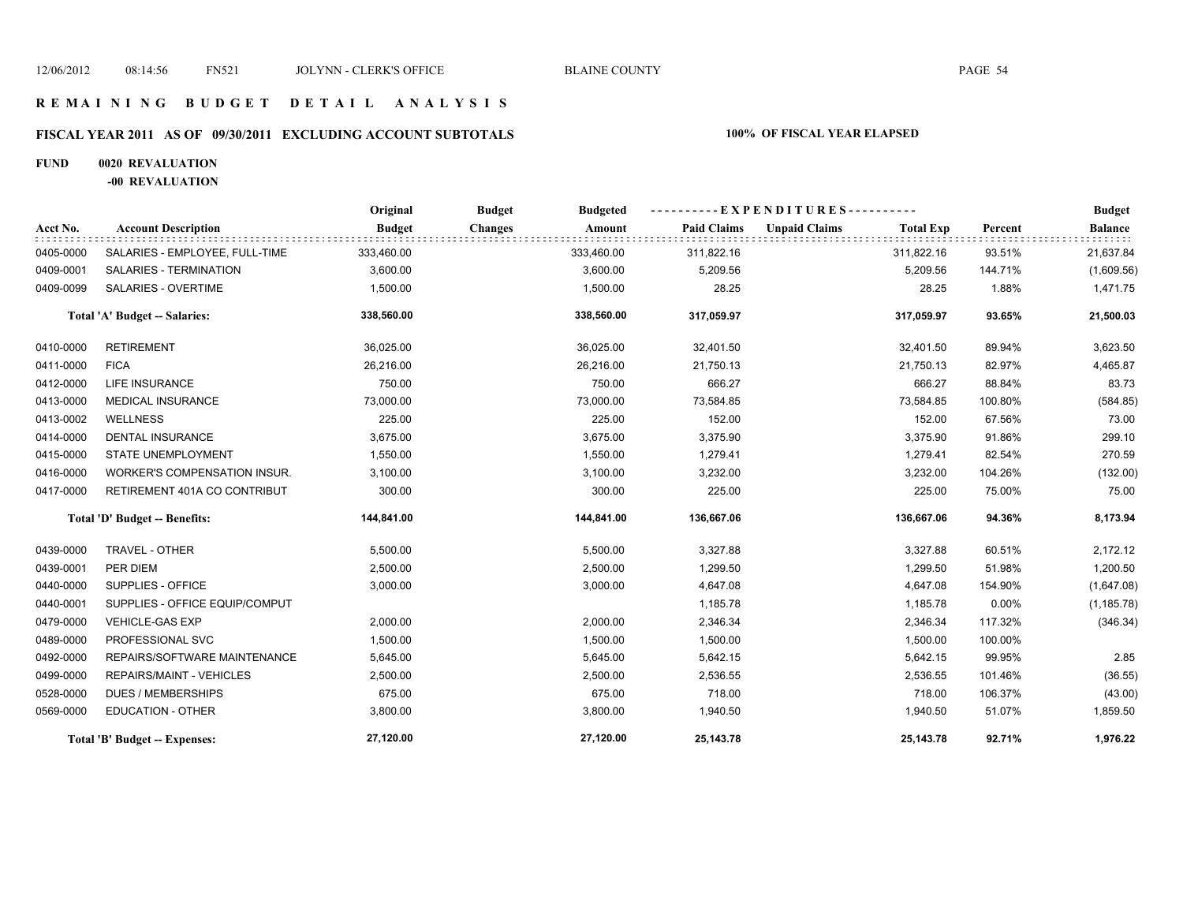# REMAINING BUDGET DETAIL ANALYSIS

## FISCAL YEAR 2011 AS OF 09/30/2011 EXCLUDING ACCOUNT SUBTOTALS

**100% OF FISCAL YEAR ELAPSED**

**FUND 0020 REVALUATION**

**-00 REVALUATION**

| Acct No. | Account Description | Original Budget | Budget Changes | Budgeted Amount | Paid Claims | Unpaid Claims | Total Exp | Percent | Budget Balance |
|---|---|---|---|---|---|---|---|---|---|
| 0405-0000 | SALARIES - EMPLOYEE, FULL-TIME | 333,460.00 | | 333,460.00 | 311,822.16 | | 311,822.16 | 93.51% | 21,637.84 |
| 0409-0001 | SALARIES - TERMINATION | 3,600.00 | | 3,600.00 | 5,209.56 | | 5,209.56 | 144.71% | (1,609.56) |
| 0409-0099 | SALARIES - OVERTIME | 1,500.00 | | 1,500.00 | 28.25 | | 28.25 | 1.88% | 1,471.75 |
| | **Total 'A' Budget -- Salaries:** | **338,560.00** | | **338,560.00** | **317,059.97** | | **317,059.97** | **93.65%** | **21,500.03** |
| 0410-0000 | RETIREMENT | 36,025.00 | | 36,025.00 | 32,401.50 | | 32,401.50 | 89.94% | 3,623.50 |
| 0411-0000 | FICA | 26,216.00 | | 26,216.00 | 21,750.13 | | 21,750.13 | 82.97% | 4,465.87 |
| 0412-0000 | LIFE INSURANCE | 750.00 | | 750.00 | 666.27 | | 666.27 | 88.84% | 83.73 |
| 0413-0000 | MEDICAL INSURANCE | 73,000.00 | | 73,000.00 | 73,584.85 | | 73,584.85 | 100.80% | (584.85) |
| 0413-0002 | WELLNESS | 225.00 | | 225.00 | 152.00 | | 152.00 | 67.56% | 73.00 |
| 0414-0000 | DENTAL INSURANCE | 3,675.00 | | 3,675.00 | 3,375.90 | | 3,375.90 | 91.86% | 299.10 |
| 0415-0000 | STATE UNEMPLOYMENT | 1,550.00 | | 1,550.00 | 1,279.41 | | 1,279.41 | 82.54% | 270.59 |
| 0416-0000 | WORKER'S COMPENSATION INSUR. | 3,100.00 | | 3,100.00 | 3,232.00 | | 3,232.00 | 104.26% | (132.00) |
| 0417-0000 | RETIREMENT 401A CO CONTRIBUT | 300.00 | | 300.00 | 225.00 | | 225.00 | 75.00% | 75.00 |
| | **Total 'D' Budget -- Benefits:** | **144,841.00** | | **144,841.00** | **136,667.06** | | **136,667.06** | **94.36%** | **8,173.94** |
| 0439-0000 | TRAVEL - OTHER | 5,500.00 | | 5,500.00 | 3,327.88 | | 3,327.88 | 60.51% | 2,172.12 |
| 0439-0001 | PER DIEM | 2,500.00 | | 2,500.00 | 1,299.50 | | 1,299.50 | 51.98% | 1,200.50 |
| 0440-0000 | SUPPLIES - OFFICE | 3,000.00 | | 3,000.00 | 4,647.08 | | 4,647.08 | 154.90% | (1,647.08) |
| 0440-0001 | SUPPLIES - OFFICE EQUIP/COMPUT | | | | 1,185.78 | | 1,185.78 | 0.00% | (1,185.78) |
| 0479-0000 | VEHICLE-GAS EXP | 2,000.00 | | 2,000.00 | 2,346.34 | | 2,346.34 | 117.32% | (346.34) |
| 0489-0000 | PROFESSIONAL SVC | 1,500.00 | | 1,500.00 | 1,500.00 | | 1,500.00 | 100.00% | |
| 0492-0000 | REPAIRS/SOFTWARE MAINTENANCE | 5,645.00 | | 5,645.00 | 5,642.15 | | 5,642.15 | 99.95% | 2.85 |
| 0499-0000 | REPAIRS/MAINT - VEHICLES | 2,500.00 | | 2,500.00 | 2,536.55 | | 2,536.55 | 101.46% | (36.55) |
| 0528-0000 | DUES / MEMBERSHIPS | 675.00 | | 675.00 | 718.00 | | 718.00 | 106.37% | (43.00) |
| 0569-0000 | EDUCATION - OTHER | 3,800.00 | | 3,800.00 | 1,940.50 | | 1,940.50 | 51.07% | 1,859.50 |
| | **Total 'B' Budget -- Expenses:** | **27,120.00** | | **27,120.00** | **25,143.78** | | **25,143.78** | **92.71%** | **1,976.22** |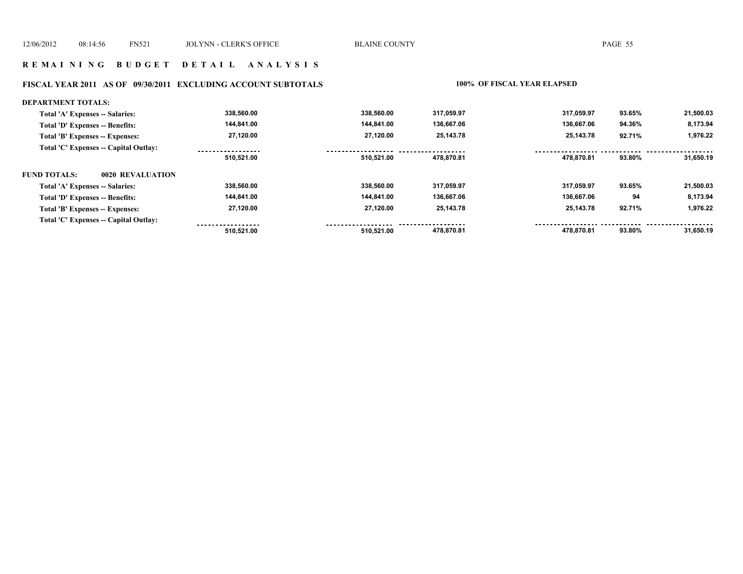## R E M A I N I N G  B U D G E T  D E T A I L  A N A L Y S I S

### FISCAL YEAR 2011 AS OF 09/30/2011 EXCLUDING ACCOUNT SUBTOTALS — 100% OF FISCAL YEAR ELAPSED

**DEPARTMENT TOTALS:**

| | | | | | | |
|---|---|---|---|---|---|---|
| Total 'A' Expenses -- Salaries: | 338,560.00 | 338,560.00 | 317,059.97 | 317,059.97 | 93.65% | 21,500.03 |
| Total 'D' Expenses -- Benefits: | 144,841.00 | 144,841.00 | 136,667.06 | 136,667.06 | 94.36% | 8,173.94 |
| Total 'B' Expenses -- Expenses: | 27,120.00 | 27,120.00 | 25,143.78 | 25,143.78 | 92.71% | 1,976.22 |
| Total 'C' Expenses -- Capital Outlay: | | | | | | |
| | 510,521.00 | 510,521.00 | 478,870.81 | 478,870.81 | 93.80% | 31,650.19 |

**FUND TOTALS: 0020 REVALUATION**

| | | | | | | |
|---|---|---|---|---|---|---|
| Total 'A' Expenses -- Salaries: | 338,560.00 | 338,560.00 | 317,059.97 | 317,059.97 | 93.65% | 21,500.03 |
| Total 'D' Expenses -- Benefits: | 144,841.00 | 144,841.00 | 136,667.06 | 136,667.06 | 94 | 8,173.94 |
| Total 'B' Expenses -- Expenses: | 27,120.00 | 27,120.00 | 25,143.78 | 25,143.78 | 92.71% | 1,976.22 |
| Total 'C' Expenses -- Capital Outlay: | | | | | | |
| | 510,521.00 | 510,521.00 | 478,870.81 | 478,870.81 | 93.80% | 31,650.19 |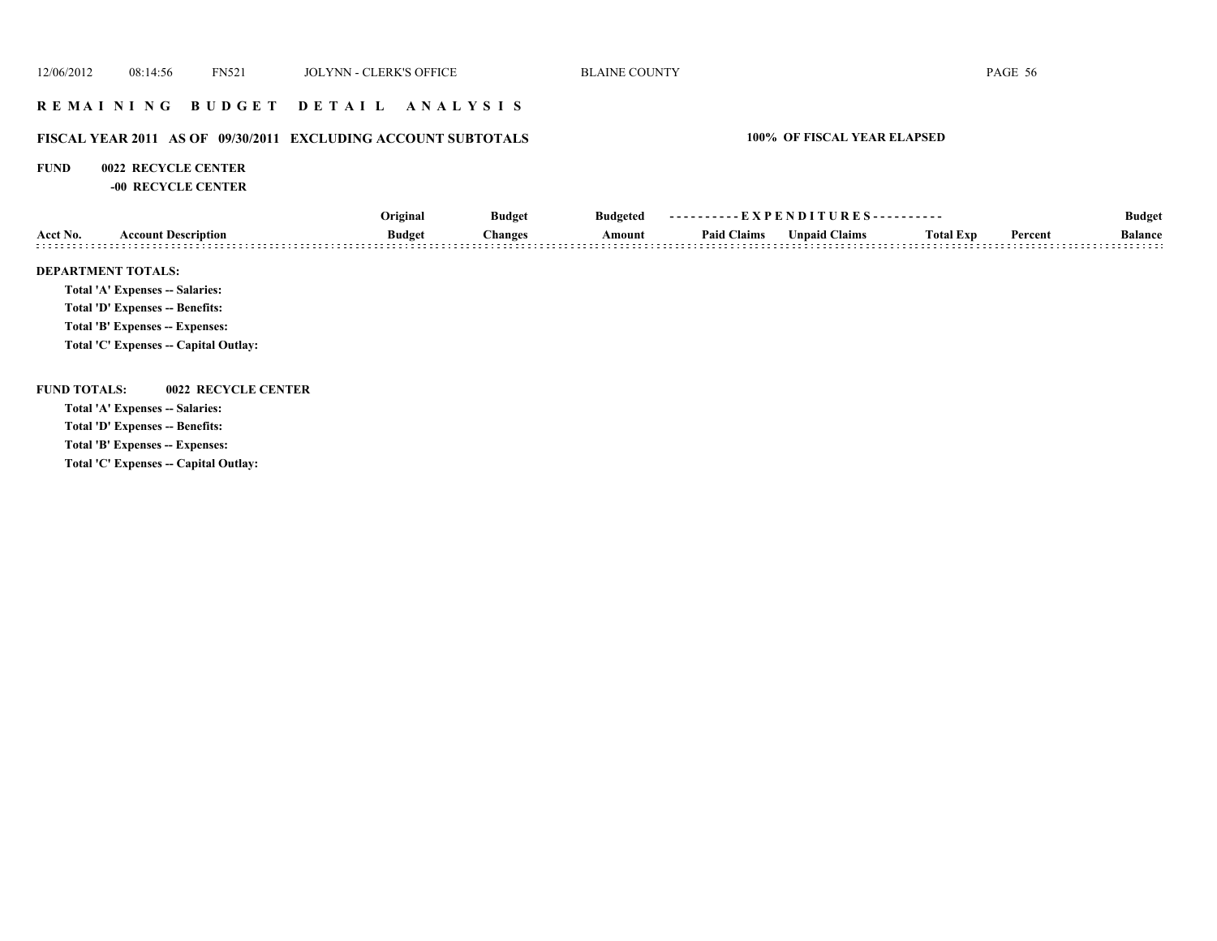## REMAINING BUDGET DETAIL ANALYSIS

### FISCAL YEAR 2011 AS OF 09/30/2011 EXCLUDING ACCOUNT SUBTOTALS

**100% OF FISCAL YEAR ELAPSED**

**FUND 0022 RECYCLE CENTER**

**-00 RECYCLE CENTER**

| Acct No. | Account Description | Original Budget | Budget Changes | Budgeted Amount | Paid Claims | Unpaid Claims | Total Exp | Percent | Budget Balance |
|---|---|---|---|---|---|---|---|---|---|

**DEPARTMENT TOTALS:**

Total 'A' Expenses -- Salaries:

Total 'D' Expenses -- Benefits:

Total 'B' Expenses -- Expenses:

Total 'C' Expenses -- Capital Outlay:

**FUND TOTALS: 0022 RECYCLE CENTER**

Total 'A' Expenses -- Salaries:

Total 'D' Expenses -- Benefits:

Total 'B' Expenses -- Expenses:

Total 'C' Expenses -- Capital Outlay: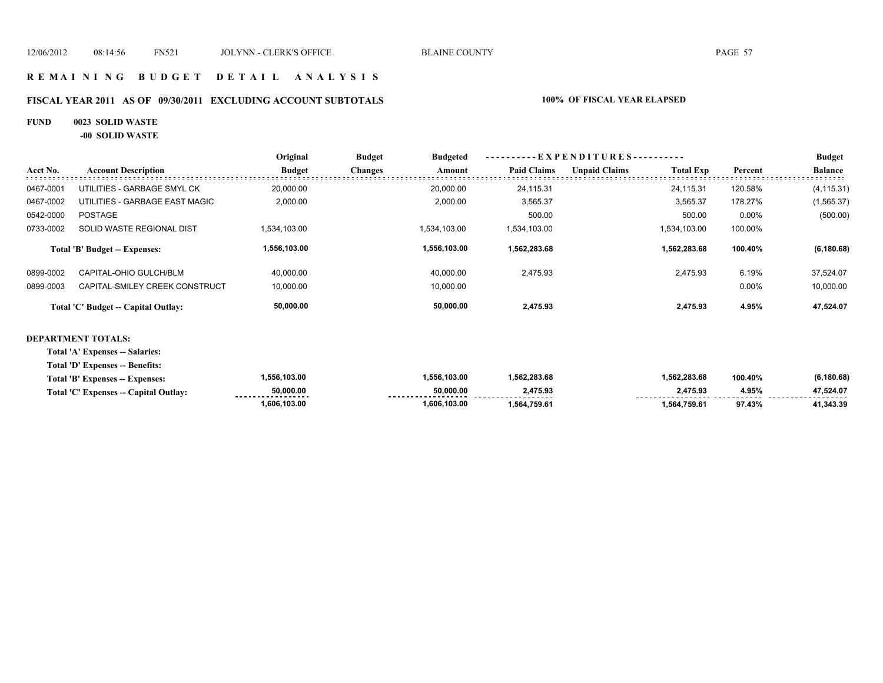# R E M A I N I N G   B U D G E T   D E T A I L   A N A L Y S I S

## FISCAL YEAR 2011 AS OF 09/30/2011 EXCLUDING ACCOUNT SUBTOTALS

**100% OF FISCAL YEAR ELAPSED**

**FUND 0023 SOLID WASTE**

**-00 SOLID WASTE**

| Acct No. | Account Description | Original Budget | Budget Changes | Budgeted Amount | EXPENDITURES Paid Claims | Unpaid Claims | Total Exp | Percent | Budget Balance |
|---|---|---|---|---|---|---|---|---|---|
| 0467-0001 | UTILITIES - GARBAGE SMYL CK | 20,000.00 | | 20,000.00 | 24,115.31 | | 24,115.31 | 120.58% | (4,115.31) |
| 0467-0002 | UTILITIES - GARBAGE EAST MAGIC | 2,000.00 | | 2,000.00 | 3,565.37 | | 3,565.37 | 178.27% | (1,565.37) |
| 0542-0000 | POSTAGE | | | | 500.00 | | 500.00 | 0.00% | (500.00) |
| 0733-0002 | SOLID WASTE REGIONAL DIST | 1,534,103.00 | | 1,534,103.00 | 1,534,103.00 | | 1,534,103.00 | 100.00% | |
| | **Total 'B' Budget -- Expenses:** | **1,556,103.00** | | **1,556,103.00** | **1,562,283.68** | | **1,562,283.68** | **100.40%** | **(6,180.68)** |
| 0899-0002 | CAPITAL-OHIO GULCH/BLM | 40,000.00 | | 40,000.00 | 2,475.93 | | 2,475.93 | 6.19% | 37,524.07 |
| 0899-0003 | CAPITAL-SMILEY CREEK CONSTRUCT | 10,000.00 | | 10,000.00 | | | | 0.00% | 10,000.00 |
| | **Total 'C' Budget -- Capital Outlay:** | **50,000.00** | | **50,000.00** | **2,475.93** | | **2,475.93** | **4.95%** | **47,524.07** |

**DEPARTMENT TOTALS:**

| | Original Budget | Budget Changes | Budgeted Amount | Paid Claims | Unpaid Claims | Total Exp | Percent | Budget Balance |
|---|---|---|---|---|---|---|---|---|
| **Total 'A' Expenses -- Salaries:** | | | | | | | | |
| **Total 'D' Expenses -- Benefits:** | | | | | | | | |
| **Total 'B' Expenses -- Expenses:** | **1,556,103.00** | | **1,556,103.00** | **1,562,283.68** | | **1,562,283.68** | **100.40%** | **(6,180.68)** |
| **Total 'C' Expenses -- Capital Outlay:** | **50,000.00** | | **50,000.00** | **2,475.93** | | **2,475.93** | **4.95%** | **47,524.07** |
| | **1,606,103.00** | | **1,606,103.00** | **1,564,759.61** | | **1,564,759.61** | **97.43%** | **41,343.39** |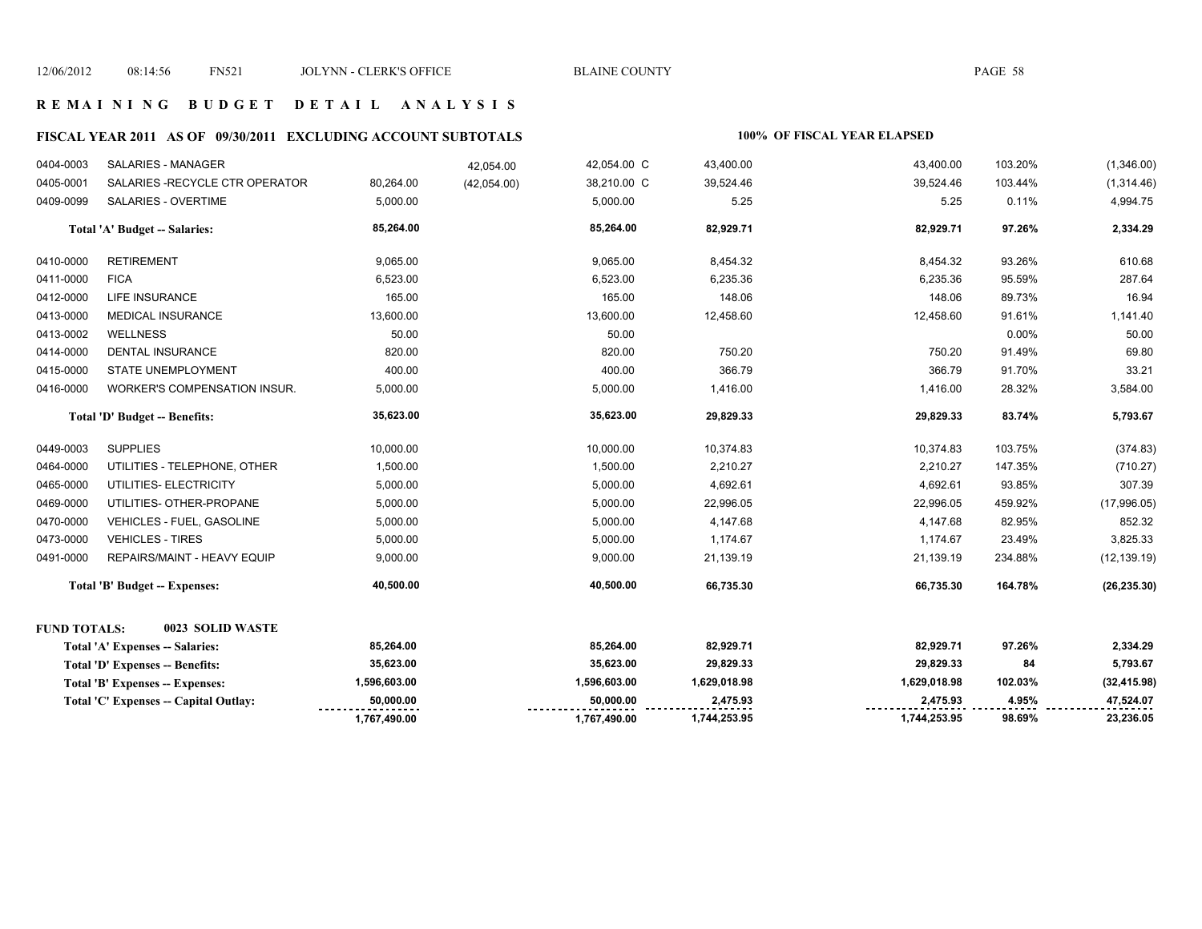## R E M A I N I N G   B U D G E T   D E T A I L   A N A L Y S I S

### FISCAL YEAR 2011 AS OF 09/30/2011 EXCLUDING ACCOUNT SUBTOTALS

**100% OF FISCAL YEAR ELAPSED**

| Account | Description | Budget | Adjustment | Revised Budget | Current | | YTD | % | Remaining |
|---|---|---|---|---|---|---|---|---|---|
| 0404-0003 | SALARIES - MANAGER | | 42,054.00 | 42,054.00 | C | 43,400.00 | 43,400.00 | 103.20% | (1,346.00) |
| 0405-0001 | SALARIES -RECYCLE CTR OPERATOR | 80,264.00 | (42,054.00) | 38,210.00 | C | 39,524.46 | 39,524.46 | 103.44% | (1,314.46) |
| 0409-0099 | SALARIES - OVERTIME | 5,000.00 | | 5,000.00 | | 5.25 | 5.25 | 0.11% | 4,994.75 |
| | **Total 'A' Budget -- Salaries:** | **85,264.00** | | **85,264.00** | | **82,929.71** | **82,929.71** | **97.26%** | **2,334.29** |
| 0410-0000 | RETIREMENT | 9,065.00 | | 9,065.00 | | 8,454.32 | 8,454.32 | 93.26% | 610.68 |
| 0411-0000 | FICA | 6,523.00 | | 6,523.00 | | 6,235.36 | 6,235.36 | 95.59% | 287.64 |
| 0412-0000 | LIFE INSURANCE | 165.00 | | 165.00 | | 148.06 | 148.06 | 89.73% | 16.94 |
| 0413-0000 | MEDICAL INSURANCE | 13,600.00 | | 13,600.00 | | 12,458.60 | 12,458.60 | 91.61% | 1,141.40 |
| 0413-0002 | WELLNESS | 50.00 | | 50.00 | | | | 0.00% | 50.00 |
| 0414-0000 | DENTAL INSURANCE | 820.00 | | 820.00 | | 750.20 | 750.20 | 91.49% | 69.80 |
| 0415-0000 | STATE UNEMPLOYMENT | 400.00 | | 400.00 | | 366.79 | 366.79 | 91.70% | 33.21 |
| 0416-0000 | WORKER'S COMPENSATION INSUR. | 5,000.00 | | 5,000.00 | | 1,416.00 | 1,416.00 | 28.32% | 3,584.00 |
| | **Total 'D' Budget -- Benefits:** | **35,623.00** | | **35,623.00** | | **29,829.33** | **29,829.33** | **83.74%** | **5,793.67** |
| 0449-0003 | SUPPLIES | 10,000.00 | | 10,000.00 | | 10,374.83 | 10,374.83 | 103.75% | (374.83) |
| 0464-0000 | UTILITIES - TELEPHONE, OTHER | 1,500.00 | | 1,500.00 | | 2,210.27 | 2,210.27 | 147.35% | (710.27) |
| 0465-0000 | UTILITIES- ELECTRICITY | 5,000.00 | | 5,000.00 | | 4,692.61 | 4,692.61 | 93.85% | 307.39 |
| 0469-0000 | UTILITIES- OTHER-PROPANE | 5,000.00 | | 5,000.00 | | 22,996.05 | 22,996.05 | 459.92% | (17,996.05) |
| 0470-0000 | VEHICLES - FUEL, GASOLINE | 5,000.00 | | 5,000.00 | | 4,147.68 | 4,147.68 | 82.95% | 852.32 |
| 0473-0000 | VEHICLES - TIRES | 5,000.00 | | 5,000.00 | | 1,174.67 | 1,174.67 | 23.49% | 3,825.33 |
| 0491-0000 | REPAIRS/MAINT - HEAVY EQUIP | 9,000.00 | | 9,000.00 | | 21,139.19 | 21,139.19 | 234.88% | (12,139.19) |
| | **Total 'B' Budget -- Expenses:** | **40,500.00** | | **40,500.00** | | **66,735.30** | **66,735.30** | **164.78%** | **(26,235.30)** |

**FUND TOTALS: 0023 SOLID WASTE**

| | Budget | Adjustment | Revised Budget | Current | YTD | % | Remaining |
|---|---|---|---|---|---|---|---|
| **Total 'A' Expenses -- Salaries:** | **85,264.00** | | **85,264.00** | **82,929.71** | **82,929.71** | **97.26%** | **2,334.29** |
| **Total 'D' Expenses -- Benefits:** | **35,623.00** | | **35,623.00** | **29,829.33** | **29,829.33** | **84** | **5,793.67** |
| **Total 'B' Expenses -- Expenses:** | **1,596,603.00** | | **1,596,603.00** | **1,629,018.98** | **1,629,018.98** | **102.03%** | **(32,415.98)** |
| **Total 'C' Expenses -- Capital Outlay:** | **50,000.00** | | **50,000.00** | **2,475.93** | **2,475.93** | **4.95%** | **47,524.07** |
| | **1,767,490.00** | | **1,767,490.00** | **1,744,253.95** | **1,744,253.95** | **98.69%** | **23,236.05** |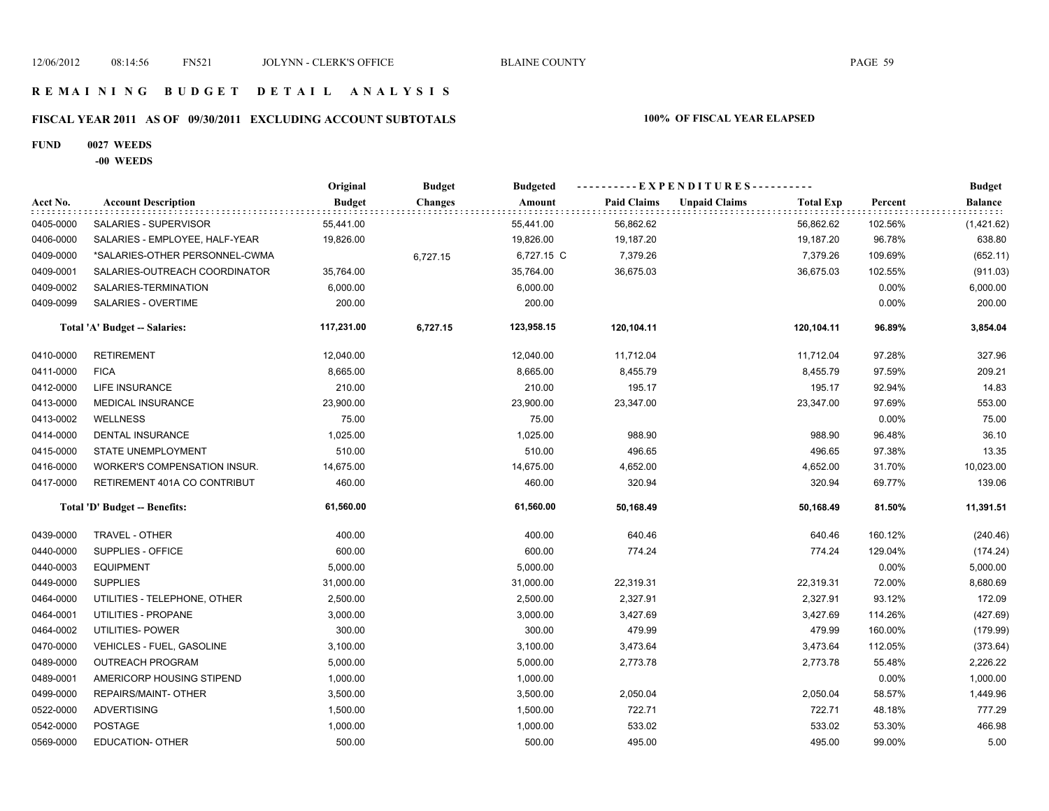# R E M A I N I N G B U D G E T D E T A I L A N A L Y S I S

## FISCAL YEAR 2011 AS OF 09/30/2011 EXCLUDING ACCOUNT SUBTOTALS

**100% OF FISCAL YEAR ELAPSED**

**FUND 0027 WEEDS**

**-00 WEEDS**

| Acct No. | Account Description | Original Budget | Budget Changes | Budgeted Amount | Paid Claims | Unpaid Claims | Total Exp | Percent | Budget Balance |
|---|---|---|---|---|---|---|---|---|---|
| 0405-0000 | SALARIES - SUPERVISOR | 55,441.00 | | 55,441.00 | 56,862.62 | | 56,862.62 | 102.56% | (1,421.62) |
| 0406-0000 | SALARIES - EMPLOYEE, HALF-YEAR | 19,826.00 | | 19,826.00 | 19,187.20 | | 19,187.20 | 96.78% | 638.80 |
| 0409-0000 | *SALARIES-OTHER PERSONNEL-CWMA | | 6,727.15 | 6,727.15 C | 7,379.26 | | 7,379.26 | 109.69% | (652.11) |
| 0409-0001 | SALARIES-OUTREACH COORDINATOR | 35,764.00 | | 35,764.00 | 36,675.03 | | 36,675.03 | 102.55% | (911.03) |
| 0409-0002 | SALARIES-TERMINATION | 6,000.00 | | 6,000.00 | | | | 0.00% | 6,000.00 |
| 0409-0099 | SALARIES - OVERTIME | 200.00 | | 200.00 | | | | 0.00% | 200.00 |
| | **Total 'A' Budget -- Salaries:** | **117,231.00** | **6,727.15** | **123,958.15** | **120,104.11** | | **120,104.11** | **96.89%** | **3,854.04** |
| 0410-0000 | RETIREMENT | 12,040.00 | | 12,040.00 | 11,712.04 | | 11,712.04 | 97.28% | 327.96 |
| 0411-0000 | FICA | 8,665.00 | | 8,665.00 | 8,455.79 | | 8,455.79 | 97.59% | 209.21 |
| 0412-0000 | LIFE INSURANCE | 210.00 | | 210.00 | 195.17 | | 195.17 | 92.94% | 14.83 |
| 0413-0000 | MEDICAL INSURANCE | 23,900.00 | | 23,900.00 | 23,347.00 | | 23,347.00 | 97.69% | 553.00 |
| 0413-0002 | WELLNESS | 75.00 | | 75.00 | | | | 0.00% | 75.00 |
| 0414-0000 | DENTAL INSURANCE | 1,025.00 | | 1,025.00 | 988.90 | | 988.90 | 96.48% | 36.10 |
| 0415-0000 | STATE UNEMPLOYMENT | 510.00 | | 510.00 | 496.65 | | 496.65 | 97.38% | 13.35 |
| 0416-0000 | WORKER'S COMPENSATION INSUR. | 14,675.00 | | 14,675.00 | 4,652.00 | | 4,652.00 | 31.70% | 10,023.00 |
| 0417-0000 | RETIREMENT 401A CO CONTRIBUT | 460.00 | | 460.00 | 320.94 | | 320.94 | 69.77% | 139.06 |
| | **Total 'D' Budget -- Benefits:** | **61,560.00** | | **61,560.00** | **50,168.49** | | **50,168.49** | **81.50%** | **11,391.51** |
| 0439-0000 | TRAVEL - OTHER | 400.00 | | 400.00 | 640.46 | | 640.46 | 160.12% | (240.46) |
| 0440-0000 | SUPPLIES - OFFICE | 600.00 | | 600.00 | 774.24 | | 774.24 | 129.04% | (174.24) |
| 0440-0003 | EQUIPMENT | 5,000.00 | | 5,000.00 | | | | 0.00% | 5,000.00 |
| 0449-0000 | SUPPLIES | 31,000.00 | | 31,000.00 | 22,319.31 | | 22,319.31 | 72.00% | 8,680.69 |
| 0464-0000 | UTILITIES - TELEPHONE, OTHER | 2,500.00 | | 2,500.00 | 2,327.91 | | 2,327.91 | 93.12% | 172.09 |
| 0464-0001 | UTILITIES - PROPANE | 3,000.00 | | 3,000.00 | 3,427.69 | | 3,427.69 | 114.26% | (427.69) |
| 0464-0002 | UTILITIES- POWER | 300.00 | | 300.00 | 479.99 | | 479.99 | 160.00% | (179.99) |
| 0470-0000 | VEHICLES - FUEL, GASOLINE | 3,100.00 | | 3,100.00 | 3,473.64 | | 3,473.64 | 112.05% | (373.64) |
| 0489-0000 | OUTREACH PROGRAM | 5,000.00 | | 5,000.00 | 2,773.78 | | 2,773.78 | 55.48% | 2,226.22 |
| 0489-0001 | AMERICORP HOUSING STIPEND | 1,000.00 | | 1,000.00 | | | | 0.00% | 1,000.00 |
| 0499-0000 | REPAIRS/MAINT- OTHER | 3,500.00 | | 3,500.00 | 2,050.04 | | 2,050.04 | 58.57% | 1,449.96 |
| 0522-0000 | ADVERTISING | 1,500.00 | | 1,500.00 | 722.71 | | 722.71 | 48.18% | 777.29 |
| 0542-0000 | POSTAGE | 1,000.00 | | 1,000.00 | 533.02 | | 533.02 | 53.30% | 466.98 |
| 0569-0000 | EDUCATION- OTHER | 500.00 | | 500.00 | 495.00 | | 495.00 | 99.00% | 5.00 |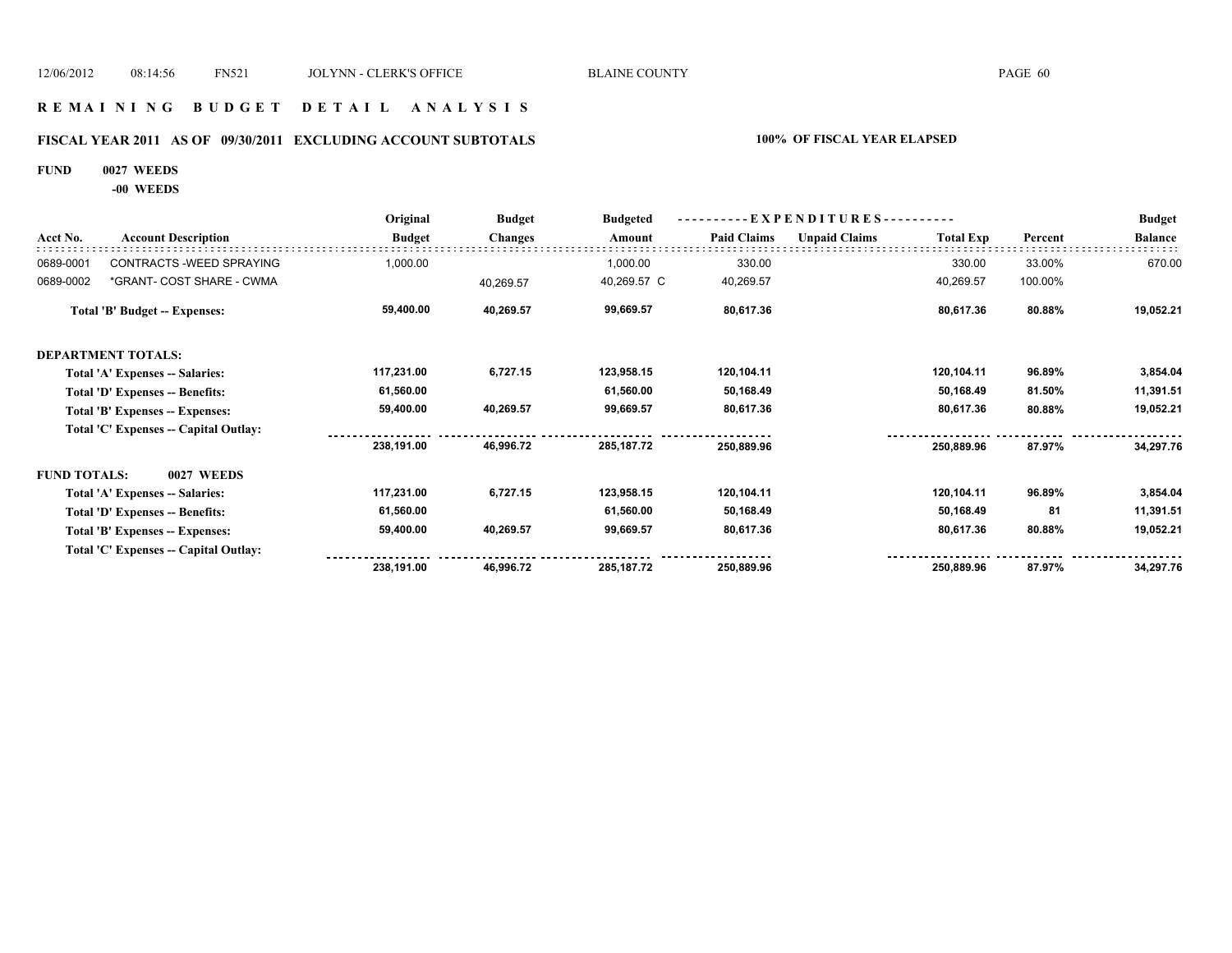# REMAINING BUDGET DETAIL ANALYSIS

## FISCAL YEAR 2011 AS OF 09/30/2011 EXCLUDING ACCOUNT SUBTOTALS

**100% OF FISCAL YEAR ELAPSED**

**FUND 0027 WEEDS**

**-00 WEEDS**

| Acct No. | Account Description | Original Budget | Budget Changes | Budgeted Amount | Paid Claims | Unpaid Claims | Total Exp | Percent | Budget Balance |
|---|---|---|---|---|---|---|---|---|---|
| 0689-0001 | CONTRACTS -WEED SPRAYING | 1,000.00 | | 1,000.00 | 330.00 | | 330.00 | 33.00% | 670.00 |
| 0689-0002 | *GRANT- COST SHARE - CWMA | | 40,269.57 | 40,269.57 C | 40,269.57 | | 40,269.57 | 100.00% | |
| | **Total 'B' Budget -- Expenses:** | **59,400.00** | **40,269.57** | **99,669.57** | **80,617.36** | | **80,617.36** | **80.88%** | **19,052.21** |
| **DEPARTMENT TOTALS:** | | | | | | | | | |
| | **Total 'A' Expenses -- Salaries:** | **117,231.00** | **6,727.15** | **123,958.15** | **120,104.11** | | **120,104.11** | **96.89%** | **3,854.04** |
| | **Total 'D' Expenses -- Benefits:** | **61,560.00** | | **61,560.00** | **50,168.49** | | **50,168.49** | **81.50%** | **11,391.51** |
| | **Total 'B' Expenses -- Expenses:** | **59,400.00** | **40,269.57** | **99,669.57** | **80,617.36** | | **80,617.36** | **80.88%** | **19,052.21** |
| | **Total 'C' Expenses -- Capital Outlay:** | | | | | | | | |
| | | **238,191.00** | **46,996.72** | **285,187.72** | **250,889.96** | | **250,889.96** | **87.97%** | **34,297.76** |
| **FUND TOTALS:** | **0027 WEEDS** | | | | | | | | |
| | **Total 'A' Expenses -- Salaries:** | **117,231.00** | **6,727.15** | **123,958.15** | **120,104.11** | | **120,104.11** | **96.89%** | **3,854.04** |
| | **Total 'D' Expenses -- Benefits:** | **61,560.00** | | **61,560.00** | **50,168.49** | | **50,168.49** | **81** | **11,391.51** |
| | **Total 'B' Expenses -- Expenses:** | **59,400.00** | **40,269.57** | **99,669.57** | **80,617.36** | | **80,617.36** | **80.88%** | **19,052.21** |
| | **Total 'C' Expenses -- Capital Outlay:** | | | | | | | | |
| | | **238,191.00** | **46,996.72** | **285,187.72** | **250,889.96** | | **250,889.96** | **87.97%** | **34,297.76** |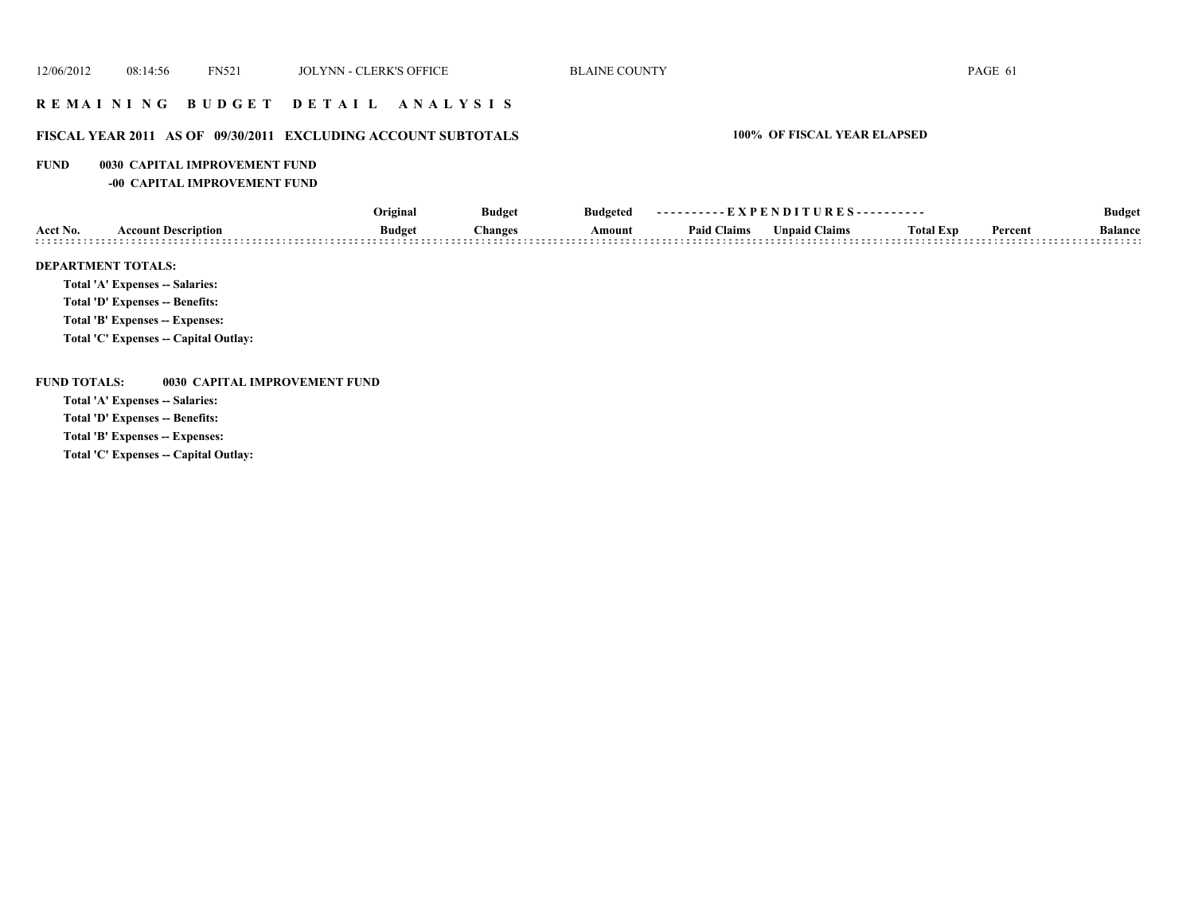## R E M A I N I N G   B U D G E T   D E T A I L   A N A L Y S I S

### FISCAL YEAR 2011 AS OF 09/30/2011 EXCLUDING ACCOUNT SUBTOTALS

**100% OF FISCAL YEAR ELAPSED**

**FUND 0030 CAPITAL IMPROVEMENT FUND**

**-00 CAPITAL IMPROVEMENT FUND**

| Acct No. | Account Description | Original Budget | Budget Changes | Budgeted Amount | Paid Claims | Unpaid Claims | Total Exp | Percent | Budget Balance |
|---|---|---|---|---|---|---|---|---|---|

**DEPARTMENT TOTALS:**

Total 'A' Expenses -- Salaries:

Total 'D' Expenses -- Benefits:

Total 'B' Expenses -- Expenses:

Total 'C' Expenses -- Capital Outlay:

**FUND TOTALS: 0030 CAPITAL IMPROVEMENT FUND**

Total 'A' Expenses -- Salaries:

Total 'D' Expenses -- Benefits:

Total 'B' Expenses -- Expenses:

Total 'C' Expenses -- Capital Outlay: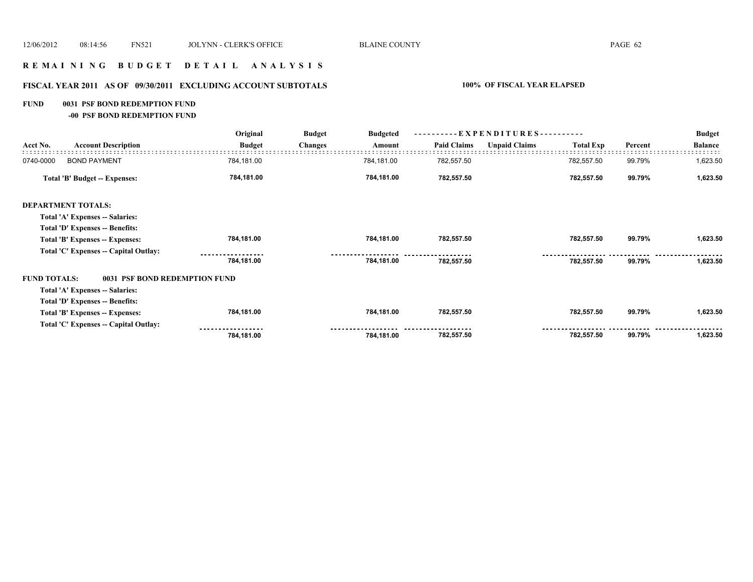# R E M A I N I N G   B U D G E T   D E T A I L   A N A L Y S I S

## FISCAL YEAR 2011 AS OF 09/30/2011 EXCLUDING ACCOUNT SUBTOTALS

**100% OF FISCAL YEAR ELAPSED**

**FUND 0031 PSF BOND REDEMPTION FUND**

**-00 PSF BOND REDEMPTION FUND**

| Acct No. | Account Description | Original Budget | Budget Changes | Budgeted Amount | EXPENDITURES Paid Claims | Unpaid Claims | Total Exp | Percent | Budget Balance |
|---|---|---|---|---|---|---|---|---|---|
| 0740-0000 | BOND PAYMENT | 784,181.00 | | 784,181.00 | 782,557.50 | | 782,557.50 | 99.79% | 1,623.50 |
| | **Total 'B' Budget -- Expenses:** | **784,181.00** | | **784,181.00** | **782,557.50** | | **782,557.50** | **99.79%** | **1,623.50** |
| | **DEPARTMENT TOTALS:** | | | | | | | | |
| | **Total 'A' Expenses -- Salaries:** | | | | | | | | |
| | **Total 'D' Expenses -- Benefits:** | | | | | | | | |
| | **Total 'B' Expenses -- Expenses:** | **784,181.00** | | **784,181.00** | **782,557.50** | | **782,557.50** | **99.79%** | **1,623.50** |
| | **Total 'C' Expenses -- Capital Outlay:** | | | | | | | | |
| | | **784,181.00** | | **784,181.00** | **782,557.50** | | **782,557.50** | **99.79%** | **1,623.50** |
| | **FUND TOTALS: 0031 PSF BOND REDEMPTION FUND** | | | | | | | | |
| | **Total 'A' Expenses -- Salaries:** | | | | | | | | |
| | **Total 'D' Expenses -- Benefits:** | | | | | | | | |
| | **Total 'B' Expenses -- Expenses:** | **784,181.00** | | **784,181.00** | **782,557.50** | | **782,557.50** | **99.79%** | **1,623.50** |
| | **Total 'C' Expenses -- Capital Outlay:** | | | | | | | | |
| | | **784,181.00** | | **784,181.00** | **782,557.50** | | **782,557.50** | **99.79%** | **1,623.50** |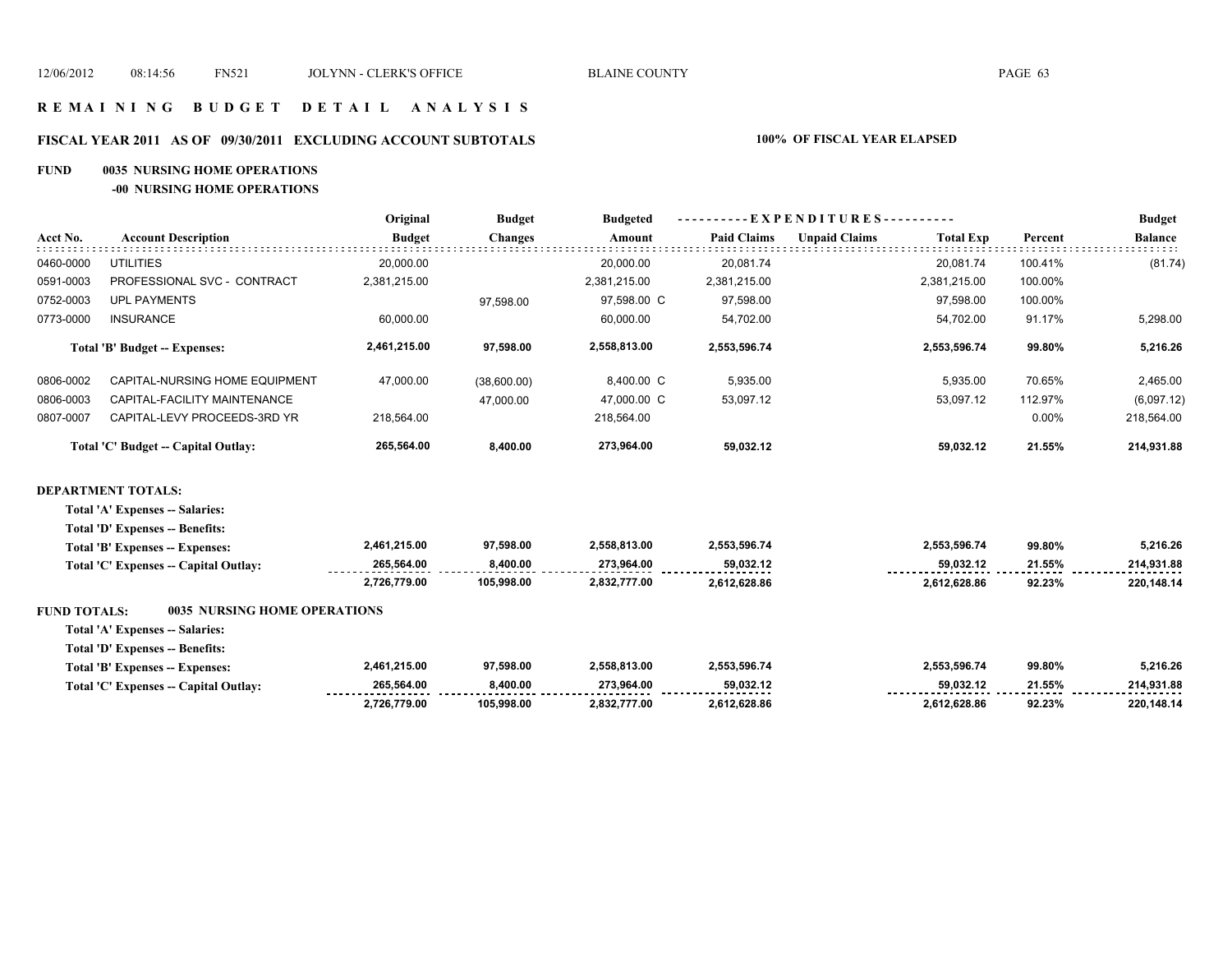# R E M A I N I N G   B U D G E T   D E T A I L   A N A L Y S I S

## FISCAL YEAR 2011 AS OF 09/30/2011 EXCLUDING ACCOUNT SUBTOTALS — 100% OF FISCAL YEAR ELAPSED

### FUND 0035 NURSING HOME OPERATIONS

#### -00 NURSING HOME OPERATIONS

| Acct No. | Account Description | Original Budget | Budget Changes | Budgeted Amount | EXPENDITURES Paid Claims | EXPENDITURES Unpaid Claims | Total Exp | Percent | Budget Balance |
|---|---|---|---|---|---|---|---|---|---|
| 0460-0000 | UTILITIES | 20,000.00 | | 20,000.00 | 20,081.74 | | 20,081.74 | 100.41% | (81.74) |
| 0591-0003 | PROFESSIONAL SVC - CONTRACT | 2,381,215.00 | | 2,381,215.00 | 2,381,215.00 | | 2,381,215.00 | 100.00% | |
| 0752-0003 | UPL PAYMENTS | | 97,598.00 | 97,598.00 C | 97,598.00 | | 97,598.00 | 100.00% | |
| 0773-0000 | INSURANCE | 60,000.00 | | 60,000.00 | 54,702.00 | | 54,702.00 | 91.17% | 5,298.00 |
| | **Total 'B' Budget -- Expenses:** | **2,461,215.00** | **97,598.00** | **2,558,813.00** | **2,553,596.74** | | **2,553,596.74** | **99.80%** | **5,216.26** |
| 0806-0002 | CAPITAL-NURSING HOME EQUIPMENT | 47,000.00 | (38,600.00) | 8,400.00 C | 5,935.00 | | 5,935.00 | 70.65% | 2,465.00 |
| 0806-0003 | CAPITAL-FACILITY MAINTENANCE | | 47,000.00 | 47,000.00 C | 53,097.12 | | 53,097.12 | 112.97% | (6,097.12) |
| 0807-0007 | CAPITAL-LEVY PROCEEDS-3RD YR | 218,564.00 | | 218,564.00 | | | | 0.00% | 218,564.00 |
| | **Total 'C' Budget -- Capital Outlay:** | **265,564.00** | **8,400.00** | **273,964.00** | **59,032.12** | | **59,032.12** | **21.55%** | **214,931.88** |

**DEPARTMENT TOTALS:**

| | Original Budget | Budget Changes | Budgeted Amount | Paid Claims | Unpaid Claims | Total Exp | Percent | Budget Balance |
|---|---|---|---|---|---|---|---|---|
| **Total 'A' Expenses -- Salaries:** | | | | | | | | |
| **Total 'D' Expenses -- Benefits:** | | | | | | | | |
| **Total 'B' Expenses -- Expenses:** | **2,461,215.00** | **97,598.00** | **2,558,813.00** | **2,553,596.74** | | **2,553,596.74** | **99.80%** | **5,216.26** |
| **Total 'C' Expenses -- Capital Outlay:** | **265,564.00** | **8,400.00** | **273,964.00** | **59,032.12** | | **59,032.12** | **21.55%** | **214,931.88** |
| | **2,726,779.00** | **105,998.00** | **2,832,777.00** | **2,612,628.86** | | **2,612,628.86** | **92.23%** | **220,148.14** |

**FUND TOTALS: 0035 NURSING HOME OPERATIONS**

| | Original Budget | Budget Changes | Budgeted Amount | Paid Claims | Unpaid Claims | Total Exp | Percent | Budget Balance |
|---|---|---|---|---|---|---|---|---|
| **Total 'A' Expenses -- Salaries:** | | | | | | | | |
| **Total 'D' Expenses -- Benefits:** | | | | | | | | |
| **Total 'B' Expenses -- Expenses:** | **2,461,215.00** | **97,598.00** | **2,558,813.00** | **2,553,596.74** | | **2,553,596.74** | **99.80%** | **5,216.26** |
| **Total 'C' Expenses -- Capital Outlay:** | **265,564.00** | **8,400.00** | **273,964.00** | **59,032.12** | | **59,032.12** | **21.55%** | **214,931.88** |
| | **2,726,779.00** | **105,998.00** | **2,832,777.00** | **2,612,628.86** | | **2,612,628.86** | **92.23%** | **220,148.14** |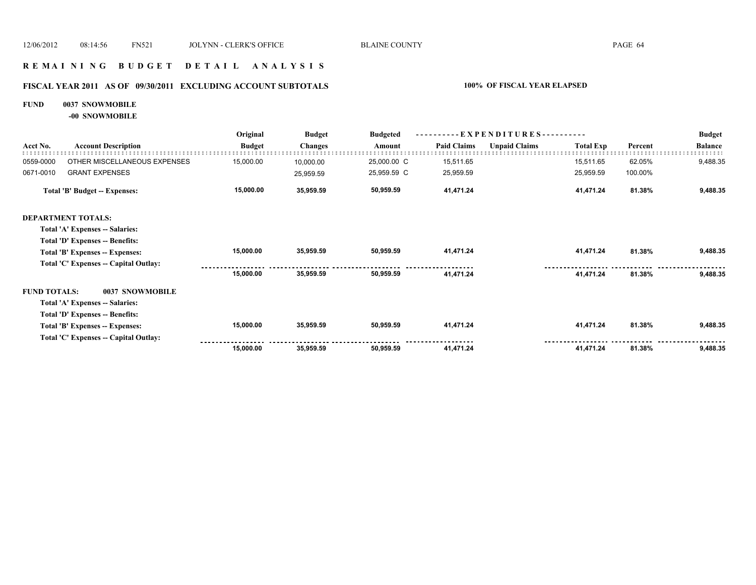# REMAINING BUDGET DETAIL ANALYSIS

## FISCAL YEAR 2011 AS OF 09/30/2011 EXCLUDING ACCOUNT SUBTOTALS

**100% OF FISCAL YEAR ELAPSED**

**FUND 0037 SNOWMOBILE**

**-00 SNOWMOBILE**

| Acct No. | Account Description | Original Budget | Budget Changes | Budgeted Amount | Paid Claims | Unpaid Claims | Total Exp | Percent | Budget Balance |
|---|---|---|---|---|---|---|---|---|---|
| 0559-0000 | OTHER MISCELLANEOUS EXPENSES | 15,000.00 | 10,000.00 | 25,000.00 C | 15,511.65 | | 15,511.65 | 62.05% | 9,488.35 |
| 0671-0010 | GRANT EXPENSES | | 25,959.59 | 25,959.59 C | 25,959.59 | | 25,959.59 | 100.00% | |
| | **Total 'B' Budget -- Expenses:** | **15,000.00** | **35,959.59** | **50,959.59** | **41,471.24** | | **41,471.24** | **81.38%** | **9,488.35** |
| **DEPARTMENT TOTALS:** | | | | | | | | | |
| | **Total 'A' Expenses -- Salaries:** | | | | | | | | |
| | **Total 'D' Expenses -- Benefits:** | | | | | | | | |
| | **Total 'B' Expenses -- Expenses:** | **15,000.00** | **35,959.59** | **50,959.59** | **41,471.24** | | **41,471.24** | **81.38%** | **9,488.35** |
| | **Total 'C' Expenses -- Capital Outlay:** | | | | | | | | |
| | | **15,000.00** | **35,959.59** | **50,959.59** | **41,471.24** | | **41,471.24** | **81.38%** | **9,488.35** |
| **FUND TOTALS:** | **0037 SNOWMOBILE** | | | | | | | | |
| | **Total 'A' Expenses -- Salaries:** | | | | | | | | |
| | **Total 'D' Expenses -- Benefits:** | | | | | | | | |
| | **Total 'B' Expenses -- Expenses:** | **15,000.00** | **35,959.59** | **50,959.59** | **41,471.24** | | **41,471.24** | **81.38%** | **9,488.35** |
| | **Total 'C' Expenses -- Capital Outlay:** | | | | | | | | |
| | | **15,000.00** | **35,959.59** | **50,959.59** | **41,471.24** | | **41,471.24** | **81.38%** | **9,488.35** |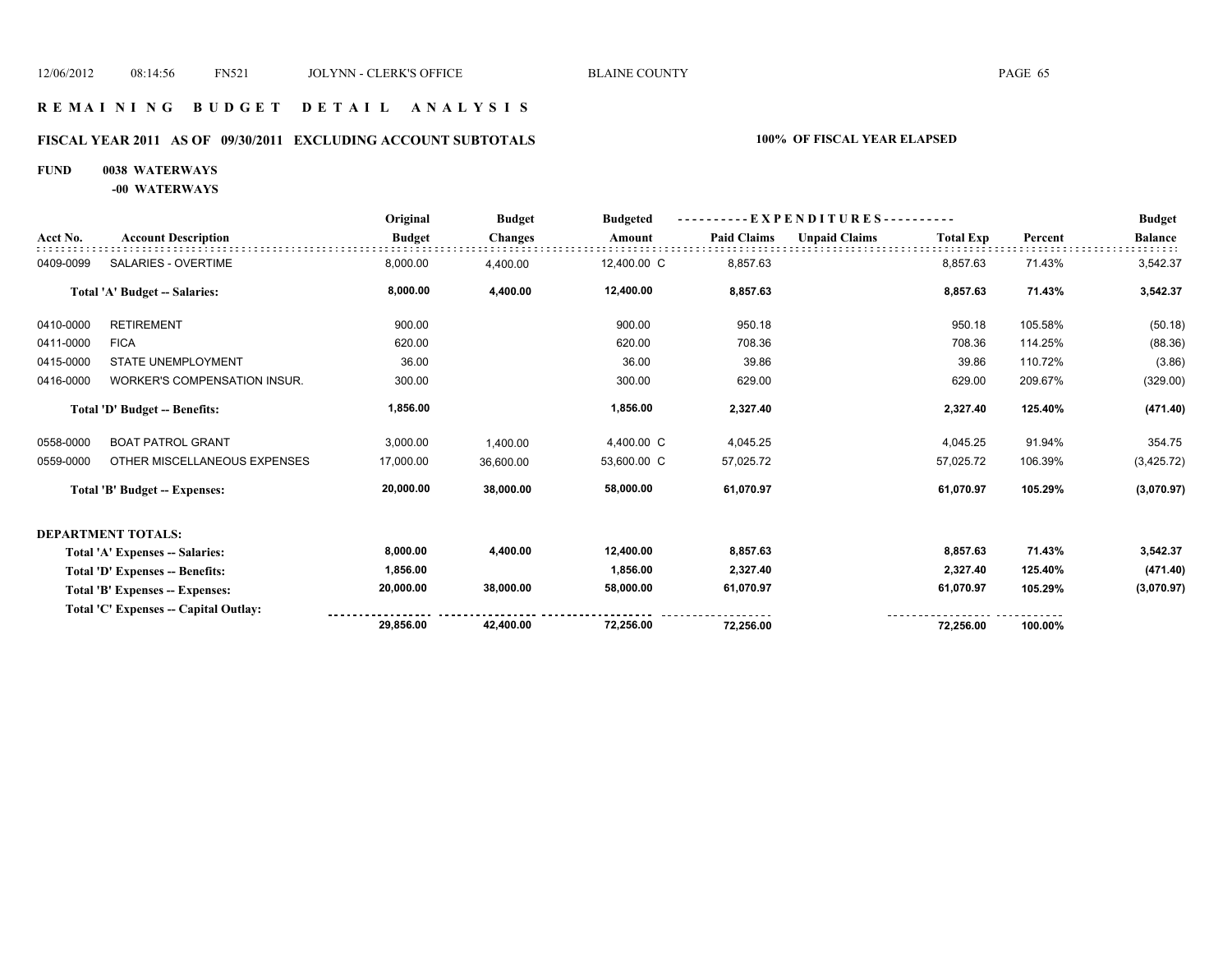# R E M A I N I N G   B U D G E T   D E T A I L   A N A L Y S I S

## FISCAL YEAR 2011   AS OF 09/30/2011   EXCLUDING ACCOUNT SUBTOTALS

**100% OF FISCAL YEAR ELAPSED**

**FUND 0038 WATERWAYS**

**-00 WATERWAYS**

| Acct No. | Account Description | Original Budget | Budget Changes | Budgeted Amount | Paid Claims | Unpaid Claims | Total Exp | Percent | Budget Balance |
|---|---|---|---|---|---|---|---|---|---|
| 0409-0099 | SALARIES - OVERTIME | 8,000.00 | 4,400.00 | 12,400.00 C | 8,857.63 | | 8,857.63 | 71.43% | 3,542.37 |
| | **Total 'A' Budget -- Salaries:** | **8,000.00** | **4,400.00** | **12,400.00** | **8,857.63** | | **8,857.63** | **71.43%** | **3,542.37** |
| 0410-0000 | RETIREMENT | 900.00 | | 900.00 | 950.18 | | 950.18 | 105.58% | (50.18) |
| 0411-0000 | FICA | 620.00 | | 620.00 | 708.36 | | 708.36 | 114.25% | (88.36) |
| 0415-0000 | STATE UNEMPLOYMENT | 36.00 | | 36.00 | 39.86 | | 39.86 | 110.72% | (3.86) |
| 0416-0000 | WORKER'S COMPENSATION INSUR. | 300.00 | | 300.00 | 629.00 | | 629.00 | 209.67% | (329.00) |
| | **Total 'D' Budget -- Benefits:** | **1,856.00** | | **1,856.00** | **2,327.40** | | **2,327.40** | **125.40%** | **(471.40)** |
| 0558-0000 | BOAT PATROL GRANT | 3,000.00 | 1,400.00 | 4,400.00 C | 4,045.25 | | 4,045.25 | 91.94% | 354.75 |
| 0559-0000 | OTHER MISCELLANEOUS EXPENSES | 17,000.00 | 36,600.00 | 53,600.00 C | 57,025.72 | | 57,025.72 | 106.39% | (3,425.72) |
| | **Total 'B' Budget -- Expenses:** | **20,000.00** | **38,000.00** | **58,000.00** | **61,070.97** | | **61,070.97** | **105.29%** | **(3,070.97)** |
| | **DEPARTMENT TOTALS:** | | | | | | | | |
| | **Total 'A' Expenses -- Salaries:** | **8,000.00** | **4,400.00** | **12,400.00** | **8,857.63** | | **8,857.63** | **71.43%** | **3,542.37** |
| | **Total 'D' Expenses -- Benefits:** | **1,856.00** | | **1,856.00** | **2,327.40** | | **2,327.40** | **125.40%** | **(471.40)** |
| | **Total 'B' Expenses -- Expenses:** | **20,000.00** | **38,000.00** | **58,000.00** | **61,070.97** | | **61,070.97** | **105.29%** | **(3,070.97)** |
| | **Total 'C' Expenses -- Capital Outlay:** | | | | | | | | |
| | | **29,856.00** | **42,400.00** | **72,256.00** | **72,256.00** | | **72,256.00** | **100.00%** | |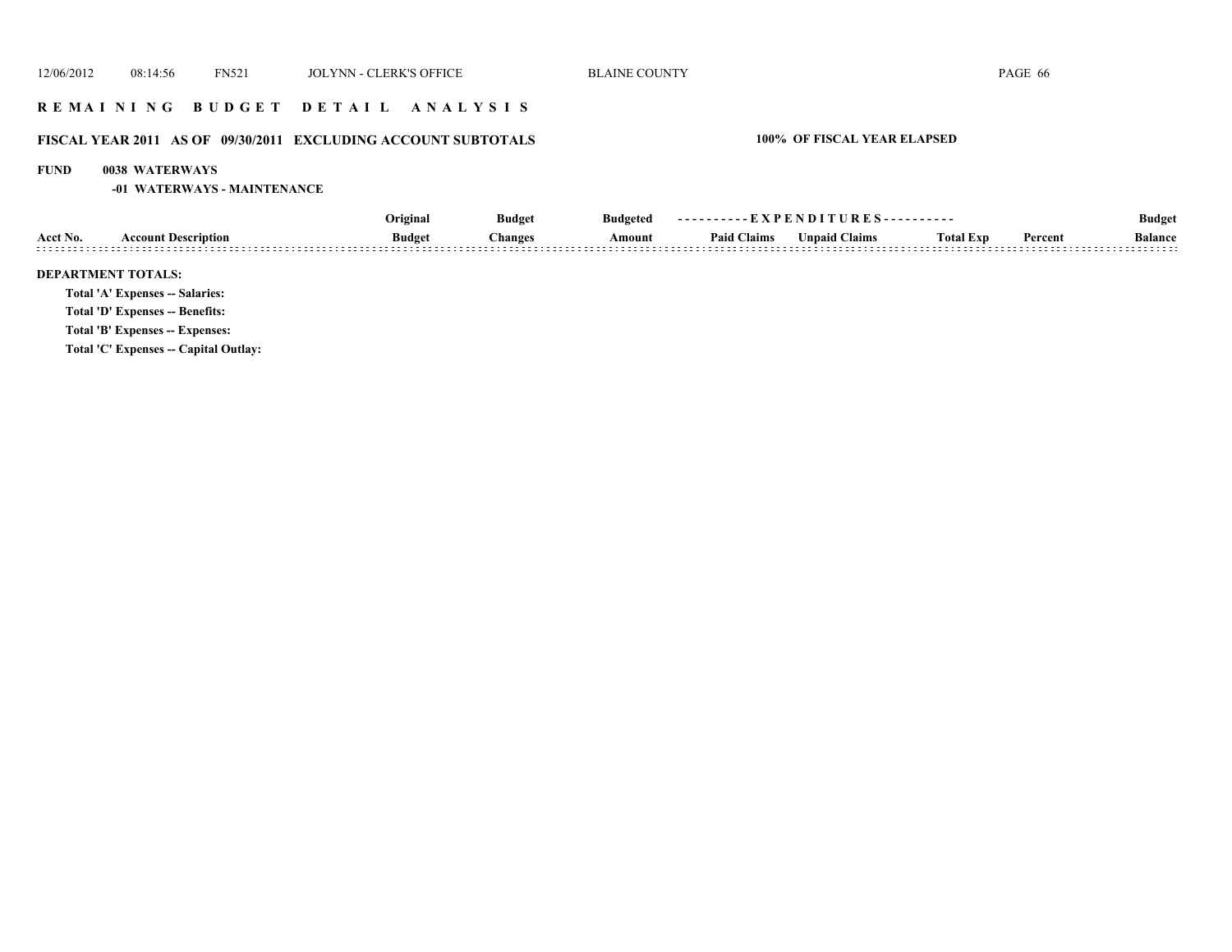# REMAINING BUDGET DETAIL ANALYSIS

## FISCAL YEAR 2011 AS OF 09/30/2011 EXCLUDING ACCOUNT SUBTOTALS

**100% OF FISCAL YEAR ELAPSED**

**FUND 0038 WATERWAYS**

**-01 WATERWAYS - MAINTENANCE**

| Acct No. | Account Description | Original Budget | Budget Changes | Budgeted Amount | Paid Claims | Unpaid Claims | Total Exp | Percent | Budget Balance |
|---|---|---|---|---|---|---|---|---|---|

**DEPARTMENT TOTALS:**

**Total 'A' Expenses -- Salaries:**

**Total 'D' Expenses -- Benefits:**

**Total 'B' Expenses -- Expenses:**

**Total 'C' Expenses -- Capital Outlay:**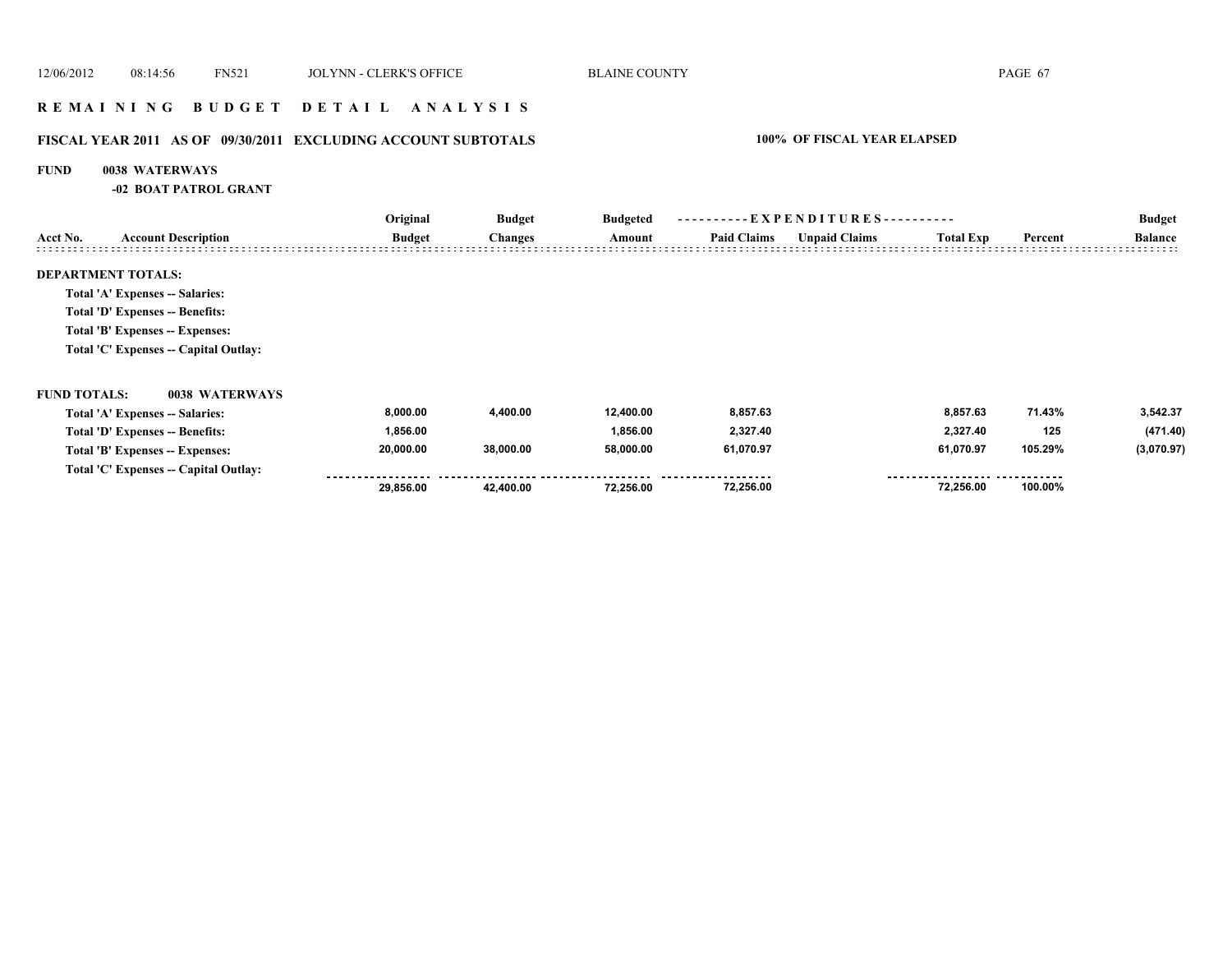## R E M A I N I N G   B U D G E T   D E T A I L   A N A L Y S I S

### FISCAL YEAR 2011 AS OF 09/30/2011 EXCLUDING ACCOUNT SUBTOTALS

**100% OF FISCAL YEAR ELAPSED**

**FUND 0038 WATERWAYS**

**-02 BOAT PATROL GRANT**

| Acct No. | Account Description | Original Budget | Budget Changes | Budgeted Amount | Paid Claims | Unpaid Claims | Total Exp | Percent | Budget Balance |
|---|---|---|---|---|---|---|---|---|---|
| **DEPARTMENT TOTALS:** | | | | | | | | | |
| | Total 'A' Expenses -- Salaries: | | | | | | | | |
| | Total 'D' Expenses -- Benefits: | | | | | | | | |
| | Total 'B' Expenses -- Expenses: | | | | | | | | |
| | Total 'C' Expenses -- Capital Outlay: | | | | | | | | |
| **FUND TOTALS:** | **0038 WATERWAYS** | | | | | | | | |
| | Total 'A' Expenses -- Salaries: | 8,000.00 | 4,400.00 | 12,400.00 | 8,857.63 | | 8,857.63 | 71.43% | 3,542.37 |
| | Total 'D' Expenses -- Benefits: | 1,856.00 | | 1,856.00 | 2,327.40 | | 2,327.40 | 125 | (471.40) |
| | Total 'B' Expenses -- Expenses: | 20,000.00 | 38,000.00 | 58,000.00 | 61,070.97 | | 61,070.97 | 105.29% | (3,070.97) |
| | Total 'C' Expenses -- Capital Outlay: | | | | | | | | |
| | | 29,856.00 | 42,400.00 | 72,256.00 | 72,256.00 | | 72,256.00 | 100.00% | |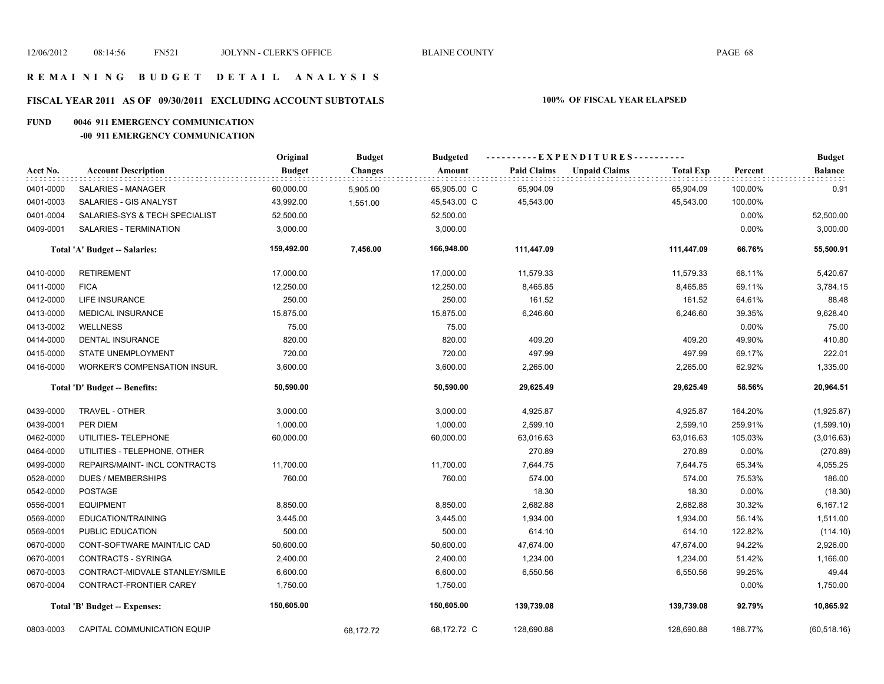# REMAINING BUDGET DETAIL ANALYSIS

## FISCAL YEAR 2011 AS OF 09/30/2011 EXCLUDING ACCOUNT SUBTOTALS

**100% OF FISCAL YEAR ELAPSED**

**FUND 0046 911 EMERGENCY COMMUNICATION**

**-00 911 EMERGENCY COMMUNICATION**

| Acct No. | Account Description | Original Budget | Budget Changes | Budgeted Amount | Paid Claims | Unpaid Claims | Total Exp | Percent | Budget Balance |
|---|---|---|---|---|---|---|---|---|---|
| 0401-0000 | SALARIES - MANAGER | 60,000.00 | 5,905.00 | 65,905.00 C | 65,904.09 | | 65,904.09 | 100.00% | 0.91 |
| 0401-0003 | SALARIES - GIS ANALYST | 43,992.00 | 1,551.00 | 45,543.00 C | 45,543.00 | | 45,543.00 | 100.00% | |
| 0401-0004 | SALARIES-SYS & TECH SPECIALIST | 52,500.00 | | 52,500.00 | | | | 0.00% | 52,500.00 |
| 0409-0001 | SALARIES - TERMINATION | 3,000.00 | | 3,000.00 | | | | 0.00% | 3,000.00 |
| | **Total 'A' Budget -- Salaries:** | **159,492.00** | **7,456.00** | **166,948.00** | **111,447.09** | | **111,447.09** | **66.76%** | **55,500.91** |
| 0410-0000 | RETIREMENT | 17,000.00 | | 17,000.00 | 11,579.33 | | 11,579.33 | 68.11% | 5,420.67 |
| 0411-0000 | FICA | 12,250.00 | | 12,250.00 | 8,465.85 | | 8,465.85 | 69.11% | 3,784.15 |
| 0412-0000 | LIFE INSURANCE | 250.00 | | 250.00 | 161.52 | | 161.52 | 64.61% | 88.48 |
| 0413-0000 | MEDICAL INSURANCE | 15,875.00 | | 15,875.00 | 6,246.60 | | 6,246.60 | 39.35% | 9,628.40 |
| 0413-0002 | WELLNESS | 75.00 | | 75.00 | | | | 0.00% | 75.00 |
| 0414-0000 | DENTAL INSURANCE | 820.00 | | 820.00 | 409.20 | | 409.20 | 49.90% | 410.80 |
| 0415-0000 | STATE UNEMPLOYMENT | 720.00 | | 720.00 | 497.99 | | 497.99 | 69.17% | 222.01 |
| 0416-0000 | WORKER'S COMPENSATION INSUR. | 3,600.00 | | 3,600.00 | 2,265.00 | | 2,265.00 | 62.92% | 1,335.00 |
| | **Total 'D' Budget -- Benefits:** | **50,590.00** | | **50,590.00** | **29,625.49** | | **29,625.49** | **58.56%** | **20,964.51** |
| 0439-0000 | TRAVEL - OTHER | 3,000.00 | | 3,000.00 | 4,925.87 | | 4,925.87 | 164.20% | (1,925.87) |
| 0439-0001 | PER DIEM | 1,000.00 | | 1,000.00 | 2,599.10 | | 2,599.10 | 259.91% | (1,599.10) |
| 0462-0000 | UTILITIES- TELEPHONE | 60,000.00 | | 60,000.00 | 63,016.63 | | 63,016.63 | 105.03% | (3,016.63) |
| 0464-0000 | UTILITIES - TELEPHONE, OTHER | | | | 270.89 | | 270.89 | 0.00% | (270.89) |
| 0499-0000 | REPAIRS/MAINT- INCL CONTRACTS | 11,700.00 | | 11,700.00 | 7,644.75 | | 7,644.75 | 65.34% | 4,055.25 |
| 0528-0000 | DUES / MEMBERSHIPS | 760.00 | | 760.00 | 574.00 | | 574.00 | 75.53% | 186.00 |
| 0542-0000 | POSTAGE | | | | 18.30 | | 18.30 | 0.00% | (18.30) |
| 0556-0001 | EQUIPMENT | 8,850.00 | | 8,850.00 | 2,682.88 | | 2,682.88 | 30.32% | 6,167.12 |
| 0569-0000 | EDUCATION/TRAINING | 3,445.00 | | 3,445.00 | 1,934.00 | | 1,934.00 | 56.14% | 1,511.00 |
| 0569-0001 | PUBLIC EDUCATION | 500.00 | | 500.00 | 614.10 | | 614.10 | 122.82% | (114.10) |
| 0670-0000 | CONT-SOFTWARE MAINT/LIC CAD | 50,600.00 | | 50,600.00 | 47,674.00 | | 47,674.00 | 94.22% | 2,926.00 |
| 0670-0001 | CONTRACTS - SYRINGA | 2,400.00 | | 2,400.00 | 1,234.00 | | 1,234.00 | 51.42% | 1,166.00 |
| 0670-0003 | CONTRACT-MIDVALE STANLEY/SMILE | 6,600.00 | | 6,600.00 | 6,550.56 | | 6,550.56 | 99.25% | 49.44 |
| 0670-0004 | CONTRACT-FRONTIER CAREY | 1,750.00 | | 1,750.00 | | | | 0.00% | 1,750.00 |
| | **Total 'B' Budget -- Expenses:** | **150,605.00** | | **150,605.00** | **139,739.08** | | **139,739.08** | **92.79%** | **10,865.92** |
| 0803-0003 | CAPITAL COMMUNICATION EQUIP | | 68,172.72 | 68,172.72 C | 128,690.88 | | 128,690.88 | 188.77% | (60,518.16) |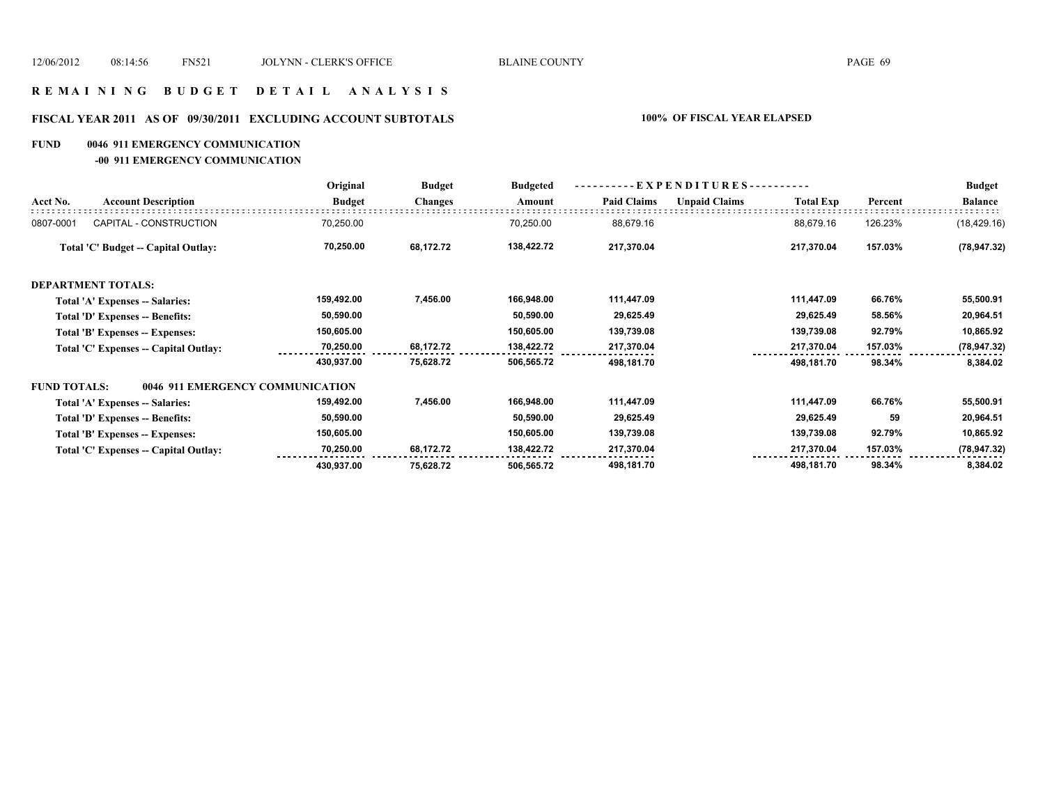# REMAINING BUDGET DETAIL ANALYSIS

## FISCAL YEAR 2011 AS OF 09/30/2011 EXCLUDING ACCOUNT SUBTOTALS — 100% OF FISCAL YEAR ELAPSED

**FUND 0046 911 EMERGENCY COMMUNICATION**

**-00 911 EMERGENCY COMMUNICATION**

| Acct No. | Account Description | Original Budget | Budget Changes | Budgeted Amount | EXPENDITURES Paid Claims | Unpaid Claims | Total Exp | Percent | Budget Balance |
|---|---|---|---|---|---|---|---|---|---|
| 0807-0001 | CAPITAL - CONSTRUCTION | 70,250.00 | | 70,250.00 | 88,679.16 | | 88,679.16 | 126.23% | (18,429.16) |
| | **Total 'C' Budget -- Capital Outlay:** | **70,250.00** | **68,172.72** | **138,422.72** | **217,370.04** | | **217,370.04** | **157.03%** | **(78,947.32)** |
| | **DEPARTMENT TOTALS:** | | | | | | | | |
| | **Total 'A' Expenses -- Salaries:** | **159,492.00** | **7,456.00** | **166,948.00** | **111,447.09** | | **111,447.09** | **66.76%** | **55,500.91** |
| | **Total 'D' Expenses -- Benefits:** | **50,590.00** | | **50,590.00** | **29,625.49** | | **29,625.49** | **58.56%** | **20,964.51** |
| | **Total 'B' Expenses -- Expenses:** | **150,605.00** | | **150,605.00** | **139,739.08** | | **139,739.08** | **92.79%** | **10,865.92** |
| | **Total 'C' Expenses -- Capital Outlay:** | **70,250.00** | **68,172.72** | **138,422.72** | **217,370.04** | | **217,370.04** | **157.03%** | **(78,947.32)** |
| | | **430,937.00** | **75,628.72** | **506,565.72** | **498,181.70** | | **498,181.70** | **98.34%** | **8,384.02** |
| | **FUND TOTALS: 0046 911 EMERGENCY COMMUNICATION** | | | | | | | | |
| | **Total 'A' Expenses -- Salaries:** | **159,492.00** | **7,456.00** | **166,948.00** | **111,447.09** | | **111,447.09** | **66.76%** | **55,500.91** |
| | **Total 'D' Expenses -- Benefits:** | **50,590.00** | | **50,590.00** | **29,625.49** | | **29,625.49** | **59** | **20,964.51** |
| | **Total 'B' Expenses -- Expenses:** | **150,605.00** | | **150,605.00** | **139,739.08** | | **139,739.08** | **92.79%** | **10,865.92** |
| | **Total 'C' Expenses -- Capital Outlay:** | **70,250.00** | **68,172.72** | **138,422.72** | **217,370.04** | | **217,370.04** | **157.03%** | **(78,947.32)** |
| | | **430,937.00** | **75,628.72** | **506,565.72** | **498,181.70** | | **498,181.70** | **98.34%** | **8,384.02** |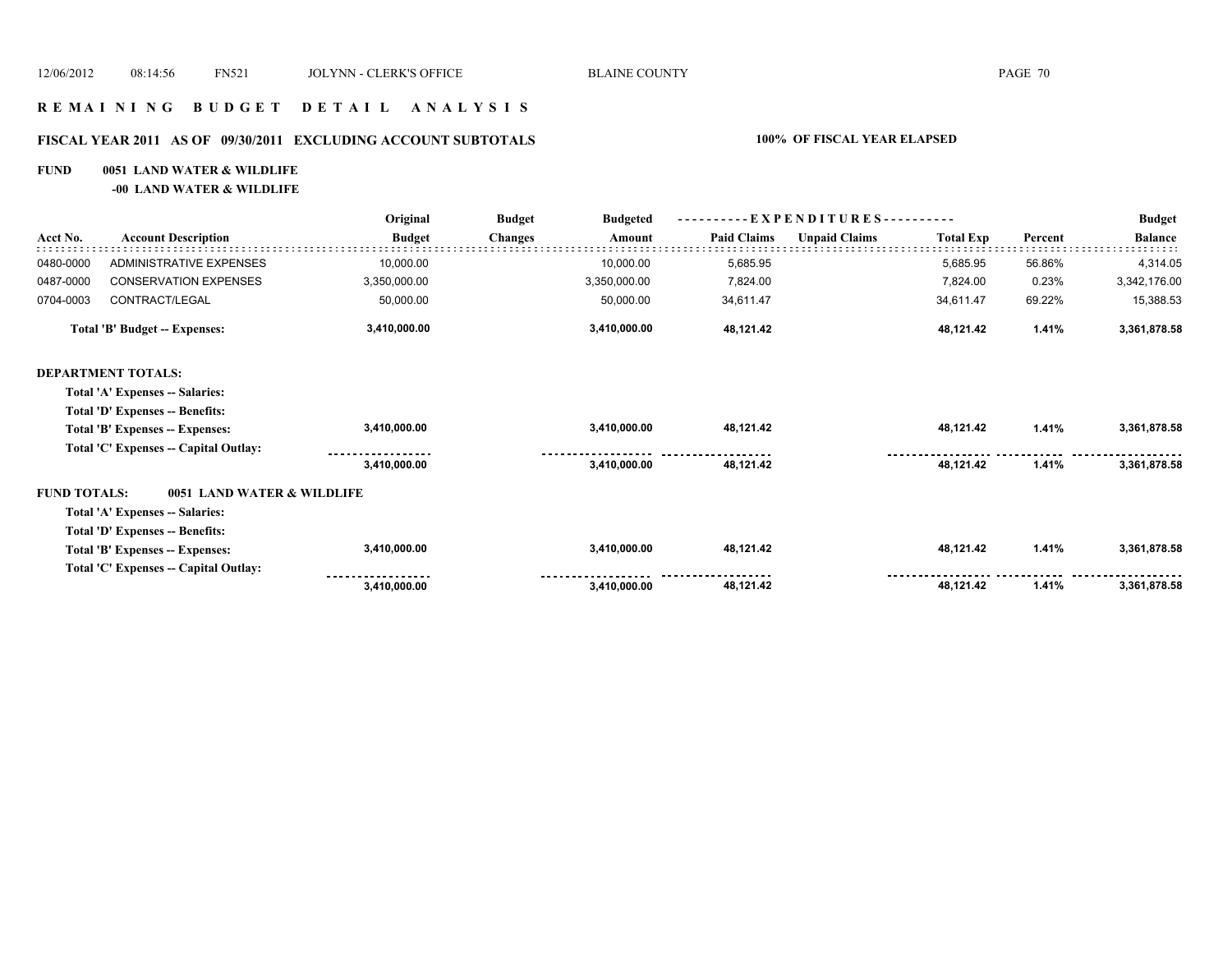# REMAINING BUDGET DETAIL ANALYSIS

## FISCAL YEAR 2011 AS OF 09/30/2011 EXCLUDING ACCOUNT SUBTOTALS

**100% OF FISCAL YEAR ELAPSED**

**FUND 0051 LAND WATER & WILDLIFE**

**-00 LAND WATER & WILDLIFE**

| Acct No. | Account Description | Original Budget | Budget Changes | Budgeted Amount | EXPENDITURES Paid Claims | Unpaid Claims | Total Exp | Percent | Budget Balance |
|---|---|---|---|---|---|---|---|---|---|
| 0480-0000 | ADMINISTRATIVE EXPENSES | 10,000.00 | | 10,000.00 | 5,685.95 | | 5,685.95 | 56.86% | 4,314.05 |
| 0487-0000 | CONSERVATION EXPENSES | 3,350,000.00 | | 3,350,000.00 | 7,824.00 | | 7,824.00 | 0.23% | 3,342,176.00 |
| 0704-0003 | CONTRACT/LEGAL | 50,000.00 | | 50,000.00 | 34,611.47 | | 34,611.47 | 69.22% | 15,388.53 |
| | **Total 'B' Budget -- Expenses:** | **3,410,000.00** | | **3,410,000.00** | **48,121.42** | | **48,121.42** | **1.41%** | **3,361,878.58** |
| **DEPARTMENT TOTALS:** | | | | | | | | | |
| | **Total 'A' Expenses -- Salaries:** | | | | | | | | |
| | **Total 'D' Expenses -- Benefits:** | | | | | | | | |
| | **Total 'B' Expenses -- Expenses:** | 3,410,000.00 | | 3,410,000.00 | 48,121.42 | | 48,121.42 | 1.41% | 3,361,878.58 |
| | **Total 'C' Expenses -- Capital Outlay:** | | | | | | | | |
| | | 3,410,000.00 | | 3,410,000.00 | 48,121.42 | | 48,121.42 | 1.41% | 3,361,878.58 |
| **FUND TOTALS:** | **0051 LAND WATER & WILDLIFE** | | | | | | | | |
| | **Total 'A' Expenses -- Salaries:** | | | | | | | | |
| | **Total 'D' Expenses -- Benefits:** | | | | | | | | |
| | **Total 'B' Expenses -- Expenses:** | 3,410,000.00 | | 3,410,000.00 | 48,121.42 | | 48,121.42 | 1.41% | 3,361,878.58 |
| | **Total 'C' Expenses -- Capital Outlay:** | | | | | | | | |
| | | 3,410,000.00 | | 3,410,000.00 | 48,121.42 | | 48,121.42 | 1.41% | 3,361,878.58 |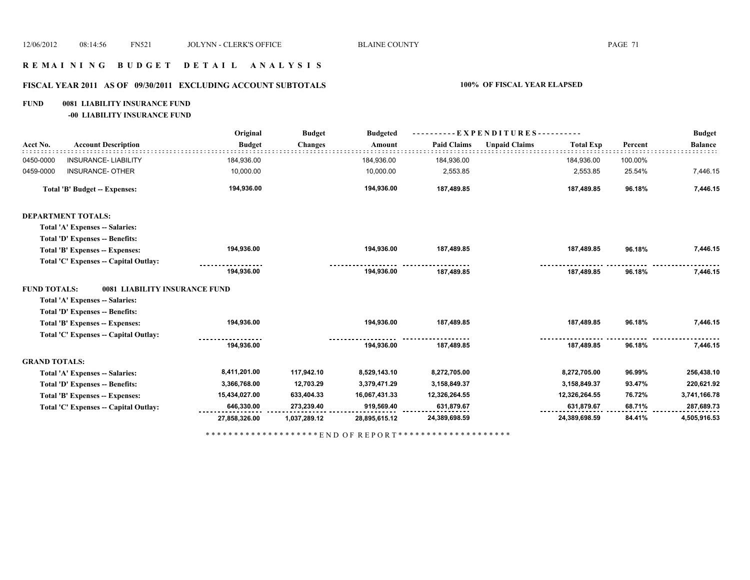# R E M A I N I N G   B U D G E T   D E T A I L   A N A L Y S I S

## FISCAL YEAR 2011 AS OF 09/30/2011 EXCLUDING ACCOUNT SUBTOTALS

**100% OF FISCAL YEAR ELAPSED**

**FUND 0081 LIABILITY INSURANCE FUND**
**-00 LIABILITY INSURANCE FUND**

| Acct No. | Account Description | Original Budget | Budget Changes | Budgeted Amount | Paid Claims | Unpaid Claims | Total Exp | Percent | Budget Balance |
|---|---|---|---|---|---|---|---|---|---|
| 0450-0000 | INSURANCE- LIABILITY | 184,936.00 | | 184,936.00 | 184,936.00 | | 184,936.00 | 100.00% | |
| 0459-0000 | INSURANCE- OTHER | 10,000.00 | | 10,000.00 | 2,553.85 | | 2,553.85 | 25.54% | 7,446.15 |
| | **Total 'B' Budget -- Expenses:** | **194,936.00** | | **194,936.00** | **187,489.85** | | **187,489.85** | **96.18%** | **7,446.15** |
| **DEPARTMENT TOTALS:** | | | | | | | | | |
| | **Total 'A' Expenses -- Salaries:** | | | | | | | | |
| | **Total 'D' Expenses -- Benefits:** | | | | | | | | |
| | **Total 'B' Expenses -- Expenses:** | **194,936.00** | | **194,936.00** | **187,489.85** | | **187,489.85** | **96.18%** | **7,446.15** |
| | **Total 'C' Expenses -- Capital Outlay:** | | | | | | | | |
| | | **194,936.00** | | **194,936.00** | **187,489.85** | | **187,489.85** | **96.18%** | **7,446.15** |
| **FUND TOTALS:** | **0081 LIABILITY INSURANCE FUND** | | | | | | | | |
| | **Total 'A' Expenses -- Salaries:** | | | | | | | | |
| | **Total 'D' Expenses -- Benefits:** | | | | | | | | |
| | **Total 'B' Expenses -- Expenses:** | **194,936.00** | | **194,936.00** | **187,489.85** | | **187,489.85** | **96.18%** | **7,446.15** |
| | **Total 'C' Expenses -- Capital Outlay:** | | | | | | | | |
| | | **194,936.00** | | **194,936.00** | **187,489.85** | | **187,489.85** | **96.18%** | **7,446.15** |
| **GRAND TOTALS:** | | | | | | | | | |
| | **Total 'A' Expenses -- Salaries:** | **8,411,201.00** | **117,942.10** | **8,529,143.10** | **8,272,705.00** | | **8,272,705.00** | **96.99%** | **256,438.10** |
| | **Total 'D' Expenses -- Benefits:** | **3,366,768.00** | **12,703.29** | **3,379,471.29** | **3,158,849.37** | | **3,158,849.37** | **93.47%** | **220,621.92** |
| | **Total 'B' Expenses -- Expenses:** | **15,434,027.00** | **633,404.33** | **16,067,431.33** | **12,326,264.55** | | **12,326,264.55** | **76.72%** | **3,741,166.78** |
| | **Total 'C' Expenses -- Capital Outlay:** | **646,330.00** | **273,239.40** | **919,569.40** | **631,879.67** | | **631,879.67** | **68.71%** | **287,689.73** |
| | | **27,858,326.00** | **1,037,289.12** | **28,895,615.12** | **24,389,698.59** | | **24,389,698.59** | **84.41%** | **4,505,916.53** |

\* \* \* \* \* \* \* \* \* \* \* \* \* \* \* \* \* \* \* \* END OF REPORT \* \* \* \* \* \* \* \* \* \* \* \* \* \* \* \* \* \* \* \*